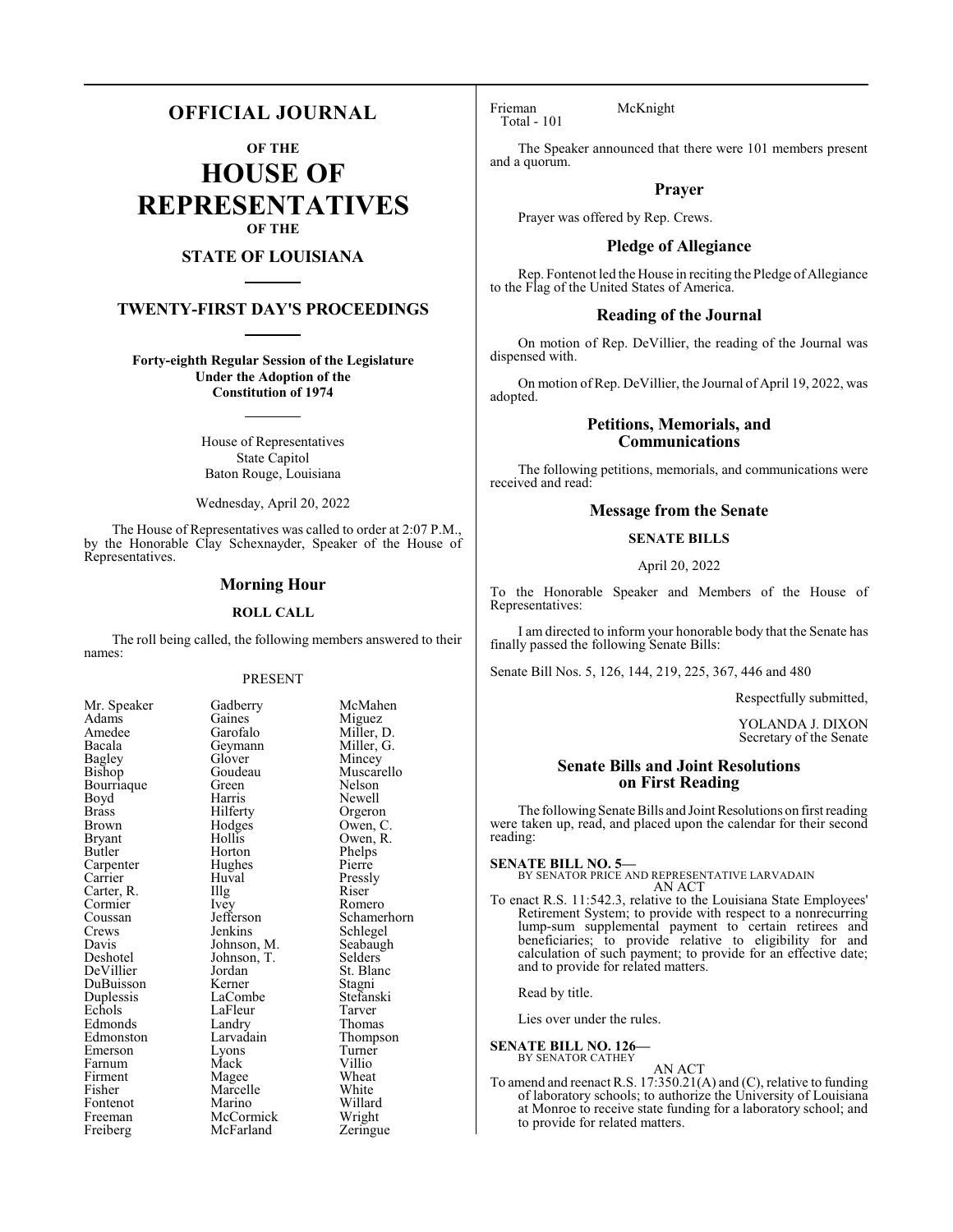# OFFICIAL JOURNAL

**OF THE**

# HOUSE OF REPRESENTATIVES

**OF THE**

## STATE OF LOUISIANA

## TWENTY-FIRST DAY'S PROCEEDINGS

**Forty-eighth Regular Session of the Legislature Under the Adoption of the Constitution of 1974**

House of Representatives
State Capitol
Baton Rouge, Louisiana

Wednesday, April 20, 2022

The House of Representatives was called to order at 2:07 P.M., by the Honorable Clay Schexnayder, Speaker of the House of Representatives.

### Morning Hour

**ROLL CALL**

The roll being called, the following members answered to their names:

PRESENT

| | | |
|---|---|---|
| Mr. Speaker | Gadberry | McMahen |
| Adams | Gaines | Miguez |
| Amedee | Garofalo | Miller, D. |
| Bacala | Geymann | Miller, G. |
| Bagley | Glover | Mincey |
| Bishop | Goudeau | Muscarello |
| Bourriaque | Green | Nelson |
| Boyd | Harris | Newell |
| Brass | Hilferty | Orgeron |
| Brown | Hodges | Owen, C. |
| Bryant | Hollis | Owen, R. |
| Butler | Horton | Phelps |
| Carpenter | Hughes | Pierre |
| Carrier | Huval | Pressly |
| Carter, R. | Illg | Riser |
| Cormier | Ivey | Romero |
| Coussan | Jefferson | Schamerhorn |
| Crews | Jenkins | Schlegel |
| Davis | Johnson, M. | Seabaugh |
| Deshotel | Johnson, T. | Selders |
| DeVillier | Jordan | St. Blanc |
| DuBuisson | Kerner | Stagni |
| Duplessis | LaCombe | Stefanski |
| Echols | LaFleur | Tarver |
| Edmonds | Landry | Thomas |
| Edmonston | Larvadain | Thompson |
| Emerson | Lyons | Turner |
| Farnum | Mack | Villio |
| Firment | Magee | Wheat |
| Fisher | Marcelle | White |
| Fontenot | Marino | Willard |
| Freeman | McCormick | Wright |
| Freiberg | McFarland | Zeringue |
| Frieman | McKnight | |

Total - 101

The Speaker announced that there were 101 members present and a quorum.

### Prayer

Prayer was offered by Rep. Crews.

### Pledge of Allegiance

Rep. Fontenot led the House in reciting the Pledge of Allegiance to the Flag of the United States of America.

### Reading of the Journal

On motion of Rep. DeVillier, the reading of the Journal was dispensed with.

On motion of Rep. DeVillier, the Journal of April 19, 2022, was adopted.

### Petitions, Memorials, and Communications

The following petitions, memorials, and communications were received and read:

### Message from the Senate

**SENATE BILLS**

April 20, 2022

To the Honorable Speaker and Members of the House of Representatives:

I am directed to inform your honorable body that the Senate has finally passed the following Senate Bills:

Senate Bill Nos. 5, 126, 144, 219, 225, 367, 446 and 480

Respectfully submitted,

YOLANDA J. DIXON
Secretary of the Senate

### Senate Bills and Joint Resolutions on First Reading

The following Senate Bills and Joint Resolutions on first reading were taken up, read, and placed upon the calendar for their second reading:

**SENATE BILL NO. 5—**
BY SENATOR PRICE AND REPRESENTATIVE LARVADAIN
AN ACT

To enact R.S. 11:542.3, relative to the Louisiana State Employees' Retirement System; to provide with respect to a nonrecurring lump-sum supplemental payment to certain retirees and beneficiaries; to provide relative to eligibility for and calculation of such payment; to provide for an effective date; and to provide for related matters.

Read by title.

Lies over under the rules.

**SENATE BILL NO. 126—**
BY SENATOR CATHEY
AN ACT

To amend and reenact R.S. 17:350.21(A) and (C), relative to funding of laboratory schools; to authorize the University of Louisiana at Monroe to receive state funding for a laboratory school; and to provide for related matters.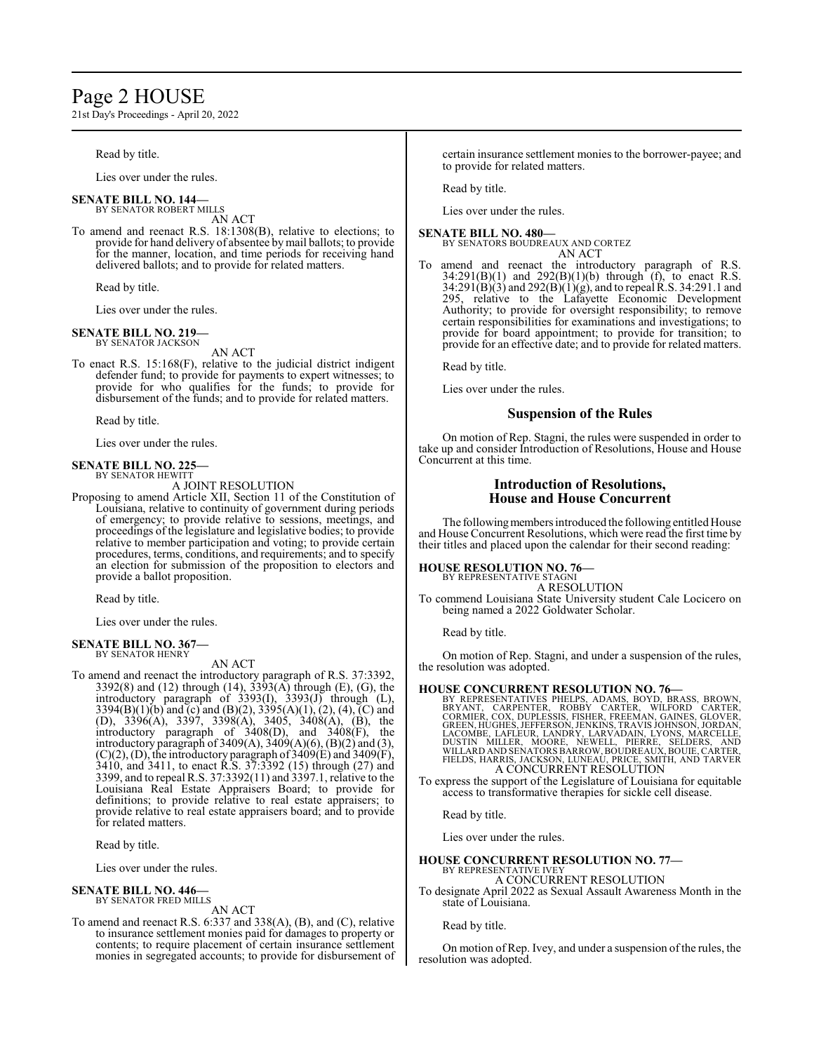Read by title.

Lies over under the rules.

**SENATE BILL NO. 144—**
BY SENATOR ROBERT MILLS

AN ACT

To amend and reenact R.S. 18:1308(B), relative to elections; to provide for hand delivery of absentee by mail ballots; to provide for the manner, location, and time periods for receiving hand delivered ballots; and to provide for related matters.

Read by title.

Lies over under the rules.

**SENATE BILL NO. 219—**
BY SENATOR JACKSON

AN ACT

To enact R.S. 15:168(F), relative to the judicial district indigent defender fund; to provide for payments to expert witnesses; to provide for who qualifies for the funds; to provide for disbursement of the funds; and to provide for related matters.

Read by title.

Lies over under the rules.

**SENATE BILL NO. 225—**
BY SENATOR HEWITT

A JOINT RESOLUTION

Proposing to amend Article XII, Section 11 of the Constitution of Louisiana, relative to continuity of government during periods of emergency; to provide relative to sessions, meetings, and proceedings of the legislature and legislative bodies; to provide relative to member participation and voting; to provide certain procedures, terms, conditions, and requirements; and to specify an election for submission of the proposition to electors and provide a ballot proposition.

Read by title.

Lies over under the rules.

**SENATE BILL NO. 367—**
BY SENATOR HENRY

AN ACT

To amend and reenact the introductory paragraph of R.S. 37:3392, 3392(8) and (12) through (14), 3393(A) through (E), (G), the introductory paragraph of 3393(I), 3393(J) through (L), 3394(B)(1)(b) and (c) and (B)(2), 3395(A)(1), (2), (4), (C) and (D), 3396(A), 3397, 3398(A), 3405, 3408(A), (B), the introductory paragraph of 3408(D), and 3408(F), the introductory paragraph of 3409(A), 3409(A)(6), (B)(2) and (3), (C)(2), (D), the introductory paragraph of 3409(E) and 3409(F), 3410, and 3411, to enact R.S. 37:3392 (15) through (27) and 3399, and to repeal R.S. 37:3392(11) and 3397.1, relative to the Louisiana Real Estate Appraisers Board; to provide for definitions; to provide relative to real estate appraisers; to provide relative to real estate appraisers board; and to provide for related matters.

Read by title.

Lies over under the rules.

**SENATE BILL NO. 446—**
BY SENATOR FRED MILLS

AN ACT

To amend and reenact R.S. 6:337 and 338(A), (B), and (C), relative to insurance settlement monies paid for damages to property or contents; to require placement of certain insurance settlement monies in segregated accounts; to provide for disbursement of certain insurance settlement monies to the borrower-payee; and to provide for related matters.

Read by title.

Lies over under the rules.

**SENATE BILL NO. 480—**
BY SENATORS BOUDREAUX AND CORTEZ

AN ACT

To amend and reenact the introductory paragraph of R.S. 34:291(B)(1) and 292(B)(1)(b) through (f), to enact R.S. 34:291(B)(3) and 292(B)(1)(g), and to repeal R.S. 34:291.1 and 295, relative to the Lafayette Economic Development Authority; to provide for oversight responsibility; to remove certain responsibilities for examinations and investigations; to provide for board appointment; to provide for transition; to provide for an effective date; and to provide for related matters.

Read by title.

Lies over under the rules.

## Suspension of the Rules

On motion of Rep. Stagni, the rules were suspended in order to take up and consider Introduction of Resolutions, House and House Concurrent at this time.

## Introduction of Resolutions, House and House Concurrent

The following members introduced the following entitled House and House Concurrent Resolutions, which were read the first time by their titles and placed upon the calendar for their second reading:

**HOUSE RESOLUTION NO. 76—**
BY REPRESENTATIVE STAGNI

A RESOLUTION

To commend Louisiana State University student Cale Locicero on being named a 2022 Goldwater Scholar.

Read by title.

On motion of Rep. Stagni, and under a suspension of the rules, the resolution was adopted.

**HOUSE CONCURRENT RESOLUTION NO. 76—**
BY REPRESENTATIVES PHELPS, ADAMS, BOYD, BRASS, BROWN, BRYANT, CARPENTER, ROBBY CARTER, WILFORD CARTER, CORMIER, COX, DUPLESSIS, FISHER, FREEMAN, GAINES, GLOVER, GREEN, HUGHES, JEFFERSON, JENKINS, TRAVIS JOHNSON, JORDAN, LACOMBE, LAFLEUR, LANDRY, LARVADAIN, LYONS, MARCELLE, DUSTIN MILLER, MOORE, NEWELL, PIERRE, SELDERS, AND WILLARD AND SENATORS BARROW, BOUDREAUX, BOUIE, CARTER, FIELDS, HARRIS, JACKSON, LUNEAU, PRICE, SMITH, AND TARVER

A CONCURRENT RESOLUTION

To express the support of the Legislature of Louisiana for equitable access to transformative therapies for sickle cell disease.

Read by title.

Lies over under the rules.

**HOUSE CONCURRENT RESOLUTION NO. 77—**
BY REPRESENTATIVE IVEY

A CONCURRENT RESOLUTION

To designate April 2022 as Sexual Assault Awareness Month in the state of Louisiana.

Read by title.

On motion of Rep. Ivey, and under a suspension of the rules, the resolution was adopted.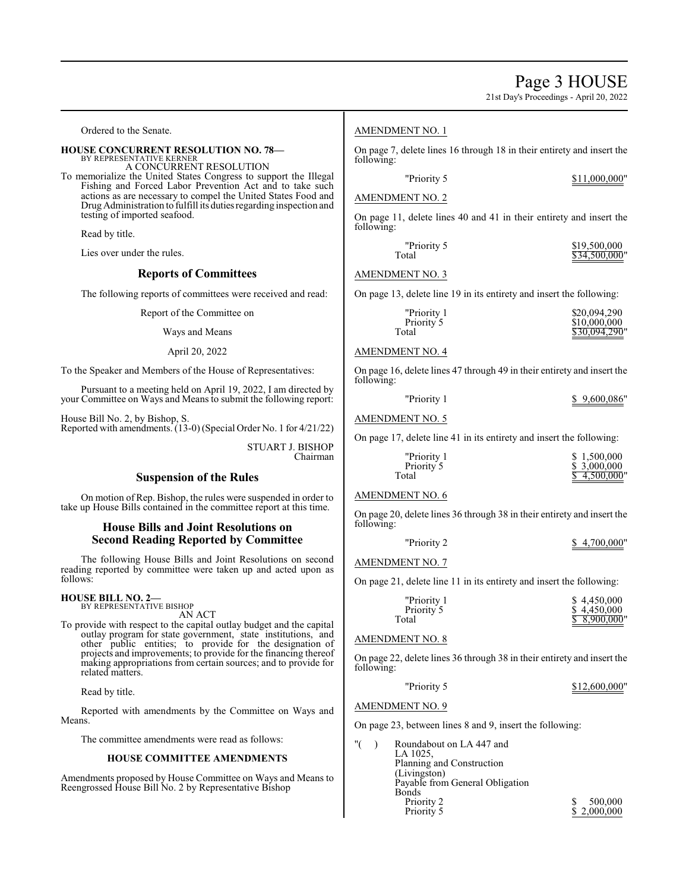Ordered to the Senate.

**HOUSE CONCURRENT RESOLUTION NO. 78—**
BY REPRESENTATIVE KERNER
A CONCURRENT RESOLUTION

To memorialize the United States Congress to support the Illegal Fishing and Forced Labor Prevention Act and to take such actions as are necessary to compel the United States Food and Drug Administration to fulfill its duties regarding inspection and testing of imported seafood.

Read by title.

Lies over under the rules.

## Reports of Committees

The following reports of committees were received and read:

Report of the Committee on

Ways and Means

April 20, 2022

To the Speaker and Members of the House of Representatives:

Pursuant to a meeting held on April 19, 2022, I am directed by your Committee on Ways and Means to submit the following report:

House Bill No. 2, by Bishop, S.
Reported with amendments. (13-0) (Special Order No. 1 for 4/21/22)

STUART J. BISHOP
Chairman

## Suspension of the Rules

On motion of Rep. Bishop, the rules were suspended in order to take up House Bills contained in the committee report at this time.

## House Bills and Joint Resolutions on Second Reading Reported by Committee

The following House Bills and Joint Resolutions on second reading reported by committee were taken up and acted upon as follows:

**HOUSE BILL NO. 2—**
BY REPRESENTATIVE BISHOP
AN ACT

To provide with respect to the capital outlay budget and the capital outlay program for state government, state institutions, and other public entities; to provide for the designation of projects and improvements; to provide for the financing thereof making appropriations from certain sources; and to provide for related matters.

Read by title.

Reported with amendments by the Committee on Ways and Means.

The committee amendments were read as follows:

### HOUSE COMMITTEE AMENDMENTS

Amendments proposed by House Committee on Ways and Means to Reengrossed House Bill No. 2 by Representative Bishop

AMENDMENT NO. 1

On page 7, delete lines 16 through 18 in their entirety and insert the following:

"Priority 5 $11,000,000"

AMENDMENT NO. 2

On page 11, delete lines 40 and 41 in their entirety and insert the following:

"Priority 5 $19,500,000
Total $34,500,000"

AMENDMENT NO. 3

On page 13, delete line 19 in its entirety and insert the following:

"Priority 1 $20,094,290
Priority 5 $10,000,000
Total $30,094,290"

AMENDMENT NO. 4

On page 16, delete lines 47 through 49 in their entirety and insert the following:

"Priority 1 $ 9,600,086"

AMENDMENT NO. 5

On page 17, delete line 41 in its entirety and insert the following:

"Priority 1 $ 1,500,000
Priority 5 $ 3,000,000
Total $ 4,500,000"

AMENDMENT NO. 6

On page 20, delete lines 36 through 38 in their entirety and insert the following:

"Priority 2 $ 4,700,000"

AMENDMENT NO. 7

On page 21, delete line 11 in its entirety and insert the following:

"Priority 1 $ 4,450,000
Priority 5 $ 4,450,000
Total $ 8,900,000"

AMENDMENT NO. 8

On page 22, delete lines 36 through 38 in their entirety and insert the following:

"Priority 5 $12,600,000"

AMENDMENT NO. 9

On page 23, between lines 8 and 9, insert the following:

"( ) Roundabout on LA 447 and LA 1025,
Planning and Construction
(Livingston)
Payable from General Obligation Bonds
Priority 2 $ 500,000
Priority 5 $ 2,000,000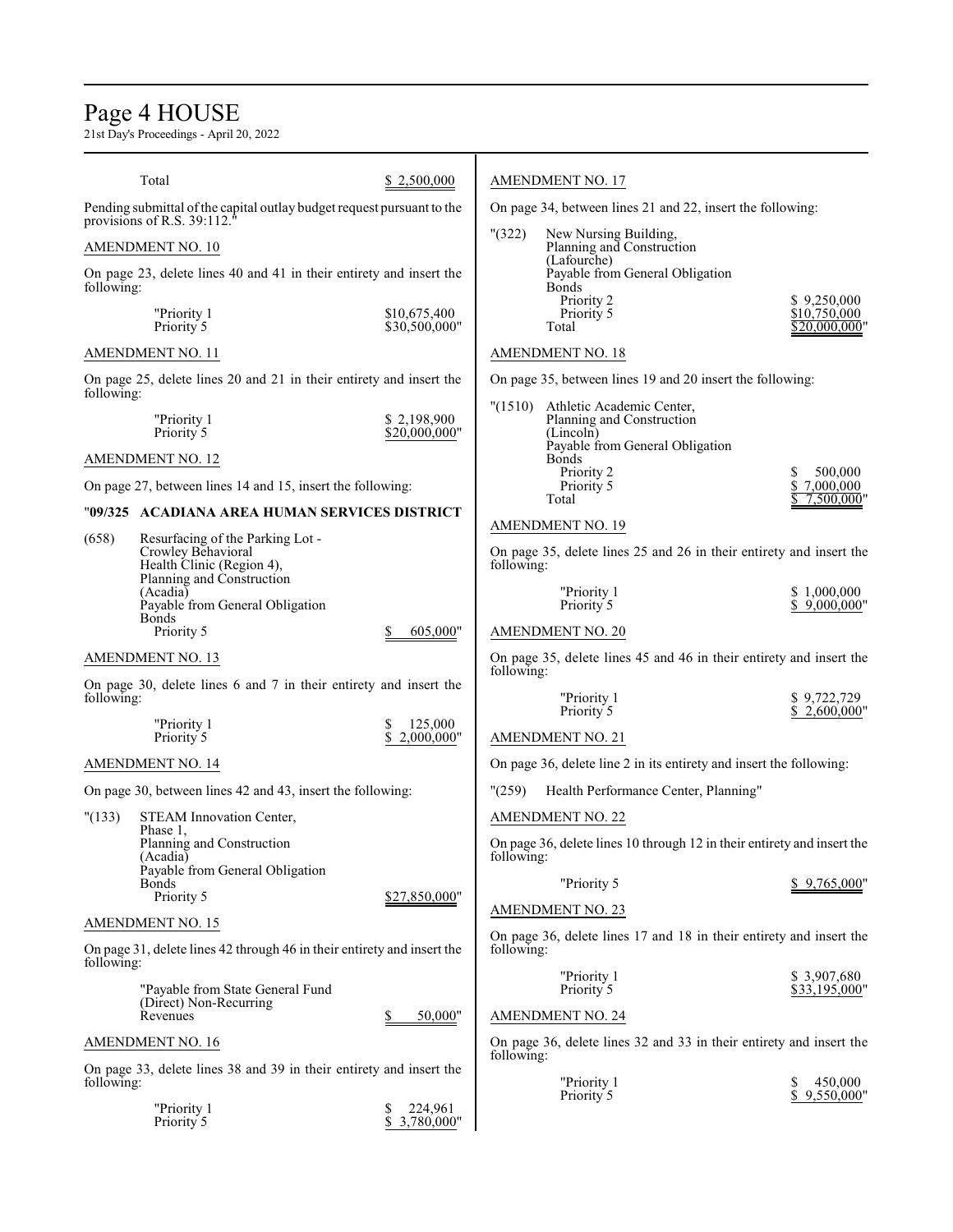Total $ 2,500,000

Pending submittal of the capital outlay budget request pursuant to the provisions of R.S. 39:112."

AMENDMENT NO. 10

On page 23, delete lines 40 and 41 in their entirety and insert the following:

"Priority 1 $10,675,400
Priority 5 $30,500,000"

AMENDMENT NO. 11

On page 25, delete lines 20 and 21 in their entirety and insert the following:

"Priority 1 $ 2,198,900
Priority 5 $20,000,000"

AMENDMENT NO. 12

On page 27, between lines 14 and 15, insert the following:

"**09/325 ACADIANA AREA HUMAN SERVICES DISTRICT**

(658) Resurfacing of the Parking Lot - Crowley Behavioral Health Clinic (Region 4), Planning and Construction (Acadia)
Payable from General Obligation Bonds
Priority 5 $ 605,000"

AMENDMENT NO. 13

On page 30, delete lines 6 and 7 in their entirety and insert the following:

"Priority 1 $ 125,000
Priority 5 $ 2,000,000"

AMENDMENT NO. 14

On page 30, between lines 42 and 43, insert the following:

"(133) STEAM Innovation Center, Phase 1, Planning and Construction (Acadia)
Payable from General Obligation Bonds
Priority 5 $27,850,000"

AMENDMENT NO. 15

On page 31, delete lines 42 through 46 in their entirety and insert the following:

"Payable from State General Fund (Direct) Non-Recurring Revenues $ 50,000"

AMENDMENT NO. 16

On page 33, delete lines 38 and 39 in their entirety and insert the following:

"Priority 1 $ 224,961
Priority 5 $ 3,780,000"

AMENDMENT NO. 17

On page 34, between lines 21 and 22, insert the following:

"(322) New Nursing Building, Planning and Construction (Lafourche)
Payable from General Obligation Bonds
Priority 2 $ 9,250,000
Priority 5 $10,750,000
Total $20,000,000"

AMENDMENT NO. 18

On page 35, between lines 19 and 20 insert the following:

"(1510) Athletic Academic Center, Planning and Construction (Lincoln)
Payable from General Obligation Bonds
Priority 2 $ 500,000
Priority 5 $ 7,000,000
Total $ 7,500,000"

AMENDMENT NO. 19

On page 35, delete lines 25 and 26 in their entirety and insert the following:

"Priority 1 $ 1,000,000
Priority 5 $ 9,000,000"

AMENDMENT NO. 20

On page 35, delete lines 45 and 46 in their entirety and insert the following:

"Priority 1 $ 9,722,729
Priority 5 $ 2,600,000"

AMENDMENT NO. 21

On page 36, delete line 2 in its entirety and insert the following:

"(259) Health Performance Center, Planning"

AMENDMENT NO. 22

On page 36, delete lines 10 through 12 in their entirety and insert the following:

"Priority 5 $ 9,765,000"

AMENDMENT NO. 23

On page 36, delete lines 17 and 18 in their entirety and insert the following:

"Priority 1 $ 3,907,680
Priority 5 $33,195,000"

AMENDMENT NO. 24

On page 36, delete lines 32 and 33 in their entirety and insert the following:

"Priority 1 $ 450,000
Priority 5 $ 9,550,000"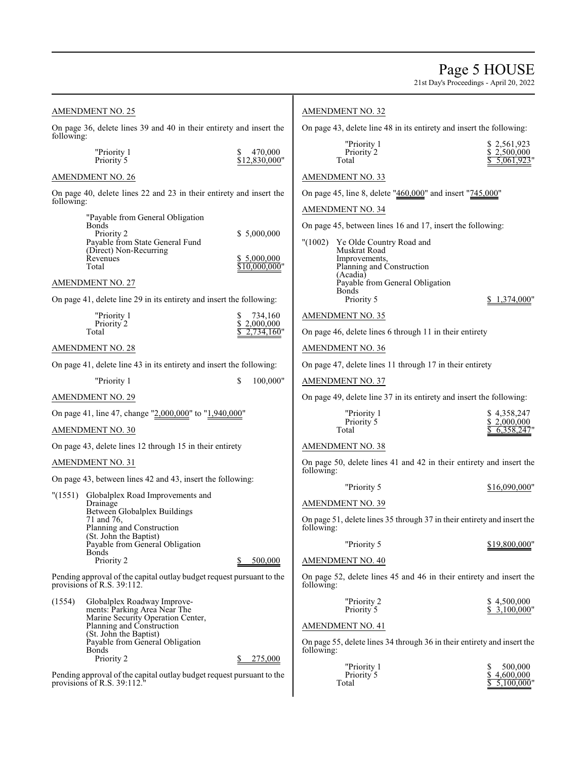AMENDMENT NO. 25

On page 36, delete lines 39 and 40 in their entirety and insert the following:

| | |
|---|---|
| "Priority 1 | $ 470,000 |
| Priority 5 | $12,830,000" |

AMENDMENT NO. 26

On page 40, delete lines 22 and 23 in their entirety and insert the following:

| | |
|---|---|
| "Payable from General Obligation Bonds | |
| Priority 2 | $ 5,000,000 |
| Payable from State General Fund (Direct) Non-Recurring Revenues | $ 5,000,000 |
| Total | $10,000,000" |

AMENDMENT NO. 27

On page 41, delete line 29 in its entirety and insert the following:

| | |
|---|---|
| "Priority 1 | $ 734,160 |
| Priority 2 | $ 2,000,000 |
| Total | $ 2,734,160" |

AMENDMENT NO. 28

On page 41, delete line 43 in its entirety and insert the following:

| | |
|---|---|
| "Priority 1 | $ 100,000" |

AMENDMENT NO. 29

On page 41, line 47, change "2,000,000" to "1,940,000"

AMENDMENT NO. 30

On page 43, delete lines 12 through 15 in their entirety

AMENDMENT NO. 31

On page 43, between lines 42 and 43, insert the following:

"(1551) Globalplex Road Improvements and Drainage Between Globalplex Buildings 71 and 76, Planning and Construction (St. John the Baptist)
Payable from General Obligation Bonds
Priority 2 $ 500,000

Pending approval of the capital outlay budget request pursuant to the provisions of R.S. 39:112.

(1554) Globalplex Roadway Improvements: Parking Area Near The Marine Security Operation Center, Planning and Construction (St. John the Baptist)
Payable from General Obligation Bonds
Priority 2 $ 275,000

Pending approval of the capital outlay budget request pursuant to the provisions of R.S. 39:112."

AMENDMENT NO. 32

On page 43, delete line 48 in its entirety and insert the following:

| | |
|---|---|
| "Priority 1 | $ 2,561,923 |
| Priority 2 | $ 2,500,000 |
| Total | $ 5,061,923" |

AMENDMENT NO. 33

On page 45, line 8, delete "460,000" and insert "745,000"

AMENDMENT NO. 34

On page 45, between lines 16 and 17, insert the following:

"(1002) Ye Olde Country Road and Muskrat Road Improvements, Planning and Construction (Acadia)
Payable from General Obligation Bonds
Priority 5 $ 1,374,000"

AMENDMENT NO. 35

On page 46, delete lines 6 through 11 in their entirety

AMENDMENT NO. 36

On page 47, delete lines 11 through 17 in their entirety

AMENDMENT NO. 37

On page 49, delete line 37 in its entirety and insert the following:

| | |
|---|---|
| "Priority 1 | $ 4,358,247 |
| Priority 5 | $ 2,000,000 |
| Total | $ 6,358,247" |

AMENDMENT NO. 38

On page 50, delete lines 41 and 42 in their entirety and insert the following:

| | |
|---|---|
| "Priority 5 | $16,090,000" |

AMENDMENT NO. 39

On page 51, delete lines 35 through 37 in their entirety and insert the following:

| | |
|---|---|
| "Priority 5 | $19,800,000" |

AMENDMENT NO. 40

On page 52, delete lines 45 and 46 in their entirety and insert the following:

| | |
|---|---|
| "Priority 2 | $ 4,500,000 |
| Priority 5 | $ 3,100,000" |

AMENDMENT NO. 41

On page 55, delete lines 34 through 36 in their entirety and insert the following:

| | |
|---|---|
| "Priority 1 | $ 500,000 |
| Priority 5 | $ 4,600,000 |
| Total | $ 5,100,000" |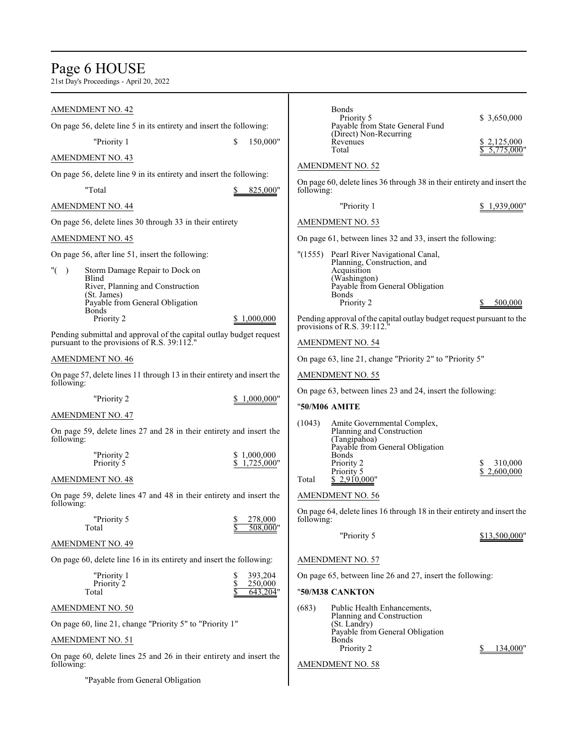AMENDMENT NO. 42

On page 56, delete line 5 in its entirety and insert the following:

"Priority 1 $ 150,000"

AMENDMENT NO. 43

On page 56, delete line 9 in its entirety and insert the following:

"Total $ 825,000"

AMENDMENT NO. 44

On page 56, delete lines 30 through 33 in their entirety

AMENDMENT NO. 45

On page 56, after line 51, insert the following:

"( ) Storm Damage Repair to Dock on Blind River, Planning and Construction (St. James)
Payable from General Obligation Bonds
Priority 2 $ 1,000,000

Pending submittal and approval of the capital outlay budget request pursuant to the provisions of R.S. 39:112."

AMENDMENT NO. 46

On page 57, delete lines 11 through 13 in their entirety and insert the following:

"Priority 2 $ 1,000,000"

AMENDMENT NO. 47

On page 59, delete lines 27 and 28 in their entirety and insert the following:

"Priority 2 $ 1,000,000
Priority 5 $ 1,725,000"

AMENDMENT NO. 48

On page 59, delete lines 47 and 48 in their entirety and insert the following:

"Priority 5 $ 278,000
Total $ 508,000"

AMENDMENT NO. 49

On page 60, delete line 16 in its entirety and insert the following:

"Priority 1 $ 393,204
Priority 2 $ 250,000
Total $ 643,204"

AMENDMENT NO. 50

On page 60, line 21, change "Priority 5" to "Priority 1"

AMENDMENT NO. 51

On page 60, delete lines 25 and 26 in their entirety and insert the following:

"Payable from General Obligation Bonds
Priority 5 $ 3,650,000
Payable from State General Fund (Direct) Non-Recurring Revenues $ 2,125,000
Total $ 5,775,000"

AMENDMENT NO. 52

On page 60, delete lines 36 through 38 in their entirety and insert the following:

"Priority 1 $ 1,939,000"

AMENDMENT NO. 53

On page 61, between lines 32 and 33, insert the following:

"(1555) Pearl River Navigational Canal, Planning, Construction, and Acquisition (Washington)
Payable from General Obligation Bonds
Priority 2 $ 500,000

Pending approval of the capital outlay budget request pursuant to the provisions of R.S. 39:112."

AMENDMENT NO. 54

On page 63, line 21, change "Priority 2" to "Priority 5"

AMENDMENT NO. 55

On page 63, between lines 23 and 24, insert the following:

"**50/M06 AMITE**

(1043) Amite Governmental Complex, Planning and Construction (Tangipahoa)
Payable from General Obligation Bonds
Priority 2 $ 310,000
Priority 5 $ 2,600,000
Total $ 2,910,000"

AMENDMENT NO. 56

On page 64, delete lines 16 through 18 in their entirety and insert the following:

"Priority 5 $13,500,000"

AMENDMENT NO. 57

On page 65, between line 26 and 27, insert the following:

"**50/M38 CANKTON**

(683) Public Health Enhancements, Planning and Construction (St. Landry)
Payable from General Obligation Bonds
Priority 2 $ 134,000"

AMENDMENT NO. 58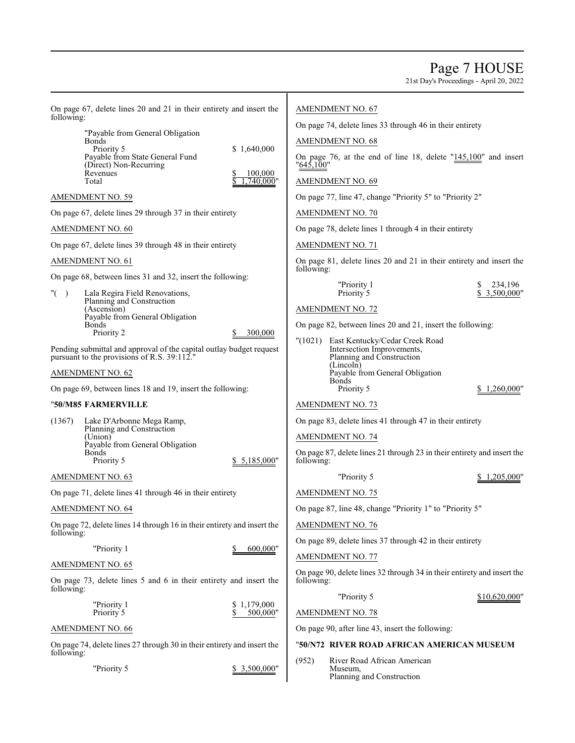On page 67, delete lines 20 and 21 in their entirety and insert the following:

"Payable from General Obligation Bonds
Priority 5 $ 1,640,000
Payable from State General Fund (Direct) Non-Recurring Revenues $ 100,000
Total $ 1,740,000"

AMENDMENT NO. 59

On page 67, delete lines 29 through 37 in their entirety

AMENDMENT NO. 60

On page 67, delete lines 39 through 48 in their entirety

AMENDMENT NO. 61

On page 68, between lines 31 and 32, insert the following:

"( ) Lala Regira Field Renovations, Planning and Construction (Ascension)
Payable from General Obligation Bonds
Priority 2 $ 300,000

Pending submittal and approval of the capital outlay budget request pursuant to the provisions of R.S. 39:112."

AMENDMENT NO. 62

On page 69, between lines 18 and 19, insert the following:

"**50/M85 FARMERVILLE**

(1367) Lake D'Arbonne Mega Ramp, Planning and Construction (Union)
Payable from General Obligation Bonds
Priority 5 $ 5,185,000"

AMENDMENT NO. 63

On page 71, delete lines 41 through 46 in their entirety

AMENDMENT NO. 64

On page 72, delete lines 14 through 16 in their entirety and insert the following:

"Priority 1 $ 600,000"

AMENDMENT NO. 65

On page 73, delete lines 5 and 6 in their entirety and insert the following:

"Priority 1 $ 1,179,000
Priority 5 $ 500,000"

AMENDMENT NO. 66

On page 74, delete lines 27 through 30 in their entirety and insert the following:

"Priority 5 $ 3,500,000"

AMENDMENT NO. 67

On page 74, delete lines 33 through 46 in their entirety

AMENDMENT NO. 68

On page 76, at the end of line 18, delete "145,100" and insert "645,100"

AMENDMENT NO. 69

On page 77, line 47, change "Priority 5" to "Priority 2"

AMENDMENT NO. 70

On page 78, delete lines 1 through 4 in their entirety

AMENDMENT NO. 71

On page 81, delete lines 20 and 21 in their entirety and insert the following:

"Priority 1 $ 234,196
Priority 5 $ 3,500,000"

AMENDMENT NO. 72

On page 82, between lines 20 and 21, insert the following:

"(1021) East Kentucky/Cedar Creek Road Intersection Improvements, Planning and Construction (Lincoln)
Payable from General Obligation Bonds
Priority 5 $ 1,260,000"

AMENDMENT NO. 73

On page 83, delete lines 41 through 47 in their entirety

AMENDMENT NO. 74

On page 87, delete lines 21 through 23 in their entirety and insert the following:

"Priority 5 $ 1,205,000"

AMENDMENT NO. 75

On page 87, line 48, change "Priority 1" to "Priority 5"

AMENDMENT NO. 76

On page 89, delete lines 37 through 42 in their entirety

AMENDMENT NO. 77

On page 90, delete lines 32 through 34 in their entirety and insert the following:

"Priority 5 $10,620,000"

AMENDMENT NO. 78

On page 90, after line 43, insert the following:

"**50/N72 RIVER ROAD AFRICAN AMERICAN MUSEUM**

(952) River Road African American Museum, Planning and Construction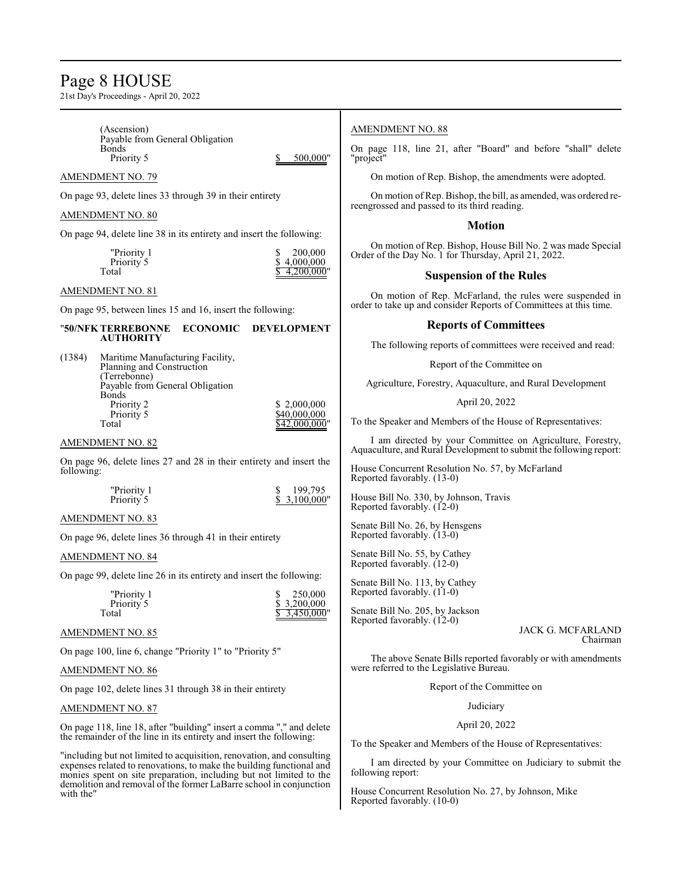(Ascension)
Payable from General Obligation
Bonds
Priority 5 $ 500,000"

AMENDMENT NO. 79

On page 93, delete lines 33 through 39 in their entirety

AMENDMENT NO. 80

On page 94, delete line 38 in its entirety and insert the following:

| | |
|---|---|
| "Priority 1 | $ 200,000 |
| Priority 5 | $ 4,000,000 |
| Total | $ 4,200,000" |

AMENDMENT NO. 81

On page 95, between lines 15 and 16, insert the following:

"**50/NFK TERREBONNE ECONOMIC DEVELOPMENT AUTHORITY**

| | | |
|---|---|---|
| (1384) | Maritime Manufacturing Facility, Planning and Construction (Terrebonne) Payable from General Obligation Bonds | |
| | Priority 2 | $ 2,000,000 |
| | Priority 5 | $40,000,000 |
| | Total | $42,000,000" |

AMENDMENT NO. 82

On page 96, delete lines 27 and 28 in their entirety and insert the following:

| | |
|---|---|
| "Priority 1 | $ 199,795 |
| Priority 5 | $ 3,100,000" |

AMENDMENT NO. 83

On page 96, delete lines 36 through 41 in their entirety

AMENDMENT NO. 84

On page 99, delete line 26 in its entirety and insert the following:

| | |
|---|---|
| "Priority 1 | $ 250,000 |
| Priority 5 | $ 3,200,000 |
| Total | $ 3,450,000" |

AMENDMENT NO. 85

On page 100, line 6, change "Priority 1" to "Priority 5"

AMENDMENT NO. 86

On page 102, delete lines 31 through 38 in their entirety

AMENDMENT NO. 87

On page 118, line 18, after "building" insert a comma "," and delete the remainder of the line in its entirety and insert the following:

"including but not limited to acquisition, renovation, and consulting expenses related to renovations, to make the building functional and monies spent on site preparation, including but not limited to the demolition and removal of the former LaBarre school in conjunction with the"

AMENDMENT NO. 88

On page 118, line 21, after "Board" and before "shall" delete "project"

On motion of Rep. Bishop, the amendments were adopted.

On motion of Rep. Bishop, the bill, as amended, was ordered re-reengrossed and passed to its third reading.

## Motion

On motion of Rep. Bishop, House Bill No. 2 was made Special Order of the Day No. 1 for Thursday, April 21, 2022.

## Suspension of the Rules

On motion of Rep. McFarland, the rules were suspended in order to take up and consider Reports of Committees at this time.

## Reports of Committees

The following reports of committees were received and read:

Report of the Committee on

Agriculture, Forestry, Aquaculture, and Rural Development

April 20, 2022

To the Speaker and Members of the House of Representatives:

I am directed by your Committee on Agriculture, Forestry, Aquaculture, and Rural Development to submit the following report:

House Concurrent Resolution No. 57, by McFarland
Reported favorably. (13-0)

House Bill No. 330, by Johnson, Travis
Reported favorably. (12-0)

Senate Bill No. 26, by Hensgens
Reported favorably. (13-0)

Senate Bill No. 55, by Cathey
Reported favorably. (12-0)

Senate Bill No. 113, by Cathey
Reported favorably. (11-0)

Senate Bill No. 205, by Jackson
Reported favorably. (12-0)

JACK G. MCFARLAND
Chairman

The above Senate Bills reported favorably or with amendments were referred to the Legislative Bureau.

Report of the Committee on

Judiciary

April 20, 2022

To the Speaker and Members of the House of Representatives:

I am directed by your Committee on Judiciary to submit the following report:

House Concurrent Resolution No. 27, by Johnson, Mike
Reported favorably. (10-0)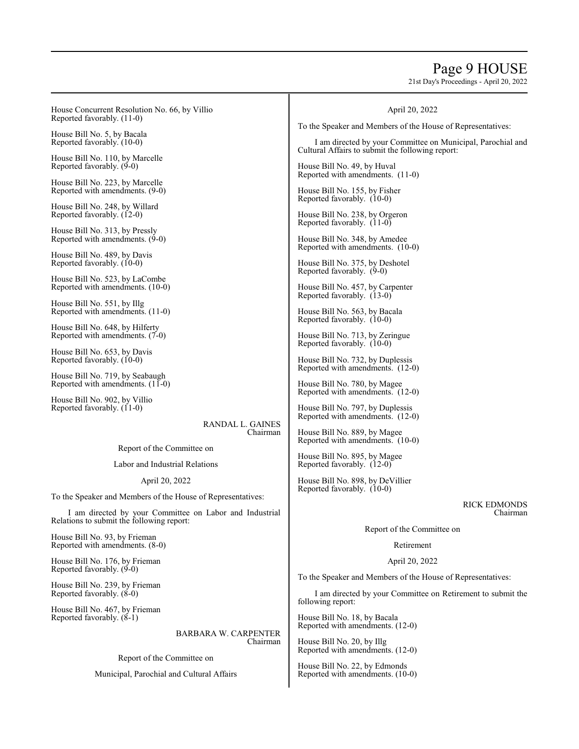House Concurrent Resolution No. 66, by Villio
Reported favorably. (11-0)

House Bill No. 5, by Bacala
Reported favorably. (10-0)

House Bill No. 110, by Marcelle
Reported favorably. (9-0)

House Bill No. 223, by Marcelle
Reported with amendments. (9-0)

House Bill No. 248, by Willard
Reported favorably. (12-0)

House Bill No. 313, by Pressly
Reported with amendments. (9-0)

House Bill No. 489, by Davis
Reported favorably. (10-0)

House Bill No. 523, by LaCombe
Reported with amendments. (10-0)

House Bill No. 551, by Illg
Reported with amendments. (11-0)

House Bill No. 648, by Hilferty
Reported with amendments. (7-0)

House Bill No. 653, by Davis
Reported favorably. (10-0)

House Bill No. 719, by Seabaugh
Reported with amendments. (11-0)

House Bill No. 902, by Villio
Reported favorably. (11-0)

RANDAL L. GAINES
Chairman

Report of the Committee on

Labor and Industrial Relations

April 20, 2022

To the Speaker and Members of the House of Representatives:

I am directed by your Committee on Labor and Industrial Relations to submit the following report:

House Bill No. 93, by Frieman
Reported with amendments. (8-0)

House Bill No. 176, by Frieman
Reported favorably. (9-0)

House Bill No. 239, by Frieman
Reported favorably. (8-0)

House Bill No. 467, by Frieman
Reported favorably. (8-1)

BARBARA W. CARPENTER
Chairman

Report of the Committee on

Municipal, Parochial and Cultural Affairs

April 20, 2022

To the Speaker and Members of the House of Representatives:

I am directed by your Committee on Municipal, Parochial and Cultural Affairs to submit the following report:

House Bill No. 49, by Huval
Reported with amendments. (11-0)

House Bill No. 155, by Fisher
Reported favorably. (10-0)

House Bill No. 238, by Orgeron
Reported favorably. (11-0)

House Bill No. 348, by Amedee
Reported with amendments. (10-0)

House Bill No. 375, by Deshotel
Reported favorably. (9-0)

House Bill No. 457, by Carpenter
Reported favorably. (13-0)

House Bill No. 563, by Bacala
Reported favorably. (10-0)

House Bill No. 713, by Zeringue
Reported favorably. (10-0)

House Bill No. 732, by Duplessis
Reported with amendments. (12-0)

House Bill No. 780, by Magee
Reported with amendments. (12-0)

House Bill No. 797, by Duplessis
Reported with amendments. (12-0)

House Bill No. 889, by Magee
Reported with amendments. (10-0)

House Bill No. 895, by Magee
Reported favorably. (12-0)

House Bill No. 898, by DeVillier
Reported favorably. (10-0)

RICK EDMONDS
Chairman

Report of the Committee on

Retirement

April 20, 2022

To the Speaker and Members of the House of Representatives:

I am directed by your Committee on Retirement to submit the following report:

House Bill No. 18, by Bacala
Reported with amendments. (12-0)

House Bill No. 20, by Illg
Reported with amendments. (12-0)

House Bill No. 22, by Edmonds
Reported with amendments. (10-0)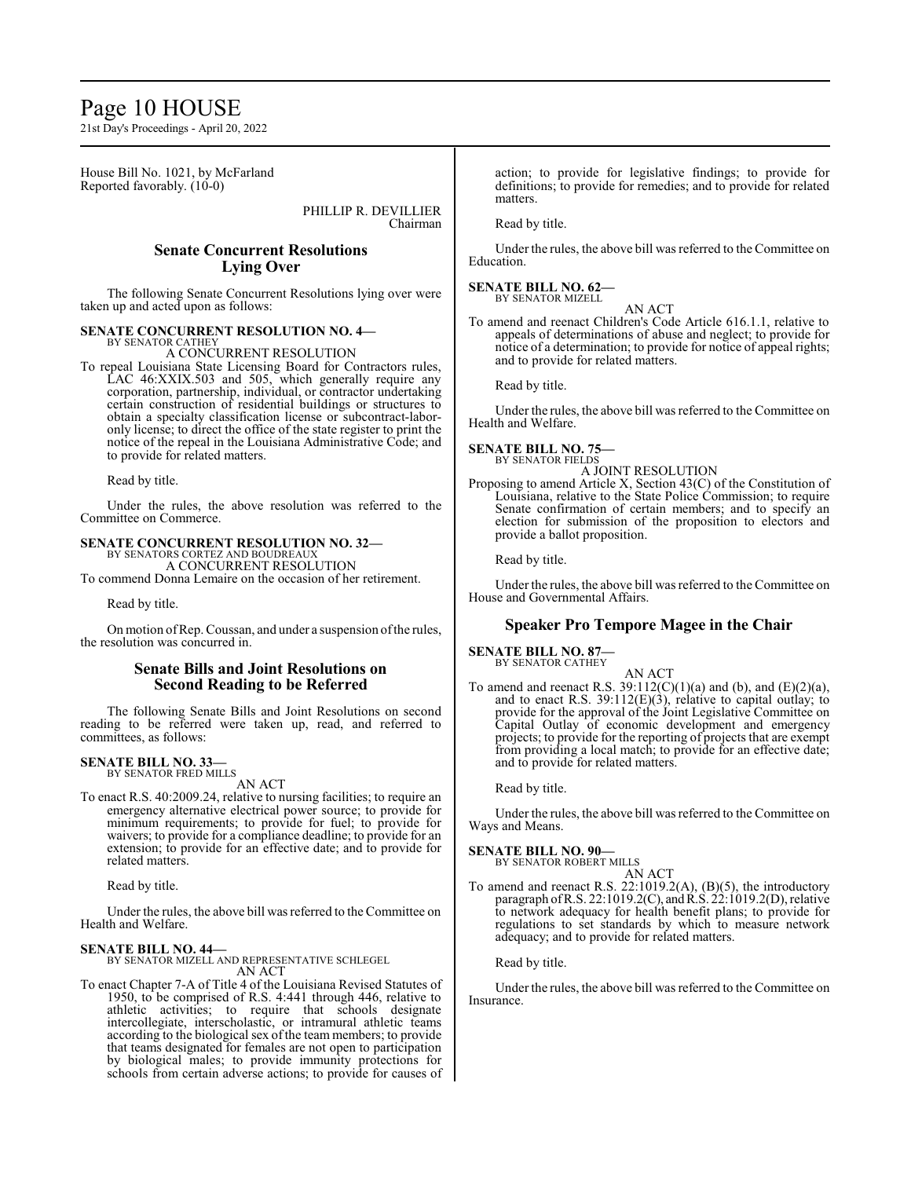House Bill No. 1021, by McFarland
Reported favorably. (10-0)

PHILLIP R. DEVILLIER
Chairman

## Senate Concurrent Resolutions Lying Over

The following Senate Concurrent Resolutions lying over were taken up and acted upon as follows:

**SENATE CONCURRENT RESOLUTION NO. 4—**
BY SENATOR CATHEY
A CONCURRENT RESOLUTION

To repeal Louisiana State Licensing Board for Contractors rules, LAC 46:XXIX.503 and 505, which generally require any corporation, partnership, individual, or contractor undertaking certain construction of residential buildings or structures to obtain a specialty classification license or subcontract-labor-only license; to direct the office of the state register to print the notice of the repeal in the Louisiana Administrative Code; and to provide for related matters.

Read by title.

Under the rules, the above resolution was referred to the Committee on Commerce.

**SENATE CONCURRENT RESOLUTION NO. 32—**
BY SENATORS CORTEZ AND BOUDREAUX
A CONCURRENT RESOLUTION

To commend Donna Lemaire on the occasion of her retirement.

Read by title.

On motion of Rep. Coussan, and under a suspension of the rules, the resolution was concurred in.

## Senate Bills and Joint Resolutions on Second Reading to be Referred

The following Senate Bills and Joint Resolutions on second reading to be referred were taken up, read, and referred to committees, as follows:

**SENATE BILL NO. 33—**
BY SENATOR FRED MILLS
AN ACT

To enact R.S. 40:2009.24, relative to nursing facilities; to require an emergency alternative electrical power source; to provide for minimum requirements; to provide for fuel; to provide for waivers; to provide for a compliance deadline; to provide for an extension; to provide for an effective date; and to provide for related matters.

Read by title.

Under the rules, the above bill was referred to the Committee on Health and Welfare.

**SENATE BILL NO. 44—**
BY SENATOR MIZELL AND REPRESENTATIVE SCHLEGEL
AN ACT

To enact Chapter 7-A of Title 4 of the Louisiana Revised Statutes of 1950, to be comprised of R.S. 4:441 through 446, relative to athletic activities; to require that schools designate intercollegiate, interscholastic, or intramural athletic teams according to the biological sex of the team members; to provide that teams designated for females are not open to participation by biological males; to provide immunity protections for schools from certain adverse actions; to provide for causes of action; to provide for legislative findings; to provide for definitions; to provide for remedies; and to provide for related matters.

Read by title.

Under the rules, the above bill was referred to the Committee on Education.

**SENATE BILL NO. 62—**
BY SENATOR MIZELL
AN ACT

To amend and reenact Children's Code Article 616.1.1, relative to appeals of determinations of abuse and neglect; to provide for notice of a determination; to provide for notice of appeal rights; and to provide for related matters.

Read by title.

Under the rules, the above bill was referred to the Committee on Health and Welfare.

**SENATE BILL NO. 75—**
BY SENATOR FIELDS
A JOINT RESOLUTION

Proposing to amend Article X, Section 43(C) of the Constitution of Louisiana, relative to the State Police Commission; to require Senate confirmation of certain members; and to specify an election for submission of the proposition to electors and provide a ballot proposition.

Read by title.

Under the rules, the above bill was referred to the Committee on House and Governmental Affairs.

## Speaker Pro Tempore Magee in the Chair

**SENATE BILL NO. 87—**
BY SENATOR CATHEY
AN ACT

To amend and reenact R.S. 39:112(C)(1)(a) and (b), and (E)(2)(a), and to enact R.S. 39:112(E)(3), relative to capital outlay; to provide for the approval of the Joint Legislative Committee on Capital Outlay of economic development and emergency projects; to provide for the reporting of projects that are exempt from providing a local match; to provide for an effective date; and to provide for related matters.

Read by title.

Under the rules, the above bill was referred to the Committee on Ways and Means.

**SENATE BILL NO. 90—**
BY SENATOR ROBERT MILLS
AN ACT

To amend and reenact R.S. 22:1019.2(A), (B)(5), the introductory paragraph of R.S. 22:1019.2(C), and R.S. 22:1019.2(D), relative to network adequacy for health benefit plans; to provide for regulations to set standards by which to measure network adequacy; and to provide for related matters.

Read by title.

Under the rules, the above bill was referred to the Committee on Insurance.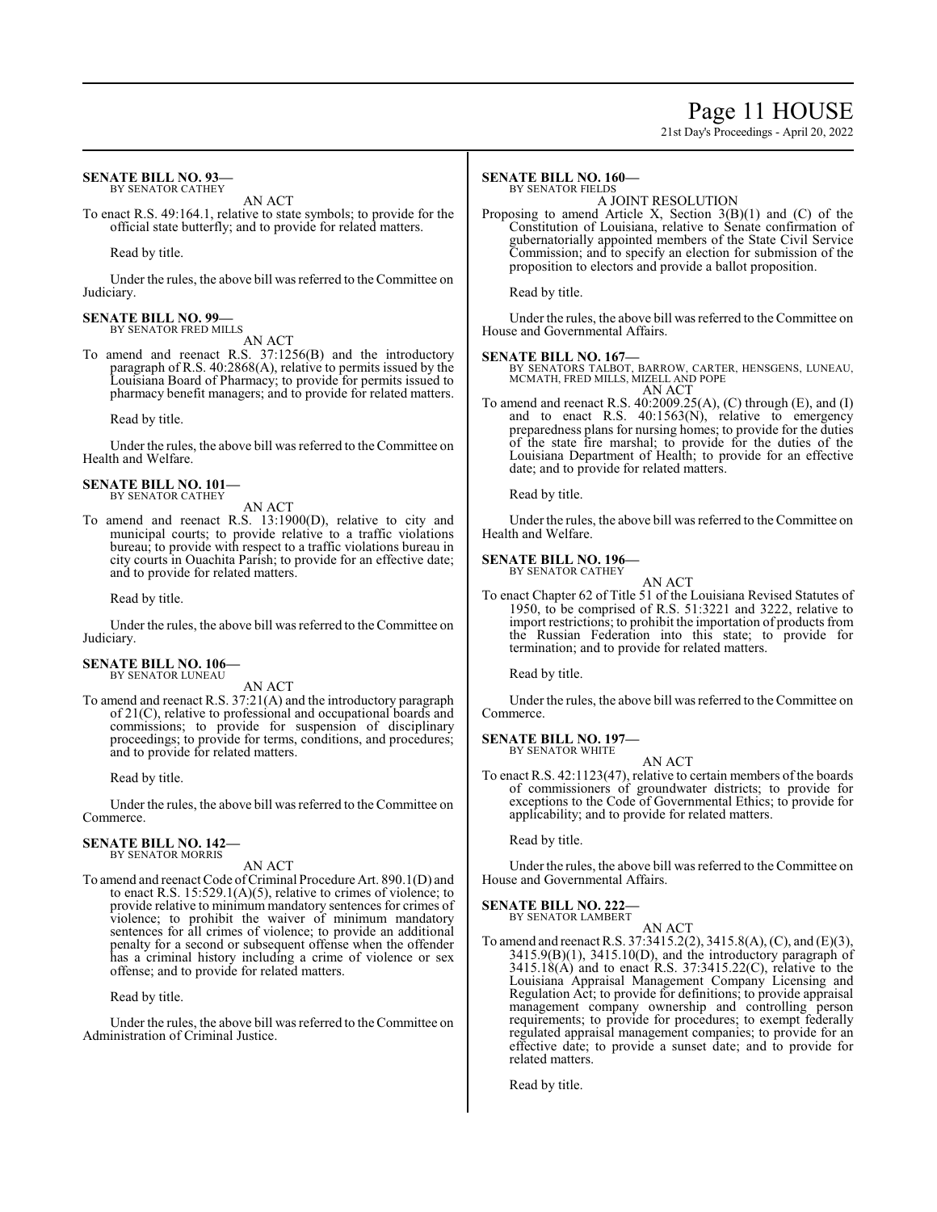**SENATE BILL NO. 93—**
BY SENATOR CATHEY

AN ACT

To enact R.S. 49:164.1, relative to state symbols; to provide for the official state butterfly; and to provide for related matters.

Read by title.

Under the rules, the above bill was referred to the Committee on Judiciary.

**SENATE BILL NO. 99—**
BY SENATOR FRED MILLS

AN ACT

To amend and reenact R.S. 37:1256(B) and the introductory paragraph of R.S. 40:2868(A), relative to permits issued by the Louisiana Board of Pharmacy; to provide for permits issued to pharmacy benefit managers; and to provide for related matters.

Read by title.

Under the rules, the above bill was referred to the Committee on Health and Welfare.

**SENATE BILL NO. 101—**
BY SENATOR CATHEY

AN ACT

To amend and reenact R.S. 13:1900(D), relative to city and municipal courts; to provide relative to a traffic violations bureau; to provide with respect to a traffic violations bureau in city courts in Ouachita Parish; to provide for an effective date; and to provide for related matters.

Read by title.

Under the rules, the above bill was referred to the Committee on Judiciary.

**SENATE BILL NO. 106—**
BY SENATOR LUNEAU

AN ACT

To amend and reenact R.S. 37:21(A) and the introductory paragraph of 21(C), relative to professional and occupational boards and commissions; to provide for suspension of disciplinary proceedings; to provide for terms, conditions, and procedures; and to provide for related matters.

Read by title.

Under the rules, the above bill was referred to the Committee on Commerce.

**SENATE BILL NO. 142—**
BY SENATOR MORRIS

AN ACT

To amend and reenact Code of Criminal Procedure Art. 890.1(D) and to enact R.S. 15:529.1(A)(5), relative to crimes of violence; to provide relative to minimum mandatory sentences for crimes of violence; to prohibit the waiver of minimum mandatory sentences for all crimes of violence; to provide an additional penalty for a second or subsequent offense when the offender has a criminal history including a crime of violence or sex offense; and to provide for related matters.

Read by title.

Under the rules, the above bill was referred to the Committee on Administration of Criminal Justice.

**SENATE BILL NO. 160—**
BY SENATOR FIELDS

A JOINT RESOLUTION

Proposing to amend Article X, Section 3(B)(1) and (C) of the Constitution of Louisiana, relative to Senate confirmation of gubernatorially appointed members of the State Civil Service Commission; and to specify an election for submission of the proposition to electors and provide a ballot proposition.

Read by title.

Under the rules, the above bill was referred to the Committee on House and Governmental Affairs.

**SENATE BILL NO. 167—**
BY SENATORS TALBOT, BARROW, CARTER, HENSGENS, LUNEAU, MCMATH, FRED MILLS, MIZELL AND POPE

AN ACT

To amend and reenact R.S. 40:2009.25(A), (C) through (E), and (I) and to enact R.S. 40:1563(N), relative to emergency preparedness plans for nursing homes; to provide for the duties of the state fire marshal; to provide for the duties of the Louisiana Department of Health; to provide for an effective date; and to provide for related matters.

Read by title.

Under the rules, the above bill was referred to the Committee on Health and Welfare.

**SENATE BILL NO. 196—**
BY SENATOR CATHEY

AN ACT

To enact Chapter 62 of Title 51 of the Louisiana Revised Statutes of 1950, to be comprised of R.S. 51:3221 and 3222, relative to import restrictions; to prohibit the importation of products from the Russian Federation into this state; to provide for termination; and to provide for related matters.

Read by title.

Under the rules, the above bill was referred to the Committee on Commerce.

**SENATE BILL NO. 197—**
BY SENATOR WHITE

AN ACT

To enact R.S. 42:1123(47), relative to certain members of the boards of commissioners of groundwater districts; to provide for exceptions to the Code of Governmental Ethics; to provide for applicability; and to provide for related matters.

Read by title.

Under the rules, the above bill was referred to the Committee on House and Governmental Affairs.

**SENATE BILL NO. 222—**
BY SENATOR LAMBERT

AN ACT

To amend and reenact R.S. 37:3415.2(2), 3415.8(A), (C), and (E)(3), 3415.9(B)(1), 3415.10(D), and the introductory paragraph of 3415.18(A) and to enact R.S. 37:3415.22(C), relative to the Louisiana Appraisal Management Company Licensing and Regulation Act; to provide for definitions; to provide appraisal management company ownership and controlling person requirements; to provide for procedures; to exempt federally regulated appraisal management companies; to provide for an effective date; to provide a sunset date; and to provide for related matters.

Read by title.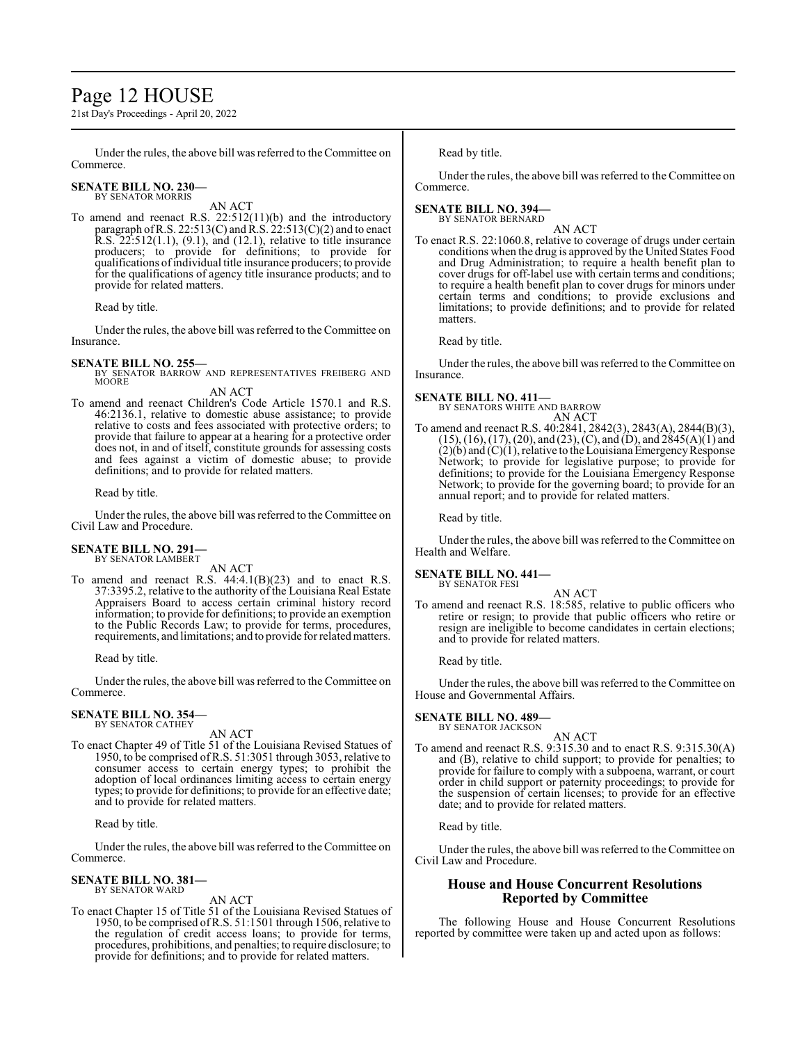Under the rules, the above bill was referred to the Committee on Commerce.

**SENATE BILL NO. 230—**
BY SENATOR MORRIS

AN ACT

To amend and reenact R.S. 22:512(11)(b) and the introductory paragraph of R.S. 22:513(C) and R.S. 22:513(C)(2) and to enact R.S. 22:512(1.1), (9.1), and (12.1), relative to title insurance producers; to provide for definitions; to provide for qualifications of individual title insurance producers; to provide for the qualifications of agency title insurance products; and to provide for related matters.

Read by title.

Under the rules, the above bill was referred to the Committee on Insurance.

**SENATE BILL NO. 255—**
BY SENATOR BARROW AND REPRESENTATIVES FREIBERG AND MOORE

AN ACT

To amend and reenact Children's Code Article 1570.1 and R.S. 46:2136.1, relative to domestic abuse assistance; to provide relative to costs and fees associated with protective orders; to provide that failure to appear at a hearing for a protective order does not, in and of itself, constitute grounds for assessing costs and fees against a victim of domestic abuse; to provide definitions; and to provide for related matters.

Read by title.

Under the rules, the above bill was referred to the Committee on Civil Law and Procedure.

**SENATE BILL NO. 291—**
BY SENATOR LAMBERT

AN ACT

To amend and reenact R.S. 44:4.1(B)(23) and to enact R.S. 37:3395.2, relative to the authority of the Louisiana Real Estate Appraisers Board to access certain criminal history record information; to provide for definitions; to provide an exemption to the Public Records Law; to provide for terms, procedures, requirements, and limitations; and to provide for related matters.

Read by title.

Under the rules, the above bill was referred to the Committee on Commerce.

**SENATE BILL NO. 354—**
BY SENATOR CATHEY

AN ACT

To enact Chapter 49 of Title 51 of the Louisiana Revised Statues of 1950, to be comprised of R.S. 51:3051 through 3053, relative to consumer access to certain energy types; to prohibit the adoption of local ordinances limiting access to certain energy types; to provide for definitions; to provide for an effective date; and to provide for related matters.

Read by title.

Under the rules, the above bill was referred to the Committee on Commerce.

**SENATE BILL NO. 381—**
BY SENATOR WARD

AN ACT

To enact Chapter 15 of Title 51 of the Louisiana Revised Statues of 1950, to be comprised of R.S. 51:1501 through 1506, relative to the regulation of credit access loans; to provide for terms, procedures, prohibitions, and penalties; to require disclosure; to provide for definitions; and to provide for related matters.

Read by title.

Under the rules, the above bill was referred to the Committee on Commerce.

**SENATE BILL NO. 394—**
BY SENATOR BERNARD

AN ACT

To enact R.S. 22:1060.8, relative to coverage of drugs under certain conditions when the drug is approved by the United States Food and Drug Administration; to require a health benefit plan to cover drugs for off-label use with certain terms and conditions; to require a health benefit plan to cover drugs for minors under certain terms and conditions; to provide exclusions and limitations; to provide definitions; and to provide for related matters.

Read by title.

Under the rules, the above bill was referred to the Committee on Insurance.

**SENATE BILL NO. 411—**
BY SENATORS WHITE AND BARROW

AN ACT

To amend and reenact R.S. 40:2841, 2842(3), 2843(A), 2844(B)(3), (15), (16), (17), (20), and (23), (C), and (D), and 2845(A)(1) and (2)(b) and (C)(1), relative to the Louisiana Emergency Response Network; to provide for legislative purpose; to provide for definitions; to provide for the Louisiana Emergency Response Network; to provide for the governing board; to provide for an annual report; and to provide for related matters.

Read by title.

Under the rules, the above bill was referred to the Committee on Health and Welfare.

**SENATE BILL NO. 441—**
BY SENATOR FESI

AN ACT

To amend and reenact R.S. 18:585, relative to public officers who retire or resign; to provide that public officers who retire or resign are ineligible to become candidates in certain elections; and to provide for related matters.

Read by title.

Under the rules, the above bill was referred to the Committee on House and Governmental Affairs.

**SENATE BILL NO. 489—**
BY SENATOR JACKSON

AN ACT

To amend and reenact R.S. 9:315.30 and to enact R.S. 9:315.30(A) and (B), relative to child support; to provide for penalties; to provide for failure to comply with a subpoena, warrant, or court order in child support or paternity proceedings; to provide for the suspension of certain licenses; to provide for an effective date; and to provide for related matters.

Read by title.

Under the rules, the above bill was referred to the Committee on Civil Law and Procedure.

## House and House Concurrent Resolutions Reported by Committee

The following House and House Concurrent Resolutions reported by committee were taken up and acted upon as follows: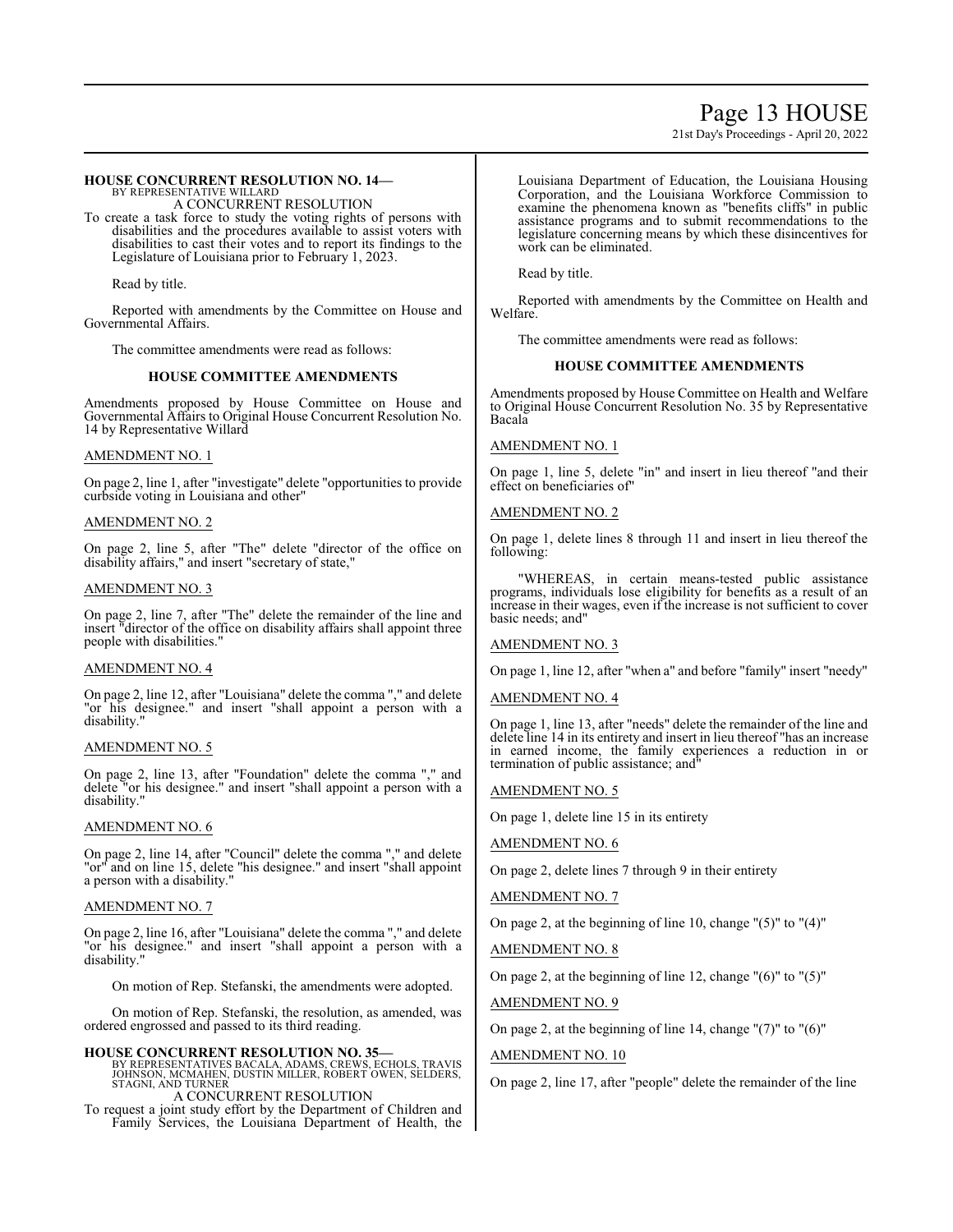**HOUSE CONCURRENT RESOLUTION NO. 14—**
BY REPRESENTATIVE WILLARD
A CONCURRENT RESOLUTION

To create a task force to study the voting rights of persons with disabilities and the procedures available to assist voters with disabilities to cast their votes and to report its findings to the Legislature of Louisiana prior to February 1, 2023.

Read by title.

Reported with amendments by the Committee on House and Governmental Affairs.

The committee amendments were read as follows:

**HOUSE COMMITTEE AMENDMENTS**

Amendments proposed by House Committee on House and Governmental Affairs to Original House Concurrent Resolution No. 14 by Representative Willard

AMENDMENT NO. 1

On page 2, line 1, after "investigate" delete "opportunities to provide curbside voting in Louisiana and other"

AMENDMENT NO. 2

On page 2, line 5, after "The" delete "director of the office on disability affairs," and insert "secretary of state,"

AMENDMENT NO. 3

On page 2, line 7, after "The" delete the remainder of the line and insert "director of the office on disability affairs shall appoint three people with disabilities."

AMENDMENT NO. 4

On page 2, line 12, after "Louisiana" delete the comma "," and delete "or his designee." and insert "shall appoint a person with a disability."

AMENDMENT NO. 5

On page 2, line 13, after "Foundation" delete the comma "," and delete "or his designee." and insert "shall appoint a person with a disability."

AMENDMENT NO. 6

On page 2, line 14, after "Council" delete the comma "," and delete "or" and on line 15, delete "his designee." and insert "shall appoint a person with a disability."

AMENDMENT NO. 7

On page 2, line 16, after "Louisiana" delete the comma "," and delete "or his designee." and insert "shall appoint a person with a disability."

On motion of Rep. Stefanski, the amendments were adopted.

On motion of Rep. Stefanski, the resolution, as amended, was ordered engrossed and passed to its third reading.

**HOUSE CONCURRENT RESOLUTION NO. 35—**
BY REPRESENTATIVES BACALA, ADAMS, CREWS, ECHOLS, TRAVIS JOHNSON, MCMAHEN, DUSTIN MILLER, ROBERT OWEN, SELDERS, STAGNI, AND TURNER
A CONCURRENT RESOLUTION

To request a joint study effort by the Department of Children and Family Services, the Louisiana Department of Health, the Louisiana Department of Education, the Louisiana Housing Corporation, and the Louisiana Workforce Commission to examine the phenomena known as "benefits cliffs" in public assistance programs and to submit recommendations to the legislature concerning means by which these disincentives for work can be eliminated.

Read by title.

Reported with amendments by the Committee on Health and Welfare.

The committee amendments were read as follows:

**HOUSE COMMITTEE AMENDMENTS**

Amendments proposed by House Committee on Health and Welfare to Original House Concurrent Resolution No. 35 by Representative Bacala

AMENDMENT NO. 1

On page 1, line 5, delete "in" and insert in lieu thereof "and their effect on beneficiaries of"

AMENDMENT NO. 2

On page 1, delete lines 8 through 11 and insert in lieu thereof the following:

"WHEREAS, in certain means-tested public assistance programs, individuals lose eligibility for benefits as a result of an increase in their wages, even if the increase is not sufficient to cover basic needs; and"

AMENDMENT NO. 3

On page 1, line 12, after "when a" and before "family" insert "needy"

AMENDMENT NO. 4

On page 1, line 13, after "needs" delete the remainder of the line and delete line 14 in its entirety and insert in lieu thereof "has an increase in earned income, the family experiences a reduction in or termination of public assistance; and"

AMENDMENT NO. 5

On page 1, delete line 15 in its entirety

AMENDMENT NO. 6

On page 2, delete lines 7 through 9 in their entirety

AMENDMENT NO. 7

On page 2, at the beginning of line 10, change "(5)" to "(4)"

AMENDMENT NO. 8

On page 2, at the beginning of line 12, change "(6)" to "(5)"

AMENDMENT NO. 9

On page 2, at the beginning of line 14, change "(7)" to "(6)"

AMENDMENT NO. 10

On page 2, line 17, after "people" delete the remainder of the line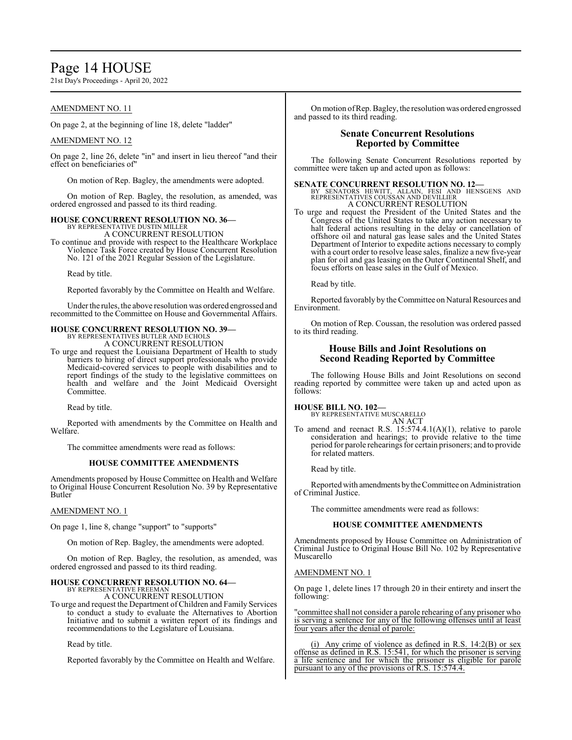AMENDMENT NO. 11

On page 2, at the beginning of line 18, delete "ladder"

AMENDMENT NO. 12

On page 2, line 26, delete "in" and insert in lieu thereof "and their effect on beneficiaries of"

On motion of Rep. Bagley, the amendments were adopted.

On motion of Rep. Bagley, the resolution, as amended, was ordered engrossed and passed to its third reading.

**HOUSE CONCURRENT RESOLUTION NO. 36—**
BY REPRESENTATIVE DUSTIN MILLER
A CONCURRENT RESOLUTION

To continue and provide with respect to the Healthcare Workplace Violence Task Force created by House Concurrent Resolution No. 121 of the 2021 Regular Session of the Legislature.

Read by title.

Reported favorably by the Committee on Health and Welfare.

Under the rules, the above resolution was ordered engrossed and recommitted to the Committee on House and Governmental Affairs.

**HOUSE CONCURRENT RESOLUTION NO. 39—**
BY REPRESENTATIVES BUTLER AND ECHOLS
A CONCURRENT RESOLUTION

To urge and request the Louisiana Department of Health to study barriers to hiring of direct support professionals who provide Medicaid-covered services to people with disabilities and to report findings of the study to the legislative committees on health and welfare and the Joint Medicaid Oversight Committee.

Read by title.

Reported with amendments by the Committee on Health and Welfare.

The committee amendments were read as follows:

**HOUSE COMMITTEE AMENDMENTS**

Amendments proposed by House Committee on Health and Welfare to Original House Concurrent Resolution No. 39 by Representative Butler

AMENDMENT NO. 1

On page 1, line 8, change "support" to "supports"

On motion of Rep. Bagley, the amendments were adopted.

On motion of Rep. Bagley, the resolution, as amended, was ordered engrossed and passed to its third reading.

**HOUSE CONCURRENT RESOLUTION NO. 64—**
BY REPRESENTATIVE FREEMAN
A CONCURRENT RESOLUTION

To urge and request the Department of Children and Family Services to conduct a study to evaluate the Alternatives to Abortion Initiative and to submit a written report of its findings and recommendations to the Legislature of Louisiana.

Read by title.

Reported favorably by the Committee on Health and Welfare.

On motion of Rep. Bagley, the resolution was ordered engrossed and passed to its third reading.

## Senate Concurrent Resolutions Reported by Committee

The following Senate Concurrent Resolutions reported by committee were taken up and acted upon as follows:

**SENATE CONCURRENT RESOLUTION NO. 12—**
BY SENATORS HEWITT, ALLAIN, FESI AND HENSGENS AND REPRESENTATIVES COUSSAN AND DEVILLIER
A CONCURRENT RESOLUTION

To urge and request the President of the United States and the Congress of the United States to take any action necessary to halt federal actions resulting in the delay or cancellation of offshore oil and natural gas lease sales and the United States Department of Interior to expedite actions necessary to comply with a court order to resolve lease sales, finalize a new five-year plan for oil and gas leasing on the Outer Continental Shelf, and focus efforts on lease sales in the Gulf of Mexico.

Read by title.

Reported favorably by the Committee on Natural Resources and Environment.

On motion of Rep. Coussan, the resolution was ordered passed to its third reading.

## House Bills and Joint Resolutions on Second Reading Reported by Committee

The following House Bills and Joint Resolutions on second reading reported by committee were taken up and acted upon as follows:

**HOUSE BILL NO. 102—**
BY REPRESENTATIVE MUSCARELLO
AN ACT

To amend and reenact R.S. 15:574.4.1(A)(1), relative to parole consideration and hearings; to provide relative to the time period for parole rehearings for certain prisoners; and to provide for related matters.

Read by title.

Reported with amendments by the Committee on Administration of Criminal Justice.

The committee amendments were read as follows:

**HOUSE COMMITTEE AMENDMENTS**

Amendments proposed by House Committee on Administration of Criminal Justice to Original House Bill No. 102 by Representative Muscarello

AMENDMENT NO. 1

On page 1, delete lines 17 through 20 in their entirety and insert the following:

"committee shall not consider a parole rehearing of any prisoner who is serving a sentence for any of the following offenses until at least four years after the denial of parole:

(i) Any crime of violence as defined in R.S. 14:2(B) or sex offense as defined in R.S. 15:541, for which the prisoner is serving a life sentence and for which the prisoner is eligible for parole pursuant to any of the provisions of R.S. 15:574.4.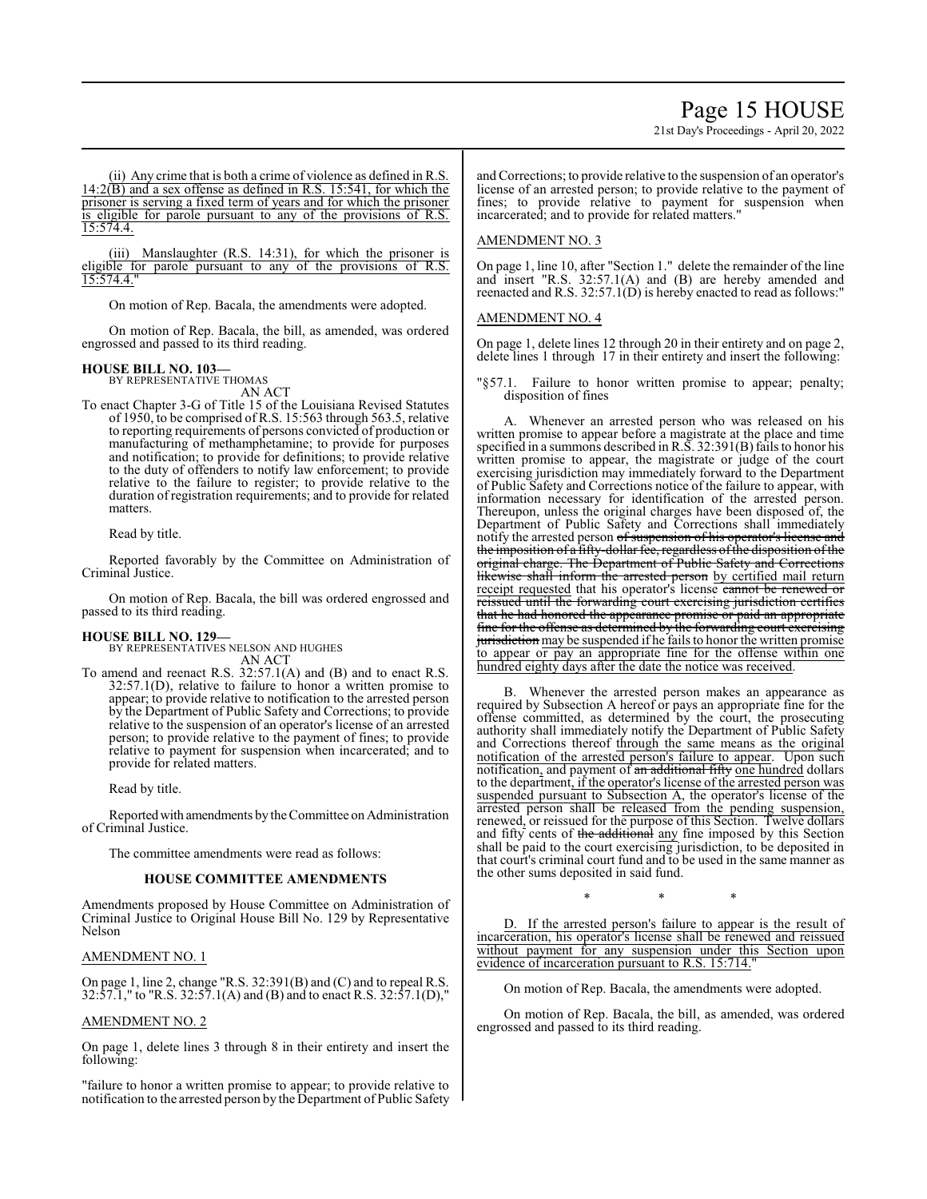(ii) Any crime that is both a crime of violence as defined in R.S. 14:2(B) and a sex offense as defined in R.S. 15:541, for which the prisoner is serving a fixed term of years and for which the prisoner is eligible for parole pursuant to any of the provisions of R.S. 15:574.4.

(iii) Manslaughter (R.S. 14:31), for which the prisoner is eligible for parole pursuant to any of the provisions of R.S. 15:574.4."

On motion of Rep. Bacala, the amendments were adopted.

On motion of Rep. Bacala, the bill, as amended, was ordered engrossed and passed to its third reading.

**HOUSE BILL NO. 103—**
BY REPRESENTATIVE THOMAS
AN ACT

To enact Chapter 3-G of Title 15 of the Louisiana Revised Statutes of 1950, to be comprised of R.S. 15:563 through 563.5, relative to reporting requirements of persons convicted of production or manufacturing of methamphetamine; to provide for purposes and notification; to provide for definitions; to provide relative to the duty of offenders to notify law enforcement; to provide relative to the failure to register; to provide relative to the duration of registration requirements; and to provide for related matters.

Read by title.

Reported favorably by the Committee on Administration of Criminal Justice.

On motion of Rep. Bacala, the bill was ordered engrossed and passed to its third reading.

**HOUSE BILL NO. 129—**
BY REPRESENTATIVES NELSON AND HUGHES
AN ACT

To amend and reenact R.S. 32:57.1(A) and (B) and to enact R.S. 32:57.1(D), relative to failure to honor a written promise to appear; to provide relative to notification to the arrested person by the Department of Public Safety and Corrections; to provide relative to the suspension of an operator's license of an arrested person; to provide relative to the payment of fines; to provide relative to payment for suspension when incarcerated; and to provide for related matters.

Read by title.

Reported with amendments by the Committee on Administration of Criminal Justice.

The committee amendments were read as follows:

**HOUSE COMMITTEE AMENDMENTS**

Amendments proposed by House Committee on Administration of Criminal Justice to Original House Bill No. 129 by Representative Nelson

AMENDMENT NO. 1

On page 1, line 2, change "R.S. 32:391(B) and (C) and to repeal R.S. 32:57.1," to "R.S. 32:57.1(A) and (B) and to enact R.S. 32:57.1(D),"

AMENDMENT NO. 2

On page 1, delete lines 3 through 8 in their entirety and insert the following:

"failure to honor a written promise to appear; to provide relative to notification to the arrested person by the Department of Public Safety and Corrections; to provide relative to the suspension of an operator's license of an arrested person; to provide relative to the payment of fines; to provide relative to payment for suspension when incarcerated; and to provide for related matters."

AMENDMENT NO. 3

On page 1, line 10, after "Section 1." delete the remainder of the line and insert "R.S. 32:57.1(A) and (B) are hereby amended and reenacted and R.S. 32:57.1(D) is hereby enacted to read as follows:"

AMENDMENT NO. 4

On page 1, delete lines 12 through 20 in their entirety and on page 2, delete lines 1 through 17 in their entirety and insert the following:

"§57.1. Failure to honor written promise to appear; penalty; disposition of fines

A. Whenever an arrested person who was released on his written promise to appear before a magistrate at the place and time specified in a summons described in R.S. 32:391(B) fails to honor his written promise to appear, the magistrate or judge of the court exercising jurisdiction may immediately forward to the Department of Public Safety and Corrections notice of the failure to appear, with information necessary for identification of the arrested person. Thereupon, unless the original charges have been disposed of, the Department of Public Safety and Corrections shall immediately notify the arrested person ~~of suspension of his operator's license and the imposition of a fifty-dollar fee, regardless of the disposition of the original charge. The Department of Public Safety and Corrections likewise shall inform the arrested person~~ by certified mail return receipt requested that his operator's license ~~cannot be renewed or reissued until the forwarding court exercising jurisdiction certifies that he had honored the appearance promise or paid an appropriate fine for the offense as determined by the forwarding court exercising jurisdiction~~ may be suspended if he fails to honor the written promise to appear or pay an appropriate fine for the offense within one hundred eighty days after the date the notice was received.

B. Whenever the arrested person makes an appearance as required by Subsection A hereof or pays an appropriate fine for the offense committed, as determined by the court, the prosecuting authority shall immediately notify the Department of Public Safety and Corrections thereof through the same means as the original notification of the arrested person's failure to appear. Upon such notification, and payment of ~~an additional fifty~~ one hundred dollars to the department, if the operator's license of the arrested person was suspended pursuant to Subsection A, the operator's license of the arrested person shall be released from the pending suspension, renewed, or reissued for the purpose of this Section. Twelve dollars and fifty cents of ~~the additional~~ any fine imposed by this Section shall be paid to the court exercising jurisdiction, to be deposited in that court's criminal court fund and to be used in the same manner as the other sums deposited in said fund.

\* \* \*

D. If the arrested person's failure to appear is the result of incarceration, his operator's license shall be renewed and reissued without payment for any suspension under this Section upon evidence of incarceration pursuant to R.S. 15:714."

On motion of Rep. Bacala, the amendments were adopted.

On motion of Rep. Bacala, the bill, as amended, was ordered engrossed and passed to its third reading.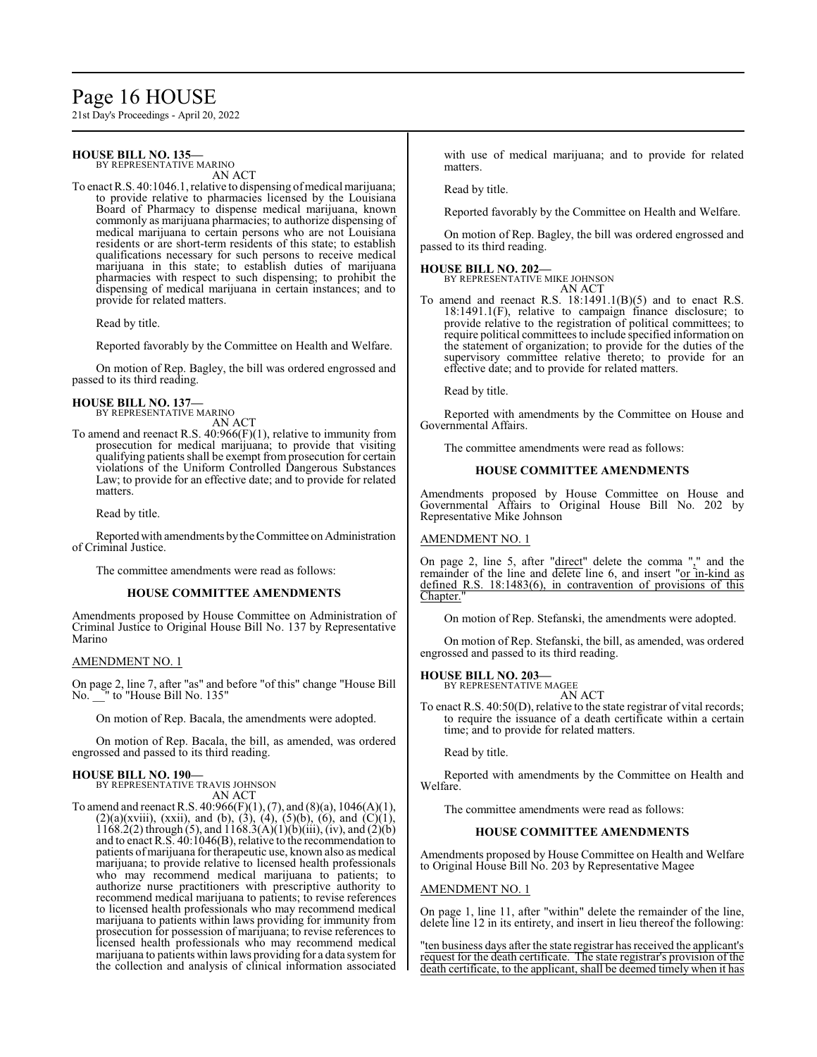**HOUSE BILL NO. 135—**
BY REPRESENTATIVE MARINO

AN ACT

To enact R.S. 40:1046.1, relative to dispensing of medical marijuana; to provide relative to pharmacies licensed by the Louisiana Board of Pharmacy to dispense medical marijuana, known commonly as marijuana pharmacies; to authorize dispensing of medical marijuana to certain persons who are not Louisiana residents or are short-term residents of this state; to establish qualifications necessary for such persons to receive medical marijuana in this state; to establish duties of marijuana pharmacies with respect to such dispensing; to prohibit the dispensing of medical marijuana in certain instances; and to provide for related matters.

Read by title.

Reported favorably by the Committee on Health and Welfare.

On motion of Rep. Bagley, the bill was ordered engrossed and passed to its third reading.

**HOUSE BILL NO. 137—**
BY REPRESENTATIVE MARINO

AN ACT

To amend and reenact R.S. 40:966(F)(1), relative to immunity from prosecution for medical marijuana; to provide that visiting qualifying patients shall be exempt from prosecution for certain violations of the Uniform Controlled Dangerous Substances Law; to provide for an effective date; and to provide for related matters.

Read by title.

Reported with amendments by the Committee on Administration of Criminal Justice.

The committee amendments were read as follows:

**HOUSE COMMITTEE AMENDMENTS**

Amendments proposed by House Committee on Administration of Criminal Justice to Original House Bill No. 137 by Representative Marino

AMENDMENT NO. 1

On page 2, line 7, after "as" and before "of this" change "House Bill No. __" to "House Bill No. 135"

On motion of Rep. Bacala, the amendments were adopted.

On motion of Rep. Bacala, the bill, as amended, was ordered engrossed and passed to its third reading.

**HOUSE BILL NO. 190—**
BY REPRESENTATIVE TRAVIS JOHNSON

AN ACT

To amend and reenact R.S. 40:966(F)(1), (7), and (8)(a), 1046(A)(1), (2)(a)(xviii), (xxii), and (b), (3), (4), (5)(b), (6), and (C)(1), 1168.2(2) through (5), and 1168.3(A)(1)(b)(iii), (iv), and (2)(b) and to enact R.S. 40:1046(B), relative to the recommendation to patients of marijuana for therapeutic use, known also as medical marijuana; to provide relative to licensed health professionals who may recommend medical marijuana to patients; to authorize nurse practitioners with prescriptive authority to recommend medical marijuana to patients; to revise references to licensed health professionals who may recommend medical marijuana to patients within laws providing for immunity from prosecution for possession of marijuana; to revise references to licensed health professionals who may recommend medical marijuana to patients within laws providing for a data system for the collection and analysis of clinical information associated with use of medical marijuana; and to provide for related matters.

Read by title.

Reported favorably by the Committee on Health and Welfare.

On motion of Rep. Bagley, the bill was ordered engrossed and passed to its third reading.

**HOUSE BILL NO. 202—**
BY REPRESENTATIVE MIKE JOHNSON

AN ACT

To amend and reenact R.S. 18:1491.1(B)(5) and to enact R.S. 18:1491.1(F), relative to campaign finance disclosure; to provide relative to the registration of political committees; to require political committees to include specified information on the statement of organization; to provide for the duties of the supervisory committee relative thereto; to provide for an effective date; and to provide for related matters.

Read by title.

Reported with amendments by the Committee on House and Governmental Affairs.

The committee amendments were read as follows:

**HOUSE COMMITTEE AMENDMENTS**

Amendments proposed by House Committee on House and Governmental Affairs to Original House Bill No. 202 by Representative Mike Johnson

AMENDMENT NO. 1

On page 2, line 5, after "direct" delete the comma "," and the remainder of the line and delete line 6, and insert "or in-kind as defined R.S. 18:1483(6), in contravention of provisions of this Chapter."

On motion of Rep. Stefanski, the amendments were adopted.

On motion of Rep. Stefanski, the bill, as amended, was ordered engrossed and passed to its third reading.

**HOUSE BILL NO. 203—**
BY REPRESENTATIVE MAGEE

AN ACT

To enact R.S. 40:50(D), relative to the state registrar of vital records; to require the issuance of a death certificate within a certain time; and to provide for related matters.

Read by title.

Reported with amendments by the Committee on Health and Welfare.

The committee amendments were read as follows:

**HOUSE COMMITTEE AMENDMENTS**

Amendments proposed by House Committee on Health and Welfare to Original House Bill No. 203 by Representative Magee

AMENDMENT NO. 1

On page 1, line 11, after "within" delete the remainder of the line, delete line 12 in its entirety, and insert in lieu thereof the following:

"ten business days after the state registrar has received the applicant's request for the death certificate. The state registrar's provision of the death certificate, to the applicant, shall be deemed timely when it has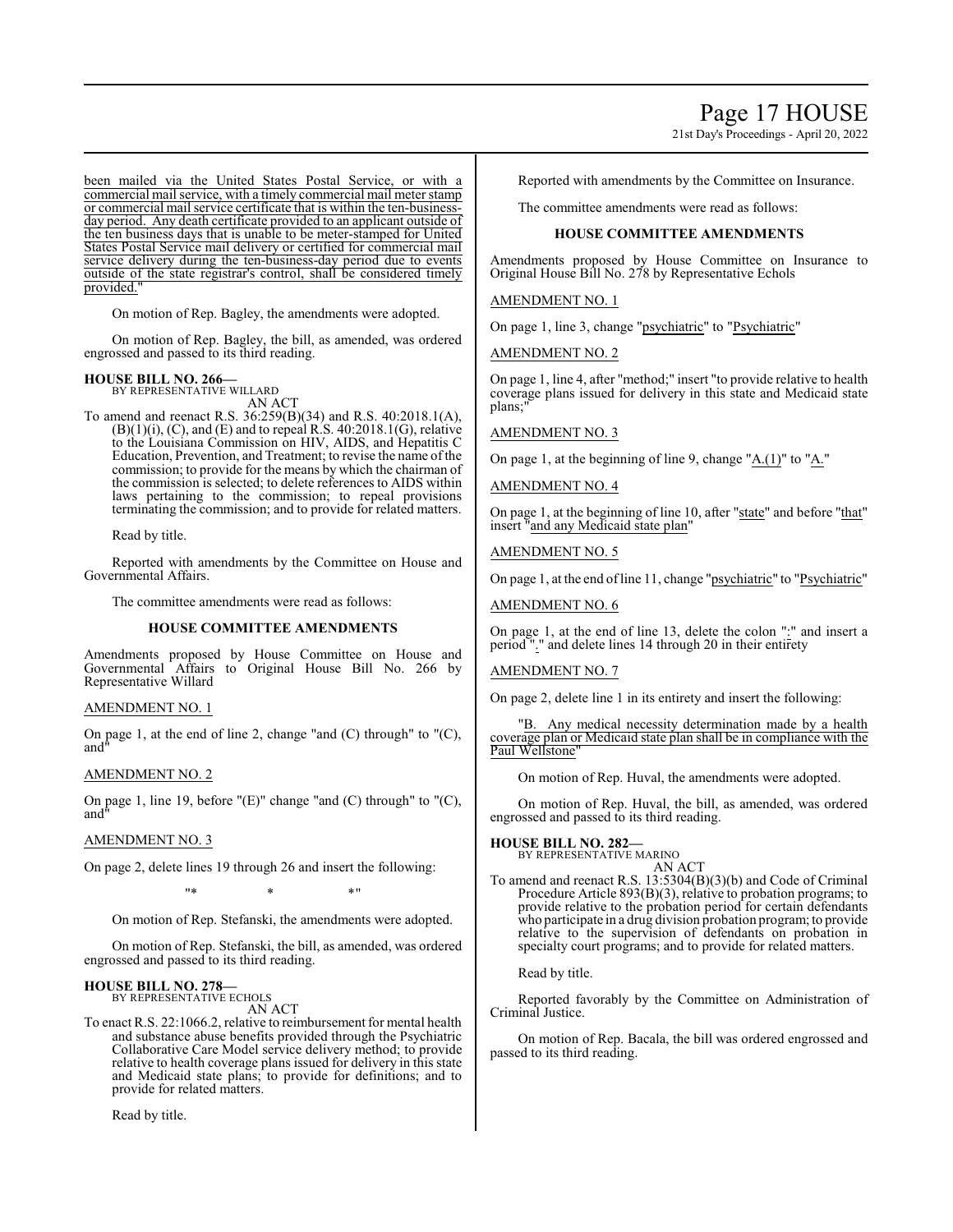been mailed via the United States Postal Service, or with a commercial mail service, with a timely commercial mail meter stamp or commercial mail service certificate that is within the ten-business-day period. Any death certificate provided to an applicant outside of the ten business days that is unable to be meter-stamped for United States Postal Service mail delivery or certified for commercial mail service delivery during the ten-business-day period due to events outside of the state registrar's control, shall be considered timely provided."

On motion of Rep. Bagley, the amendments were adopted.

On motion of Rep. Bagley, the bill, as amended, was ordered engrossed and passed to its third reading.

**HOUSE BILL NO. 266—**
BY REPRESENTATIVE WILLARD
AN ACT

To amend and reenact R.S. 36:259(B)(34) and R.S. 40:2018.1(A), (B)(1)(i), (C), and (E) and to repeal R.S. 40:2018.1(G), relative to the Louisiana Commission on HIV, AIDS, and Hepatitis C Education, Prevention, and Treatment; to revise the name of the commission; to provide for the means by which the chairman of the commission is selected; to delete references to AIDS within laws pertaining to the commission; to repeal provisions terminating the commission; and to provide for related matters.

Read by title.

Reported with amendments by the Committee on House and Governmental Affairs.

The committee amendments were read as follows:

**HOUSE COMMITTEE AMENDMENTS**

Amendments proposed by House Committee on House and Governmental Affairs to Original House Bill No. 266 by Representative Willard

AMENDMENT NO. 1

On page 1, at the end of line 2, change "and (C) through" to "(C), and"

AMENDMENT NO. 2

On page 1, line 19, before "(E)" change "and (C) through" to "(C), and"

AMENDMENT NO. 3

On page 2, delete lines 19 through 26 and insert the following:

"* * *"

On motion of Rep. Stefanski, the amendments were adopted.

On motion of Rep. Stefanski, the bill, as amended, was ordered engrossed and passed to its third reading.

**HOUSE BILL NO. 278—**
BY REPRESENTATIVE ECHOLS
AN ACT

To enact R.S. 22:1066.2, relative to reimbursement for mental health and substance abuse benefits provided through the Psychiatric Collaborative Care Model service delivery method; to provide relative to health coverage plans issued for delivery in this state and Medicaid state plans; to provide for definitions; and to provide for related matters.

Read by title.

Reported with amendments by the Committee on Insurance.

The committee amendments were read as follows:

**HOUSE COMMITTEE AMENDMENTS**

Amendments proposed by House Committee on Insurance to Original House Bill No. 278 by Representative Echols

AMENDMENT NO. 1

On page 1, line 3, change "psychiatric" to "Psychiatric"

AMENDMENT NO. 2

On page 1, line 4, after "method;" insert "to provide relative to health coverage plans issued for delivery in this state and Medicaid state plans;"

AMENDMENT NO. 3

On page 1, at the beginning of line 9, change "A.(1)" to "A."

AMENDMENT NO. 4

On page 1, at the beginning of line 10, after "state" and before "that" insert "and any Medicaid state plan"

AMENDMENT NO. 5

On page 1, at the end of line 11, change "psychiatric" to "Psychiatric"

AMENDMENT NO. 6

On page 1, at the end of line 13, delete the colon ":" and insert a period "." and delete lines 14 through 20 in their entirety

AMENDMENT NO. 7

On page 2, delete line 1 in its entirety and insert the following:

"B. Any medical necessity determination made by a health coverage plan or Medicaid state plan shall be in compliance with the Paul Wellstone"

On motion of Rep. Huval, the amendments were adopted.

On motion of Rep. Huval, the bill, as amended, was ordered engrossed and passed to its third reading.

**HOUSE BILL NO. 282—**
BY REPRESENTATIVE MARINO
AN ACT

To amend and reenact R.S. 13:5304(B)(3)(b) and Code of Criminal Procedure Article 893(B)(3), relative to probation programs; to provide relative to the probation period for certain defendants who participate in a drug division probation program; to provide relative to the supervision of defendants on probation in specialty court programs; and to provide for related matters.

Read by title.

Reported favorably by the Committee on Administration of Criminal Justice.

On motion of Rep. Bacala, the bill was ordered engrossed and passed to its third reading.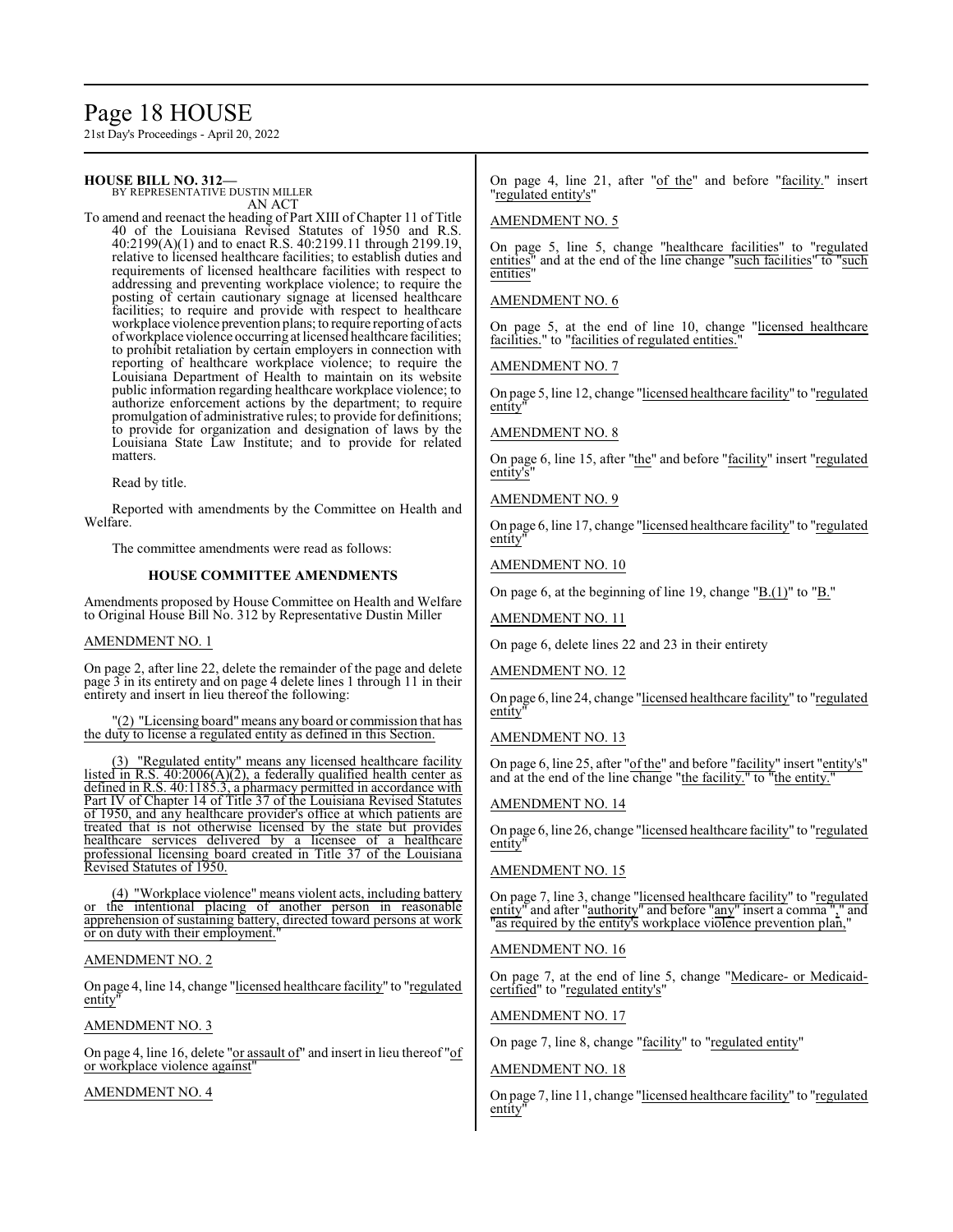**HOUSE BILL NO. 312—**
BY REPRESENTATIVE DUSTIN MILLER
AN ACT

To amend and reenact the heading of Part XIII of Chapter 11 of Title 40 of the Louisiana Revised Statutes of 1950 and R.S. 40:2199(A)(1) and to enact R.S. 40:2199.11 through 2199.19, relative to licensed healthcare facilities; to establish duties and requirements of licensed healthcare facilities with respect to addressing and preventing workplace violence; to require the posting of certain cautionary signage at licensed healthcare facilities; to require and provide with respect to healthcare workplace violence prevention plans; to require reporting of acts of workplace violence occurring at licensed healthcare facilities; to prohibit retaliation by certain employers in connection with reporting of healthcare workplace violence; to require the Louisiana Department of Health to maintain on its website public information regarding healthcare workplace violence; to authorize enforcement actions by the department; to require promulgation of administrative rules; to provide for definitions; to provide for organization and designation of laws by the Louisiana State Law Institute; and to provide for related matters.

Read by title.

Reported with amendments by the Committee on Health and Welfare.

The committee amendments were read as follows:

### HOUSE COMMITTEE AMENDMENTS

Amendments proposed by House Committee on Health and Welfare to Original House Bill No. 312 by Representative Dustin Miller

AMENDMENT NO. 1

On page 2, after line 22, delete the remainder of the page and delete page 3 in its entirety and on page 4 delete lines 1 through 11 in their entirety and insert in lieu thereof the following:

"(2) "Licensing board" means any board or commission that has the duty to license a regulated entity as defined in this Section.

(3) "Regulated entity" means any licensed healthcare facility listed in R.S. 40:2006(A)(2), a federally qualified health center as defined in R.S. 40:1185.3, a pharmacy permitted in accordance with Part IV of Chapter 14 of Title 37 of the Louisiana Revised Statutes of 1950, and any healthcare provider's office at which patients are treated that is not otherwise licensed by the state but provides healthcare services delivered by a licensee of a healthcare professional licensing board created in Title 37 of the Louisiana Revised Statutes of 1950.

(4) "Workplace violence" means violent acts, including battery or the intentional placing of another person in reasonable apprehension of sustaining battery, directed toward persons at work or on duty with their employment."

AMENDMENT NO. 2

On page 4, line 14, change "licensed healthcare facility" to "regulated entity"

AMENDMENT NO. 3

On page 4, line 16, delete "or assault of" and insert in lieu thereof "of or workplace violence against"

AMENDMENT NO. 4

On page 4, line 21, after "of the" and before "facility." insert "regulated entity's"

AMENDMENT NO. 5

On page 5, line 5, change "healthcare facilities" to "regulated entities" and at the end of the line change "such facilities" to "such entities"

AMENDMENT NO. 6

On page 5, at the end of line 10, change "licensed healthcare facilities." to "facilities of regulated entities."

AMENDMENT NO. 7

On page 5, line 12, change "licensed healthcare facility" to "regulated entity"

AMENDMENT NO. 8

On page 6, line 15, after "the" and before "facility" insert "regulated entity's"

AMENDMENT NO. 9

On page 6, line 17, change "licensed healthcare facility" to "regulated entity"

AMENDMENT NO. 10

On page 6, at the beginning of line 19, change "B.(1)" to "B."

AMENDMENT NO. 11

On page 6, delete lines 22 and 23 in their entirety

AMENDMENT NO. 12

On page 6, line 24, change "licensed healthcare facility" to "regulated entity"

AMENDMENT NO. 13

On page 6, line 25, after "of the" and before "facility" insert "entity's" and at the end of the line change "the facility." to "the entity."

AMENDMENT NO. 14

On page 6, line 26, change "licensed healthcare facility" to "regulated entity"

AMENDMENT NO. 15

On page 7, line 3, change "licensed healthcare facility" to "regulated entity" and after "authority" and before "any" insert a comma "," and "as required by the entity's workplace violence prevention plan,"

AMENDMENT NO. 16

On page 7, at the end of line 5, change "Medicare- or Medicaid-certified" to "regulated entity's"

AMENDMENT NO. 17

On page 7, line 8, change "facility" to "regulated entity"

AMENDMENT NO. 18

On page 7, line 11, change "licensed healthcare facility" to "regulated entity"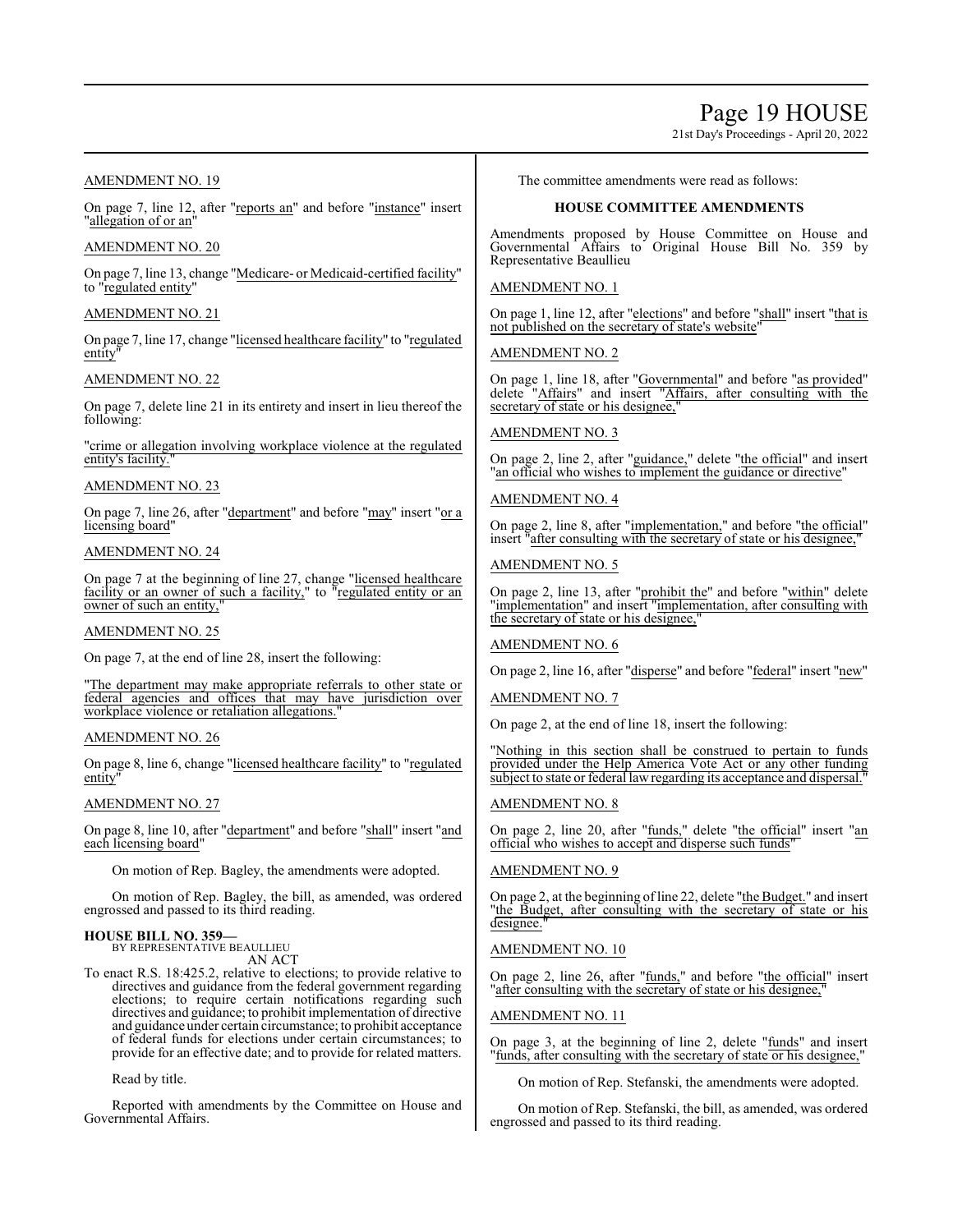AMENDMENT NO. 19

On page 7, line 12, after "reports an" and before "instance" insert "allegation of or an"

AMENDMENT NO. 20

On page 7, line 13, change "Medicare- or Medicaid-certified facility" to "regulated entity"

AMENDMENT NO. 21

On page 7, line 17, change "licensed healthcare facility" to "regulated entity"

AMENDMENT NO. 22

On page 7, delete line 21 in its entirety and insert in lieu thereof the following:

"crime or allegation involving workplace violence at the regulated entity's facility."

AMENDMENT NO. 23

On page 7, line 26, after "department" and before "may" insert "or a licensing board"

AMENDMENT NO. 24

On page 7 at the beginning of line 27, change "licensed healthcare facility or an owner of such a facility," to "regulated entity or an owner of such an entity,"

AMENDMENT NO. 25

On page 7, at the end of line 28, insert the following:

"The department may make appropriate referrals to other state or federal agencies and offices that may have jurisdiction over workplace violence or retaliation allegations."

AMENDMENT NO. 26

On page 8, line 6, change "licensed healthcare facility" to "regulated entity"

AMENDMENT NO. 27

On page 8, line 10, after "department" and before "shall" insert "and each licensing board"

On motion of Rep. Bagley, the amendments were adopted.

On motion of Rep. Bagley, the bill, as amended, was ordered engrossed and passed to its third reading.

**HOUSE BILL NO. 359—**
BY REPRESENTATIVE BEAULLIEU
AN ACT

To enact R.S. 18:425.2, relative to elections; to provide relative to directives and guidance from the federal government regarding elections; to require certain notifications regarding such directives and guidance; to prohibit implementation of directive and guidance under certain circumstance; to prohibit acceptance of federal funds for elections under certain circumstances; to provide for an effective date; and to provide for related matters.

Read by title.

Reported with amendments by the Committee on House and Governmental Affairs.

The committee amendments were read as follows:

**HOUSE COMMITTEE AMENDMENTS**

Amendments proposed by House Committee on House and Governmental Affairs to Original House Bill No. 359 by Representative Beaullieu

AMENDMENT NO. 1

On page 1, line 12, after "elections" and before "shall" insert "that is not published on the secretary of state's website"

AMENDMENT NO. 2

On page 1, line 18, after "Governmental" and before "as provided" delete "Affairs" and insert "Affairs, after consulting with the secretary of state or his designee,"

AMENDMENT NO. 3

On page 2, line 2, after "guidance," delete "the official" and insert "an official who wishes to implement the guidance or directive"

AMENDMENT NO. 4

On page 2, line 8, after "implementation," and before "the official" insert "after consulting with the secretary of state or his designee,"

AMENDMENT NO. 5

On page 2, line 13, after "prohibit the" and before "within" delete "implementation" and insert "implementation, after consulting with the secretary of state or his designee,"

AMENDMENT NO. 6

On page 2, line 16, after "disperse" and before "federal" insert "new"

AMENDMENT NO. 7

On page 2, at the end of line 18, insert the following:

"Nothing in this section shall be construed to pertain to funds provided under the Help America Vote Act or any other funding subject to state or federal law regarding its acceptance and dispersal."

AMENDMENT NO. 8

On page 2, line 20, after "funds," delete "the official" insert "an official who wishes to accept and disperse such funds"

AMENDMENT NO. 9

On page 2, at the beginning of line 22, delete "the Budget." and insert "the Budget, after consulting with the secretary of state or his designee."

AMENDMENT NO. 10

On page 2, line 26, after "funds," and before "the official" insert "after consulting with the secretary of state or his designee,"

AMENDMENT NO. 11

On page 3, at the beginning of line 2, delete "funds" and insert "funds, after consulting with the secretary of state or his designee,"

On motion of Rep. Stefanski, the amendments were adopted.

On motion of Rep. Stefanski, the bill, as amended, was ordered engrossed and passed to its third reading.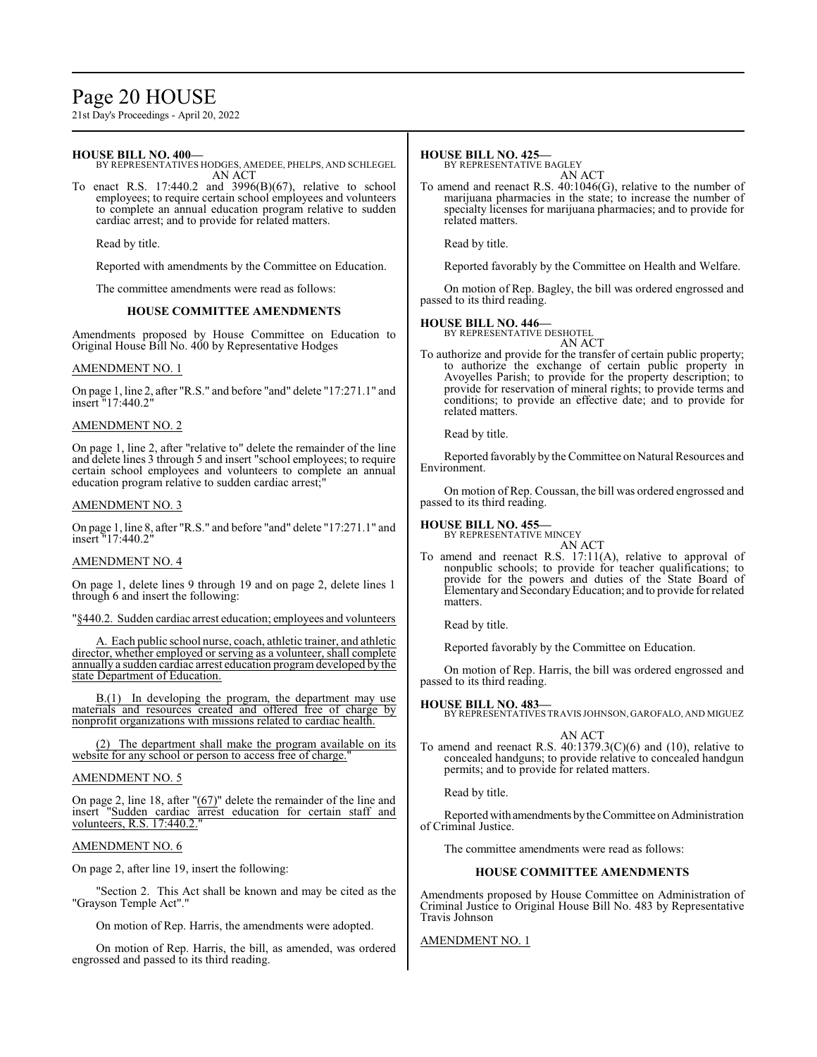**HOUSE BILL NO. 400—**
BY REPRESENTATIVES HODGES, AMEDEE, PHELPS, AND SCHLEGEL
AN ACT

To enact R.S. 17:440.2 and 3996(B)(67), relative to school employees; to require certain school employees and volunteers to complete an annual education program relative to sudden cardiac arrest; and to provide for related matters.

Read by title.

Reported with amendments by the Committee on Education.

The committee amendments were read as follows:

### HOUSE COMMITTEE AMENDMENTS

Amendments proposed by House Committee on Education to Original House Bill No. 400 by Representative Hodges

AMENDMENT NO. 1

On page 1, line 2, after "R.S." and before "and" delete "17:271.1" and insert "17:440.2"

AMENDMENT NO. 2

On page 1, line 2, after "relative to" delete the remainder of the line and delete lines 3 through 5 and insert "school employees; to require certain school employees and volunteers to complete an annual education program relative to sudden cardiac arrest;"

AMENDMENT NO. 3

On page 1, line 8, after "R.S." and before "and" delete "17:271.1" and insert "17:440.2"

AMENDMENT NO. 4

On page 1, delete lines 9 through 19 and on page 2, delete lines 1 through 6 and insert the following:

"§440.2. Sudden cardiac arrest education; employees and volunteers

A. Each public school nurse, coach, athletic trainer, and athletic director, whether employed or serving as a volunteer, shall complete annually a sudden cardiac arrest education program developed by the state Department of Education.

B.(1) In developing the program, the department may use materials and resources created and offered free of charge by nonprofit organizations with missions related to cardiac health.

(2) The department shall make the program available on its website for any school or person to access free of charge."

AMENDMENT NO. 5

On page 2, line 18, after "(67)" delete the remainder of the line and insert "Sudden cardiac arrest education for certain staff and volunteers, R.S. 17:440.2."

AMENDMENT NO. 6

On page 2, after line 19, insert the following:

"Section 2. This Act shall be known and may be cited as the "Grayson Temple Act"."

On motion of Rep. Harris, the amendments were adopted.

On motion of Rep. Harris, the bill, as amended, was ordered engrossed and passed to its third reading.

**HOUSE BILL NO. 425—**
BY REPRESENTATIVE BAGLEY
AN ACT

To amend and reenact R.S. 40:1046(G), relative to the number of marijuana pharmacies in the state; to increase the number of specialty licenses for marijuana pharmacies; and to provide for related matters.

Read by title.

Reported favorably by the Committee on Health and Welfare.

On motion of Rep. Bagley, the bill was ordered engrossed and passed to its third reading.

**HOUSE BILL NO. 446—**
BY REPRESENTATIVE DESHOTEL
AN ACT

To authorize and provide for the transfer of certain public property; to authorize the exchange of certain public property in Avoyelles Parish; to provide for the property description; to provide for reservation of mineral rights; to provide terms and conditions; to provide an effective date; and to provide for related matters.

Read by title.

Reported favorably by the Committee on Natural Resources and Environment.

On motion of Rep. Coussan, the bill was ordered engrossed and passed to its third reading.

**HOUSE BILL NO. 455—**
BY REPRESENTATIVE MINCEY
AN ACT

To amend and reenact R.S. 17:11(A), relative to approval of nonpublic schools; to provide for teacher qualifications; to provide for the powers and duties of the State Board of Elementary and Secondary Education; and to provide for related matters.

Read by title.

Reported favorably by the Committee on Education.

On motion of Rep. Harris, the bill was ordered engrossed and passed to its third reading.

**HOUSE BILL NO. 483—**
BY REPRESENTATIVES TRAVIS JOHNSON, GAROFALO, AND MIGUEZ
AN ACT

To amend and reenact R.S. 40:1379.3(C)(6) and (10), relative to concealed handguns; to provide relative to concealed handgun permits; and to provide for related matters.

Read by title.

Reported with amendments by the Committee on Administration of Criminal Justice.

The committee amendments were read as follows:

### HOUSE COMMITTEE AMENDMENTS

Amendments proposed by House Committee on Administration of Criminal Justice to Original House Bill No. 483 by Representative Travis Johnson

AMENDMENT NO. 1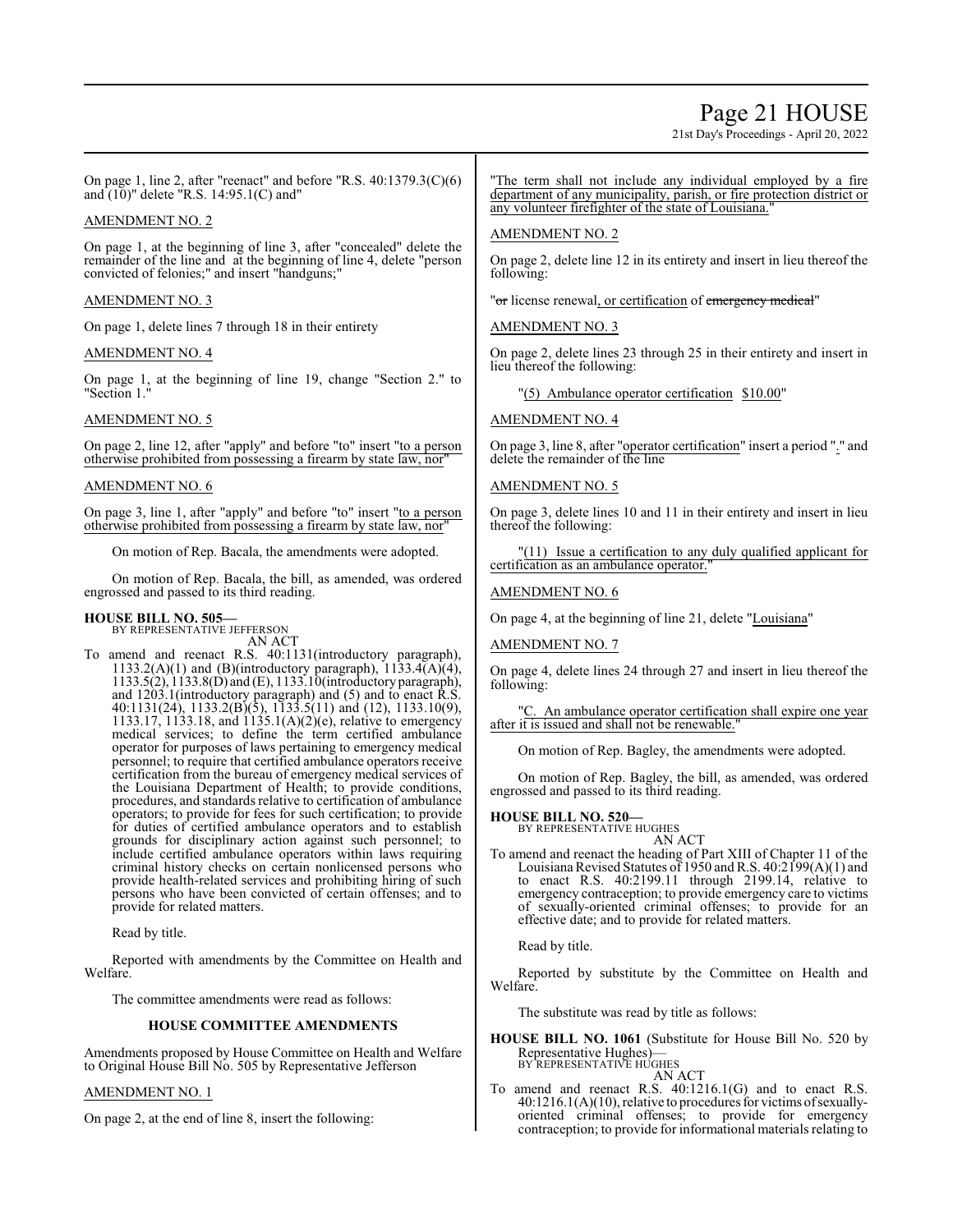On page 1, line 2, after "reenact" and before "R.S. 40:1379.3(C)(6) and (10)" delete "R.S. 14:95.1(C) and"

AMENDMENT NO. 2

On page 1, at the beginning of line 3, after "concealed" delete the remainder of the line and at the beginning of line 4, delete "person convicted of felonies;" and insert "handguns;"

AMENDMENT NO. 3

On page 1, delete lines 7 through 18 in their entirety

AMENDMENT NO. 4

On page 1, at the beginning of line 19, change "Section 2." to "Section 1."

AMENDMENT NO. 5

On page 2, line 12, after "apply" and before "to" insert "to a person otherwise prohibited from possessing a firearm by state law, nor"

AMENDMENT NO. 6

On page 3, line 1, after "apply" and before "to" insert "to a person otherwise prohibited from possessing a firearm by state law, nor"

On motion of Rep. Bacala, the amendments were adopted.

On motion of Rep. Bacala, the bill, as amended, was ordered engrossed and passed to its third reading.

**HOUSE BILL NO. 505—**
BY REPRESENTATIVE JEFFERSON
AN ACT

To amend and reenact R.S. 40:1131(introductory paragraph), 1133.2(A)(1) and (B)(introductory paragraph), 1133.4(A)(4), 1133.5(2), 1133.8(D) and (E), 1133.10(introductory paragraph), and 1203.1(introductory paragraph) and (5) and to enact R.S. 40:1131(24), 1133.2(B)(5), 1133.5(11) and (12), 1133.10(9), 1133.17, 1133.18, and 1135.1(A)(2)(e), relative to emergency medical services; to define the term certified ambulance operator for purposes of laws pertaining to emergency medical personnel; to require that certified ambulance operators receive certification from the bureau of emergency medical services of the Louisiana Department of Health; to provide conditions, procedures, and standards relative to certification of ambulance operators; to provide for fees for such certification; to provide for duties of certified ambulance operators and to establish grounds for disciplinary action against such personnel; to include certified ambulance operators within laws requiring criminal history checks on certain nonlicensed persons who provide health-related services and prohibiting hiring of such persons who have been convicted of certain offenses; and to provide for related matters.

Read by title.

Reported with amendments by the Committee on Health and Welfare.

The committee amendments were read as follows:

**HOUSE COMMITTEE AMENDMENTS**

Amendments proposed by House Committee on Health and Welfare to Original House Bill No. 505 by Representative Jefferson

AMENDMENT NO. 1

On page 2, at the end of line 8, insert the following:

"The term shall not include any individual employed by a fire department of any municipality, parish, or fire protection district or any volunteer firefighter of the state of Louisiana."

AMENDMENT NO. 2

On page 2, delete line 12 in its entirety and insert in lieu thereof the following:

"~~or~~ license renewal, or certification of ~~emergency medical~~"

AMENDMENT NO. 3

On page 2, delete lines 23 through 25 in their entirety and insert in lieu thereof the following:

"(5) Ambulance operator certification $10.00"

AMENDMENT NO. 4

On page 3, line 8, after "operator certification" insert a period "." and delete the remainder of the line

AMENDMENT NO. 5

On page 3, delete lines 10 and 11 in their entirety and insert in lieu thereof the following:

"(11) Issue a certification to any duly qualified applicant for certification as an ambulance operator."

AMENDMENT NO. 6

On page 4, at the beginning of line 21, delete "Louisiana"

AMENDMENT NO. 7

On page 4, delete lines 24 through 27 and insert in lieu thereof the following:

"C. An ambulance operator certification shall expire one year after it is issued and shall not be renewable."

On motion of Rep. Bagley, the amendments were adopted.

On motion of Rep. Bagley, the bill, as amended, was ordered engrossed and passed to its third reading.

**HOUSE BILL NO. 520—**
BY REPRESENTATIVE HUGHES
AN ACT

To amend and reenact the heading of Part XIII of Chapter 11 of the Louisiana Revised Statutes of 1950 and R.S. 40:2199(A)(1) and to enact R.S. 40:2199.11 through 2199.14, relative to emergency contraception; to provide emergency care to victims of sexually-oriented criminal offenses; to provide for an effective date; and to provide for related matters.

Read by title.

Reported by substitute by the Committee on Health and Welfare.

The substitute was read by title as follows:

**HOUSE BILL NO. 1061** (Substitute for House Bill No. 520 by Representative Hughes)—
BY REPRESENTATIVE HUGHES
AN ACT

To amend and reenact R.S. 40:1216.1(G) and to enact R.S. 40:1216.1(A)(10), relative to procedures for victims of sexually-oriented criminal offenses; to provide for emergency contraception; to provide for informational materials relating to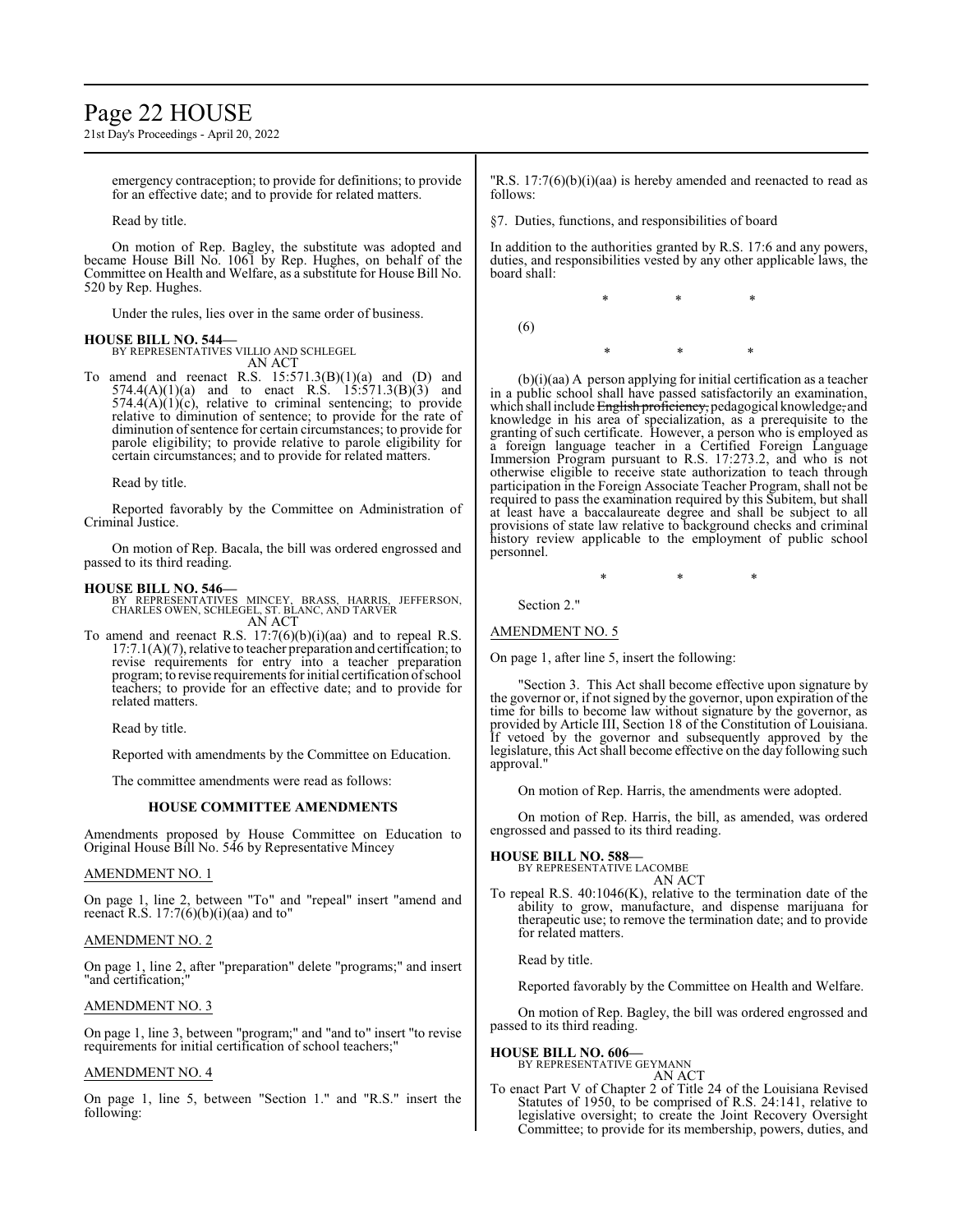emergency contraception; to provide for definitions; to provide for an effective date; and to provide for related matters.

Read by title.

On motion of Rep. Bagley, the substitute was adopted and became House Bill No. 1061 by Rep. Hughes, on behalf of the Committee on Health and Welfare, as a substitute for House Bill No. 520 by Rep. Hughes.

Under the rules, lies over in the same order of business.

**HOUSE BILL NO. 544—**
BY REPRESENTATIVES VILLIO AND SCHLEGEL
AN ACT

To amend and reenact R.S. 15:571.3(B)(1)(a) and (D) and 574.4(A)(1)(a) and to enact R.S. 15:571.3(B)(3) and 574.4(A)(1)(c), relative to criminal sentencing; to provide relative to diminution of sentence; to provide for the rate of diminution of sentence for certain circumstances; to provide for parole eligibility; to provide relative to parole eligibility for certain circumstances; and to provide for related matters.

Read by title.

Reported favorably by the Committee on Administration of Criminal Justice.

On motion of Rep. Bacala, the bill was ordered engrossed and passed to its third reading.

**HOUSE BILL NO. 546—**
BY REPRESENTATIVES MINCEY, BRASS, HARRIS, JEFFERSON, CHARLES OWEN, SCHLEGEL, ST. BLANC, AND TARVER
AN ACT

To amend and reenact R.S. 17:7(6)(b)(i)(aa) and to repeal R.S. 17:7.1(A)(7), relative to teacher preparation and certification; to revise requirements for entry into a teacher preparation program; to revise requirements for initial certification of school teachers; to provide for an effective date; and to provide for related matters.

Read by title.

Reported with amendments by the Committee on Education.

The committee amendments were read as follows:

**HOUSE COMMITTEE AMENDMENTS**

Amendments proposed by House Committee on Education to Original House Bill No. 546 by Representative Mincey

AMENDMENT NO. 1

On page 1, line 2, between "To" and "repeal" insert "amend and reenact R.S. 17:7(6)(b)(i)(aa) and to"

AMENDMENT NO. 2

On page 1, line 2, after "preparation" delete "programs;" and insert "and certification;"

AMENDMENT NO. 3

On page 1, line 3, between "program;" and "and to" insert "to revise requirements for initial certification of school teachers;"

AMENDMENT NO. 4

On page 1, line 5, between "Section 1." and "R.S." insert the following:

"R.S. 17:7(6)(b)(i)(aa) is hereby amended and reenacted to read as follows:

§7. Duties, functions, and responsibilities of board

In addition to the authorities granted by R.S. 17:6 and any powers, duties, and responsibilities vested by any other applicable laws, the board shall:

\* \* \*

(6)

\* \* \*

(b)(i)(aa) A person applying for initial certification as a teacher in a public school shall have passed satisfactorily an examination, which shall include ~~English proficiency,~~ pedagogical knowledge~~,~~ and knowledge in his area of specialization, as a prerequisite to the granting of such certificate. However, a person who is employed as a foreign language teacher in a Certified Foreign Language Immersion Program pursuant to R.S. 17:273.2, and who is not otherwise eligible to receive state authorization to teach through participation in the Foreign Associate Teacher Program, shall not be required to pass the examination required by this Subitem, but shall at least have a baccalaureate degree and shall be subject to all provisions of state law relative to background checks and criminal history review applicable to the employment of public school personnel.

\* \* \*

Section 2."

AMENDMENT NO. 5

On page 1, after line 5, insert the following:

"Section 3. This Act shall become effective upon signature by the governor or, if not signed by the governor, upon expiration of the time for bills to become law without signature by the governor, as provided by Article III, Section 18 of the Constitution of Louisiana. If vetoed by the governor and subsequently approved by the legislature, this Act shall become effective on the day following such approval."

On motion of Rep. Harris, the amendments were adopted.

On motion of Rep. Harris, the bill, as amended, was ordered engrossed and passed to its third reading.

**HOUSE BILL NO. 588—**
BY REPRESENTATIVE LACOMBE
AN ACT

To repeal R.S. 40:1046(K), relative to the termination date of the ability to grow, manufacture, and dispense marijuana for therapeutic use; to remove the termination date; and to provide for related matters.

Read by title.

Reported favorably by the Committee on Health and Welfare.

On motion of Rep. Bagley, the bill was ordered engrossed and passed to its third reading.

**HOUSE BILL NO. 606—**
BY REPRESENTATIVE GEYMANN
AN ACT

To enact Part V of Chapter 2 of Title 24 of the Louisiana Revised Statutes of 1950, to be comprised of R.S. 24:141, relative to legislative oversight; to create the Joint Recovery Oversight Committee; to provide for its membership, powers, duties, and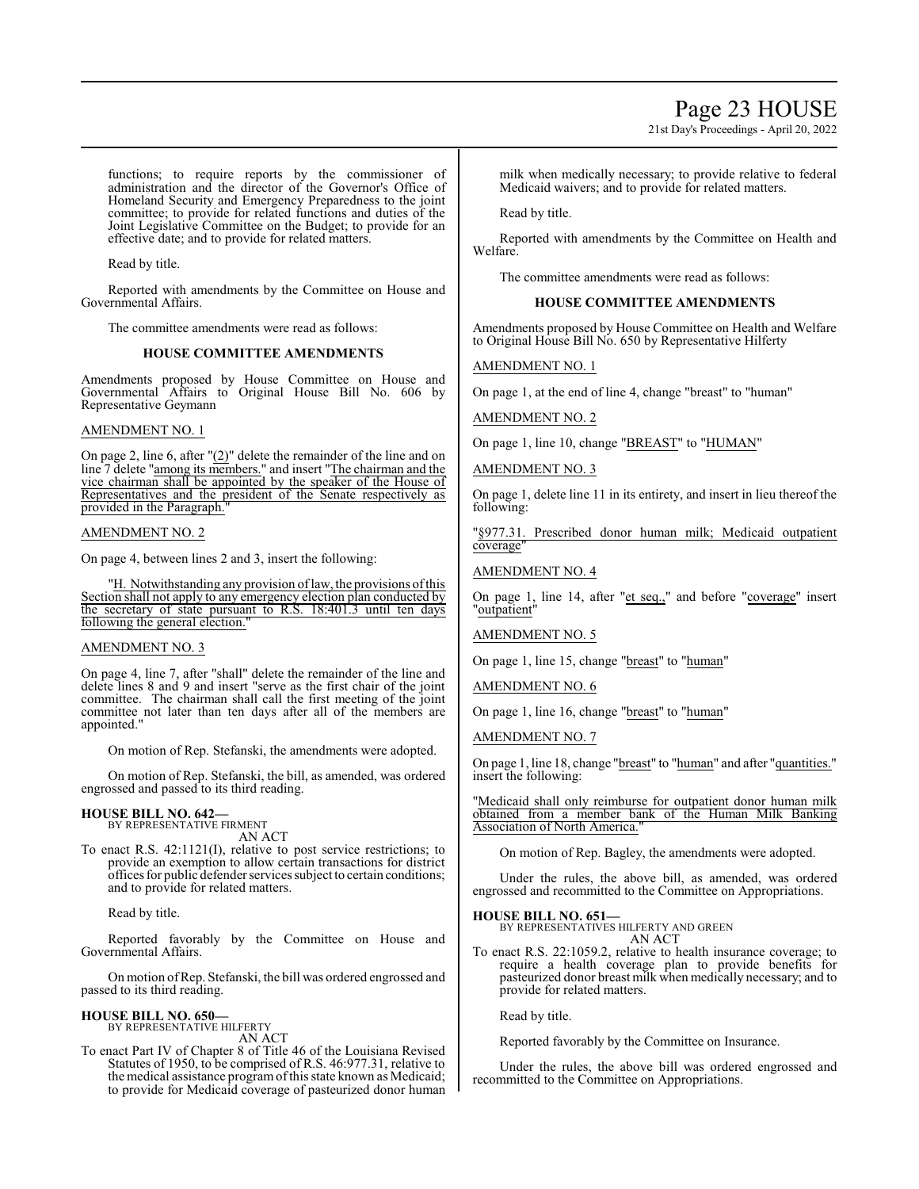functions; to require reports by the commissioner of administration and the director of the Governor's Office of Homeland Security and Emergency Preparedness to the joint committee; to provide for related functions and duties of the Joint Legislative Committee on the Budget; to provide for an effective date; and to provide for related matters.

Read by title.

Reported with amendments by the Committee on House and Governmental Affairs.

The committee amendments were read as follows:

### HOUSE COMMITTEE AMENDMENTS

Amendments proposed by House Committee on House and Governmental Affairs to Original House Bill No. 606 by Representative Geymann

AMENDMENT NO. 1

On page 2, line 6, after "(2)" delete the remainder of the line and on line 7 delete "among its members." and insert "The chairman and the vice chairman shall be appointed by the speaker of the House of Representatives and the president of the Senate respectively as provided in the Paragraph."

AMENDMENT NO. 2

On page 4, between lines 2 and 3, insert the following:

"H. Notwithstanding any provision of law, the provisions of this Section shall not apply to any emergency election plan conducted by the secretary of state pursuant to R.S. 18:401.3 until ten days following the general election."

AMENDMENT NO. 3

On page 4, line 7, after "shall" delete the remainder of the line and delete lines 8 and 9 and insert "serve as the first chair of the joint committee. The chairman shall call the first meeting of the joint committee not later than ten days after all of the members are appointed."

On motion of Rep. Stefanski, the amendments were adopted.

On motion of Rep. Stefanski, the bill, as amended, was ordered engrossed and passed to its third reading.

**HOUSE BILL NO. 642—**
BY REPRESENTATIVE FIRMENT
AN ACT

To enact R.S. 42:1121(I), relative to post service restrictions; to provide an exemption to allow certain transactions for district offices for public defender services subject to certain conditions; and to provide for related matters.

Read by title.

Reported favorably by the Committee on House and Governmental Affairs.

On motion of Rep. Stefanski, the bill was ordered engrossed and passed to its third reading.

**HOUSE BILL NO. 650—**
BY REPRESENTATIVE HILFERTY
AN ACT

To enact Part IV of Chapter 8 of Title 46 of the Louisiana Revised Statutes of 1950, to be comprised of R.S. 46:977.31, relative to the medical assistance program of this state known as Medicaid; to provide for Medicaid coverage of pasteurized donor human milk when medically necessary; to provide relative to federal Medicaid waivers; and to provide for related matters.

Read by title.

Reported with amendments by the Committee on Health and Welfare.

The committee amendments were read as follows:

### HOUSE COMMITTEE AMENDMENTS

Amendments proposed by House Committee on Health and Welfare to Original House Bill No. 650 by Representative Hilferty

AMENDMENT NO. 1

On page 1, at the end of line 4, change "breast" to "human"

AMENDMENT NO. 2

On page 1, line 10, change "BREAST" to "HUMAN"

AMENDMENT NO. 3

On page 1, delete line 11 in its entirety, and insert in lieu thereof the following:

"§977.31. Prescribed donor human milk; Medicaid outpatient coverage"

AMENDMENT NO. 4

On page 1, line 14, after "et seq.," and before "coverage" insert "outpatient"

AMENDMENT NO. 5

On page 1, line 15, change "breast" to "human"

AMENDMENT NO. 6

On page 1, line 16, change "breast" to "human"

AMENDMENT NO. 7

On page 1, line 18, change "breast" to "human" and after "quantities." insert the following:

"Medicaid shall only reimburse for outpatient donor human milk obtained from a member bank of the Human Milk Banking Association of North America."

On motion of Rep. Bagley, the amendments were adopted.

Under the rules, the above bill, as amended, was ordered engrossed and recommitted to the Committee on Appropriations.

**HOUSE BILL NO. 651—**
BY REPRESENTATIVES HILFERTY AND GREEN
AN ACT

To enact R.S. 22:1059.2, relative to health insurance coverage; to require a health coverage plan to provide benefits for pasteurized donor breast milk when medically necessary; and to provide for related matters.

Read by title.

Reported favorably by the Committee on Insurance.

Under the rules, the above bill was ordered engrossed and recommitted to the Committee on Appropriations.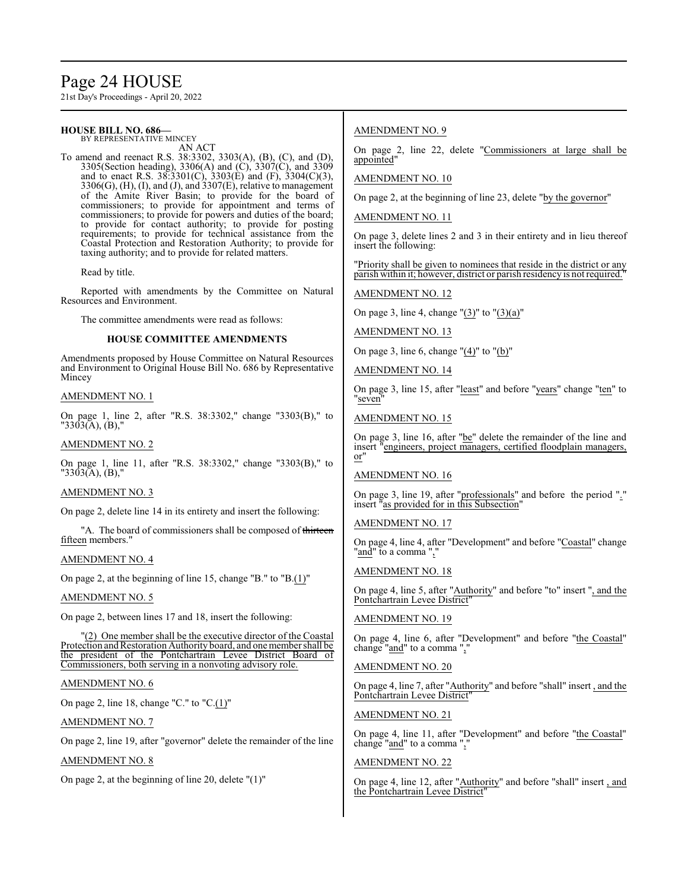**HOUSE BILL NO. 686—**
BY REPRESENTATIVE MINCEY

AN ACT

To amend and reenact R.S. 38:3302, 3303(A), (B), (C), and (D), 3305(Section heading), 3306(A) and (C), 3307(C), and 3309 and to enact R.S. 38:3301(C), 3303(E) and (F), 3304(C)(3), 3306(G), (H), (I), and (J), and 3307(E), relative to management of the Amite River Basin; to provide for the board of commissioners; to provide for appointment and terms of commissioners; to provide for powers and duties of the board; to provide for contact authority; to provide for posting requirements; to provide for technical assistance from the Coastal Protection and Restoration Authority; to provide for taxing authority; and to provide for related matters.

Read by title.

Reported with amendments by the Committee on Natural Resources and Environment.

The committee amendments were read as follows:

### HOUSE COMMITTEE AMENDMENTS

Amendments proposed by House Committee on Natural Resources and Environment to Original House Bill No. 686 by Representative Mincey

AMENDMENT NO. 1

On page 1, line 2, after "R.S. 38:3302," change "3303(B)," to "3303(A), (B),"

AMENDMENT NO. 2

On page 1, line 11, after "R.S. 38:3302," change "3303(B)," to "3303(A), (B),"

AMENDMENT NO. 3

On page 2, delete line 14 in its entirety and insert the following:

"A. The board of commissioners shall be composed of ~~thirteen~~ fifteen members."

AMENDMENT NO. 4

On page 2, at the beginning of line 15, change "B." to "B.(1)"

AMENDMENT NO. 5

On page 2, between lines 17 and 18, insert the following:

"(2) One member shall be the executive director of the Coastal Protection and Restoration Authority board, and one member shall be the president of the Pontchartrain Levee District Board of Commissioners, both serving in a nonvoting advisory role.

AMENDMENT NO. 6

On page 2, line 18, change "C." to "C.(1)"

AMENDMENT NO. 7

On page 2, line 19, after "governor" delete the remainder of the line

AMENDMENT NO. 8

On page 2, at the beginning of line 20, delete "(1)"

AMENDMENT NO. 9

On page 2, line 22, delete "Commissioners at large shall be appointed"

AMENDMENT NO. 10

On page 2, at the beginning of line 23, delete "by the governor"

AMENDMENT NO. 11

On page 3, delete lines 2 and 3 in their entirety and in lieu thereof insert the following:

"Priority shall be given to nominees that reside in the district or any parish within it; however, district or parish residency is not required."

AMENDMENT NO. 12

On page 3, line 4, change "(3)" to "(3)(a)"

AMENDMENT NO. 13

On page 3, line 6, change "(4)" to "(b)"

AMENDMENT NO. 14

On page 3, line 15, after "least" and before "years" change "ten" to "seven"

AMENDMENT NO. 15

On page 3, line 16, after "be" delete the remainder of the line and insert "engineers, project managers, certified floodplain managers, or"

AMENDMENT NO. 16

On page 3, line 19, after "professionals" and before the period "." insert "as provided for in this Subsection"

AMENDMENT NO. 17

On page 4, line 4, after "Development" and before "Coastal" change "and" to a comma ","

AMENDMENT NO. 18

On page 4, line 5, after "Authority" and before "to" insert ", and the Pontchartrain Levee District"

AMENDMENT NO. 19

On page 4, line 6, after "Development" and before "the Coastal" change "and" to a comma ","

AMENDMENT NO. 20

On page 4, line 7, after "Authority" and before "shall" insert , and the Pontchartrain Levee District"

AMENDMENT NO. 21

On page 4, line 11, after "Development" and before "the Coastal" change "and" to a comma ","

AMENDMENT NO. 22

On page 4, line 12, after "Authority" and before "shall" insert , and the Pontchartrain Levee District"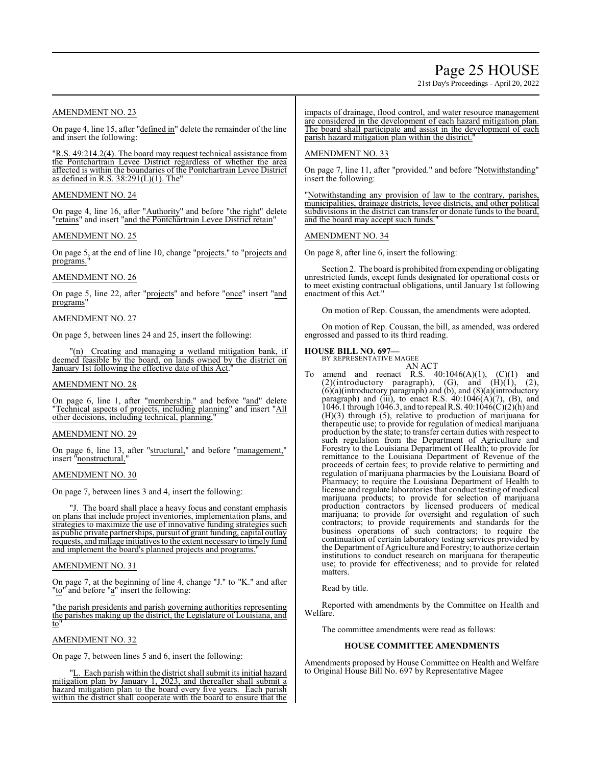## AMENDMENT NO. 23

On page 4, line 15, after "defined in" delete the remainder of the line and insert the following:

"R.S. 49:214.2(4). The board may request technical assistance from the Pontchartrain Levee District regardless of whether the area affected is within the boundaries of the Pontchartrain Levee District as defined in R.S. 38:291(L)(1). The"

## AMENDMENT NO. 24

On page 4, line 16, after "Authority" and before "the right" delete "retains" and insert "and the Pontchartrain Levee District retain"

## AMENDMENT NO. 25

On page 5, at the end of line 10, change "projects." to "projects and programs."

## AMENDMENT NO. 26

On page 5, line 22, after "projects" and before "once" insert "and programs"

## AMENDMENT NO. 27

On page 5, between lines 24 and 25, insert the following:

"(n) Creating and managing a wetland mitigation bank, if deemed feasible by the board, on lands owned by the district on January 1st following the effective date of this Act."

## AMENDMENT NO. 28

On page 6, line 1, after "membership." and before "and" delete "Technical aspects of projects, including planning" and insert "All other decisions, including technical, planning,"

## AMENDMENT NO. 29

On page 6, line 13, after "structural," and before "management," insert "nonstructural,"

## AMENDMENT NO. 30

On page 7, between lines 3 and 4, insert the following:

"J. The board shall place a heavy focus and constant emphasis on plans that include project inventories, implementation plans, and strategies to maximize the use of innovative funding strategies such as public private partnerships, pursuit of grant funding, capital outlay requests, and millage initiatives to the extent necessary to timely fund and implement the board's planned projects and programs."

## AMENDMENT NO. 31

On page 7, at the beginning of line 4, change "J." to "K." and after "to" and before "a" insert the following:

"the parish presidents and parish governing authorities representing the parishes making up the district, the Legislature of Louisiana, and to"

## AMENDMENT NO. 32

On page 7, between lines 5 and 6, insert the following:

"L. Each parish within the district shall submit its initial hazard mitigation plan by January 1, 2023, and thereafter shall submit a hazard mitigation plan to the board every five years. Each parish within the district shall cooperate with the board to ensure that the impacts of drainage, flood control, and water resource management are considered in the development of each hazard mitigation plan. The board shall participate and assist in the development of each parish hazard mitigation plan within the district."

## AMENDMENT NO. 33

On page 7, line 11, after "provided." and before "Notwithstanding" insert the following:

"Notwithstanding any provision of law to the contrary, parishes, municipalities, drainage districts, levee districts, and other political subdivisions in the district can transfer or donate funds to the board, and the board may accept such funds."

## AMENDMENT NO. 34

On page 8, after line 6, insert the following:

Section 2. The board is prohibited from expending or obligating unrestricted funds, except funds designated for operational costs or to meet existing contractual obligations, until January 1st following enactment of this Act."

On motion of Rep. Coussan, the amendments were adopted.

On motion of Rep. Coussan, the bill, as amended, was ordered engrossed and passed to its third reading.

**HOUSE BILL NO. 697—**
BY REPRESENTATIVE MAGEE

AN ACT

To amend and reenact R.S. 40:1046(A)(1), (C)(1) and (2)(introductory paragraph), (G), and (H)(1), (2), (6)(a)(introductory paragraph) and (b), and (8)(a)(introductory paragraph) and (iii), to enact R.S. 40:1046(A)(7), (B), and 1046.1 through 1046.3, and to repeal R.S. 40:1046(C)(2)(h) and (H)(3) through (5), relative to production of marijuana for therapeutic use; to provide for regulation of medical marijuana production by the state; to transfer certain duties with respect to such regulation from the Department of Agriculture and Forestry to the Louisiana Department of Health; to provide for remittance to the Louisiana Department of Revenue of the proceeds of certain fees; to provide relative to permitting and regulation of marijuana pharmacies by the Louisiana Board of Pharmacy; to require the Louisiana Department of Health to license and regulate laboratories that conduct testing of medical marijuana products; to provide for selection of marijuana production contractors by licensed producers of medical marijuana; to provide for oversight and regulation of such contractors; to provide requirements and standards for the business operations of such contractors; to require the continuation of certain laboratory testing services provided by the Department of Agriculture and Forestry; to authorize certain institutions to conduct research on marijuana for therapeutic use; to provide for effectiveness; and to provide for related matters.

Read by title.

Reported with amendments by the Committee on Health and Welfare.

The committee amendments were read as follows:

### HOUSE COMMITTEE AMENDMENTS

Amendments proposed by House Committee on Health and Welfare to Original House Bill No. 697 by Representative Magee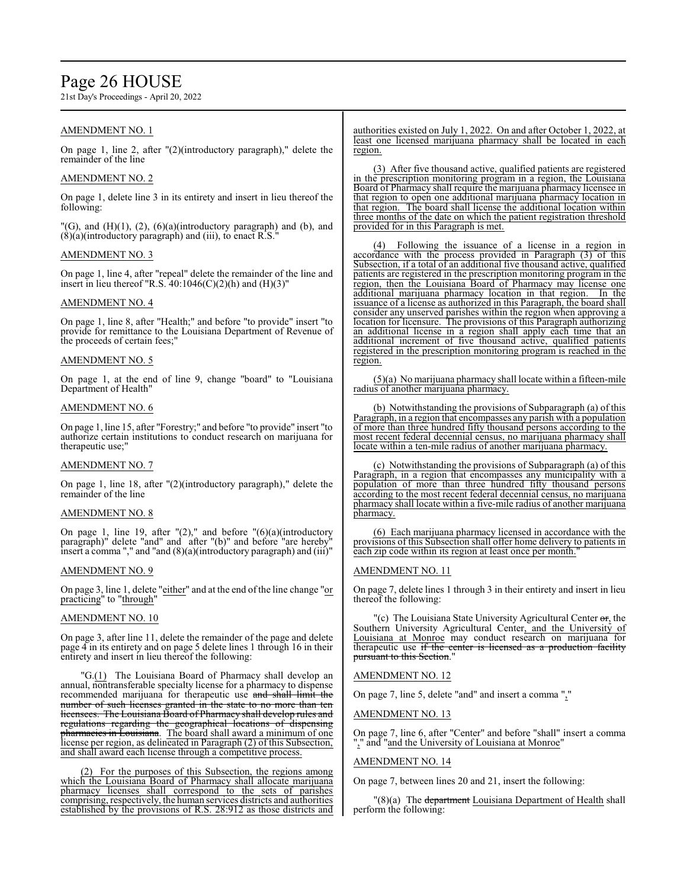AMENDMENT NO. 1

On page 1, line 2, after "(2)(introductory paragraph)," delete the remainder of the line

AMENDMENT NO. 2

On page 1, delete line 3 in its entirety and insert in lieu thereof the following:

"(G), and (H)(1), (2), (6)(a)(introductory paragraph) and (b), and (8)(a)(introductory paragraph) and (iii), to enact R.S."

AMENDMENT NO. 3

On page 1, line 4, after "repeal" delete the remainder of the line and insert in lieu thereof "R.S. 40:1046(C)(2)(h) and (H)(3)"

AMENDMENT NO. 4

On page 1, line 8, after "Health;" and before "to provide" insert "to provide for remittance to the Louisiana Department of Revenue of the proceeds of certain fees;"

AMENDMENT NO. 5

On page 1, at the end of line 9, change "board" to "Louisiana Department of Health"

AMENDMENT NO. 6

On page 1, line 15, after "Forestry;" and before "to provide" insert "to authorize certain institutions to conduct research on marijuana for therapeutic use;"

AMENDMENT NO. 7

On page 1, line 18, after "(2)(introductory paragraph)," delete the remainder of the line

AMENDMENT NO. 8

On page 1, line 19, after "(2)," and before "(6)(a)(introductory paragraph)" delete "and" and after "(b)" and before "are hereby" insert a comma "," and "and (8)(a)(introductory paragraph) and (iii)"

AMENDMENT NO. 9

On page 3, line 1, delete "either" and at the end of the line change "or practicing" to "through"

AMENDMENT NO. 10

On page 3, after line 11, delete the remainder of the page and delete page 4 in its entirety and on page 5 delete lines 1 through 16 in their entirety and insert in lieu thereof the following:

"G.(1) The Louisiana Board of Pharmacy shall develop an annual, nontransferable specialty license for a pharmacy to dispense recommended marijuana for therapeutic use ~~and shall limit the number of such licenses granted in the state to no more than ten licensees. The Louisiana Board of Pharmacy shall develop rules and regulations regarding the geographical locations of dispensing pharmacies in Louisiana~~. The board shall award a minimum of one license per region, as delineated in Paragraph (2) of this Subsection, and shall award each license through a competitive process.

(2) For the purposes of this Subsection, the regions among which the Louisiana Board of Pharmacy shall allocate marijuana pharmacy licenses shall correspond to the sets of parishes comprising, respectively, the human services districts and authorities established by the provisions of R.S. 28:912 as those districts and authorities existed on July 1, 2022. On and after October 1, 2022, at least one licensed marijuana pharmacy shall be located in each region.

(3) After five thousand active, qualified patients are registered in the prescription monitoring program in a region, the Louisiana Board of Pharmacy shall require the marijuana pharmacy licensee in that region to open one additional marijuana pharmacy location in that region. The board shall license the additional location within three months of the date on which the patient registration threshold provided for in this Paragraph is met.

(4) Following the issuance of a license in a region in accordance with the process provided in Paragraph (3) of this Subsection, if a total of an additional five thousand active, qualified patients are registered in the prescription monitoring program in the region, then the Louisiana Board of Pharmacy may license one additional marijuana pharmacy location in that region. In the issuance of a license as authorized in this Paragraph, the board shall consider any unserved parishes within the region when approving a location for licensure. The provisions of this Paragraph authorizing an additional license in a region shall apply each time that an additional increment of five thousand active, qualified patients registered in the prescription monitoring program is reached in the region.

(5)(a) No marijuana pharmacy shall locate within a fifteen-mile radius of another marijuana pharmacy.

(b) Notwithstanding the provisions of Subparagraph (a) of this Paragraph, in a region that encompasses any parish with a population of more than three hundred fifty thousand persons according to the most recent federal decennial census, no marijuana pharmacy shall locate within a ten-mile radius of another marijuana pharmacy.

(c) Notwithstanding the provisions of Subparagraph (a) of this Paragraph, in a region that encompasses any municipality with a population of more than three hundred fifty thousand persons according to the most recent federal decennial census, no marijuana pharmacy shall locate within a five-mile radius of another marijuana pharmacy.

(6) Each marijuana pharmacy licensed in accordance with the provisions of this Subsection shall offer home delivery to patients in each zip code within its region at least once per month."

AMENDMENT NO. 11

On page 7, delete lines 1 through 3 in their entirety and insert in lieu thereof the following:

"(c) The Louisiana State University Agricultural Center ~~or~~, the Southern University Agricultural Center, and the University of Louisiana at Monroe may conduct research on marijuana for therapeutic use ~~if the center is licensed as a production facility pursuant to this Section~~."

AMENDMENT NO. 12

On page 7, line 5, delete "and" and insert a comma ","

AMENDMENT NO. 13

On page 7, line 6, after "Center" and before "shall" insert a comma "," and "and the University of Louisiana at Monroe"

AMENDMENT NO. 14

On page 7, between lines 20 and 21, insert the following:

"(8)(a) The ~~department~~ Louisiana Department of Health shall perform the following: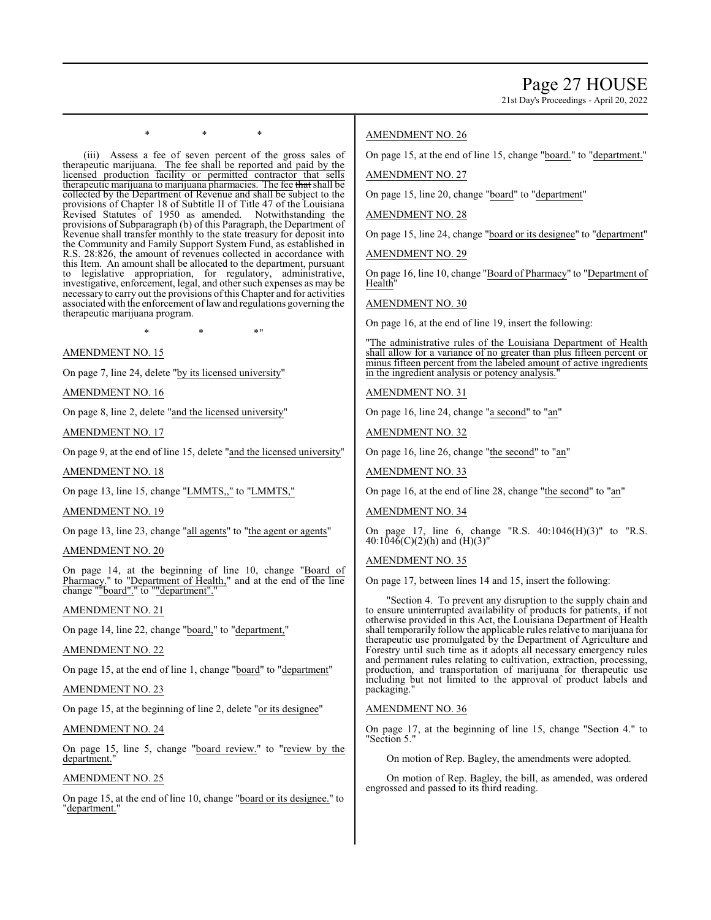\* \* \*

(iii) Assess a fee of seven percent of the gross sales of therapeutic marijuana. The fee shall be reported and paid by the licensed production facility or permitted contractor that sells therapeutic marijuana to marijuana pharmacies. The fee ~~that~~ shall be collected by the Department of Revenue and shall be subject to the provisions of Chapter 18 of Subtitle II of Title 47 of the Louisiana Revised Statutes of 1950 as amended. Notwithstanding the provisions of Subparagraph (b) of this Paragraph, the Department of Revenue shall transfer monthly to the state treasury for deposit into the Community and Family Support System Fund, as established in R.S. 28:826, the amount of revenues collected in accordance with this Item. An amount shall be allocated to the department, pursuant to legislative appropriation, for regulatory, administrative, investigative, enforcement, legal, and other such expenses as may be necessary to carry out the provisions of this Chapter and for activities associated with the enforcement of law and regulations governing the therapeutic marijuana program.

\* \* \*"

AMENDMENT NO. 15

On page 7, line 24, delete "by its licensed university"

AMENDMENT NO. 16

On page 8, line 2, delete "and the licensed university"

AMENDMENT NO. 17

On page 9, at the end of line 15, delete "and the licensed university"

AMENDMENT NO. 18

On page 13, line 15, change "LMMTS,," to "LMMTS,"

AMENDMENT NO. 19

On page 13, line 23, change "all agents" to "the agent or agents"

AMENDMENT NO. 20

On page 14, at the beginning of line 10, change "Board of Pharmacy." to "Department of Health," and at the end of the line change ""board"." to ""department"."

AMENDMENT NO. 21

On page 14, line 22, change "board," to "department,"

AMENDMENT NO. 22

On page 15, at the end of line 1, change "board" to "department"

AMENDMENT NO. 23

On page 15, at the beginning of line 2, delete "or its designee"

AMENDMENT NO. 24

On page 15, line 5, change "board review." to "review by the department."

AMENDMENT NO. 25

On page 15, at the end of line 10, change "board or its designee." to "department."

AMENDMENT NO. 26

On page 15, at the end of line 15, change "board." to "department."

AMENDMENT NO. 27

On page 15, line 20, change "board" to "department"

AMENDMENT NO. 28

On page 15, line 24, change "board or its designee" to "department"

AMENDMENT NO. 29

On page 16, line 10, change "Board of Pharmacy" to "Department of Health"

AMENDMENT NO. 30

On page 16, at the end of line 19, insert the following:

"The administrative rules of the Louisiana Department of Health shall allow for a variance of no greater than plus fifteen percent or minus fifteen percent from the labeled amount of active ingredients in the ingredient analysis or potency analysis."

AMENDMENT NO. 31

On page 16, line 24, change "a second" to "an"

AMENDMENT NO. 32

On page 16, line 26, change "the second" to "an"

AMENDMENT NO. 33

On page 16, at the end of line 28, change "the second" to "an"

AMENDMENT NO. 34

On page 17, line 6, change "R.S. 40:1046(H)(3)" to "R.S. 40:1046(C)(2)(h) and (H)(3)"

AMENDMENT NO. 35

On page 17, between lines 14 and 15, insert the following:

"Section 4. To prevent any disruption to the supply chain and to ensure uninterrupted availability of products for patients, if not otherwise provided in this Act, the Louisiana Department of Health shall temporarily follow the applicable rules relative to marijuana for therapeutic use promulgated by the Department of Agriculture and Forestry until such time as it adopts all necessary emergency rules and permanent rules relating to cultivation, extraction, processing, production, and transportation of marijuana for therapeutic use including but not limited to the approval of product labels and packaging."

AMENDMENT NO. 36

On page 17, at the beginning of line 15, change "Section 4." to "Section 5."

On motion of Rep. Bagley, the amendments were adopted.

On motion of Rep. Bagley, the bill, as amended, was ordered engrossed and passed to its third reading.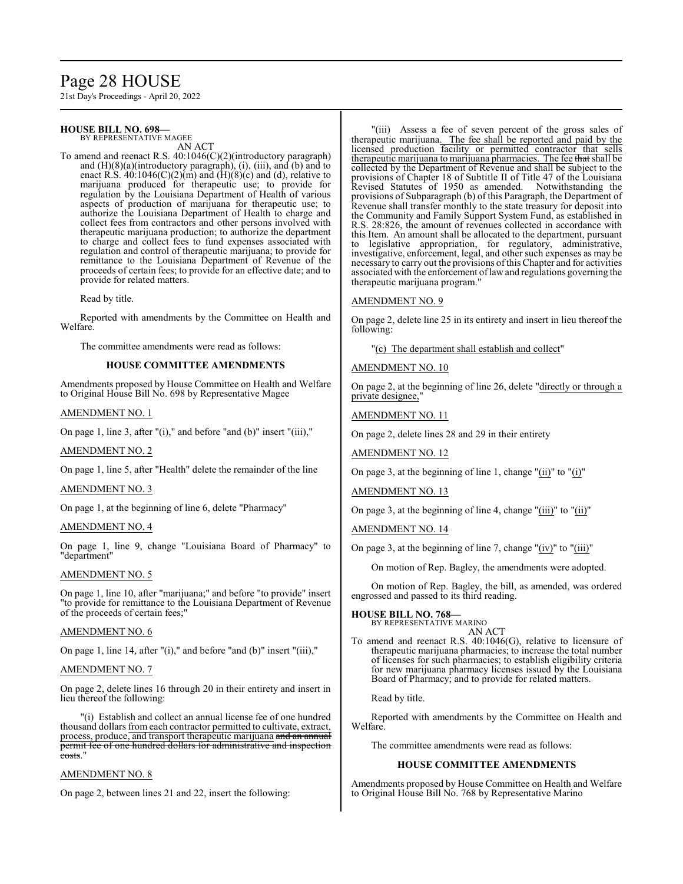**HOUSE BILL NO. 698—**
BY REPRESENTATIVE MAGEE

AN ACT

To amend and reenact R.S. 40:1046(C)(2)(introductory paragraph) and (H)(8)(a)(introductory paragraph), (i), (iii), and (b) and to enact R.S. 40:1046(C)(2)(m) and (H)(8)(c) and (d), relative to marijuana produced for therapeutic use; to provide for regulation by the Louisiana Department of Health of various aspects of production of marijuana for therapeutic use; to authorize the Louisiana Department of Health to charge and collect fees from contractors and other persons involved with therapeutic marijuana production; to authorize the department to charge and collect fees to fund expenses associated with regulation and control of therapeutic marijuana; to provide for remittance to the Louisiana Department of Revenue of the proceeds of certain fees; to provide for an effective date; and to provide for related matters.

Read by title.

Reported with amendments by the Committee on Health and Welfare.

The committee amendments were read as follows:

### HOUSE COMMITTEE AMENDMENTS

Amendments proposed by House Committee on Health and Welfare to Original House Bill No. 698 by Representative Magee

AMENDMENT NO. 1

On page 1, line 3, after "(i)," and before "and (b)" insert "(iii),"

AMENDMENT NO. 2

On page 1, line 5, after "Health" delete the remainder of the line

AMENDMENT NO. 3

On page 1, at the beginning of line 6, delete "Pharmacy"

AMENDMENT NO. 4

On page 1, line 9, change "Louisiana Board of Pharmacy" to "department"

AMENDMENT NO. 5

On page 1, line 10, after "marijuana;" and before "to provide" insert "to provide for remittance to the Louisiana Department of Revenue of the proceeds of certain fees;"

AMENDMENT NO. 6

On page 1, line 14, after "(i)," and before "and (b)" insert "(iii),"

AMENDMENT NO. 7

On page 2, delete lines 16 through 20 in their entirety and insert in lieu thereof the following:

"(i) Establish and collect an annual license fee of one hundred thousand dollars from each contractor permitted to cultivate, extract, process, produce, and transport therapeutic marijuana ~~and an annual permit fee of one hundred dollars for administrative and inspection costs~~."

AMENDMENT NO. 8

On page 2, between lines 21 and 22, insert the following:

"(iii) Assess a fee of seven percent of the gross sales of therapeutic marijuana. The fee shall be reported and paid by the licensed production facility or permitted contractor that sells therapeutic marijuana to marijuana pharmacies. The fee ~~that~~ shall be collected by the Department of Revenue and shall be subject to the provisions of Chapter 18 of Subtitle II of Title 47 of the Louisiana Revised Statutes of 1950 as amended. Notwithstanding the provisions of Subparagraph (b) of this Paragraph, the Department of Revenue shall transfer monthly to the state treasury for deposit into the Community and Family Support System Fund, as established in R.S. 28:826, the amount of revenues collected in accordance with this Item. An amount shall be allocated to the department, pursuant to legislative appropriation, for regulatory, administrative, investigative, enforcement, legal, and other such expenses as may be necessary to carry out the provisions of this Chapter and for activities associated with the enforcement of law and regulations governing the therapeutic marijuana program."

AMENDMENT NO. 9

On page 2, delete line 25 in its entirety and insert in lieu thereof the following:

"(c) The department shall establish and collect"

AMENDMENT NO. 10

On page 2, at the beginning of line 26, delete "directly or through a private designee,"

AMENDMENT NO. 11

On page 2, delete lines 28 and 29 in their entirety

AMENDMENT NO. 12

On page 3, at the beginning of line 1, change "(ii)" to "(i)"

AMENDMENT NO. 13

On page 3, at the beginning of line 4, change "(iii)" to "(ii)"

AMENDMENT NO. 14

On page 3, at the beginning of line 7, change "(iv)" to "(iii)"

On motion of Rep. Bagley, the amendments were adopted.

On motion of Rep. Bagley, the bill, as amended, was ordered engrossed and passed to its third reading.

**HOUSE BILL NO. 768—**
BY REPRESENTATIVE MARINO

AN ACT

To amend and reenact R.S. 40:1046(G), relative to licensure of therapeutic marijuana pharmacies; to increase the total number of licenses for such pharmacies; to establish eligibility criteria for new marijuana pharmacy licenses issued by the Louisiana Board of Pharmacy; and to provide for related matters.

Read by title.

Reported with amendments by the Committee on Health and Welfare.

The committee amendments were read as follows:

### HOUSE COMMITTEE AMENDMENTS

Amendments proposed by House Committee on Health and Welfare to Original House Bill No. 768 by Representative Marino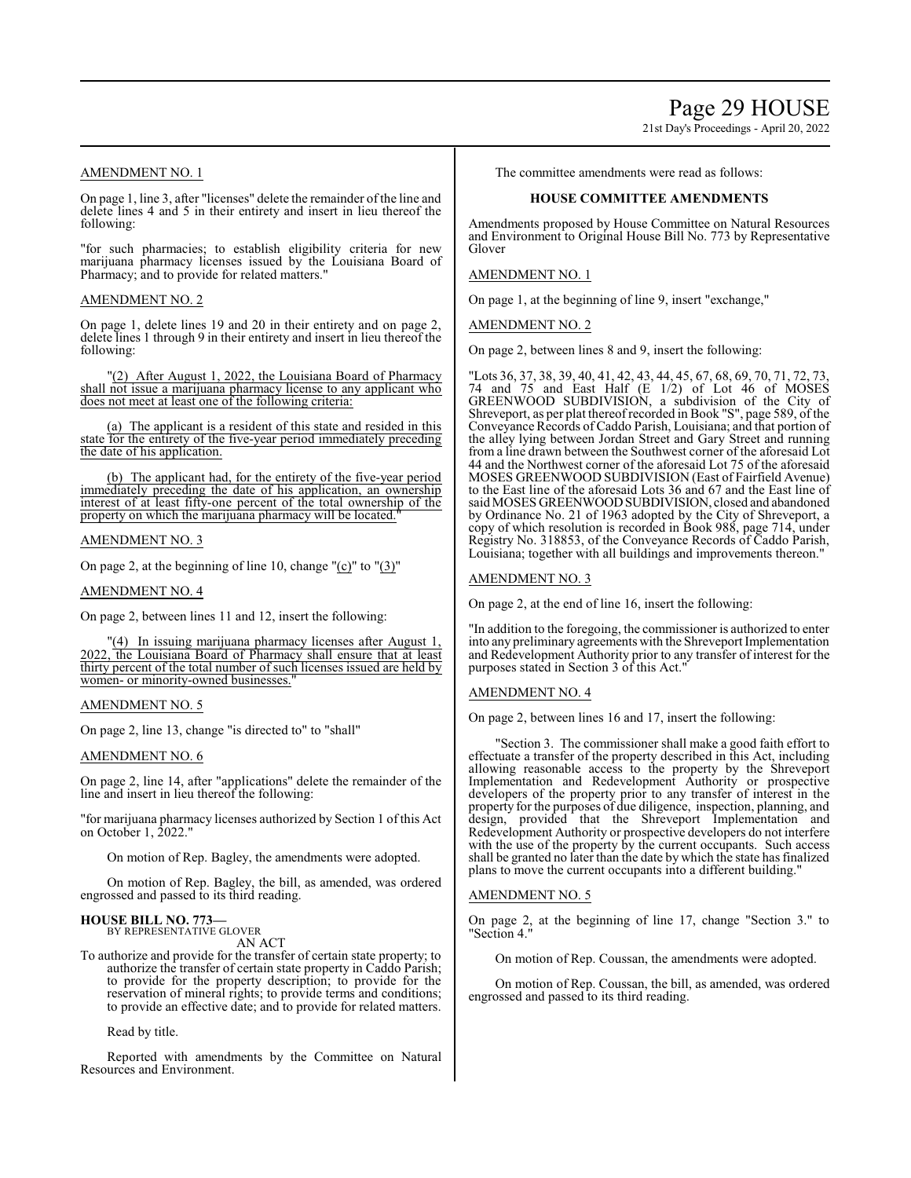AMENDMENT NO. 1

On page 1, line 3, after "licenses" delete the remainder of the line and delete lines 4 and 5 in their entirety and insert in lieu thereof the following:

"for such pharmacies; to establish eligibility criteria for new marijuana pharmacy licenses issued by the Louisiana Board of Pharmacy; and to provide for related matters."

AMENDMENT NO. 2

On page 1, delete lines 19 and 20 in their entirety and on page 2, delete lines 1 through 9 in their entirety and insert in lieu thereof the following:

"(2) After August 1, 2022, the Louisiana Board of Pharmacy shall not issue a marijuana pharmacy license to any applicant who does not meet at least one of the following criteria:

(a) The applicant is a resident of this state and resided in this state for the entirety of the five-year period immediately preceding the date of his application.

(b) The applicant had, for the entirety of the five-year period immediately preceding the date of his application, an ownership interest of at least fifty-one percent of the total ownership of the property on which the marijuana pharmacy will be located."

AMENDMENT NO. 3

On page 2, at the beginning of line 10, change "(c)" to "(3)"

AMENDMENT NO. 4

On page 2, between lines 11 and 12, insert the following:

"(4) In issuing marijuana pharmacy licenses after August 1, 2022, the Louisiana Board of Pharmacy shall ensure that at least thirty percent of the total number of such licenses issued are held by women- or minority-owned businesses."

AMENDMENT NO. 5

On page 2, line 13, change "is directed to" to "shall"

AMENDMENT NO. 6

On page 2, line 14, after "applications" delete the remainder of the line and insert in lieu thereof the following:

"for marijuana pharmacy licenses authorized by Section 1 of this Act on October 1, 2022."

On motion of Rep. Bagley, the amendments were adopted.

On motion of Rep. Bagley, the bill, as amended, was ordered engrossed and passed to its third reading.

**HOUSE BILL NO. 773—**
BY REPRESENTATIVE GLOVER
AN ACT

To authorize and provide for the transfer of certain state property; to authorize the transfer of certain state property in Caddo Parish; to provide for the property description; to provide for the reservation of mineral rights; to provide terms and conditions; to provide an effective date; and to provide for related matters.

Read by title.

Reported with amendments by the Committee on Natural Resources and Environment.

The committee amendments were read as follows:

**HOUSE COMMITTEE AMENDMENTS**

Amendments proposed by House Committee on Natural Resources and Environment to Original House Bill No. 773 by Representative Glover

AMENDMENT NO. 1

On page 1, at the beginning of line 9, insert "exchange,"

AMENDMENT NO. 2

On page 2, between lines 8 and 9, insert the following:

"Lots 36, 37, 38, 39, 40, 41, 42, 43, 44, 45, 67, 68, 69, 70, 71, 72, 73, 74 and 75 and East Half (E 1/2) of Lot 46 of MOSES GREENWOOD SUBDIVISION, a subdivision of the City of Shreveport, as per plat thereof recorded in Book "S", page 589, of the Conveyance Records of Caddo Parish, Louisiana; and that portion of the alley lying between Jordan Street and Gary Street and running from a line drawn between the Southwest corner of the aforesaid Lot 44 and the Northwest corner of the aforesaid Lot 75 of the aforesaid MOSES GREENWOOD SUBDIVISION (East of Fairfield Avenue) to the East line of the aforesaid Lots 36 and 67 and the East line of said MOSES GREENWOOD SUBDIVISION, closed and abandoned by Ordinance No. 21 of 1963 adopted by the City of Shreveport, a copy of which resolution is recorded in Book 988, page 714, under Registry No. 318853, of the Conveyance Records of Caddo Parish, Louisiana; together with all buildings and improvements thereon."

AMENDMENT NO. 3

On page 2, at the end of line 16, insert the following:

"In addition to the foregoing, the commissioner is authorized to enter into any preliminary agreements with the Shreveport Implementation and Redevelopment Authority prior to any transfer of interest for the purposes stated in Section 3 of this Act."

AMENDMENT NO. 4

On page 2, between lines 16 and 17, insert the following:

"Section 3. The commissioner shall make a good faith effort to effectuate a transfer of the property described in this Act, including allowing reasonable access to the property by the Shreveport Implementation and Redevelopment Authority or prospective developers of the property prior to any transfer of interest in the property for the purposes of due diligence, inspection, planning, and design, provided that the Shreveport Implementation and Redevelopment Authority or prospective developers do not interfere with the use of the property by the current occupants. Such access shall be granted no later than the date by which the state has finalized plans to move the current occupants into a different building."

AMENDMENT NO. 5

On page 2, at the beginning of line 17, change "Section 3." to "Section 4."

On motion of Rep. Coussan, the amendments were adopted.

On motion of Rep. Coussan, the bill, as amended, was ordered engrossed and passed to its third reading.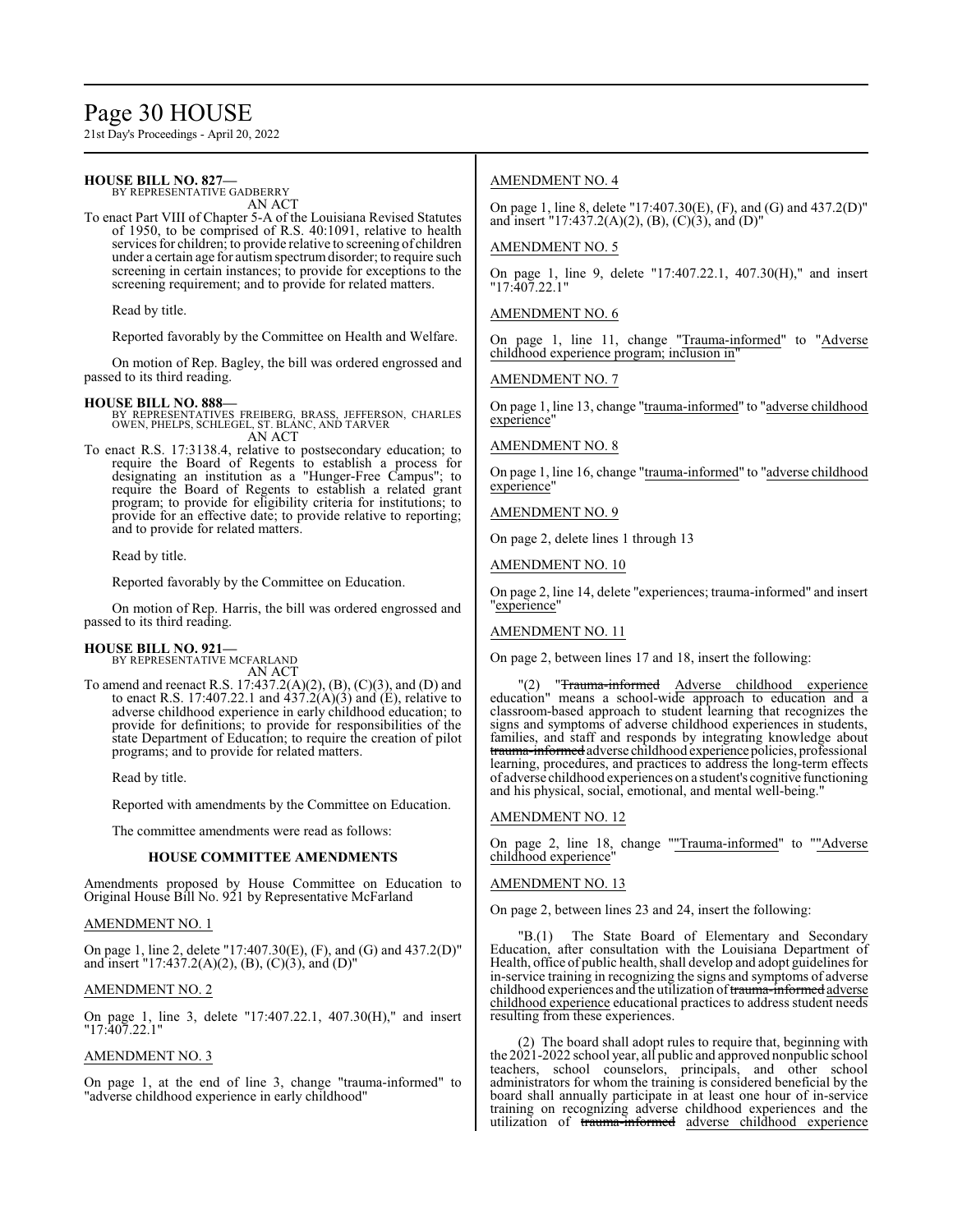**HOUSE BILL NO. 827—**
BY REPRESENTATIVE GADBERRY
AN ACT

To enact Part VIII of Chapter 5-A of the Louisiana Revised Statutes of 1950, to be comprised of R.S. 40:1091, relative to health services for children; to provide relative to screening of children under a certain age for autism spectrum disorder; to require such screening in certain instances; to provide for exceptions to the screening requirement; and to provide for related matters.

Read by title.

Reported favorably by the Committee on Health and Welfare.

On motion of Rep. Bagley, the bill was ordered engrossed and passed to its third reading.

**HOUSE BILL NO. 888—**
BY REPRESENTATIVES FREIBERG, BRASS, JEFFERSON, CHARLES OWEN, PHELPS, SCHLEGEL, ST. BLANC, AND TARVER
AN ACT

To enact R.S. 17:3138.4, relative to postsecondary education; to require the Board of Regents to establish a process for designating an institution as a "Hunger-Free Campus"; to require the Board of Regents to establish a related grant program; to provide for eligibility criteria for institutions; to provide for an effective date; to provide relative to reporting; and to provide for related matters.

Read by title.

Reported favorably by the Committee on Education.

On motion of Rep. Harris, the bill was ordered engrossed and passed to its third reading.

**HOUSE BILL NO. 921—**
BY REPRESENTATIVE MCFARLAND
AN ACT

To amend and reenact R.S. 17:437.2(A)(2), (B), (C)(3), and (D) and to enact R.S. 17:407.22.1 and 437.2(A)(3) and (E), relative to adverse childhood experience in early childhood education; to provide for definitions; to provide for responsibilities of the state Department of Education; to require the creation of pilot programs; and to provide for related matters.

Read by title.

Reported with amendments by the Committee on Education.

The committee amendments were read as follows:

**HOUSE COMMITTEE AMENDMENTS**

Amendments proposed by House Committee on Education to Original House Bill No. 921 by Representative McFarland

AMENDMENT NO. 1

On page 1, line 2, delete "17:407.30(E), (F), and (G) and 437.2(D)" and insert "17:437.2(A)(2), (B), (C)(3), and (D)"

AMENDMENT NO. 2

On page 1, line 3, delete "17:407.22.1, 407.30(H)," and insert "17:407.22.1"

AMENDMENT NO. 3

On page 1, at the end of line 3, change "trauma-informed" to "adverse childhood experience in early childhood"

AMENDMENT NO. 4

On page 1, line 8, delete "17:407.30(E), (F), and (G) and 437.2(D)" and insert "17:437.2(A)(2), (B), (C)(3), and (D)"

AMENDMENT NO. 5

On page 1, line 9, delete "17:407.22.1, 407.30(H)," and insert "17:407.22.1"

AMENDMENT NO. 6

On page 1, line 11, change "Trauma-informed" to "Adverse childhood experience program; inclusion in"

AMENDMENT NO. 7

On page 1, line 13, change "trauma-informed" to "adverse childhood experience"

AMENDMENT NO. 8

On page 1, line 16, change "trauma-informed" to "adverse childhood experience"

AMENDMENT NO. 9

On page 2, delete lines 1 through 13

AMENDMENT NO. 10

On page 2, line 14, delete "experiences; trauma-informed" and insert "experience"

AMENDMENT NO. 11

On page 2, between lines 17 and 18, insert the following:

"(2) "~~Trauma-informed~~ Adverse childhood experience education" means a school-wide approach to education and a classroom-based approach to student learning that recognizes the signs and symptoms of adverse childhood experiences in students, families, and staff and responds by integrating knowledge about ~~trauma-informed~~ adverse childhood experience policies, professional learning, procedures, and practices to address the long-term effects of adverse childhood experiences on a student's cognitive functioning and his physical, social, emotional, and mental well-being."

AMENDMENT NO. 12

On page 2, line 18, change ""Trauma-informed" to ""Adverse childhood experience"

AMENDMENT NO. 13

On page 2, between lines 23 and 24, insert the following:

"B.(1) The State Board of Elementary and Secondary Education, after consultation with the Louisiana Department of Health, office of public health, shall develop and adopt guidelines for in-service training in recognizing the signs and symptoms of adverse childhood experiences and the utilization of ~~trauma-informed~~ adverse childhood experience educational practices to address student needs resulting from these experiences.

(2) The board shall adopt rules to require that, beginning with the 2021-2022 school year, all public and approved nonpublic school teachers, school counselors, principals, and other school administrators for whom the training is considered beneficial by the board shall annually participate in at least one hour of in-service training on recognizing adverse childhood experiences and the utilization of ~~trauma-informed~~ adverse childhood experience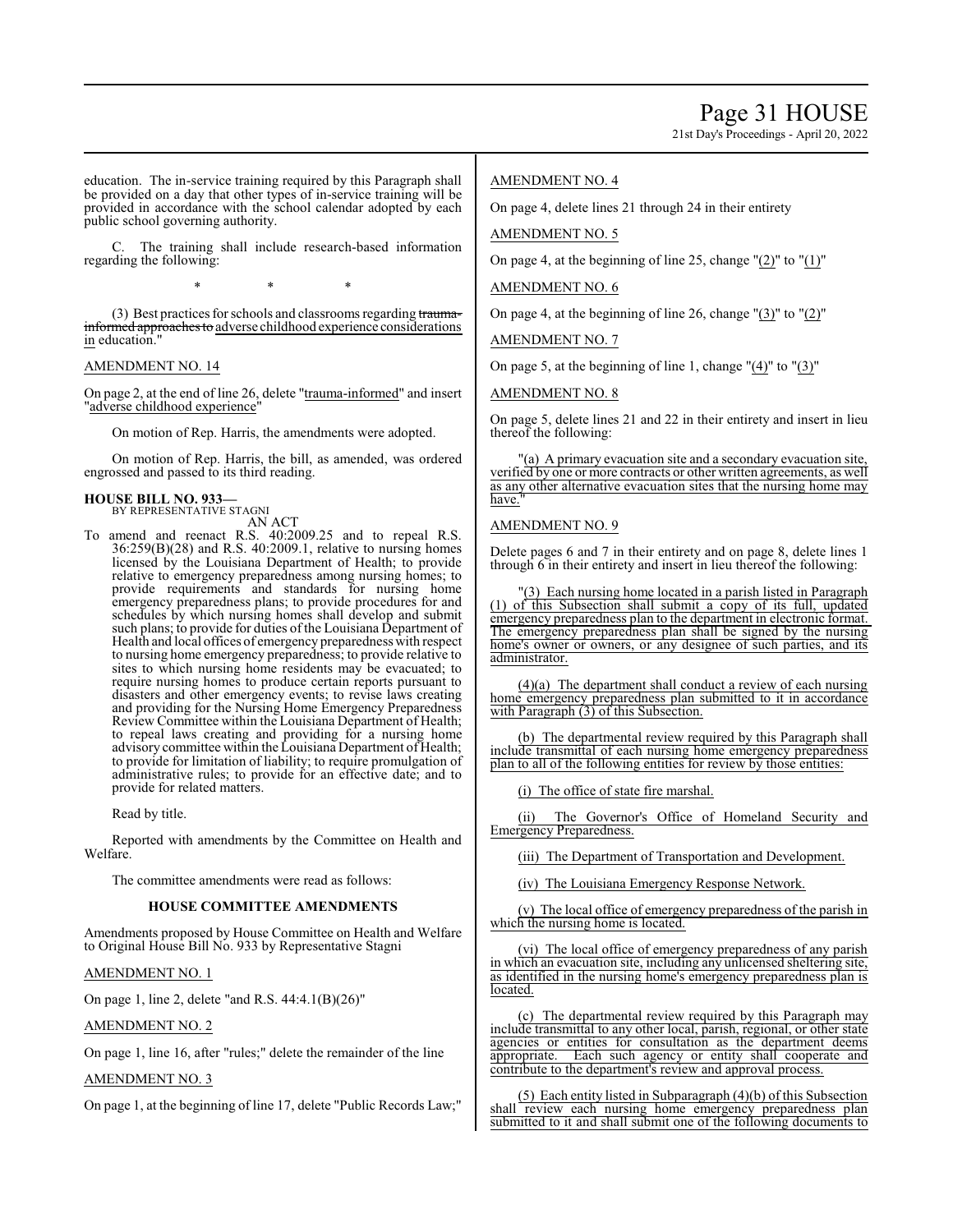education. The in-service training required by this Paragraph shall be provided on a day that other types of in-service training will be provided in accordance with the school calendar adopted by each public school governing authority.

C. The training shall include research-based information regarding the following:

\* \* \*

(3) Best practices for schools and classrooms regarding ~~trauma-informed approaches to~~ <u>adverse childhood experience considerations in</u> education."

AMENDMENT NO. 14

On page 2, at the end of line 26, delete "trauma-informed" and insert "adverse childhood experience"

On motion of Rep. Harris, the amendments were adopted.

On motion of Rep. Harris, the bill, as amended, was ordered engrossed and passed to its third reading.

**HOUSE BILL NO. 933—**
BY REPRESENTATIVE STAGNI
AN ACT

To amend and reenact R.S. 40:2009.25 and to repeal R.S. 36:259(B)(28) and R.S. 40:2009.1, relative to nursing homes licensed by the Louisiana Department of Health; to provide relative to emergency preparedness among nursing homes; to provide requirements and standards for nursing home emergency preparedness plans; to provide procedures for and schedules by which nursing homes shall develop and submit such plans; to provide for duties of the Louisiana Department of Health and local offices of emergency preparedness with respect to nursing home emergency preparedness; to provide relative to sites to which nursing home residents may be evacuated; to require nursing homes to produce certain reports pursuant to disasters and other emergency events; to revise laws creating and providing for the Nursing Home Emergency Preparedness Review Committee within the Louisiana Department of Health; to repeal laws creating and providing for a nursing home advisory committee within the Louisiana Department of Health; to provide for limitation of liability; to require promulgation of administrative rules; to provide for an effective date; and to provide for related matters.

Read by title.

Reported with amendments by the Committee on Health and Welfare.

The committee amendments were read as follows:

**HOUSE COMMITTEE AMENDMENTS**

Amendments proposed by House Committee on Health and Welfare to Original House Bill No. 933 by Representative Stagni

AMENDMENT NO. 1

On page 1, line 2, delete "and R.S. 44:4.1(B)(26)"

AMENDMENT NO. 2

On page 1, line 16, after "rules;" delete the remainder of the line

AMENDMENT NO. 3

On page 1, at the beginning of line 17, delete "Public Records Law;"

AMENDMENT NO. 4

On page 4, delete lines 21 through 24 in their entirety

AMENDMENT NO. 5

On page 4, at the beginning of line 25, change "(2)" to "(1)"

AMENDMENT NO. 6

On page 4, at the beginning of line 26, change "(3)" to "(2)"

AMENDMENT NO. 7

On page 5, at the beginning of line 1, change "(4)" to "(3)"

AMENDMENT NO. 8

On page 5, delete lines 21 and 22 in their entirety and insert in lieu thereof the following:

"<u>(a) A primary evacuation site and a secondary evacuation site, verified by one or more contracts or other written agreements, as well as any other alternative evacuation sites that the nursing home may have.</u>"

AMENDMENT NO. 9

Delete pages 6 and 7 in their entirety and on page 8, delete lines 1 through 6 in their entirety and insert in lieu thereof the following:

"<u>(3) Each nursing home located in a parish listed in Paragraph (1) of this Subsection shall submit a copy of its full, updated emergency preparedness plan to the department in electronic format. The emergency preparedness plan shall be signed by the nursing home's owner or owners, or any designee of such parties, and its administrator.</u>

<u>(4)(a) The department shall conduct a review of each nursing home emergency preparedness plan submitted to it in accordance with Paragraph (3) of this Subsection.</u>

<u>(b) The departmental review required by this Paragraph shall include transmittal of each nursing home emergency preparedness plan to all of the following entities for review by those entities:</u>

<u>(i) The office of state fire marshal.</u>

<u>(ii) The Governor's Office of Homeland Security and Emergency Preparedness.</u>

<u>(iii) The Department of Transportation and Development.</u>

<u>(iv) The Louisiana Emergency Response Network.</u>

<u>(v) The local office of emergency preparedness of the parish in which the nursing home is located.</u>

<u>(vi) The local office of emergency preparedness of any parish in which an evacuation site, including any unlicensed sheltering site, as identified in the nursing home's emergency preparedness plan is located.</u>

<u>(c) The departmental review required by this Paragraph may include transmittal to any other local, parish, regional, or other state agencies or entities for consultation as the department deems appropriate. Each such agency or entity shall cooperate and contribute to the department's review and approval process.</u>

<u>(5) Each entity listed in Subparagraph (4)(b) of this Subsection shall review each nursing home emergency preparedness plan submitted to it and shall submit one of the following documents to</u>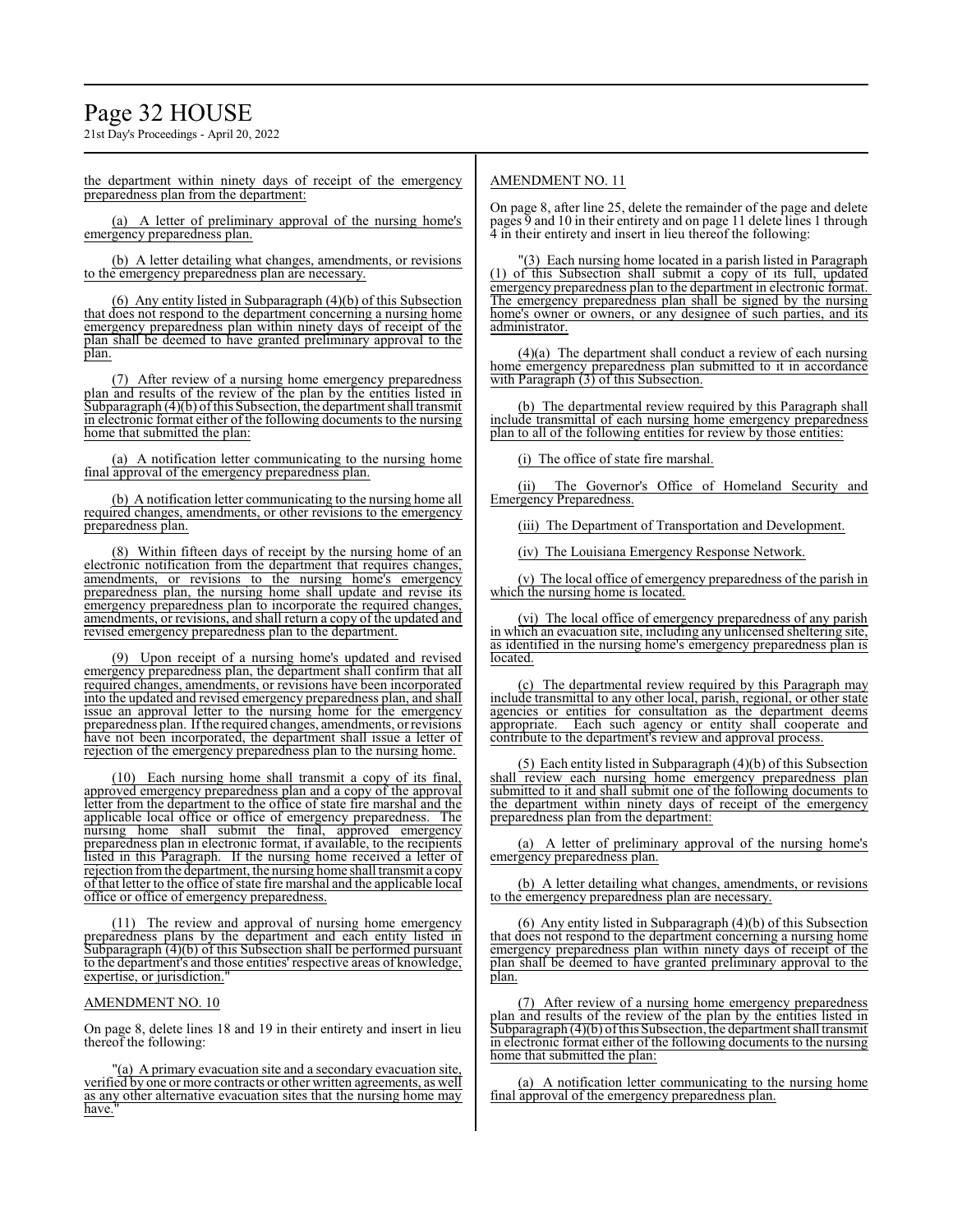the department within ninety days of receipt of the emergency preparedness plan from the department:

(a) A letter of preliminary approval of the nursing home's emergency preparedness plan.

(b) A letter detailing what changes, amendments, or revisions to the emergency preparedness plan are necessary.

(6) Any entity listed in Subparagraph (4)(b) of this Subsection that does not respond to the department concerning a nursing home emergency preparedness plan within ninety days of receipt of the plan shall be deemed to have granted preliminary approval to the plan.

(7) After review of a nursing home emergency preparedness plan and results of the review of the plan by the entities listed in Subparagraph (4)(b) of this Subsection, the department shall transmit in electronic format either of the following documents to the nursing home that submitted the plan:

(a) A notification letter communicating to the nursing home final approval of the emergency preparedness plan.

(b) A notification letter communicating to the nursing home all required changes, amendments, or other revisions to the emergency preparedness plan.

(8) Within fifteen days of receipt by the nursing home of an electronic notification from the department that requires changes, amendments, or revisions to the nursing home's emergency preparedness plan, the nursing home shall update and revise its emergency preparedness plan to incorporate the required changes, amendments, or revisions, and shall return a copy of the updated and revised emergency preparedness plan to the department.

(9) Upon receipt of a nursing home's updated and revised emergency preparedness plan, the department shall confirm that all required changes, amendments, or revisions have been incorporated into the updated and revised emergency preparedness plan, and shall issue an approval letter to the nursing home for the emergency preparedness plan. If the required changes, amendments, or revisions have not been incorporated, the department shall issue a letter of rejection of the emergency preparedness plan to the nursing home.

(10) Each nursing home shall transmit a copy of its final, approved emergency preparedness plan and a copy of the approval letter from the department to the office of state fire marshal and the applicable local office or office of emergency preparedness. The nursing home shall submit the final, approved emergency preparedness plan in electronic format, if available, to the recipients listed in this Paragraph. If the nursing home received a letter of rejection from the department, the nursing home shall transmit a copy of that letter to the office of state fire marshal and the applicable local office or office of emergency preparedness.

(11) The review and approval of nursing home emergency preparedness plans by the department and each entity listed in Subparagraph (4)(b) of this Subsection shall be performed pursuant to the department's and those entities' respective areas of knowledge, expertise, or jurisdiction."

AMENDMENT NO. 10

On page 8, delete lines 18 and 19 in their entirety and insert in lieu thereof the following:

"(a) A primary evacuation site and a secondary evacuation site, verified by one or more contracts or other written agreements, as well as any other alternative evacuation sites that the nursing home may have."

AMENDMENT NO. 11

On page 8, after line 25, delete the remainder of the page and delete pages 9 and 10 in their entirety and on page 11 delete lines 1 through 4 in their entirety and insert in lieu thereof the following:

"(3) Each nursing home located in a parish listed in Paragraph (1) of this Subsection shall submit a copy of its full, updated emergency preparedness plan to the department in electronic format. The emergency preparedness plan shall be signed by the nursing home's owner or owners, or any designee of such parties, and its administrator.

(4)(a) The department shall conduct a review of each nursing home emergency preparedness plan submitted to it in accordance with Paragraph (3) of this Subsection.

(b) The departmental review required by this Paragraph shall include transmittal of each nursing home emergency preparedness plan to all of the following entities for review by those entities:

(i) The office of state fire marshal.

(ii) The Governor's Office of Homeland Security and Emergency Preparedness.

(iii) The Department of Transportation and Development.

(iv) The Louisiana Emergency Response Network.

(v) The local office of emergency preparedness of the parish in which the nursing home is located.

(vi) The local office of emergency preparedness of any parish in which an evacuation site, including any unlicensed sheltering site, as identified in the nursing home's emergency preparedness plan is located.

(c) The departmental review required by this Paragraph may include transmittal to any other local, parish, regional, or other state agencies or entities for consultation as the department deems appropriate. Each such agency or entity shall cooperate and contribute to the department's review and approval process.

(5) Each entity listed in Subparagraph (4)(b) of this Subsection shall review each nursing home emergency preparedness plan submitted to it and shall submit one of the following documents to the department within ninety days of receipt of the emergency preparedness plan from the department:

(a) A letter of preliminary approval of the nursing home's emergency preparedness plan.

(b) A letter detailing what changes, amendments, or revisions to the emergency preparedness plan are necessary.

(6) Any entity listed in Subparagraph (4)(b) of this Subsection that does not respond to the department concerning a nursing home emergency preparedness plan within ninety days of receipt of the plan shall be deemed to have granted preliminary approval to the plan.

(7) After review of a nursing home emergency preparedness plan and results of the review of the plan by the entities listed in Subparagraph (4)(b) of this Subsection, the department shall transmit in electronic format either of the following documents to the nursing home that submitted the plan:

(a) A notification letter communicating to the nursing home final approval of the emergency preparedness plan.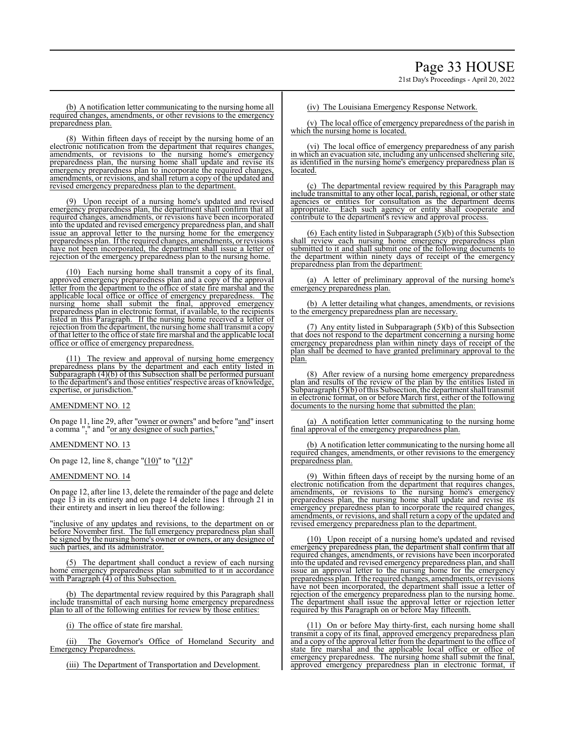(b) A notification letter communicating to the nursing home all required changes, amendments, or other revisions to the emergency preparedness plan.

(8) Within fifteen days of receipt by the nursing home of an electronic notification from the department that requires changes, amendments, or revisions to the nursing home's emergency preparedness plan, the nursing home shall update and revise its emergency preparedness plan to incorporate the required changes, amendments, or revisions, and shall return a copy of the updated and revised emergency preparedness plan to the department.

(9) Upon receipt of a nursing home's updated and revised emergency preparedness plan, the department shall confirm that all required changes, amendments, or revisions have been incorporated into the updated and revised emergency preparedness plan, and shall issue an approval letter to the nursing home for the emergency preparedness plan. If the required changes, amendments, or revisions have not been incorporated, the department shall issue a letter of rejection of the emergency preparedness plan to the nursing home.

(10) Each nursing home shall transmit a copy of its final, approved emergency preparedness plan and a copy of the approval letter from the department to the office of state fire marshal and the applicable local office or office of emergency preparedness. The nursing home shall submit the final, approved emergency preparedness plan in electronic format, if available, to the recipients listed in this Paragraph. If the nursing home received a letter of rejection from the department, the nursing home shall transmit a copy of that letter to the office of state fire marshal and the applicable local office or office of emergency preparedness.

(11) The review and approval of nursing home emergency preparedness plans by the department and each entity listed in Subparagraph (4)(b) of this Subsection shall be performed pursuant to the department's and those entities' respective areas of knowledge, expertise, or jurisdiction."

AMENDMENT NO. 12

On page 11, line 29, after "owner or owners" and before "and" insert a comma "," and "or any designee of such parties,"

AMENDMENT NO. 13

On page 12, line 8, change "(10)" to "(12)"

AMENDMENT NO. 14

On page 12, after line 13, delete the remainder of the page and delete page 13 in its entirety and on page 14 delete lines 1 through 21 in their entirety and insert in lieu thereof the following:

"inclusive of any updates and revisions, to the department on or before November first. The full emergency preparedness plan shall be signed by the nursing home's owner or owners, or any designee of such parties, and its administrator.

(5) The department shall conduct a review of each nursing home emergency preparedness plan submitted to it in accordance with Paragraph (4) of this Subsection.

(b) The departmental review required by this Paragraph shall include transmittal of each nursing home emergency preparedness plan to all of the following entities for review by those entities:

(i) The office of state fire marshal.

(ii) The Governor's Office of Homeland Security and Emergency Preparedness.

(iii) The Department of Transportation and Development.

(iv) The Louisiana Emergency Response Network.

(v) The local office of emergency preparedness of the parish in which the nursing home is located.

(vi) The local office of emergency preparedness of any parish in which an evacuation site, including any unlicensed sheltering site, as identified in the nursing home's emergency preparedness plan is located.

(c) The departmental review required by this Paragraph may include transmittal to any other local, parish, regional, or other state agencies or entities for consultation as the department deems appropriate. Each such agency or entity shall cooperate and contribute to the department's review and approval process.

(6) Each entity listed in Subparagraph (5)(b) of this Subsection shall review each nursing home emergency preparedness plan submitted to it and shall submit one of the following documents to the department within ninety days of receipt of the emergency preparedness plan from the department:

(a) A letter of preliminary approval of the nursing home's emergency preparedness plan.

(b) A letter detailing what changes, amendments, or revisions to the emergency preparedness plan are necessary.

(7) Any entity listed in Subparagraph (5)(b) of this Subsection that does not respond to the department concerning a nursing home emergency preparedness plan within ninety days of receipt of the plan shall be deemed to have granted preliminary approval to the plan.

(8) After review of a nursing home emergency preparedness plan and results of the review of the plan by the entities listed in Subparagraph (5)(b) of this Subsection, the department shall transmit in electronic format, on or before March first, either of the following documents to the nursing home that submitted the plan:

(a) A notification letter communicating to the nursing home final approval of the emergency preparedness plan.

(b) A notification letter communicating to the nursing home all required changes, amendments, or other revisions to the emergency preparedness plan.

(9) Within fifteen days of receipt by the nursing home of an electronic notification from the department that requires changes, amendments, or revisions to the nursing home's emergency preparedness plan, the nursing home shall update and revise its emergency preparedness plan to incorporate the required changes, amendments, or revisions, and shall return a copy of the updated and revised emergency preparedness plan to the department.

(10) Upon receipt of a nursing home's updated and revised emergency preparedness plan, the department shall confirm that all required changes, amendments, or revisions have been incorporated into the updated and revised emergency preparedness plan, and shall issue an approval letter to the nursing home for the emergency preparedness plan. If the required changes, amendments, or revisions have not been incorporated, the department shall issue a letter of rejection of the emergency preparedness plan to the nursing home. The department shall issue the approval letter or rejection letter required by this Paragraph on or before May fifteenth.

(11) On or before May thirty-first, each nursing home shall transmit a copy of its final, approved emergency preparedness plan and a copy of the approval letter from the department to the office of state fire marshal and the applicable local office or office of emergency preparedness. The nursing home shall submit the final, approved emergency preparedness plan in electronic format, if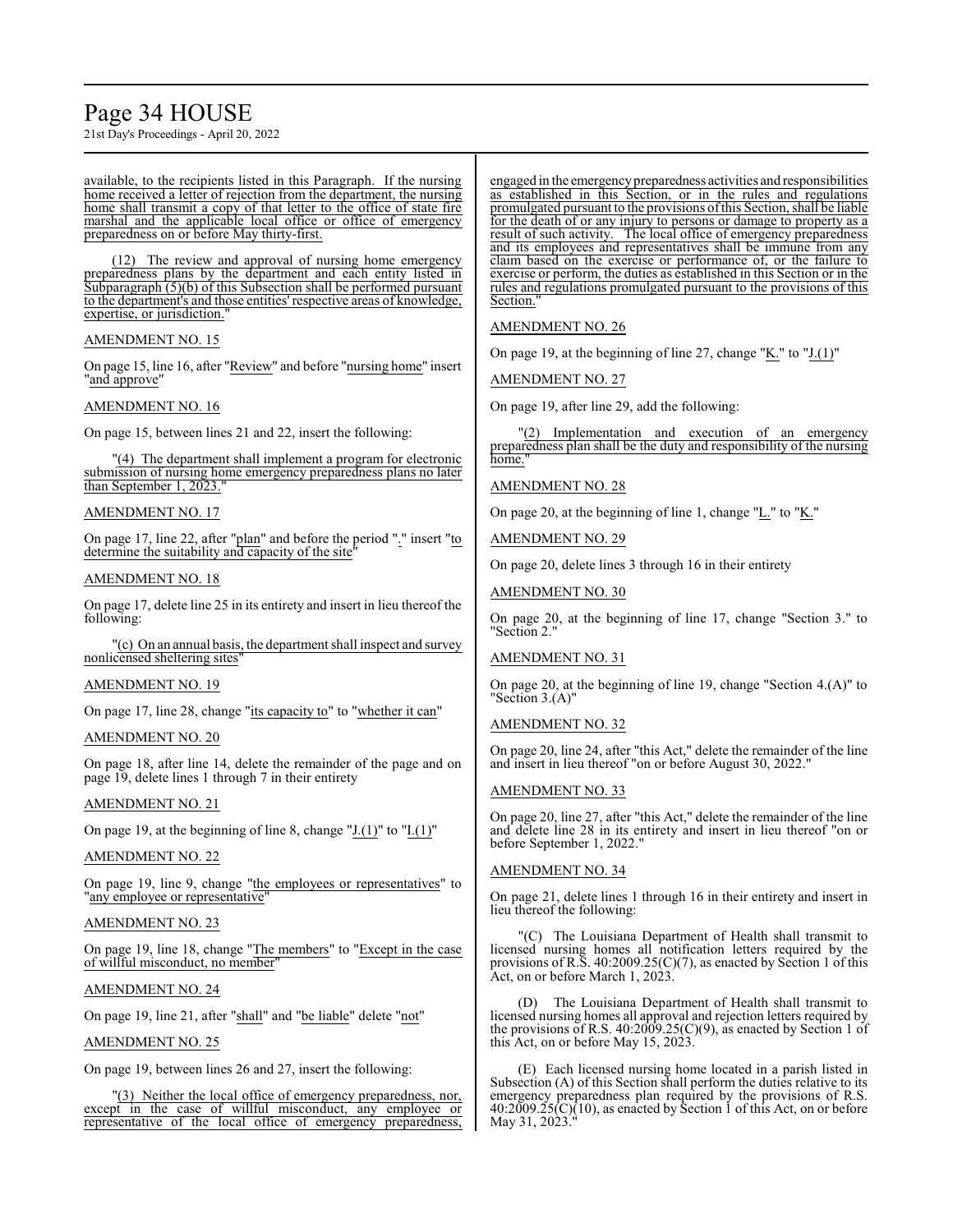available, to the recipients listed in this Paragraph. If the nursing home received a letter of rejection from the department, the nursing home shall transmit a copy of that letter to the office of state fire marshal and the applicable local office or office of emergency preparedness on or before May thirty-first.

(12) The review and approval of nursing home emergency preparedness plans by the department and each entity listed in Subparagraph (5)(b) of this Subsection shall be performed pursuant to the department's and those entities' respective areas of knowledge, expertise, or jurisdiction."

AMENDMENT NO. 15

On page 15, line 16, after "Review" and before "nursing home" insert "and approve"

AMENDMENT NO. 16

On page 15, between lines 21 and 22, insert the following:

"(4) The department shall implement a program for electronic submission of nursing home emergency preparedness plans no later than September 1, 2023."

AMENDMENT NO. 17

On page 17, line 22, after "plan" and before the period "." insert "to determine the suitability and capacity of the site"

AMENDMENT NO. 18

On page 17, delete line 25 in its entirety and insert in lieu thereof the following:

"(c) On an annual basis, the department shall inspect and survey nonlicensed sheltering sites"

AMENDMENT NO. 19

On page 17, line 28, change "its capacity to" to "whether it can"

AMENDMENT NO. 20

On page 18, after line 14, delete the remainder of the page and on page 19, delete lines 1 through 7 in their entirety

AMENDMENT NO. 21

On page 19, at the beginning of line 8, change "J.(1)" to "I.(1)"

AMENDMENT NO. 22

On page 19, line 9, change "the employees or representatives" to "any employee or representative"

AMENDMENT NO. 23

On page 19, line 18, change "The members" to "Except in the case of willful misconduct, no member"

AMENDMENT NO. 24

On page 19, line 21, after "shall" and "be liable" delete "not"

AMENDMENT NO. 25

On page 19, between lines 26 and 27, insert the following:

"(3) Neither the local office of emergency preparedness, nor, except in the case of willful misconduct, any employee or representative of the local office of emergency preparedness, engaged in the emergency preparedness activities and responsibilities as established in this Section, or in the rules and regulations promulgated pursuant to the provisions of this Section, shall be liable for the death of or any injury to persons or damage to property as a result of such activity. The local office of emergency preparedness and its employees and representatives shall be immune from any claim based on the exercise or performance of, or the failure to exercise or perform, the duties as established in this Section or in the rules and regulations promulgated pursuant to the provisions of this Section."

AMENDMENT NO. 26

On page 19, at the beginning of line 27, change "K." to "J.(1)"

AMENDMENT NO. 27

On page 19, after line 29, add the following:

"(2) Implementation and execution of an emergency preparedness plan shall be the duty and responsibility of the nursing home."

AMENDMENT NO. 28

On page 20, at the beginning of line 1, change "L." to "K."

AMENDMENT NO. 29

On page 20, delete lines 3 through 16 in their entirety

AMENDMENT NO. 30

On page 20, at the beginning of line 17, change "Section 3." to "Section 2."

AMENDMENT NO. 31

On page 20, at the beginning of line 19, change "Section 4.(A)" to "Section 3.(A)"

AMENDMENT NO. 32

On page 20, line 24, after "this Act," delete the remainder of the line and insert in lieu thereof "on or before August 30, 2022."

AMENDMENT NO. 33

On page 20, line 27, after "this Act," delete the remainder of the line and delete line 28 in its entirety and insert in lieu thereof "on or before September 1, 2022."

AMENDMENT NO. 34

On page 21, delete lines 1 through 16 in their entirety and insert in lieu thereof the following:

"(C) The Louisiana Department of Health shall transmit to licensed nursing homes all notification letters required by the provisions of R.S. 40:2009.25(C)(7), as enacted by Section 1 of this Act, on or before March 1, 2023.

(D) The Louisiana Department of Health shall transmit to licensed nursing homes all approval and rejection letters required by the provisions of R.S. 40:2009.25(C)(9), as enacted by Section 1 of this Act, on or before May 15, 2023.

(E) Each licensed nursing home located in a parish listed in Subsection (A) of this Section shall perform the duties relative to its emergency preparedness plan required by the provisions of R.S. 40:2009.25(C)(10), as enacted by Section 1 of this Act, on or before May 31, 2023."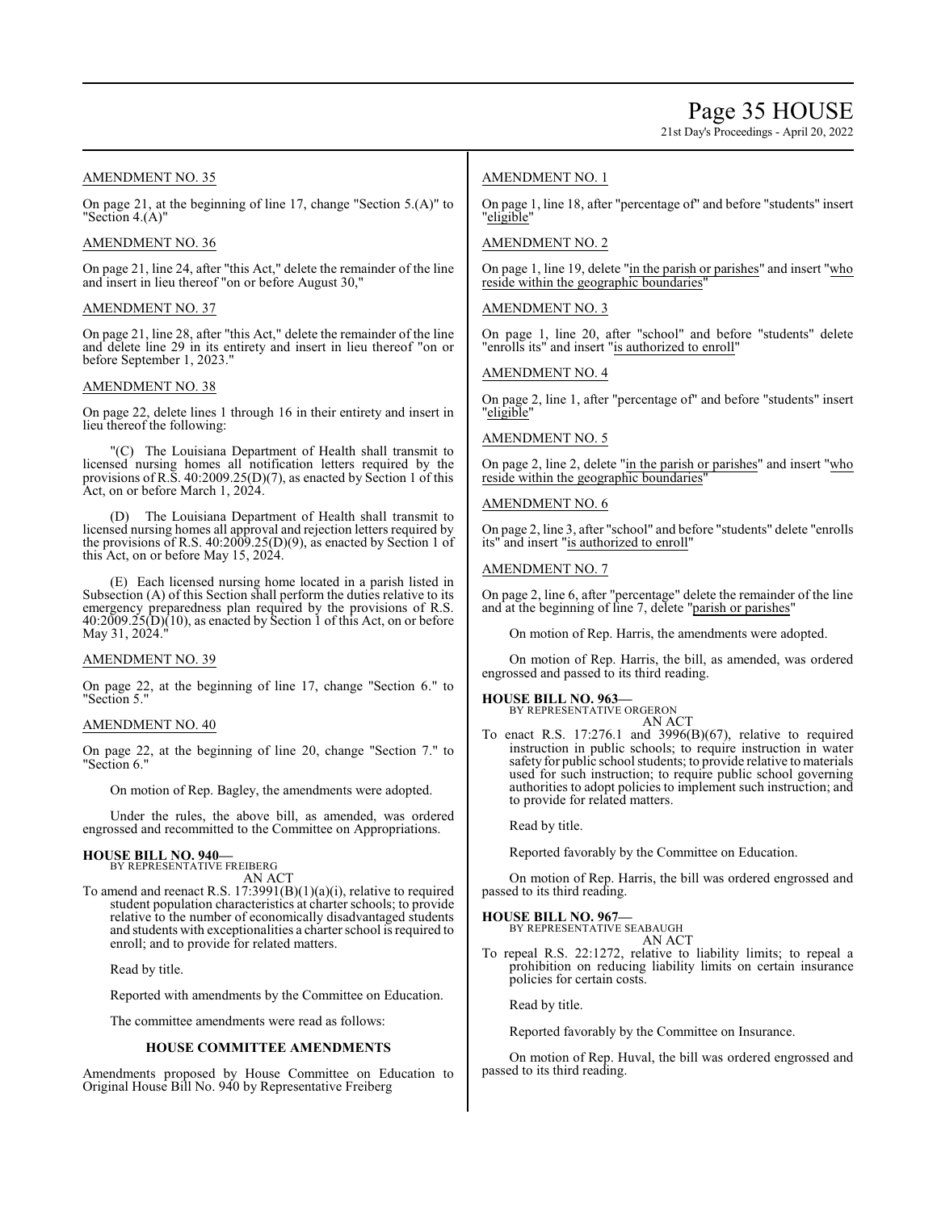## AMENDMENT NO. 35

On page 21, at the beginning of line 17, change "Section 5.(A)" to "Section 4.(A)"

## AMENDMENT NO. 36

On page 21, line 24, after "this Act," delete the remainder of the line and insert in lieu thereof "on or before August 30,"

## AMENDMENT NO. 37

On page 21, line 28, after "this Act," delete the remainder of the line and delete line 29 in its entirety and insert in lieu thereof "on or before September 1, 2023."

## AMENDMENT NO. 38

On page 22, delete lines 1 through 16 in their entirety and insert in lieu thereof the following:

"(C) The Louisiana Department of Health shall transmit to licensed nursing homes all notification letters required by the provisions of R.S. 40:2009.25(D)(7), as enacted by Section 1 of this Act, on or before March 1, 2024.

(D) The Louisiana Department of Health shall transmit to licensed nursing homes all approval and rejection letters required by the provisions of R.S. 40:2009.25(D)(9), as enacted by Section 1 of this Act, on or before May 15, 2024.

(E) Each licensed nursing home located in a parish listed in Subsection (A) of this Section shall perform the duties relative to its emergency preparedness plan required by the provisions of R.S. 40:2009.25(D)(10), as enacted by Section 1 of this Act, on or before May 31, 2024."

## AMENDMENT NO. 39

On page 22, at the beginning of line 17, change "Section 6." to "Section 5."

## AMENDMENT NO. 40

On page 22, at the beginning of line 20, change "Section 7." to "Section 6."

On motion of Rep. Bagley, the amendments were adopted.

Under the rules, the above bill, as amended, was ordered engrossed and recommitted to the Committee on Appropriations.

**HOUSE BILL NO. 940—**
BY REPRESENTATIVE FREIBERG
AN ACT

To amend and reenact R.S. 17:3991(B)(1)(a)(i), relative to required student population characteristics at charter schools; to provide relative to the number of economically disadvantaged students and students with exceptionalities a charter school is required to enroll; and to provide for related matters.

Read by title.

Reported with amendments by the Committee on Education.

The committee amendments were read as follows:

### HOUSE COMMITTEE AMENDMENTS

Amendments proposed by House Committee on Education to Original House Bill No. 940 by Representative Freiberg

## AMENDMENT NO. 1

On page 1, line 18, after "percentage of" and before "students" insert "eligible"

## AMENDMENT NO. 2

On page 1, line 19, delete "in the parish or parishes" and insert "who reside within the geographic boundaries"

## AMENDMENT NO. 3

On page 1, line 20, after "school" and before "students" delete "enrolls its" and insert "is authorized to enroll"

## AMENDMENT NO. 4

On page 2, line 1, after "percentage of" and before "students" insert "eligible"

## AMENDMENT NO. 5

On page 2, line 2, delete "in the parish or parishes" and insert "who reside within the geographic boundaries"

## AMENDMENT NO. 6

On page 2, line 3, after "school" and before "students" delete "enrolls its" and insert "is authorized to enroll"

## AMENDMENT NO. 7

On page 2, line 6, after "percentage" delete the remainder of the line and at the beginning of line 7, delete "parish or parishes"

On motion of Rep. Harris, the amendments were adopted.

On motion of Rep. Harris, the bill, as amended, was ordered engrossed and passed to its third reading.

**HOUSE BILL NO. 963—**
BY REPRESENTATIVE ORGERON
AN ACT

To enact R.S. 17:276.1 and 3996(B)(67), relative to required instruction in public schools; to require instruction in water safety for public school students; to provide relative to materials used for such instruction; to require public school governing authorities to adopt policies to implement such instruction; and to provide for related matters.

Read by title.

Reported favorably by the Committee on Education.

On motion of Rep. Harris, the bill was ordered engrossed and passed to its third reading.

**HOUSE BILL NO. 967—**
BY REPRESENTATIVE SEABAUGH
AN ACT

To repeal R.S. 22:1272, relative to liability limits; to repeal a prohibition on reducing liability limits on certain insurance policies for certain costs.

Read by title.

Reported favorably by the Committee on Insurance.

On motion of Rep. Huval, the bill was ordered engrossed and passed to its third reading.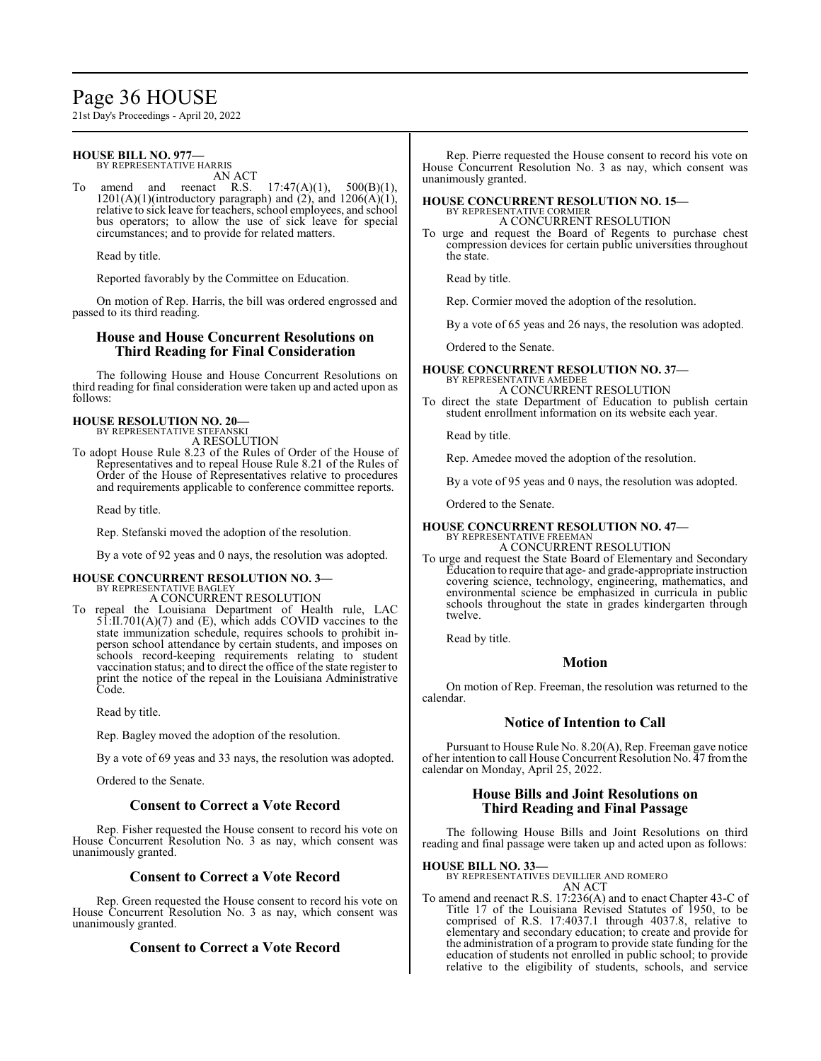**HOUSE BILL NO. 977—**
BY REPRESENTATIVE HARRIS
AN ACT

To amend and reenact R.S. 17:47(A)(1), 500(B)(1), 1201(A)(1)(introductory paragraph) and (2), and 1206(A)(1), relative to sick leave for teachers, school employees, and school bus operators; to allow the use of sick leave for special circumstances; and to provide for related matters.

Read by title.

Reported favorably by the Committee on Education.

On motion of Rep. Harris, the bill was ordered engrossed and passed to its third reading.

## House and House Concurrent Resolutions on Third Reading for Final Consideration

The following House and House Concurrent Resolutions on third reading for final consideration were taken up and acted upon as follows:

**HOUSE RESOLUTION NO. 20—**
BY REPRESENTATIVE STEFANSKI
A RESOLUTION

To adopt House Rule 8.23 of the Rules of Order of the House of Representatives and to repeal House Rule 8.21 of the Rules of Order of the House of Representatives relative to procedures and requirements applicable to conference committee reports.

Read by title.

Rep. Stefanski moved the adoption of the resolution.

By a vote of 92 yeas and 0 nays, the resolution was adopted.

**HOUSE CONCURRENT RESOLUTION NO. 3—**
BY REPRESENTATIVE BAGLEY
A CONCURRENT RESOLUTION

To repeal the Louisiana Department of Health rule, LAC 51:II.701(A)(7) and (E), which adds COVID vaccines to the state immunization schedule, requires schools to prohibit in-person school attendance by certain students, and imposes on schools record-keeping requirements relating to student vaccination status; and to direct the office of the state register to print the notice of the repeal in the Louisiana Administrative Code.

Read by title.

Rep. Bagley moved the adoption of the resolution.

By a vote of 69 yeas and 33 nays, the resolution was adopted.

Ordered to the Senate.

## Consent to Correct a Vote Record

Rep. Fisher requested the House consent to record his vote on House Concurrent Resolution No. 3 as nay, which consent was unanimously granted.

## Consent to Correct a Vote Record

Rep. Green requested the House consent to record his vote on House Concurrent Resolution No. 3 as nay, which consent was unanimously granted.

## Consent to Correct a Vote Record

Rep. Pierre requested the House consent to record his vote on House Concurrent Resolution No. 3 as nay, which consent was unanimously granted.

**HOUSE CONCURRENT RESOLUTION NO. 15—**
BY REPRESENTATIVE CORMIER
A CONCURRENT RESOLUTION

To urge and request the Board of Regents to purchase chest compression devices for certain public universities throughout the state.

Read by title.

Rep. Cormier moved the adoption of the resolution.

By a vote of 65 yeas and 26 nays, the resolution was adopted.

Ordered to the Senate.

**HOUSE CONCURRENT RESOLUTION NO. 37—**
BY REPRESENTATIVE AMEDEE
A CONCURRENT RESOLUTION

To direct the state Department of Education to publish certain student enrollment information on its website each year.

Read by title.

Rep. Amedee moved the adoption of the resolution.

By a vote of 95 yeas and 0 nays, the resolution was adopted.

Ordered to the Senate.

**HOUSE CONCURRENT RESOLUTION NO. 47—**
BY REPRESENTATIVE FREEMAN
A CONCURRENT RESOLUTION

To urge and request the State Board of Elementary and Secondary Education to require that age- and grade-appropriate instruction covering science, technology, engineering, mathematics, and environmental science be emphasized in curricula in public schools throughout the state in grades kindergarten through twelve.

Read by title.

## Motion

On motion of Rep. Freeman, the resolution was returned to the calendar.

## Notice of Intention to Call

Pursuant to House Rule No. 8.20(A), Rep. Freeman gave notice of her intention to call House Concurrent Resolution No. 47 from the calendar on Monday, April 25, 2022.

## House Bills and Joint Resolutions on Third Reading and Final Passage

The following House Bills and Joint Resolutions on third reading and final passage were taken up and acted upon as follows:

**HOUSE BILL NO. 33—**
BY REPRESENTATIVES DEVILLIER AND ROMERO
AN ACT

To amend and reenact R.S. 17:236(A) and to enact Chapter 43-C of Title 17 of the Louisiana Revised Statutes of 1950, to be comprised of R.S. 17:4037.1 through 4037.8, relative to elementary and secondary education; to create and provide for the administration of a program to provide state funding for the education of students not enrolled in public school; to provide relative to the eligibility of students, schools, and service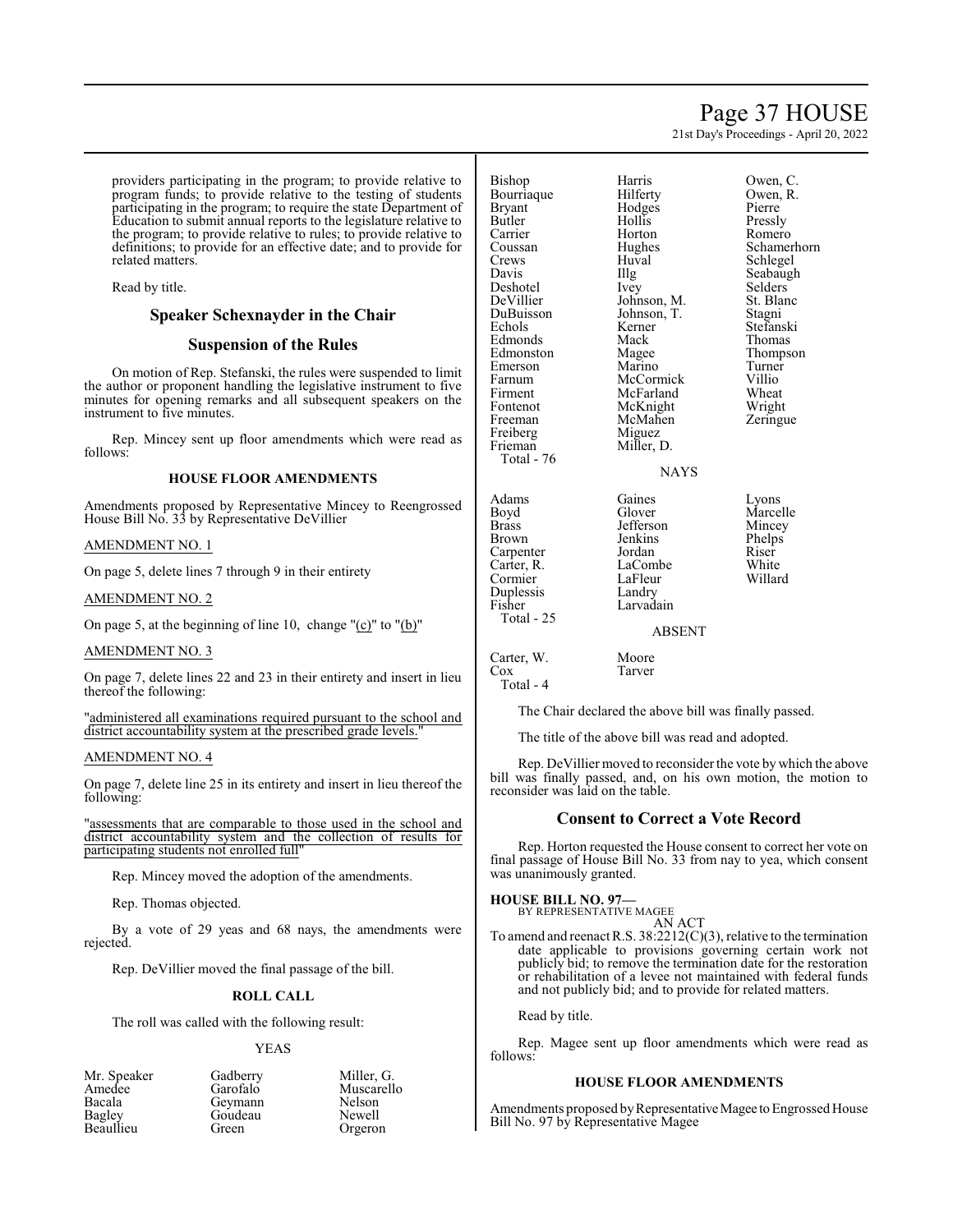providers participating in the program; to provide relative to program funds; to provide relative to the testing of students participating in the program; to require the state Department of Education to submit annual reports to the legislature relative to the program; to provide relative to rules; to provide relative to definitions; to provide for an effective date; and to provide for related matters.

Read by title.

## Speaker Schexnayder in the Chair

## Suspension of the Rules

On motion of Rep. Stefanski, the rules were suspended to limit the author or proponent handling the legislative instrument to five minutes for opening remarks and all subsequent speakers on the instrument to five minutes.

Rep. Mincey sent up floor amendments which were read as follows:

### HOUSE FLOOR AMENDMENTS

Amendments proposed by Representative Mincey to Reengrossed House Bill No. 33 by Representative DeVillier

AMENDMENT NO. 1

On page 5, delete lines 7 through 9 in their entirety

AMENDMENT NO. 2

On page 5, at the beginning of line 10, change "(c)" to "(b)"

AMENDMENT NO. 3

On page 7, delete lines 22 and 23 in their entirety and insert in lieu thereof the following:

"administered all examinations required pursuant to the school and district accountability system at the prescribed grade levels."

AMENDMENT NO. 4

On page 7, delete line 25 in its entirety and insert in lieu thereof the following:

"assessments that are comparable to those used in the school and district accountability system and the collection of results for participating students not enrolled full"

Rep. Mincey moved the adoption of the amendments.

Rep. Thomas objected.

By a vote of 29 yeas and 68 nays, the amendments were rejected.

Rep. DeVillier moved the final passage of the bill.

### ROLL CALL

The roll was called with the following result:

YEAS

| | | |
|---|---|---|
| Mr. Speaker | Gadberry | Miller, G. |
| Amedee | Garofalo | Muscarello |
| Bacala | Geymann | Nelson |
| Bagley | Goudeau | Newell |
| Beaullieu | Green | Orgeron |
| Bishop | Harris | Owen, C. |
| Bourriaque | Hilferty | Owen, R. |
| Bryant | Hodges | Pierre |
| Butler | Hollis | Pressly |
| Carrier | Horton | Romero |
| Coussan | Hughes | Schamerhorn |
| Crews | Huval | Schlegel |
| Davis | Illg | Seabaugh |
| Deshotel | Ivey | Selders |
| DeVillier | Johnson, M. | St. Blanc |
| DuBuisson | Johnson, T. | Stagni |
| Echols | Kerner | Stefanski |
| Edmonds | Mack | Thomas |
| Edmonston | Magee | Thompson |
| Emerson | Marino | Turner |
| Farnum | McCormick | Villio |
| Firment | McFarland | Wheat |
| Fontenot | McKnight | Wright |
| Freeman | McMahen | Zeringue |
| Freiberg | Miguez | |
| Frieman | Miller, D. | |

Total - 76

NAYS

| | | |
|---|---|---|
| Adams | Gaines | Lyons |
| Boyd | Glover | Marcelle |
| Brass | Jefferson | Mincey |
| Brown | Jenkins | Phelps |
| Carpenter | Jordan | Riser |
| Carter, R. | LaCombe | White |
| Cormier | LaFleur | Willard |
| Duplessis | Landry | |
| Fisher | Larvadain | |

Total - 25

ABSENT

| | |
|---|---|
| Carter, W. | Moore |
| Cox | Tarver |

Total - 4

The Chair declared the above bill was finally passed.

The title of the above bill was read and adopted.

Rep. DeVillier moved to reconsider the vote by which the above bill was finally passed, and, on his own motion, the motion to reconsider was laid on the table.

## Consent to Correct a Vote Record

Rep. Horton requested the House consent to correct her vote on final passage of House Bill No. 33 from nay to yea, which consent was unanimously granted.

**HOUSE BILL NO. 97—**
BY REPRESENTATIVE MAGEE

AN ACT

To amend and reenact R.S. 38:2212(C)(3), relative to the termination date applicable to provisions governing certain work not publicly bid; to remove the termination date for the restoration or rehabilitation of a levee not maintained with federal funds and not publicly bid; and to provide for related matters.

Read by title.

Rep. Magee sent up floor amendments which were read as follows:

### HOUSE FLOOR AMENDMENTS

Amendments proposed by Representative Magee to Engrossed House Bill No. 97 by Representative Magee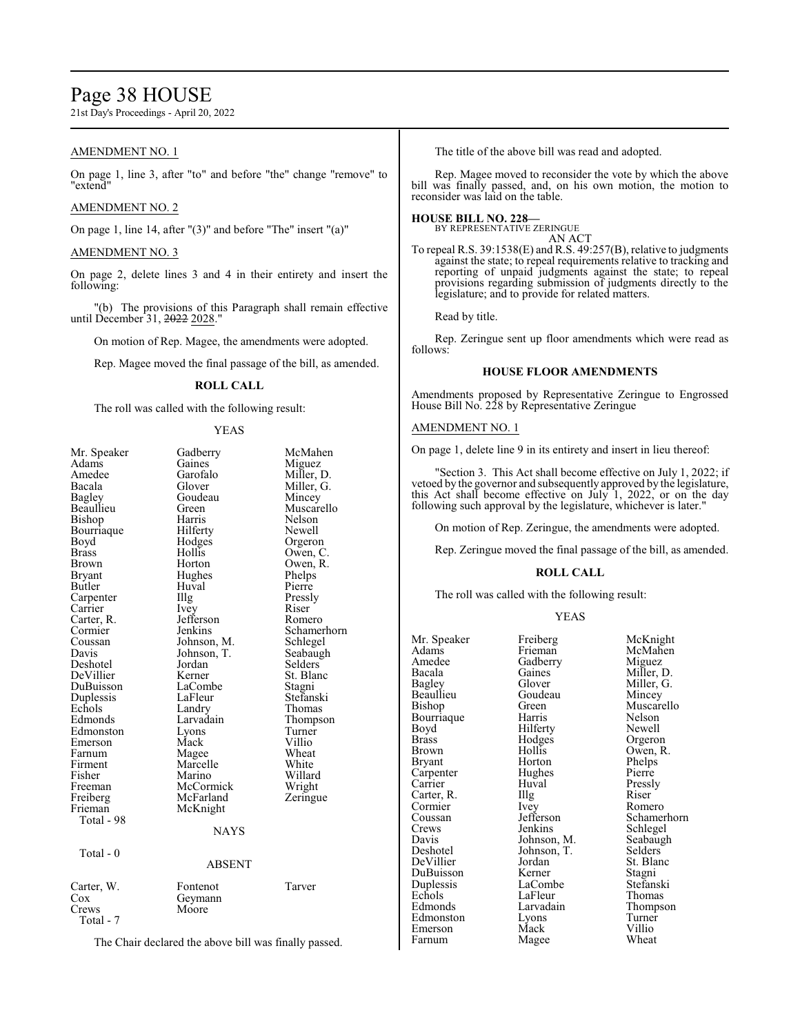AMENDMENT NO. 1

On page 1, line 3, after "to" and before "the" change "remove" to "extend"

AMENDMENT NO. 2

On page 1, line 14, after "(3)" and before "The" insert "(a)"

AMENDMENT NO. 3

On page 2, delete lines 3 and 4 in their entirety and insert the following:

"(b) The provisions of this Paragraph shall remain effective until December 31, ~~2022~~ 2028."

On motion of Rep. Magee, the amendments were adopted.

Rep. Magee moved the final passage of the bill, as amended.

**ROLL CALL**

The roll was called with the following result:

YEAS

| | | |
|---|---|---|
| Mr. Speaker | Gadberry | McMahen |
| Adams | Gaines | Miguez |
| Amedee | Garofalo | Miller, D. |
| Bacala | Glover | Miller, G. |
| Bagley | Goudeau | Mincey |
| Beaullieu | Green | Muscarello |
| Bishop | Harris | Nelson |
| Bourriaque | Hilferty | Newell |
| Boyd | Hodges | Orgeron |
| Brass | Hollis | Owen, C. |
| Brown | Horton | Owen, R. |
| Bryant | Hughes | Phelps |
| Butler | Huval | Pierre |
| Carpenter | Illg | Pressly |
| Carrier | Ivey | Riser |
| Carter, R. | Jefferson | Romero |
| Cormier | Jenkins | Schamerhorn |
| Coussan | Johnson, M. | Schlegel |
| Davis | Johnson, T. | Seabaugh |
| Deshotel | Jordan | Selders |
| DeVillier | Kerner | St. Blanc |
| DuBuisson | LaCombe | Stagni |
| Duplessis | LaFleur | Stefanski |
| Echols | Landry | Thomas |
| Edmonds | Larvadain | Thompson |
| Edmonston | Lyons | Turner |
| Emerson | Mack | Villio |
| Farnum | Magee | Wheat |
| Firment | Marcelle | White |
| Fisher | Marino | Willard |
| Freeman | McCormick | Wright |
| Freiberg | McFarland | Zeringue |
| Frieman | McKnight | |

Total - 98

NAYS

Total - 0

ABSENT

| | | |
|---|---|---|
| Carter, W. | Fontenot | Tarver |
| Cox | Geymann | |
| Crews | Moore | |

Total - 7

The Chair declared the above bill was finally passed.

The title of the above bill was read and adopted.

Rep. Magee moved to reconsider the vote by which the above bill was finally passed, and, on his own motion, the motion to reconsider was laid on the table.

**HOUSE BILL NO. 228—**
BY REPRESENTATIVE ZERINGUE
AN ACT

To repeal R.S. 39:1538(E) and R.S. 49:257(B), relative to judgments against the state; to repeal requirements relative to tracking and reporting of unpaid judgments against the state; to repeal provisions regarding submission of judgments directly to the legislature; and to provide for related matters.

Read by title.

Rep. Zeringue sent up floor amendments which were read as follows:

### HOUSE FLOOR AMENDMENTS

Amendments proposed by Representative Zeringue to Engrossed House Bill No. 228 by Representative Zeringue

AMENDMENT NO. 1

On page 1, delete line 9 in its entirety and insert in lieu thereof:

"Section 3. This Act shall become effective on July 1, 2022; if vetoed by the governor and subsequently approved by the legislature, this Act shall become effective on July 1, 2022, or on the day following such approval by the legislature, whichever is later."

On motion of Rep. Zeringue, the amendments were adopted.

Rep. Zeringue moved the final passage of the bill, as amended.

**ROLL CALL**

The roll was called with the following result:

YEAS

| | | |
|---|---|---|
| Mr. Speaker | Freiberg | McKnight |
| Adams | Frieman | McMahen |
| Amedee | Gadberry | Miguez |
| Bacala | Gaines | Miller, D. |
| Bagley | Glover | Miller, G. |
| Beaullieu | Goudeau | Mincey |
| Bishop | Green | Muscarello |
| Bourriaque | Harris | Nelson |
| Boyd | Hilferty | Newell |
| Brass | Hodges | Orgeron |
| Brown | Hollis | Owen, R. |
| Bryant | Horton | Phelps |
| Carpenter | Hughes | Pierre |
| Carrier | Huval | Pressly |
| Carter, R. | Illg | Riser |
| Cormier | Ivey | Romero |
| Coussan | Jefferson | Schamerhorn |
| Crews | Jenkins | Schlegel |
| Davis | Johnson, M. | Seabaugh |
| Deshotel | Johnson, T. | Selders |
| DeVillier | Jordan | St. Blanc |
| DuBuisson | Kerner | Stagni |
| Duplessis | LaCombe | Stefanski |
| Echols | LaFleur | Thomas |
| Edmonds | Larvadain | Thompson |
| Edmonston | Lyons | Turner |
| Emerson | Mack | Villio |
| Farnum | Magee | Wheat |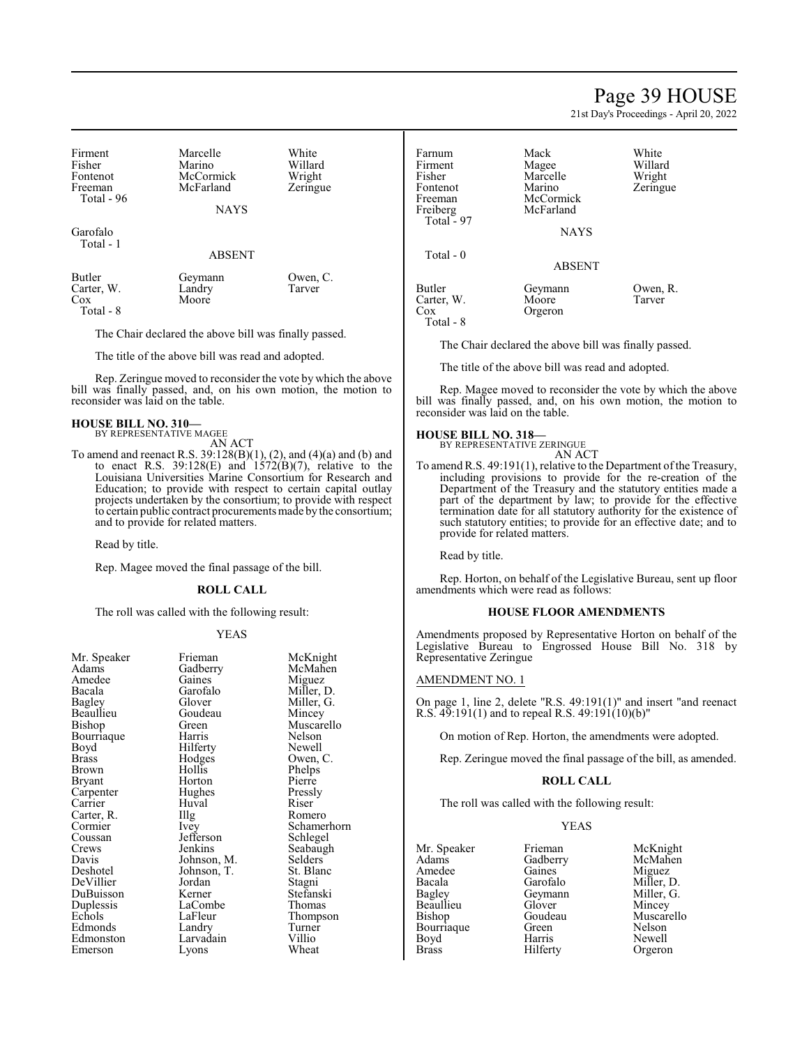| | | |
|---|---|---|
| Firment | Marcelle | White |
| Fisher | Marino | Willard |
| Fontenot | McCormick | Wright |
| Freeman | McFarland | Zeringue |
| Total - 96 | | |

NAYS

| | | |
|---|---|---|
| Garofalo | | |
| Total - 1 | | |

ABSENT

| | | |
|---|---|---|
| Butler | Geymann | Owen, C. |
| Carter, W. | Landry | Tarver |
| Cox | Moore | |
| Total - 8 | | |

The Chair declared the above bill was finally passed.

The title of the above bill was read and adopted.

Rep. Zeringue moved to reconsider the vote by which the above bill was finally passed, and, on his own motion, the motion to reconsider was laid on the table.

**HOUSE BILL NO. 310—**
BY REPRESENTATIVE MAGEE
AN ACT

To amend and reenact R.S. 39:128(B)(1), (2), and (4)(a) and (b) and to enact R.S. 39:128(E) and 1572(B)(7), relative to the Louisiana Universities Marine Consortium for Research and Education; to provide with respect to certain capital outlay projects undertaken by the consortium; to provide with respect to certain public contract procurements made by the consortium; and to provide for related matters.

Read by title.

Rep. Magee moved the final passage of the bill.

**ROLL CALL**

The roll was called with the following result:

YEAS

| | | |
|---|---|---|
| Mr. Speaker | Frieman | McKnight |
| Adams | Gadberry | McMahen |
| Amedee | Gaines | Miguez |
| Bacala | Garofalo | Miller, D. |
| Bagley | Glover | Miller, G. |
| Beaullieu | Goudeau | Mincey |
| Bishop | Green | Muscarello |
| Bourriaque | Harris | Nelson |
| Boyd | Hilferty | Newell |
| Brass | Hodges | Owen, C. |
| Brown | Hollis | Phelps |
| Bryant | Horton | Pierre |
| Carpenter | Hughes | Pressly |
| Carrier | Huval | Riser |
| Carter, R. | Illg | Romero |
| Cormier | Ivey | Schamerhorn |
| Coussan | Jefferson | Schlegel |
| Crews | Jenkins | Seabaugh |
| Davis | Johnson, M. | Selders |
| Deshotel | Johnson, T. | St. Blanc |
| DeVillier | Jordan | Stagni |
| DuBuisson | Kerner | Stefanski |
| Duplessis | LaCombe | Thomas |
| Echols | LaFleur | Thompson |
| Edmonds | Landry | Turner |
| Edmonston | Larvadain | Villio |
| Emerson | Lyons | Wheat |
| Farnum | Mack | White |
| Firment | Magee | Willard |
| Fisher | Marcelle | Wright |
| Fontenot | Marino | Zeringue |
| Freeman | McCormick | |
| Freiberg | McFarland | |
| Total - 97 | | |

NAYS

| | | |
|---|---|---|
| Total - 0 | | |

ABSENT

| | | |
|---|---|---|
| Butler | Geymann | Owen, R. |
| Carter, W. | Moore | Tarver |
| Cox | Orgeron | |
| Total - 8 | | |

The Chair declared the above bill was finally passed.

The title of the above bill was read and adopted.

Rep. Magee moved to reconsider the vote by which the above bill was finally passed, and, on his own motion, the motion to reconsider was laid on the table.

**HOUSE BILL NO. 318—**
BY REPRESENTATIVE ZERINGUE
AN ACT

To amend R.S. 49:191(1), relative to the Department of the Treasury, including provisions to provide for the re-creation of the Department of the Treasury and the statutory entities made a part of the department by law; to provide for the effective termination date for all statutory authority for the existence of such statutory entities; to provide for an effective date; and to provide for related matters.

Read by title.

Rep. Horton, on behalf of the Legislative Bureau, sent up floor amendments which were read as follows:

**HOUSE FLOOR AMENDMENTS**

Amendments proposed by Representative Horton on behalf of the Legislative Bureau to Engrossed House Bill No. 318 by Representative Zeringue

AMENDMENT NO. 1

On page 1, line 2, delete "R.S. 49:191(1)" and insert "and reenact R.S. 49:191(1) and to repeal R.S. 49:191(10)(b)"

On motion of Rep. Horton, the amendments were adopted.

Rep. Zeringue moved the final passage of the bill, as amended.

**ROLL CALL**

The roll was called with the following result:

YEAS

| | | |
|---|---|---|
| Mr. Speaker | Frieman | McKnight |
| Adams | Gadberry | McMahen |
| Amedee | Gaines | Miguez |
| Bacala | Garofalo | Miller, D. |
| Bagley | Geymann | Miller, G. |
| Beaullieu | Glover | Mincey |
| Bishop | Goudeau | Muscarello |
| Bourriaque | Green | Nelson |
| Boyd | Harris | Newell |
| Brass | Hilferty | Orgeron |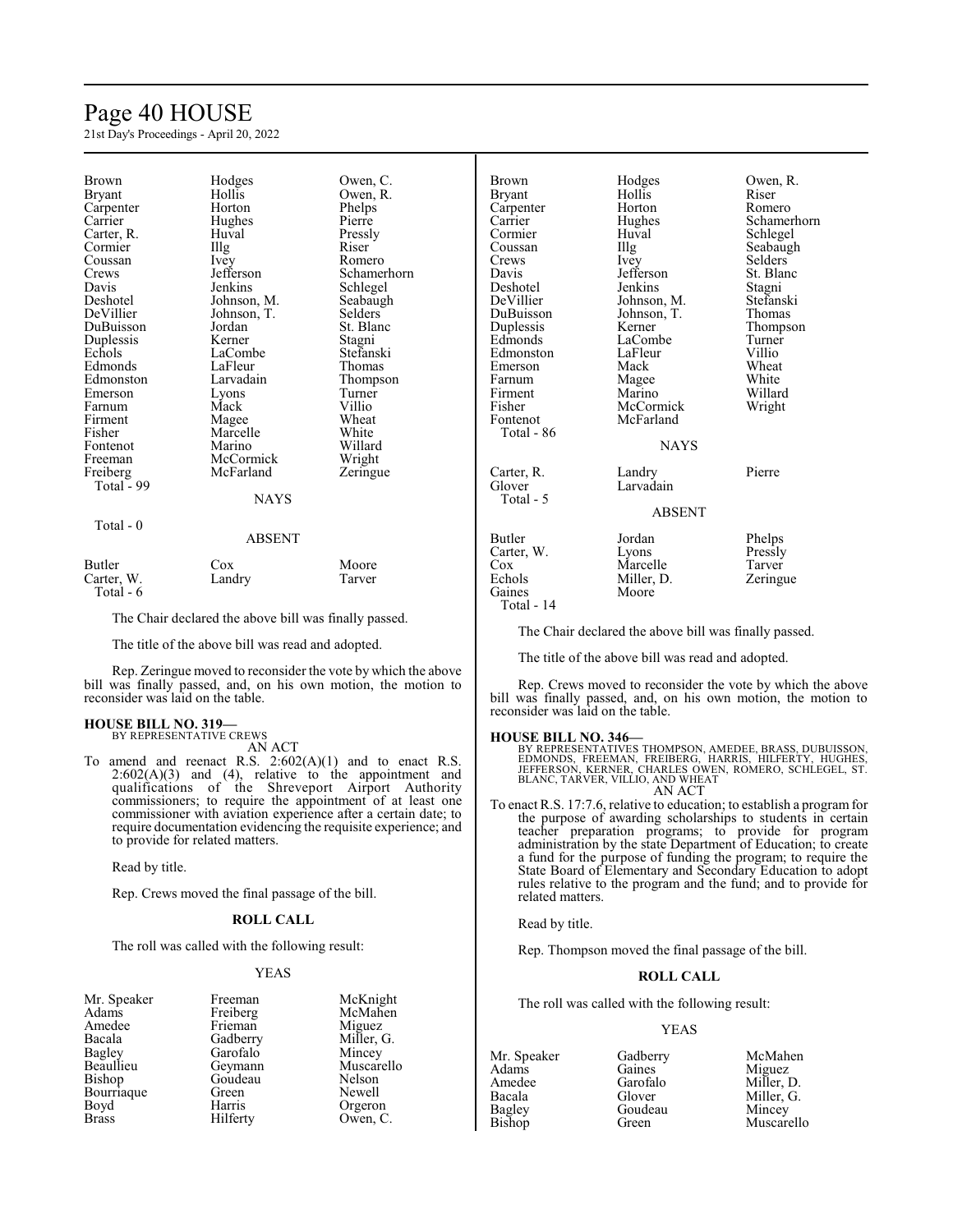| | | |
|---|---|---|
| Brown | Hodges | Owen, C. |
| Bryant | Hollis | Owen, R. |
| Carpenter | Horton | Phelps |
| Carrier | Hughes | Pierre |
| Carter, R. | Huval | Pressly |
| Cormier | Illg | Riser |
| Coussan | Ivey | Romero |
| Crews | Jefferson | Schamerhorn |
| Davis | Jenkins | Schlegel |
| Deshotel | Johnson, M. | Seabaugh |
| DeVillier | Johnson, T. | Selders |
| DuBuisson | Jordan | St. Blanc |
| Duplessis | Kerner | Stagni |
| Echols | LaCombe | Stefanski |
| Edmonds | LaFleur | Thomas |
| Edmonston | Larvadain | Thompson |
| Emerson | Lyons | Turner |
| Farnum | Mack | Villio |
| Firment | Magee | Wheat |
| Fisher | Marcelle | White |
| Fontenot | Marino | Willard |
| Freeman | McCormick | Wright |
| Freiberg | McFarland | Zeringue |

Total - 99

NAYS

Total - 0

ABSENT

| | | |
|---|---|---|
| Butler | Cox | Moore |
| Carter, W. | Landry | Tarver |

Total - 6

The Chair declared the above bill was finally passed.

The title of the above bill was read and adopted.

Rep. Zeringue moved to reconsider the vote by which the above bill was finally passed, and, on his own motion, the motion to reconsider was laid on the table.

**HOUSE BILL NO. 319—**
BY REPRESENTATIVE CREWS
AN ACT

To amend and reenact R.S. 2:602(A)(1) and to enact R.S. 2:602(A)(3) and (4), relative to the appointment and qualifications of the Shreveport Airport Authority commissioners; to require the appointment of at least one commissioner with aviation experience after a certain date; to require documentation evidencing the requisite experience; and to provide for related matters.

Read by title.

Rep. Crews moved the final passage of the bill.

**ROLL CALL**

The roll was called with the following result:

YEAS

| | | |
|---|---|---|
| Mr. Speaker | Freeman | McKnight |
| Adams | Freiberg | McMahen |
| Amedee | Frieman | Miguez |
| Bacala | Gadberry | Miller, G. |
| Bagley | Garofalo | Mincey |
| Beaullieu | Geymann | Muscarello |
| Bishop | Goudeau | Nelson |
| Bourriaque | Green | Newell |
| Boyd | Harris | Orgeron |
| Brass | Hilferty | Owen, C. |
| Brown | Hodges | Owen, R. |
| Bryant | Hollis | Riser |
| Carpenter | Horton | Romero |
| Carrier | Hughes | Schamerhorn |
| Cormier | Huval | Schlegel |
| Coussan | Illg | Seabaugh |
| Crews | Ivey | Selders |
| Davis | Jefferson | St. Blanc |
| Deshotel | Jenkins | Stagni |
| DeVillier | Johnson, M. | Stefanski |
| DuBuisson | Johnson, T. | Thomas |
| Duplessis | Kerner | Thompson |
| Edmonds | LaCombe | Turner |
| Edmonston | LaFleur | Villio |
| Emerson | Mack | Wheat |
| Farnum | Magee | White |
| Firment | Marino | Willard |
| Fisher | McCormick | Wright |
| Fontenot | McFarland | |

Total - 86

NAYS

| | | |
|---|---|---|
| Carter, R. | Landry | Pierre |
| Glover | Larvadain | |

Total - 5

ABSENT

| | | |
|---|---|---|
| Butler | Jordan | Phelps |
| Carter, W. | Lyons | Pressly |
| Cox | Marcelle | Tarver |
| Echols | Miller, D. | Zeringue |
| Gaines | Moore | |

Total - 14

The Chair declared the above bill was finally passed.

The title of the above bill was read and adopted.

Rep. Crews moved to reconsider the vote by which the above bill was finally passed, and, on his own motion, the motion to reconsider was laid on the table.

**HOUSE BILL NO. 346—**
BY REPRESENTATIVES THOMPSON, AMEDEE, BRASS, DUBUISSON, EDMONDS, FREEMAN, FREIBERG, HARRIS, HILFERTY, HUGHES, JEFFERSON, KERNER, CHARLES OWEN, ROMERO, SCHLEGEL, ST. BLANC, TARVER, VILLIO, AND WHEAT
AN ACT

To enact R.S. 17:7.6, relative to education; to establish a program for the purpose of awarding scholarships to students in certain teacher preparation programs; to provide for program administration by the state Department of Education; to create a fund for the purpose of funding the program; to require the State Board of Elementary and Secondary Education to adopt rules relative to the program and the fund; and to provide for related matters.

Read by title.

Rep. Thompson moved the final passage of the bill.

**ROLL CALL**

The roll was called with the following result:

YEAS

| | | |
|---|---|---|
| Mr. Speaker | Gadberry | McMahen |
| Adams | Gaines | Miguez |
| Amedee | Garofalo | Miller, D. |
| Bacala | Glover | Miller, G. |
| Bagley | Goudeau | Mincey |
| Bishop | Green | Muscarello |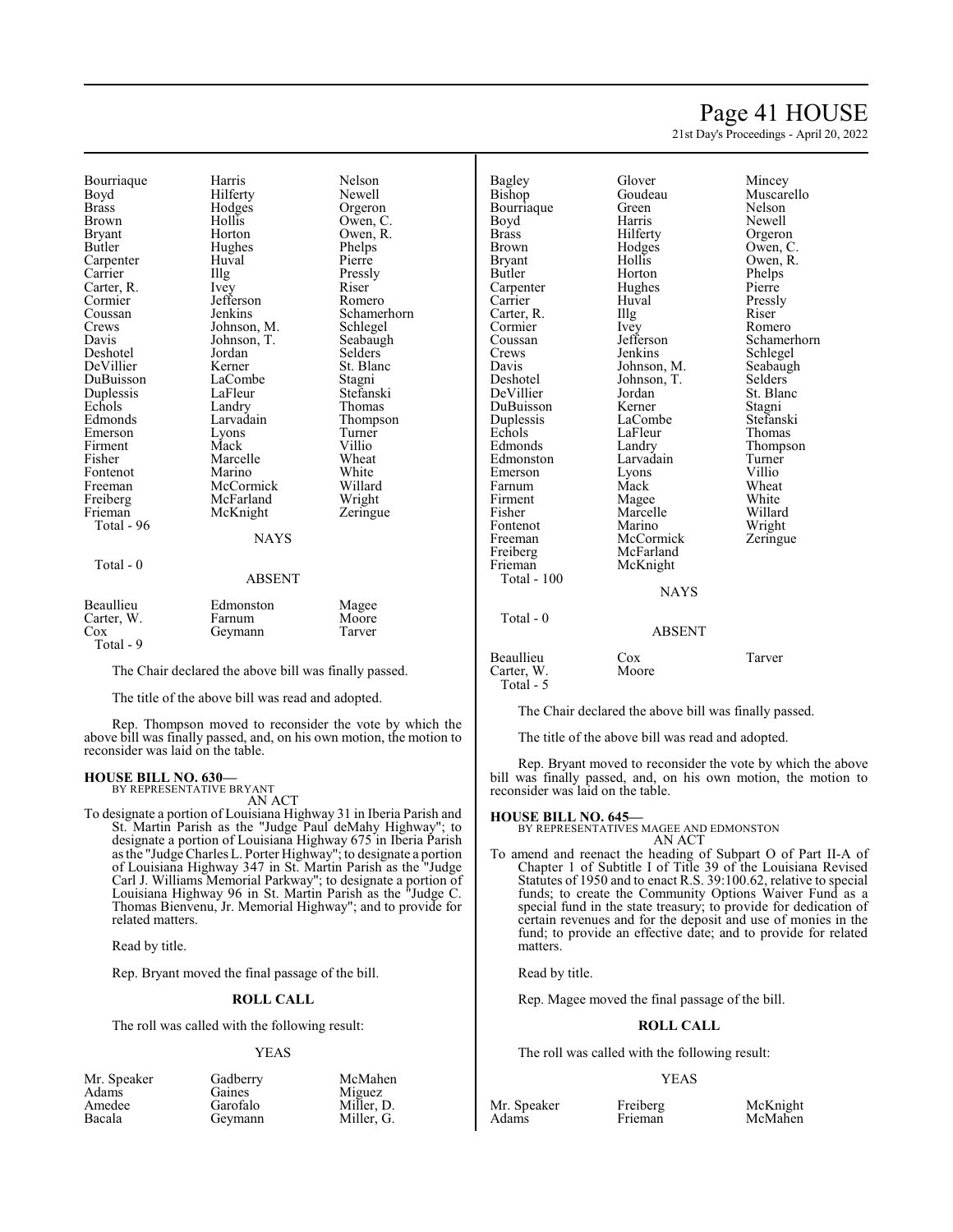| | | |
|---|---|---|
| Bourriaque | Harris | Nelson |
| Boyd | Hilferty | Newell |
| Brass | Hodges | Orgeron |
| Brown | Hollis | Owen, C. |
| Bryant | Horton | Owen, R. |
| Butler | Hughes | Phelps |
| Carpenter | Huval | Pierre |
| Carrier | Illg | Pressly |
| Carter, R. | Ivey | Riser |
| Cormier | Jefferson | Romero |
| Coussan | Jenkins | Schamerhorn |
| Crews | Johnson, M. | Schlegel |
| Davis | Johnson, T. | Seabaugh |
| Deshotel | Jordan | Selders |
| DeVillier | Kerner | St. Blanc |
| DuBuisson | LaCombe | Stagni |
| Duplessis | LaFleur | Stefanski |
| Echols | Landry | Thomas |
| Edmonds | Larvadain | Thompson |
| Emerson | Lyons | Turner |
| Firment | Mack | Villio |
| Fisher | Marcelle | Wheat |
| Fontenot | Marino | White |
| Freeman | McCormick | Willard |
| Freiberg | McFarland | Wright |
| Frieman | McKnight | Zeringue |

Total - 96

NAYS

Total - 0

ABSENT

| | | |
|---|---|---|
| Beaullieu | Edmonston | Magee |
| Carter, W. | Farnum | Moore |
| Cox | Geymann | Tarver |

Total - 9

The Chair declared the above bill was finally passed.

The title of the above bill was read and adopted.

Rep. Thompson moved to reconsider the vote by which the above bill was finally passed, and, on his own motion, the motion to reconsider was laid on the table.

**HOUSE BILL NO. 630—**
BY REPRESENTATIVE BRYANT
AN ACT

To designate a portion of Louisiana Highway 31 in Iberia Parish and St. Martin Parish as the "Judge Paul deMahy Highway"; to designate a portion of Louisiana Highway 675 in Iberia Parish as the "Judge Charles L. Porter Highway"; to designate a portion of Louisiana Highway 347 in St. Martin Parish as the "Judge Carl J. Williams Memorial Parkway"; to designate a portion of Louisiana Highway 96 in St. Martin Parish as the "Judge C. Thomas Bienvenu, Jr. Memorial Highway"; and to provide for related matters.

Read by title.

Rep. Bryant moved the final passage of the bill.

**ROLL CALL**

The roll was called with the following result:

YEAS

| | | |
|---|---|---|
| Mr. Speaker | Gadberry | McMahen |
| Adams | Gaines | Miguez |
| Amedee | Garofalo | Miller, D. |
| Bacala | Geymann | Miller, G. |
| Bagley | Glover | Mincey |
| Bishop | Goudeau | Muscarello |
| Bourriaque | Green | Nelson |
| Boyd | Harris | Newell |
| Brass | Hilferty | Orgeron |
| Brown | Hodges | Owen, C. |
| Bryant | Hollis | Owen, R. |
| Butler | Horton | Phelps |
| Carpenter | Hughes | Pierre |
| Carrier | Huval | Pressly |
| Carter, R. | Illg | Riser |
| Cormier | Ivey | Romero |
| Coussan | Jefferson | Schamerhorn |
| Crews | Jenkins | Schlegel |
| Davis | Johnson, M. | Seabaugh |
| Deshotel | Johnson, T. | Selders |
| DeVillier | Jordan | St. Blanc |
| DuBuisson | Kerner | Stagni |
| Duplessis | LaCombe | Stefanski |
| Echols | LaFleur | Thomas |
| Edmonds | Landry | Thompson |
| Edmonston | Larvadain | Turner |
| Emerson | Lyons | Villio |
| Farnum | Mack | Wheat |
| Firment | Magee | White |
| Fisher | Marcelle | Willard |
| Fontenot | Marino | Wright |
| Freeman | McCormick | Zeringue |
| Freiberg | McFarland | |
| Frieman | McKnight | |

Total - 100

NAYS

Total - 0

ABSENT

| | | |
|---|---|---|
| Beaullieu | Cox | Tarver |
| Carter, W. | Moore | |

Total - 5

The Chair declared the above bill was finally passed.

The title of the above bill was read and adopted.

Rep. Bryant moved to reconsider the vote by which the above bill was finally passed, and, on his own motion, the motion to reconsider was laid on the table.

**HOUSE BILL NO. 645—**
BY REPRESENTATIVES MAGEE AND EDMONSTON
AN ACT

To amend and reenact the heading of Subpart O of Part II-A of Chapter 1 of Subtitle I of Title 39 of the Louisiana Revised Statutes of 1950 and to enact R.S. 39:100.62, relative to special funds; to create the Community Options Waiver Fund as a special fund in the state treasury; to provide for dedication of certain revenues and for the deposit and use of monies in the fund; to provide an effective date; and to provide for related matters.

Read by title.

Rep. Magee moved the final passage of the bill.

**ROLL CALL**

The roll was called with the following result:

YEAS

| | | |
|---|---|---|
| Mr. Speaker | Freiberg | McKnight |
| Adams | Frieman | McMahen |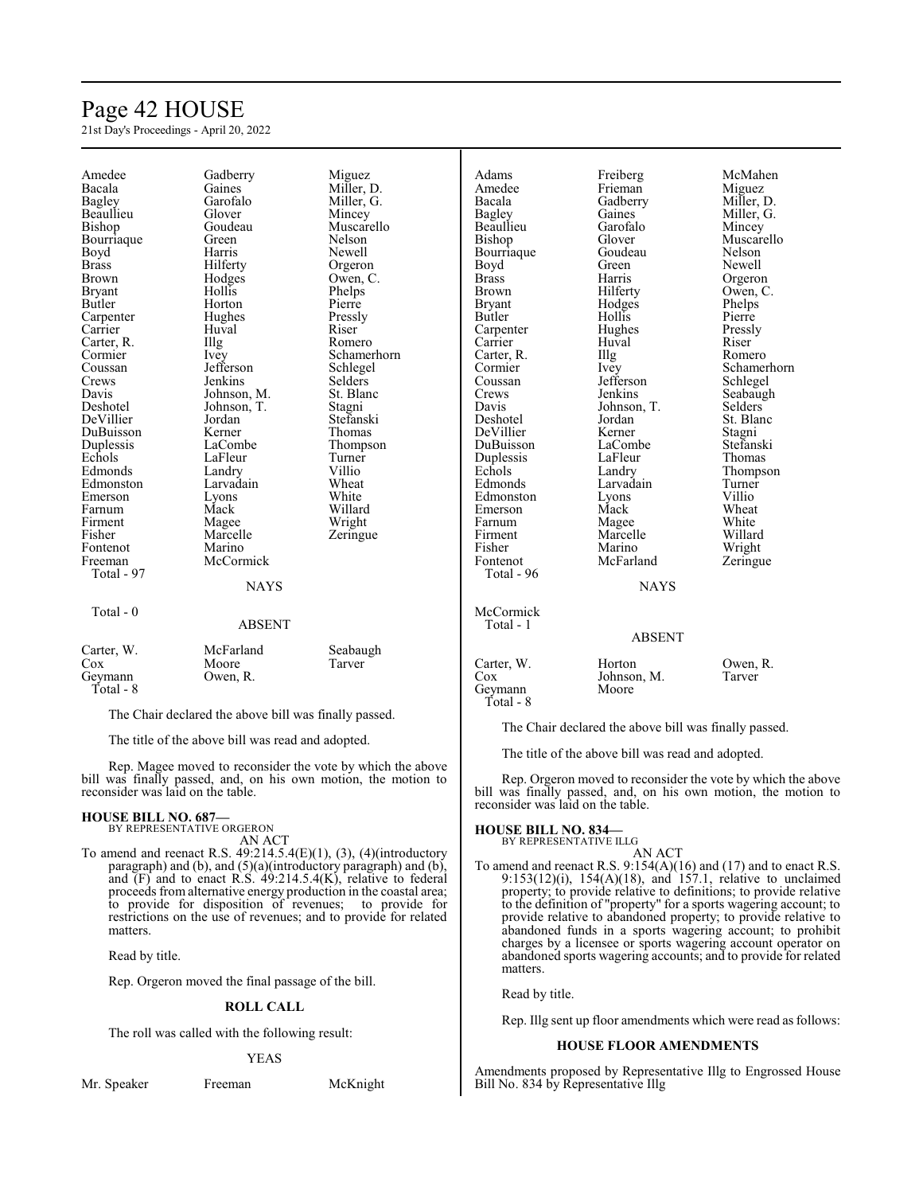| | | |
|---|---|---|
| Amedee | Gadberry | Miguez |
| Bacala | Gaines | Miller, D. |
| Bagley | Garofalo | Miller, G. |
| Beaullieu | Glover | Mincey |
| Bishop | Goudeau | Muscarello |
| Bourriaque | Green | Nelson |
| Boyd | Harris | Newell |
| Brass | Hilferty | Orgeron |
| Brown | Hodges | Owen, C. |
| Bryant | Hollis | Phelps |
| Butler | Horton | Pierre |
| Carpenter | Hughes | Pressly |
| Carrier | Huval | Riser |
| Carter, R. | Illg | Romero |
| Cormier | Ivey | Schamerhorn |
| Coussan | Jefferson | Schlegel |
| Crews | Jenkins | Selders |
| Davis | Johnson, M. | St. Blanc |
| Deshotel | Johnson, T. | Stagni |
| DeVillier | Jordan | Stefanski |
| DuBuisson | Kerner | Thomas |
| Duplessis | LaCombe | Thompson |
| Echols | LaFleur | Turner |
| Edmonds | Landry | Villio |
| Edmonston | Larvadain | Wheat |
| Emerson | Lyons | White |
| Farnum | Mack | Willard |
| Firment | Magee | Wright |
| Fisher | Marcelle | Zeringue |
| Fontenot | Marino | |
| Freeman | McCormick | |

Total - 97

NAYS

Total - 0

ABSENT

| | | |
|---|---|---|
| Carter, W. | McFarland | Seabaugh |
| Cox | Moore | Tarver |
| Geymann | Owen, R. | |

Total - 8

The Chair declared the above bill was finally passed.

The title of the above bill was read and adopted.

Rep. Magee moved to reconsider the vote by which the above bill was finally passed, and, on his own motion, the motion to reconsider was laid on the table.

**HOUSE BILL NO. 687—**
BY REPRESENTATIVE ORGERON
AN ACT

To amend and reenact R.S. 49:214.5.4(E)(1), (3), (4)(introductory paragraph) and (b), and (5)(a)(introductory paragraph) and (b), and (F) and to enact R.S. 49:214.5.4(K), relative to federal proceeds from alternative energy production in the coastal area; to provide for disposition of revenues; to provide for restrictions on the use of revenues; and to provide for related matters.

Read by title.

Rep. Orgeron moved the final passage of the bill.

**ROLL CALL**

The roll was called with the following result:

YEAS

| | | |
|---|---|---|
| Mr. Speaker | Freeman | McKnight |
| Adams | Freiberg | McMahen |
| Amedee | Frieman | Miguez |
| Bacala | Gadberry | Miller, D. |
| Bagley | Gaines | Miller, G. |
| Beaullieu | Garofalo | Mincey |
| Bishop | Glover | Muscarello |
| Bourriaque | Goudeau | Nelson |
| Boyd | Green | Newell |
| Brass | Harris | Orgeron |
| Brown | Hilferty | Owen, C. |
| Bryant | Hodges | Phelps |
| Butler | Hollis | Pierre |
| Carpenter | Hughes | Pressly |
| Carrier | Huval | Riser |
| Carter, R. | Illg | Romero |
| Cormier | Ivey | Schamerhorn |
| Coussan | Jefferson | Schlegel |
| Crews | Jenkins | Seabaugh |
| Davis | Johnson, T. | Selders |
| Deshotel | Jordan | St. Blanc |
| DeVillier | Kerner | Stagni |
| DuBuisson | LaCombe | Stefanski |
| Duplessis | LaFleur | Thomas |
| Echols | Landry | Thompson |
| Edmonds | Larvadain | Turner |
| Edmonston | Lyons | Villio |
| Emerson | Mack | Wheat |
| Farnum | Magee | White |
| Firment | Marcelle | Willard |
| Fisher | Marino | Wright |
| Fontenot | McFarland | Zeringue |

Total - 96

NAYS

McCormick

Total - 1

ABSENT

| | | |
|---|---|---|
| Carter, W. | Horton | Owen, R. |
| Cox | Johnson, M. | Tarver |
| Geymann | Moore | |

Total - 8

The Chair declared the above bill was finally passed.

The title of the above bill was read and adopted.

Rep. Orgeron moved to reconsider the vote by which the above bill was finally passed, and, on his own motion, the motion to reconsider was laid on the table.

**HOUSE BILL NO. 834—**
BY REPRESENTATIVE ILLG
AN ACT

To amend and reenact R.S. 9:154(A)(16) and (17) and to enact R.S. 9:153(12)(i), 154(A)(18), and 157.1, relative to unclaimed property; to provide relative to definitions; to provide relative to the definition of "property" for a sports wagering account; to provide relative to abandoned property; to provide relative to abandoned funds in a sports wagering account; to prohibit charges by a licensee or sports wagering account operator on abandoned sports wagering accounts; and to provide for related matters.

Read by title.

Rep. Illg sent up floor amendments which were read as follows:

**HOUSE FLOOR AMENDMENTS**

Amendments proposed by Representative Illg to Engrossed House Bill No. 834 by Representative Illg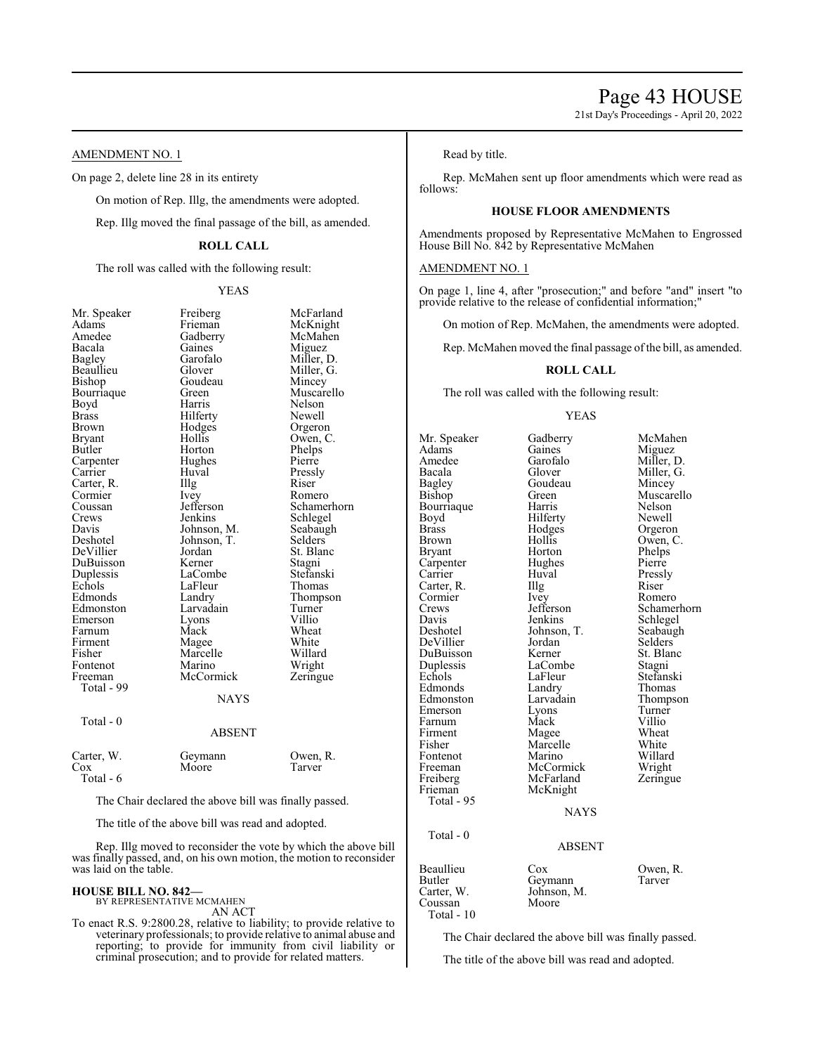AMENDMENT NO. 1

On page 2, delete line 28 in its entirety

On motion of Rep. Illg, the amendments were adopted.

Rep. Illg moved the final passage of the bill, as amended.

**ROLL CALL**

The roll was called with the following result:

YEAS

| | | |
|---|---|---|
| Mr. Speaker | Freiberg | McFarland |
| Adams | Frieman | McKnight |
| Amedee | Gadberry | McMahen |
| Bacala | Gaines | Miguez |
| Bagley | Garofalo | Miller, D. |
| Beaullieu | Glover | Miller, G. |
| Bishop | Goudeau | Mincey |
| Bourriaque | Green | Muscarello |
| Boyd | Harris | Nelson |
| Brass | Hilferty | Newell |
| Brown | Hodges | Orgeron |
| Bryant | Hollis | Owen, C. |
| Butler | Horton | Phelps |
| Carpenter | Hughes | Pierre |
| Carrier | Huval | Pressly |
| Carter, R. | Illg | Riser |
| Cormier | Ivey | Romero |
| Coussan | Jefferson | Schamerhorn |
| Crews | Jenkins | Schlegel |
| Davis | Johnson, M. | Seabaugh |
| Deshotel | Johnson, T. | Selders |
| DeVillier | Jordan | St. Blanc |
| DuBuisson | Kerner | Stagni |
| Duplessis | LaCombe | Stefanski |
| Echols | LaFleur | Thomas |
| Edmonds | Landry | Thompson |
| Edmonston | Larvadain | Turner |
| Emerson | Lyons | Villio |
| Farnum | Mack | Wheat |
| Firment | Magee | White |
| Fisher | Marcelle | Willard |
| Fontenot | Marino | Wright |
| Freeman | McCormick | Zeringue |

Total - 99

NAYS

Total - 0

ABSENT

| | | |
|---|---|---|
| Carter, W. | Geymann | Owen, R. |
| Cox | Moore | Tarver |

Total - 6

The Chair declared the above bill was finally passed.

The title of the above bill was read and adopted.

Rep. Illg moved to reconsider the vote by which the above bill was finally passed, and, on his own motion, the motion to reconsider was laid on the table.

**HOUSE BILL NO. 842—**
BY REPRESENTATIVE MCMAHEN
AN ACT

To enact R.S. 9:2800.28, relative to liability; to provide relative to veterinary professionals; to provide relative to animal abuse and reporting; to provide for immunity from civil liability or criminal prosecution; and to provide for related matters.

Read by title.

Rep. McMahen sent up floor amendments which were read as follows:

**HOUSE FLOOR AMENDMENTS**

Amendments proposed by Representative McMahen to Engrossed House Bill No. 842 by Representative McMahen

AMENDMENT NO. 1

On page 1, line 4, after "prosecution;" and before "and" insert "to provide relative to the release of confidential information;"

On motion of Rep. McMahen, the amendments were adopted.

Rep. McMahen moved the final passage of the bill, as amended.

**ROLL CALL**

The roll was called with the following result:

YEAS

| | | |
|---|---|---|
| Mr. Speaker | Gadberry | McMahen |
| Adams | Gaines | Miguez |
| Amedee | Garofalo | Miller, D. |
| Bacala | Glover | Miller, G. |
| Bagley | Goudeau | Mincey |
| Bishop | Green | Muscarello |
| Bourriaque | Harris | Nelson |
| Boyd | Hilferty | Newell |
| Brass | Hodges | Orgeron |
| Brown | Hollis | Owen, C. |
| Bryant | Horton | Phelps |
| Carpenter | Hughes | Pierre |
| Carrier | Huval | Pressly |
| Carter, R. | Illg | Riser |
| Cormier | Ivey | Romero |
| Crews | Jefferson | Schamerhorn |
| Davis | Jenkins | Schlegel |
| Deshotel | Johnson, T. | Seabaugh |
| DeVillier | Jordan | Selders |
| DuBuisson | Kerner | St. Blanc |
| Duplessis | LaCombe | Stagni |
| Echols | LaFleur | Stefanski |
| Edmonds | Landry | Thomas |
| Edmonston | Larvadain | Thompson |
| Emerson | Lyons | Turner |
| Farnum | Mack | Villio |
| Firment | Magee | Wheat |
| Fisher | Marcelle | White |
| Fontenot | Marino | Willard |
| Freeman | McCormick | Wright |
| Freiberg | McFarland | Zeringue |
| Frieman | McKnight | |

Total - 95

NAYS

Total - 0

ABSENT

| | | |
|---|---|---|
| Beaullieu | Cox | Owen, R. |
| Butler | Geymann | Tarver |
| Carter, W. | Johnson, M. | |
| Coussan | Moore | |

Total - 10

The Chair declared the above bill was finally passed.

The title of the above bill was read and adopted.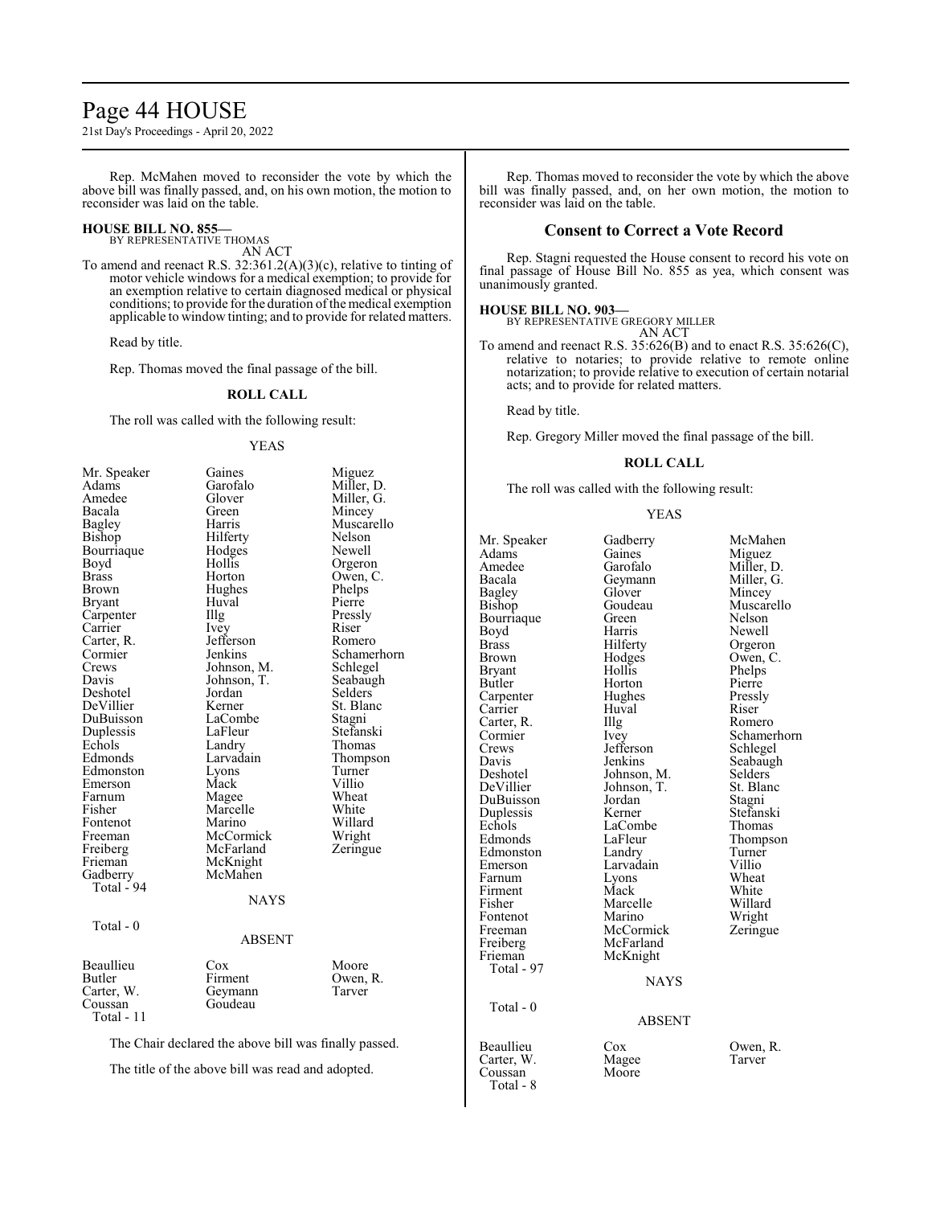Rep. McMahen moved to reconsider the vote by which the above bill was finally passed, and, on his own motion, the motion to reconsider was laid on the table.

**HOUSE BILL NO. 855—**
BY REPRESENTATIVE THOMAS
AN ACT

To amend and reenact R.S. 32:361.2(A)(3)(c), relative to tinting of motor vehicle windows for a medical exemption; to provide for an exemption relative to certain diagnosed medical or physical conditions; to provide for the duration of the medical exemption applicable to window tinting; and to provide for related matters.

Read by title.

Rep. Thomas moved the final passage of the bill.

**ROLL CALL**

The roll was called with the following result:

YEAS

| | | |
|---|---|---|
| Mr. Speaker | Gaines | Miguez |
| Adams | Garofalo | Miller, D. |
| Amedee | Glover | Miller, G. |
| Bacala | Green | Mincey |
| Bagley | Harris | Muscarello |
| Bishop | Hilferty | Nelson |
| Bourriaque | Hodges | Newell |
| Boyd | Hollis | Orgeron |
| Brass | Horton | Owen, C. |
| Brown | Hughes | Phelps |
| Bryant | Huval | Pierre |
| Carpenter | Illg | Pressly |
| Carrier | Ivey | Riser |
| Carter, R. | Jefferson | Romero |
| Cormier | Jenkins | Schamerhorn |
| Crews | Johnson, M. | Schlegel |
| Davis | Johnson, T. | Seabaugh |
| Deshotel | Jordan | Selders |
| DeVillier | Kerner | St. Blanc |
| DuBuisson | LaCombe | Stagni |
| Duplessis | LaFleur | Stefanski |
| Echols | Landry | Thomas |
| Edmonds | Larvadain | Thompson |
| Edmonston | Lyons | Turner |
| Emerson | Mack | Villio |
| Farnum | Magee | Wheat |
| Fisher | Marcelle | White |
| Fontenot | Marino | Willard |
| Freeman | McCormick | Wright |
| Freiberg | McFarland | Zeringue |
| Frieman | McKnight | |
| Gadberry | McMahen | |

Total - 94

NAYS

Total - 0

ABSENT

| | | |
|---|---|---|
| Beaullieu | Cox | Moore |
| Butler | Firment | Owen, R. |
| Carter, W. | Geymann | Tarver |
| Coussan | Goudeau | |

Total - 11

The Chair declared the above bill was finally passed.

The title of the above bill was read and adopted.

Rep. Thomas moved to reconsider the vote by which the above bill was finally passed, and, on her own motion, the motion to reconsider was laid on the table.

## Consent to Correct a Vote Record

Rep. Stagni requested the House consent to record his vote on final passage of House Bill No. 855 as yea, which consent was unanimously granted.

**HOUSE BILL NO. 903—**
BY REPRESENTATIVE GREGORY MILLER
AN ACT

To amend and reenact R.S. 35:626(B) and to enact R.S. 35:626(C), relative to notaries; to provide relative to remote online notarization; to provide relative to execution of certain notarial acts; and to provide for related matters.

Read by title.

Rep. Gregory Miller moved the final passage of the bill.

**ROLL CALL**

The roll was called with the following result:

YEAS

| | | |
|---|---|---|
| Mr. Speaker | Gadberry | McMahen |
| Adams | Gaines | Miguez |
| Amedee | Garofalo | Miller, D. |
| Bacala | Geymann | Miller, G. |
| Bagley | Glover | Mincey |
| Bishop | Goudeau | Muscarello |
| Bourriaque | Green | Nelson |
| Boyd | Harris | Newell |
| Brass | Hilferty | Orgeron |
| Brown | Hodges | Owen, C. |
| Bryant | Hollis | Phelps |
| Butler | Horton | Pierre |
| Carpenter | Hughes | Pressly |
| Carrier | Huval | Riser |
| Carter, R. | Illg | Romero |
| Cormier | Ivey | Schamerhorn |
| Crews | Jefferson | Schlegel |
| Davis | Jenkins | Seabaugh |
| Deshotel | Johnson, M. | Selders |
| DeVillier | Johnson, T. | St. Blanc |
| DuBuisson | Jordan | Stagni |
| Duplessis | Kerner | Stefanski |
| Echols | LaCombe | Thomas |
| Edmonds | LaFleur | Thompson |
| Edmonston | Landry | Turner |
| Emerson | Larvadain | Villio |
| Farnum | Lyons | Wheat |
| Firment | Mack | White |
| Fisher | Marcelle | Willard |
| Fontenot | Marino | Wright |
| Freeman | McCormick | Zeringue |
| Freiberg | McFarland | |
| Frieman | McKnight | |

Total - 97

NAYS

Total - 0

ABSENT

| | | |
|---|---|---|
| Beaullieu | Cox | Owen, R. |
| Carter, W. | Magee | Tarver |
| Coussan | Moore | |

Total - 8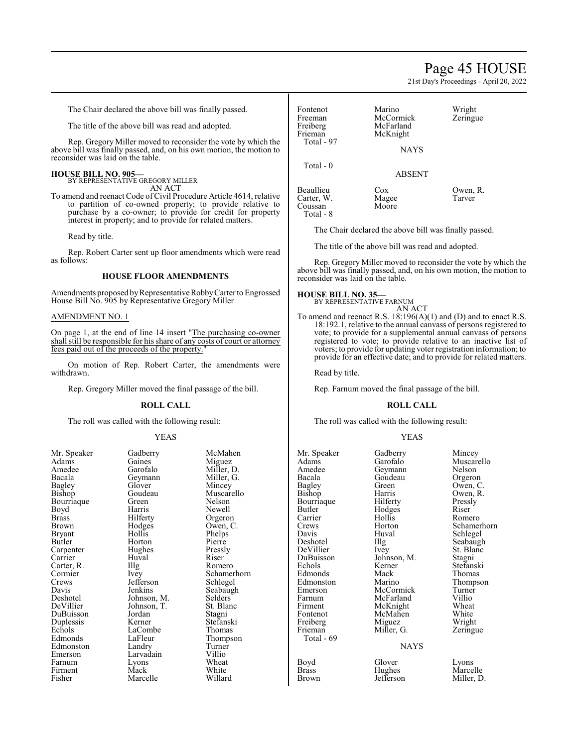The Chair declared the above bill was finally passed.

The title of the above bill was read and adopted.

Rep. Gregory Miller moved to reconsider the vote by which the above bill was finally passed, and, on his own motion, the motion to reconsider was laid on the table.

**HOUSE BILL NO. 905—**
BY REPRESENTATIVE GREGORY MILLER
AN ACT

To amend and reenact Code of Civil Procedure Article 4614, relative to partition of co-owned property; to provide relative to purchase by a co-owner; to provide for credit for property interest in property; and to provide for related matters.

Read by title.

Rep. Robert Carter sent up floor amendments which were read as follows:

### HOUSE FLOOR AMENDMENTS

Amendments proposed by Representative Robby Carter to Engrossed House Bill No. 905 by Representative Gregory Miller

AMENDMENT NO. 1

On page 1, at the end of line 14 insert "The purchasing co-owner shall still be responsible for his share of any costs of court or attorney fees paid out of the proceeds of the property."

On motion of Rep. Robert Carter, the amendments were withdrawn.

Rep. Gregory Miller moved the final passage of the bill.

### ROLL CALL

The roll was called with the following result:

YEAS

| | | |
|---|---|---|
| Mr. Speaker | Gadberry | McMahen |
| Adams | Gaines | Miguez |
| Amedee | Garofalo | Miller, D. |
| Bacala | Geymann | Miller, G. |
| Bagley | Glover | Mincey |
| Bishop | Goudeau | Muscarello |
| Bourriaque | Green | Nelson |
| Boyd | Harris | Newell |
| Brass | Hilferty | Orgeron |
| Brown | Hodges | Owen, C. |
| Bryant | Hollis | Phelps |
| Butler | Horton | Pierre |
| Carpenter | Hughes | Pressly |
| Carrier | Huval | Riser |
| Carter, R. | Illg | Romero |
| Cormier | Ivey | Schamerhorn |
| Crews | Jefferson | Schlegel |
| Davis | Jenkins | Seabaugh |
| Deshotel | Johnson, M. | Selders |
| DeVillier | Johnson, T. | St. Blanc |
| DuBuisson | Jordan | Stagni |
| Duplessis | Kerner | Stefanski |
| Echols | LaCombe | Thomas |
| Edmonds | LaFleur | Thompson |
| Edmonston | Landry | Turner |
| Emerson | Larvadain | Villio |
| Farnum | Lyons | Wheat |
| Firment | Mack | White |
| Fisher | Marcelle | Willard |
| Fontenot | Marino | Wright |
| Freeman | McCormick | Zeringue |
| Freiberg | McFarland | |
| Frieman | McKnight | |

Total - 97

NAYS

Total - 0

ABSENT

| | | |
|---|---|---|
| Beaullieu | Cox | Owen, R. |
| Carter, W. | Magee | Tarver |
| Coussan | Moore | |

Total - 8

The Chair declared the above bill was finally passed.

The title of the above bill was read and adopted.

Rep. Gregory Miller moved to reconsider the vote by which the above bill was finally passed, and, on his own motion, the motion to reconsider was laid on the table.

**HOUSE BILL NO. 35—**
BY REPRESENTATIVE FARNUM
AN ACT

To amend and reenact R.S. 18:196(A)(1) and (D) and to enact R.S. 18:192.1, relative to the annual canvass of persons registered to vote; to provide for a supplemental annual canvass of persons registered to vote; to provide relative to an inactive list of voters; to provide for updating voter registration information; to provide for an effective date; and to provide for related matters.

Read by title.

Rep. Farnum moved the final passage of the bill.

### ROLL CALL

The roll was called with the following result:

YEAS

| | | |
|---|---|---|
| Mr. Speaker | Gadberry | Mincey |
| Adams | Garofalo | Muscarello |
| Amedee | Geymann | Nelson |
| Bacala | Goudeau | Orgeron |
| Bagley | Green | Owen, C. |
| Bishop | Harris | Owen, R. |
| Bourriaque | Hilferty | Pressly |
| Butler | Hodges | Riser |
| Carrier | Hollis | Romero |
| Crews | Horton | Schamerhorn |
| Davis | Huval | Schlegel |
| Deshotel | Illg | Seabaugh |
| DeVillier | Ivey | St. Blanc |
| DuBuisson | Johnson, M. | Stagni |
| Echols | Kerner | Stefanski |
| Edmonds | Mack | Thomas |
| Edmonston | Marino | Thompson |
| Emerson | McCormick | Turner |
| Farnum | McFarland | Villio |
| Firment | McKnight | Wheat |
| Fontenot | McMahen | White |
| Freiberg | Miguez | Wright |
| Frieman | Miller, G. | Zeringue |

Total - 69

NAYS

| | | |
|---|---|---|
| Boyd | Glover | Lyons |
| Brass | Hughes | Marcelle |
| Brown | Jefferson | Miller, D. |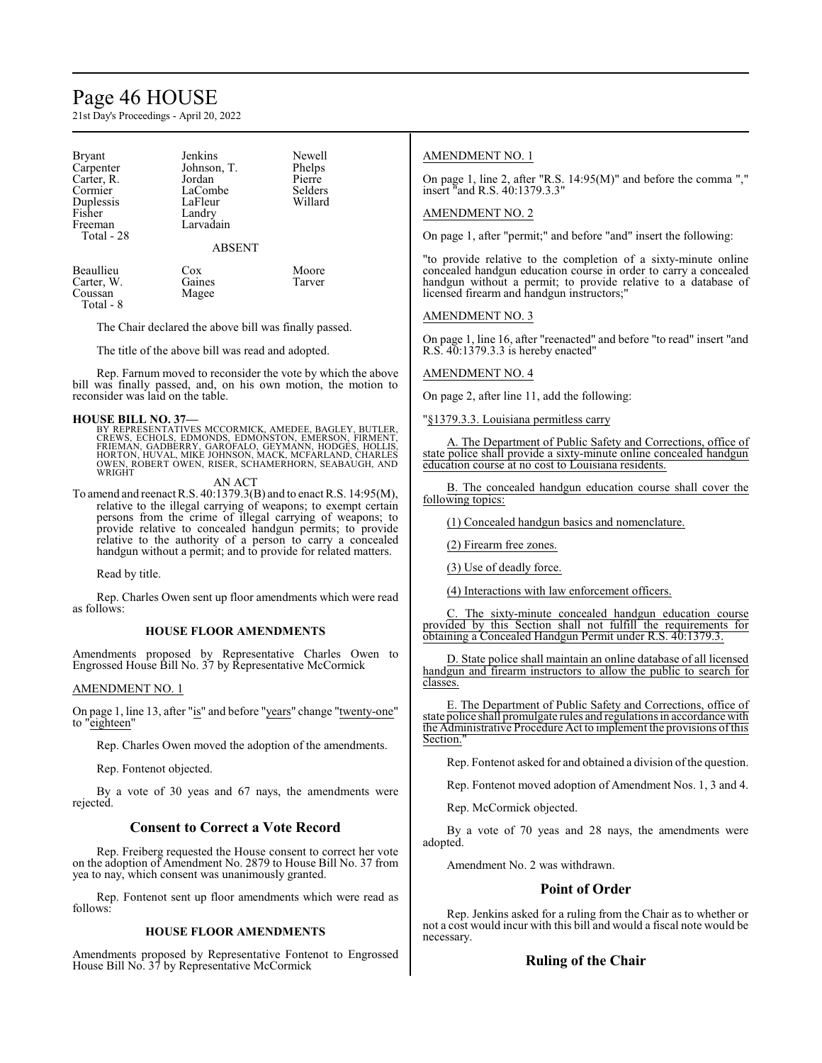| | | |
|---|---|---|
| Bryant | Jenkins | Newell |
| Carpenter | Johnson, T. | Phelps |
| Carter, R. | Jordan | Pierre |
| Cormier | LaCombe | Selders |
| Duplessis | LaFleur | Willard |
| Fisher | Landry | |
| Freeman | Larvadain | |
| Total - 28 | | |

ABSENT

| | | |
|---|---|---|
| Beaullieu | Cox | Moore |
| Carter, W. | Gaines | Tarver |
| Coussan | Magee | |
| Total - 8 | | |

The Chair declared the above bill was finally passed.

The title of the above bill was read and adopted.

Rep. Farnum moved to reconsider the vote by which the above bill was finally passed, and, on his own motion, the motion to reconsider was laid on the table.

**HOUSE BILL NO. 37—**
BY REPRESENTATIVES MCCORMICK, AMEDEE, BAGLEY, BUTLER, CREWS, ECHOLS, EDMONDS, EDMONSTON, EMERSON, FIRMENT, FRIEMAN, GADBERRY, GAROFALO, GEYMANN, HODGES, HOLLIS, HORTON, HUVAL, MIKE JOHNSON, MACK, MCFARLAND, CHARLES OWEN, ROBERT OWEN, RISER, SCHAMERHORN, SEABAUGH, AND WRIGHT

AN ACT

To amend and reenact R.S. 40:1379.3(B) and to enact R.S. 14:95(M), relative to the illegal carrying of weapons; to exempt certain persons from the crime of illegal carrying of weapons; to provide relative to concealed handgun permits; to provide relative to the authority of a person to carry a concealed handgun without a permit; and to provide for related matters.

Read by title.

Rep. Charles Owen sent up floor amendments which were read as follows:

### HOUSE FLOOR AMENDMENTS

Amendments proposed by Representative Charles Owen to Engrossed House Bill No. 37 by Representative McCormick

AMENDMENT NO. 1

On page 1, line 13, after "is" and before "years" change "twenty-one" to "eighteen"

Rep. Charles Owen moved the adoption of the amendments.

Rep. Fontenot objected.

By a vote of 30 yeas and 67 nays, the amendments were rejected.

## Consent to Correct a Vote Record

Rep. Freiberg requested the House consent to correct her vote on the adoption of Amendment No. 2879 to House Bill No. 37 from yea to nay, which consent was unanimously granted.

Rep. Fontenot sent up floor amendments which were read as follows:

### HOUSE FLOOR AMENDMENTS

Amendments proposed by Representative Fontenot to Engrossed House Bill No. 37 by Representative McCormick

AMENDMENT NO. 1

On page 1, line 2, after "R.S. 14:95(M)" and before the comma "," insert "and R.S. 40:1379.3.3"

AMENDMENT NO. 2

On page 1, after "permit;" and before "and" insert the following:

"to provide relative to the completion of a sixty-minute online concealed handgun education course in order to carry a concealed handgun without a permit; to provide relative to a database of licensed firearm and handgun instructors;"

AMENDMENT NO. 3

On page 1, line 16, after "reenacted" and before "to read" insert "and R.S. 40:1379.3.3 is hereby enacted"

AMENDMENT NO. 4

On page 2, after line 11, add the following:

"§1379.3.3. Louisiana permitless carry

A. The Department of Public Safety and Corrections, office of state police shall provide a sixty-minute online concealed handgun education course at no cost to Louisiana residents.

B. The concealed handgun education course shall cover the following topics:

(1) Concealed handgun basics and nomenclature.

(2) Firearm free zones.

(3) Use of deadly force.

(4) Interactions with law enforcement officers.

C. The sixty-minute concealed handgun education course provided by this Section shall not fulfill the requirements for obtaining a Concealed Handgun Permit under R.S. 40:1379.3.

D. State police shall maintain an online database of all licensed handgun and firearm instructors to allow the public to search for classes.

E. The Department of Public Safety and Corrections, office of state police shall promulgate rules and regulations in accordance with the Administrative Procedure Act to implement the provisions of this Section."

Rep. Fontenot asked for and obtained a division of the question.

Rep. Fontenot moved adoption of Amendment Nos. 1, 3 and 4.

Rep. McCormick objected.

By a vote of 70 yeas and 28 nays, the amendments were adopted.

Amendment No. 2 was withdrawn.

## Point of Order

Rep. Jenkins asked for a ruling from the Chair as to whether or not a cost would incur with this bill and would a fiscal note would be necessary.

## Ruling of the Chair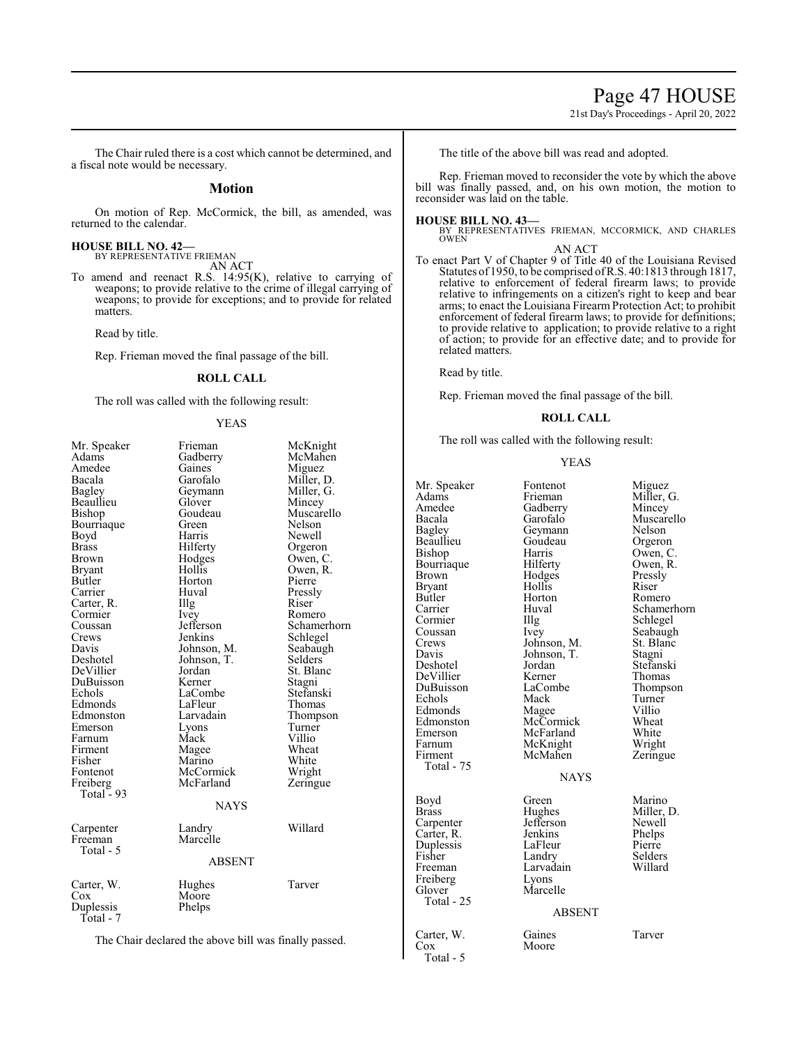The Chair ruled there is a cost which cannot be determined, and a fiscal note would be necessary.

## Motion

On motion of Rep. McCormick, the bill, as amended, was returned to the calendar.

**HOUSE BILL NO. 42—**
BY REPRESENTATIVE FRIEMAN
AN ACT
To amend and reenact R.S. 14:95(K), relative to carrying of weapons; to provide relative to the crime of illegal carrying of weapons; to provide for exceptions; and to provide for related matters.

Read by title.

Rep. Frieman moved the final passage of the bill.

### ROLL CALL

The roll was called with the following result:

YEAS

| | | |
|---|---|---|
| Mr. Speaker | Frieman | McKnight |
| Adams | Gadberry | McMahen |
| Amedee | Gaines | Miguez |
| Bacala | Garofalo | Miller, D. |
| Bagley | Geymann | Miller, G. |
| Beaullieu | Glover | Mincey |
| Bishop | Goudeau | Muscarello |
| Bourriaque | Green | Nelson |
| Boyd | Harris | Newell |
| Brass | Hilferty | Orgeron |
| Brown | Hodges | Owen, C. |
| Bryant | Hollis | Owen, R. |
| Butler | Horton | Pierre |
| Carrier | Huval | Pressly |
| Carter, R. | Illg | Riser |
| Cormier | Ivey | Romero |
| Coussan | Jefferson | Schamerhorn |
| Crews | Jenkins | Schlegel |
| Davis | Johnson, M. | Seabaugh |
| Deshotel | Johnson, T. | Selders |
| DeVillier | Jordan | St. Blanc |
| DuBuisson | Kerner | Stagni |
| Echols | LaCombe | Stefanski |
| Edmonds | LaFleur | Thomas |
| Edmonston | Larvadain | Thompson |
| Emerson | Lyons | Turner |
| Farnum | Mack | Villio |
| Firment | Magee | Wheat |
| Fisher | Marino | White |
| Fontenot | McCormick | Wright |
| Freiberg | McFarland | Zeringue |
| Total - 93 | | |

NAYS

| | | |
|---|---|---|
| Carpenter | Landry | Willard |
| Freeman | Marcelle | |
| Total - 5 | | |

ABSENT

| | | |
|---|---|---|
| Carter, W. | Hughes | Tarver |
| Cox | Moore | |
| Duplessis | Phelps | |
| Total - 7 | | |

The Chair declared the above bill was finally passed.

The title of the above bill was read and adopted.

Rep. Frieman moved to reconsider the vote by which the above bill was finally passed, and, on his own motion, the motion to reconsider was laid on the table.

**HOUSE BILL NO. 43—**
BY REPRESENTATIVES FRIEMAN, MCCORMICK, AND CHARLES OWEN
AN ACT
To enact Part V of Chapter 9 of Title 40 of the Louisiana Revised Statutes of 1950, to be comprised of R.S. 40:1813 through 1817, relative to enforcement of federal firearm laws; to provide relative to infringements on a citizen's right to keep and bear arms; to enact the Louisiana Firearm Protection Act; to prohibit enforcement of federal firearm laws; to provide for definitions; to provide relative to application; to provide relative to a right of action; to provide for an effective date; and to provide for related matters.

Read by title.

Rep. Frieman moved the final passage of the bill.

### ROLL CALL

The roll was called with the following result:

YEAS

| | | |
|---|---|---|
| Mr. Speaker | Fontenot | Miguez |
| Adams | Frieman | Miller, G. |
| Amedee | Gadberry | Mincey |
| Bacala | Garofalo | Muscarello |
| Bagley | Geymann | Nelson |
| Beaullieu | Goudeau | Orgeron |
| Bishop | Harris | Owen, C. |
| Bourriaque | Hilferty | Owen, R. |
| Brown | Hodges | Pressly |
| Bryant | Hollis | Riser |
| Butler | Horton | Romero |
| Carrier | Huval | Schamerhorn |
| Cormier | Illg | Schlegel |
| Coussan | Ivey | Seabaugh |
| Crews | Johnson, M. | St. Blanc |
| Davis | Johnson, T. | Stagni |
| Deshotel | Jordan | Stefanski |
| DeVillier | Kerner | Thomas |
| DuBuisson | LaCombe | Thompson |
| Echols | Mack | Turner |
| Edmonds | Magee | Villio |
| Edmonston | McCormick | Wheat |
| Emerson | McFarland | White |
| Farnum | McKnight | Wright |
| Firment | McMahen | Zeringue |
| Total - 75 | | |

NAYS

| | | |
|---|---|---|
| Boyd | Green | Marino |
| Brass | Hughes | Miller, D. |
| Carpenter | Jefferson | Newell |
| Carter, R. | Jenkins | Phelps |
| Duplessis | LaFleur | Pierre |
| Fisher | Landry | Selders |
| Freeman | Larvadain | Willard |
| Freiberg | Lyons | |
| Glover | Marcelle | |
| Total - 25 | | |

ABSENT

| | | |
|---|---|---|
| Carter, W. | Gaines | Tarver |
| Cox | Moore | |
| Total - 5 | | |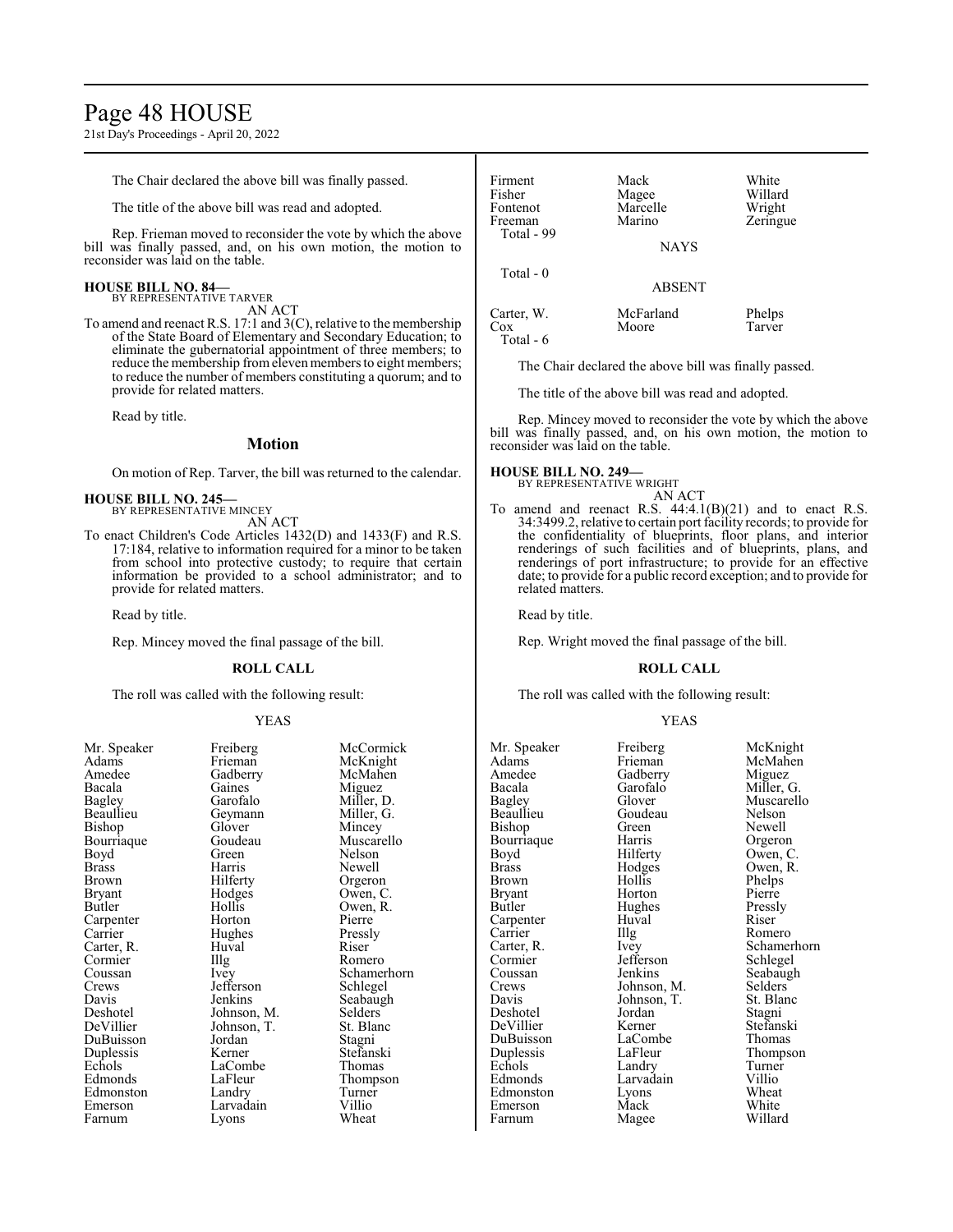The Chair declared the above bill was finally passed.

The title of the above bill was read and adopted.

Rep. Frieman moved to reconsider the vote by which the above bill was finally passed, and, on his own motion, the motion to reconsider was laid on the table.

**HOUSE BILL NO. 84—**
BY REPRESENTATIVE TARVER
AN ACT

To amend and reenact R.S. 17:1 and 3(C), relative to the membership of the State Board of Elementary and Secondary Education; to eliminate the gubernatorial appointment of three members; to reduce the membership from eleven members to eight members; to reduce the number of members constituting a quorum; and to provide for related matters.

Read by title.

## Motion

On motion of Rep. Tarver, the bill was returned to the calendar.

**HOUSE BILL NO. 245—**
BY REPRESENTATIVE MINCEY
AN ACT

To enact Children's Code Articles 1432(D) and 1433(F) and R.S. 17:184, relative to information required for a minor to be taken from school into protective custody; to require that certain information be provided to a school administrator; and to provide for related matters.

Read by title.

Rep. Mincey moved the final passage of the bill.

### ROLL CALL

The roll was called with the following result:

YEAS

| | | |
|---|---|---|
| Mr. Speaker | Freiberg | McCormick |
| Adams | Frieman | McKnight |
| Amedee | Gadberry | McMahen |
| Bacala | Gaines | Miguez |
| Bagley | Garofalo | Miller, D. |
| Beaullieu | Geymann | Miller, G. |
| Bishop | Glover | Mincey |
| Bourriaque | Goudeau | Muscarello |
| Boyd | Green | Nelson |
| Brass | Harris | Newell |
| Brown | Hilferty | Orgeron |
| Bryant | Hodges | Owen, C. |
| Butler | Hollis | Owen, R. |
| Carpenter | Horton | Pierre |
| Carrier | Hughes | Pressly |
| Carter, R. | Huval | Riser |
| Cormier | Illg | Romero |
| Coussan | Ivey | Schamerhorn |
| Crews | Jefferson | Schlegel |
| Davis | Jenkins | Seabaugh |
| Deshotel | Johnson, M. | Selders |
| DeVillier | Johnson, T. | St. Blanc |
| DuBuisson | Jordan | Stagni |
| Duplessis | Kerner | Stefanski |
| Echols | LaCombe | Thomas |
| Edmonds | LaFleur | Thompson |
| Edmonston | Landry | Turner |
| Emerson | Larvadain | Villio |
| Farnum | Lyons | Wheat |
| Firment | Mack | White |
| Fisher | Magee | Willard |
| Fontenot | Marcelle | Wright |
| Freeman | Marino | Zeringue |

Total - 99

NAYS

Total - 0

ABSENT

| | | |
|---|---|---|
| Carter, W. | McFarland | Phelps |
| Cox | Moore | Tarver |

Total - 6

The Chair declared the above bill was finally passed.

The title of the above bill was read and adopted.

Rep. Mincey moved to reconsider the vote by which the above bill was finally passed, and, on his own motion, the motion to reconsider was laid on the table.

**HOUSE BILL NO. 249—**
BY REPRESENTATIVE WRIGHT
AN ACT

To amend and reenact R.S. 44:4.1(B)(21) and to enact R.S. 34:3499.2, relative to certain port facility records; to provide for the confidentiality of blueprints, floor plans, and interior renderings of such facilities and of blueprints, plans, and renderings of port infrastructure; to provide for an effective date; to provide for a public record exception; and to provide for related matters.

Read by title.

Rep. Wright moved the final passage of the bill.

### ROLL CALL

The roll was called with the following result:

YEAS

| | | |
|---|---|---|
| Mr. Speaker | Freiberg | McKnight |
| Adams | Frieman | McMahen |
| Amedee | Gadberry | Miguez |
| Bacala | Garofalo | Miller, G. |
| Bagley | Glover | Muscarello |
| Beaullieu | Goudeau | Nelson |
| Bishop | Green | Newell |
| Bourriaque | Harris | Orgeron |
| Boyd | Hilferty | Owen, C. |
| Brass | Hodges | Owen, R. |
| Brown | Hollis | Phelps |
| Bryant | Horton | Pierre |
| Butler | Hughes | Pressly |
| Carpenter | Huval | Riser |
| Carrier | Illg | Romero |
| Carter, R. | Ivey | Schamerhorn |
| Cormier | Jefferson | Schlegel |
| Coussan | Jenkins | Seabaugh |
| Crews | Johnson, M. | Selders |
| Davis | Johnson, T. | St. Blanc |
| Deshotel | Jordan | Stagni |
| DeVillier | Kerner | Stefanski |
| DuBuisson | LaCombe | Thomas |
| Duplessis | LaFleur | Thompson |
| Echols | Landry | Turner |
| Edmonds | Larvadain | Villio |
| Edmonston | Lyons | Wheat |
| Emerson | Mack | White |
| Farnum | Magee | Willard |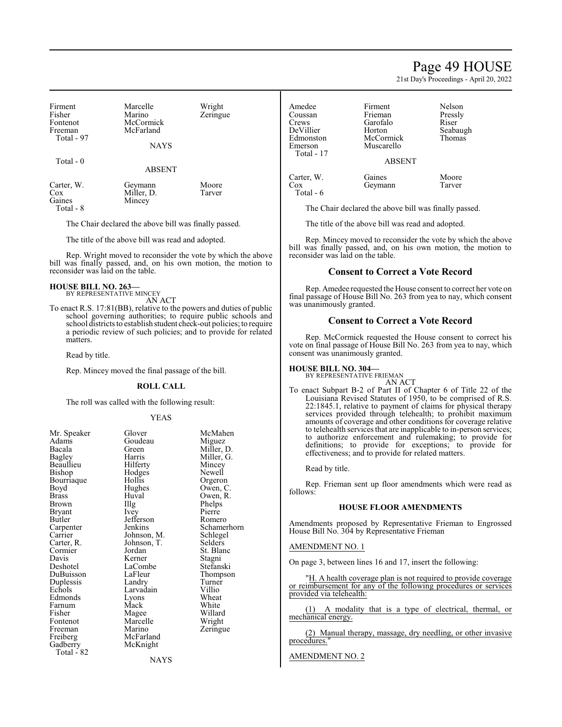| | | |
|---|---|---|
| Firment | Marcelle | Wright |
| Fisher | Marino | Zeringue |
| Fontenot | McCormick | |
| Freeman | McFarland | |
| Total - 97 | | |

NAYS

Total - 0

ABSENT

| | | |
|---|---|---|
| Carter, W. | Geymann | Moore |
| Cox | Miller, D. | Tarver |
| Gaines | Mincey | |
| Total - 8 | | |

The Chair declared the above bill was finally passed.

The title of the above bill was read and adopted.

Rep. Wright moved to reconsider the vote by which the above bill was finally passed, and, on his own motion, the motion to reconsider was laid on the table.

**HOUSE BILL NO. 263—**
BY REPRESENTATIVE MINCEY

AN ACT

To enact R.S. 17:81(BB), relative to the powers and duties of public school governing authorities; to require public schools and school districts to establish student check-out policies; to require a periodic review of such policies; and to provide for related matters.

Read by title.

Rep. Mincey moved the final passage of the bill.

**ROLL CALL**

The roll was called with the following result:

YEAS

| | | |
|---|---|---|
| Mr. Speaker | Glover | McMahen |
| Adams | Goudeau | Miguez |
| Bacala | Green | Miller, D. |
| Bagley | Harris | Miller, G. |
| Beaullieu | Hilferty | Mincey |
| Bishop | Hodges | Newell |
| Bourriaque | Hollis | Orgeron |
| Boyd | Hughes | Owen, C. |
| Brass | Huval | Owen, R. |
| Brown | Illg | Phelps |
| Bryant | Ivey | Pierre |
| Butler | Jefferson | Romero |
| Carpenter | Jenkins | Schamerhorn |
| Carrier | Johnson, M. | Schlegel |
| Carter, R. | Johnson, T. | Selders |
| Cormier | Jordan | St. Blanc |
| Davis | Kerner | Stagni |
| Deshotel | LaCombe | Stefanski |
| DuBuisson | LaFleur | Thompson |
| Duplessis | Landry | Turner |
| Echols | Larvadain | Villio |
| Edmonds | Lyons | Wheat |
| Farnum | Mack | White |
| Fisher | Magee | Willard |
| Fontenot | Marcelle | Wright |
| Freeman | Marino | Zeringue |
| Freiberg | McFarland | |
| Gadberry | McKnight | |
| Total - 82 | | |

NAYS

| | | |
|---|---|---|
| Amedee | Firment | Nelson |
| Coussan | Frieman | Pressly |
| Crews | Garofalo | Riser |
| DeVillier | Horton | Seabaugh |
| Edmonston | McCormick | Thomas |
| Emerson | Muscarello | |
| Total - 17 | | |

ABSENT

| | | |
|---|---|---|
| Carter, W. | Gaines | Moore |
| Cox | Geymann | Tarver |
| Total - 6 | | |

The Chair declared the above bill was finally passed.

The title of the above bill was read and adopted.

Rep. Mincey moved to reconsider the vote by which the above bill was finally passed, and, on his own motion, the motion to reconsider was laid on the table.

## Consent to Correct a Vote Record

Rep. Amedee requested the House consent to correct her vote on final passage of House Bill No. 263 from yea to nay, which consent was unanimously granted.

## Consent to Correct a Vote Record

Rep. McCormick requested the House consent to correct his vote on final passage of House Bill No. 263 from yea to nay, which consent was unanimously granted.

**HOUSE BILL NO. 304—**
BY REPRESENTATIVE FRIEMAN

AN ACT

To enact Subpart B-2 of Part II of Chapter 6 of Title 22 of the Louisiana Revised Statutes of 1950, to be comprised of R.S. 22:1845.1, relative to payment of claims for physical therapy services provided through telehealth; to prohibit maximum amounts of coverage and other conditions for coverage relative to telehealth services that are inapplicable to in-person services; to authorize enforcement and rulemaking; to provide for definitions; to provide for exceptions; to provide for effectiveness; and to provide for related matters.

Read by title.

Rep. Frieman sent up floor amendments which were read as follows:

**HOUSE FLOOR AMENDMENTS**

Amendments proposed by Representative Frieman to Engrossed House Bill No. 304 by Representative Frieman

AMENDMENT NO. 1

On page 3, between lines 16 and 17, insert the following:

"H. A health coverage plan is not required to provide coverage or reimbursement for any of the following procedures or services provided via telehealth:

(1) A modality that is a type of electrical, thermal, or mechanical energy.

(2) Manual therapy, massage, dry needling, or other invasive procedures."

AMENDMENT NO. 2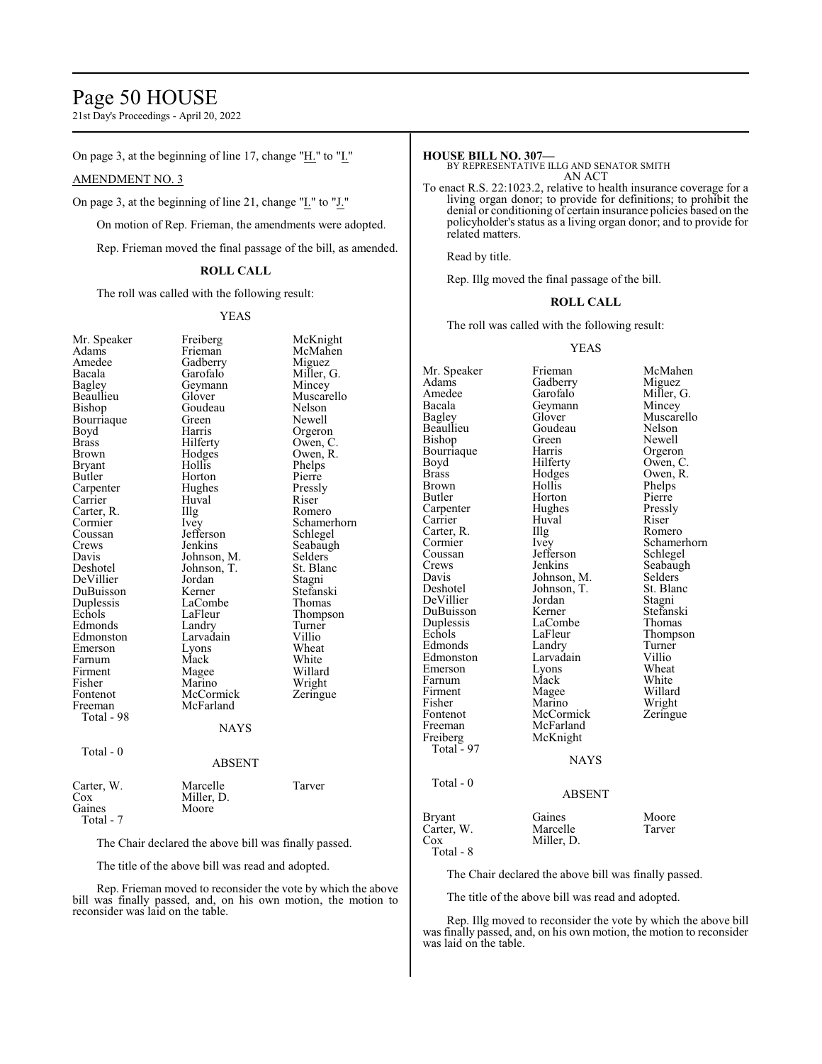On page 3, at the beginning of line 17, change "H." to "I."

AMENDMENT NO. 3

On page 3, at the beginning of line 21, change "I." to "J."

On motion of Rep. Frieman, the amendments were adopted.

Rep. Frieman moved the final passage of the bill, as amended.

**ROLL CALL**

The roll was called with the following result:

YEAS

| | | |
|---|---|---|
| Mr. Speaker | Freiberg | McKnight |
| Adams | Frieman | McMahen |
| Amedee | Gadberry | Miguez |
| Bacala | Garofalo | Miller, G. |
| Bagley | Geymann | Mincey |
| Beaullieu | Glover | Muscarello |
| Bishop | Goudeau | Nelson |
| Bourriaque | Green | Newell |
| Boyd | Harris | Orgeron |
| Brass | Hilferty | Owen, C. |
| Brown | Hodges | Owen, R. |
| Bryant | Hollis | Phelps |
| Butler | Horton | Pierre |
| Carpenter | Hughes | Pressly |
| Carrier | Huval | Riser |
| Carter, R. | Illg | Romero |
| Cormier | Ivey | Schamerhorn |
| Coussan | Jefferson | Schlegel |
| Crews | Jenkins | Seabaugh |
| Davis | Johnson, M. | Selders |
| Deshotel | Johnson, T. | St. Blanc |
| DeVillier | Jordan | Stagni |
| DuBuisson | Kerner | Stefanski |
| Duplessis | LaCombe | Thomas |
| Echols | LaFleur | Thompson |
| Edmonds | Landry | Turner |
| Edmonston | Larvadain | Villio |
| Emerson | Lyons | Wheat |
| Farnum | Mack | White |
| Firment | Magee | Willard |
| Fisher | Marino | Wright |
| Fontenot | McCormick | Zeringue |
| Freeman | McFarland | |

Total - 98

NAYS

Total - 0

ABSENT

| | | |
|---|---|---|
| Carter, W. | Marcelle | Tarver |
| Cox | Miller, D. | |
| Gaines | Moore | |

Total - 7

The Chair declared the above bill was finally passed.

The title of the above bill was read and adopted.

Rep. Frieman moved to reconsider the vote by which the above bill was finally passed, and, on his own motion, the motion to reconsider was laid on the table.

**HOUSE BILL NO. 307—**
BY REPRESENTATIVE ILLG AND SENATOR SMITH
AN ACT

To enact R.S. 22:1023.2, relative to health insurance coverage for a living organ donor; to provide for definitions; to prohibit the denial or conditioning of certain insurance policies based on the policyholder's status as a living organ donor; and to provide for related matters.

Read by title.

Rep. Illg moved the final passage of the bill.

**ROLL CALL**

The roll was called with the following result:

YEAS

| | | |
|---|---|---|
| Mr. Speaker | Frieman | McMahen |
| Adams | Gadberry | Miguez |
| Amedee | Garofalo | Miller, G. |
| Bacala | Geymann | Mincey |
| Bagley | Glover | Muscarello |
| Beaullieu | Goudeau | Nelson |
| Bishop | Green | Newell |
| Bourriaque | Harris | Orgeron |
| Boyd | Hilferty | Owen, C. |
| Brass | Hodges | Owen, R. |
| Brown | Hollis | Phelps |
| Butler | Horton | Pierre |
| Carpenter | Hughes | Pressly |
| Carrier | Huval | Riser |
| Carter, R. | Illg | Romero |
| Cormier | Ivey | Schamerhorn |
| Coussan | Jefferson | Schlegel |
| Crews | Jenkins | Seabaugh |
| Davis | Johnson, M. | Selders |
| Deshotel | Johnson, T. | St. Blanc |
| DeVillier | Jordan | Stagni |
| DuBuisson | Kerner | Stefanski |
| Duplessis | LaCombe | Thomas |
| Echols | LaFleur | Thompson |
| Edmonds | Landry | Turner |
| Edmonston | Larvadain | Villio |
| Emerson | Lyons | Wheat |
| Farnum | Mack | White |
| Firment | Magee | Willard |
| Fisher | Marino | Wright |
| Fontenot | McCormick | Zeringue |
| Freeman | McFarland | |
| Freiberg | McKnight | |

Total - 97

NAYS

Total - 0

ABSENT

| | | |
|---|---|---|
| Bryant | Gaines | Moore |
| Carter, W. | Marcelle | Tarver |
| Cox | Miller, D. | |

Total - 8

The Chair declared the above bill was finally passed.

The title of the above bill was read and adopted.

Rep. Illg moved to reconsider the vote by which the above bill was finally passed, and, on his own motion, the motion to reconsider was laid on the table.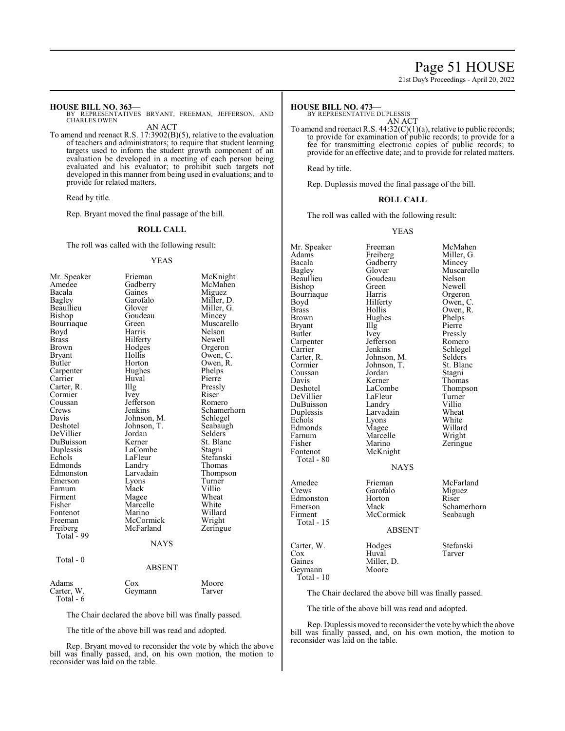**HOUSE BILL NO. 363—**
BY REPRESENTATIVES BRYANT, FREEMAN, JEFFERSON, AND CHARLES OWEN

AN ACT

To amend and reenact R.S. 17:3902(B)(5), relative to the evaluation of teachers and administrators; to require that student learning targets used to inform the student growth component of an evaluation be developed in a meeting of each person being evaluated and his evaluator; to prohibit such targets not developed in this manner from being used in evaluations; and to provide for related matters.

Read by title.

Rep. Bryant moved the final passage of the bill.

**ROLL CALL**

The roll was called with the following result:

YEAS

| | | |
|---|---|---|
| Mr. Speaker | Frieman | McKnight |
| Amedee | Gadberry | McMahen |
| Bacala | Gaines | Miguez |
| Bagley | Garofalo | Miller, D. |
| Beaullieu | Glover | Miller, G. |
| Bishop | Goudeau | Mincey |
| Bourriaque | Green | Muscarello |
| Boyd | Harris | Nelson |
| Brass | Hilferty | Newell |
| Brown | Hodges | Orgeron |
| Bryant | Hollis | Owen, C. |
| Butler | Horton | Owen, R. |
| Carpenter | Hughes | Phelps |
| Carrier | Huval | Pierre |
| Carter, R. | Illg | Pressly |
| Cormier | Ivey | Riser |
| Coussan | Jefferson | Romero |
| Crews | Jenkins | Schamerhorn |
| Davis | Johnson, M. | Schlegel |
| Deshotel | Johnson, T. | Seabaugh |
| DeVillier | Jordan | Selders |
| DuBuisson | Kerner | St. Blanc |
| Duplessis | LaCombe | Stagni |
| Echols | LaFleur | Stefanski |
| Edmonds | Landry | Thomas |
| Edmonston | Larvadain | Thompson |
| Emerson | Lyons | Turner |
| Farnum | Mack | Villio |
| Firment | Magee | Wheat |
| Fisher | Marcelle | White |
| Fontenot | Marino | Willard |
| Freeman | McCormick | Wright |
| Freiberg | McFarland | Zeringue |
| Total - 99 | | |

NAYS

Total - 0

ABSENT

| | | |
|---|---|---|
| Adams | Cox | Moore |
| Carter, W. | Geymann | Tarver |
| Total - 6 | | |

The Chair declared the above bill was finally passed.

The title of the above bill was read and adopted.

Rep. Bryant moved to reconsider the vote by which the above bill was finally passed, and, on his own motion, the motion to reconsider was laid on the table.

**HOUSE BILL NO. 473—**
BY REPRESENTATIVE DUPLESSIS

AN ACT

To amend and reenact R.S. 44:32(C)(1)(a), relative to public records; to provide for examination of public records; to provide for a fee for transmitting electronic copies of public records; to provide for an effective date; and to provide for related matters.

Read by title.

Rep. Duplessis moved the final passage of the bill.

**ROLL CALL**

The roll was called with the following result:

YEAS

| | | |
|---|---|---|
| Mr. Speaker | Freeman | McMahen |
| Adams | Freiberg | Miller, G. |
| Bacala | Gadberry | Mincey |
| Bagley | Glover | Muscarello |
| Beaullieu | Goudeau | Nelson |
| Bishop | Green | Newell |
| Bourriaque | Harris | Orgeron |
| Boyd | Hilferty | Owen, C. |
| Brass | Hollis | Owen, R. |
| Brown | Hughes | Phelps |
| Bryant | Illg | Pierre |
| Butler | Ivey | Pressly |
| Carpenter | Jefferson | Romero |
| Carrier | Jenkins | Schlegel |
| Carter, R. | Johnson, M. | Selders |
| Cormier | Johnson, T. | St. Blanc |
| Coussan | Jordan | Stagni |
| Davis | Kerner | Thomas |
| Deshotel | LaCombe | Thompson |
| DeVillier | LaFleur | Turner |
| DuBuisson | Landry | Villio |
| Duplessis | Larvadain | Wheat |
| Echols | Lyons | White |
| Edmonds | Magee | Willard |
| Farnum | Marcelle | Wright |
| Fisher | Marino | Zeringue |
| Fontenot | McKnight | |
| Total - 80 | | |

NAYS

| | | |
|---|---|---|
| Amedee | Frieman | McFarland |
| Crews | Garofalo | Miguez |
| Edmonston | Horton | Riser |
| Emerson | Mack | Schamerhorn |
| Firment | McCormick | Seabaugh |
| Total - 15 | | |

ABSENT

| | | |
|---|---|---|
| Carter, W. | Hodges | Stefanski |
| Cox | Huval | Tarver |
| Gaines | Miller, D. | |
| Geymann | Moore | |
| Total - 10 | | |

The Chair declared the above bill was finally passed.

The title of the above bill was read and adopted.

Rep. Duplessis moved to reconsider the vote by which the above bill was finally passed, and, on his own motion, the motion to reconsider was laid on the table.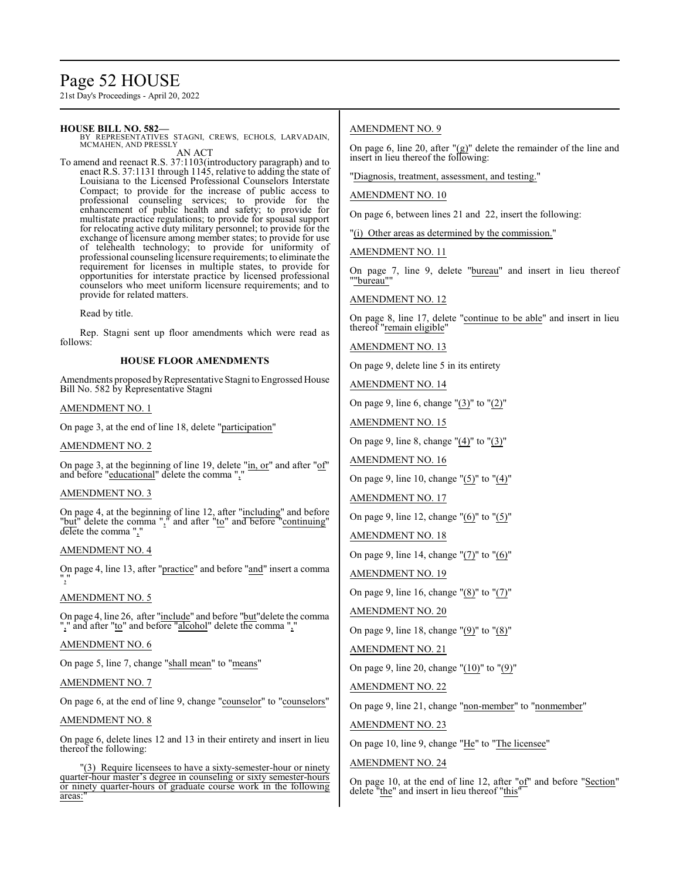**HOUSE BILL NO. 582—**
BY REPRESENTATIVES STAGNI, CREWS, ECHOLS, LARVADAIN, MCMAHEN, AND PRESSLY

AN ACT

To amend and reenact R.S. 37:1103(introductory paragraph) and to enact R.S. 37:1131 through 1145, relative to adding the state of Louisiana to the Licensed Professional Counselors Interstate Compact; to provide for the increase of public access to professional counseling services; to provide for the enhancement of public health and safety; to provide for multistate practice regulations; to provide for spousal support for relocating active duty military personnel; to provide for the exchange of licensure among member states; to provide for use of telehealth technology; to provide for uniformity of professional counseling licensure requirements; to eliminate the requirement for licenses in multiple states, to provide for opportunities for interstate practice by licensed professional counselors who meet uniform licensure requirements; and to provide for related matters.

Read by title.

Rep. Stagni sent up floor amendments which were read as follows:

### HOUSE FLOOR AMENDMENTS

Amendments proposed by Representative Stagni to Engrossed House Bill No. 582 by Representative Stagni

AMENDMENT NO. 1

On page 3, at the end of line 18, delete "participation"

AMENDMENT NO. 2

On page 3, at the beginning of line 19, delete "in, or" and after "of" and before "educational" delete the comma ","

AMENDMENT NO. 3

On page 4, at the beginning of line 12, after "including" and before "but" delete the comma "," and after "to" and before "continuing" delete the comma ","

AMENDMENT NO. 4

On page 4, line 13, after "practice" and before "and" insert a comma ","

AMENDMENT NO. 5

On page 4, line 26, after "include" and before "but" delete the comma "," and after "to" and before "alcohol" delete the comma ","

AMENDMENT NO. 6

On page 5, line 7, change "shall mean" to "means"

AMENDMENT NO. 7

On page 6, at the end of line 9, change "counselor" to "counselors"

AMENDMENT NO. 8

On page 6, delete lines 12 and 13 in their entirety and insert in lieu thereof the following:

"(3) Require licensees to have a sixty-semester-hour or ninety quarter-hour master's degree in counseling or sixty semester-hours or ninety quarter-hours of graduate course work in the following areas:"

AMENDMENT NO. 9

On page 6, line 20, after "(g)" delete the remainder of the line and insert in lieu thereof the following:

"Diagnosis, treatment, assessment, and testing."

AMENDMENT NO. 10

On page 6, between lines 21 and 22, insert the following:

"(i) Other areas as determined by the commission."

AMENDMENT NO. 11

On page 7, line 9, delete "bureau" and insert in lieu thereof ""bureau""

AMENDMENT NO. 12

On page 8, line 17, delete "continue to be able" and insert in lieu thereof "remain eligible"

AMENDMENT NO. 13

On page 9, delete line 5 in its entirety

AMENDMENT NO. 14

On page 9, line 6, change "(3)" to "(2)"

AMENDMENT NO. 15

On page 9, line 8, change "(4)" to "(3)"

AMENDMENT NO. 16

On page 9, line 10, change "(5)" to "(4)"

AMENDMENT NO. 17

On page 9, line 12, change "(6)" to "(5)"

AMENDMENT NO. 18

On page 9, line 14, change "(7)" to "(6)"

AMENDMENT NO. 19

On page 9, line 16, change "(8)" to "(7)"

AMENDMENT NO. 20

On page 9, line 18, change "(9)" to "(8)"

AMENDMENT NO. 21

On page 9, line 20, change "(10)" to "(9)"

AMENDMENT NO. 22

On page 9, line 21, change "non-member" to "nonmember"

AMENDMENT NO. 23

On page 10, line 9, change "He" to "The licensee"

AMENDMENT NO. 24

On page 10, at the end of line 12, after "of" and before "Section" delete "the" and insert in lieu thereof "this"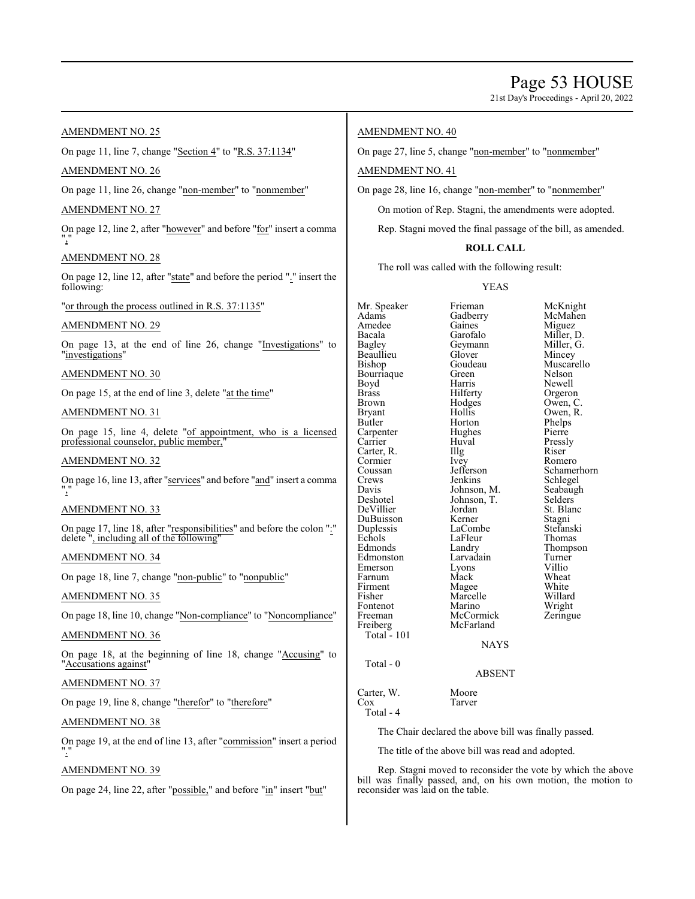AMENDMENT NO. 25

On page 11, line 7, change "Section 4" to "R.S. 37:1134"

AMENDMENT NO. 26

On page 11, line 26, change "non-member" to "nonmember"

AMENDMENT NO. 27

On page 12, line 2, after "however" and before "for" insert a comma ","

AMENDMENT NO. 28

On page 12, line 12, after "state" and before the period "." insert the following:

"or through the process outlined in R.S. 37:1135"

AMENDMENT NO. 29

On page 13, at the end of line 26, change "Investigations" to "investigations"

AMENDMENT NO. 30

On page 15, at the end of line 3, delete "at the time"

AMENDMENT NO. 31

On page 15, line 4, delete "of appointment, who is a licensed professional counselor, public member,"

AMENDMENT NO. 32

On page 16, line 13, after "services" and before "and" insert a comma ","

AMENDMENT NO. 33

On page 17, line 18, after "responsibilities" and before the colon ":" delete ", including all of the following"

AMENDMENT NO. 34

On page 18, line 7, change "non-public" to "nonpublic"

AMENDMENT NO. 35

On page 18, line 10, change "Non-compliance" to "Noncompliance"

AMENDMENT NO. 36

On page 18, at the beginning of line 18, change "Accusing" to "Accusations against"

AMENDMENT NO. 37

On page 19, line 8, change "therefor" to "therefore"

AMENDMENT NO. 38

On page 19, at the end of line 13, after "commission" insert a period "."

AMENDMENT NO. 39

On page 24, line 22, after "possible," and before "in" insert "but"

AMENDMENT NO. 40

On page 27, line 5, change "non-member" to "nonmember"

AMENDMENT NO. 41

On page 28, line 16, change "non-member" to "nonmember"

On motion of Rep. Stagni, the amendments were adopted.

Rep. Stagni moved the final passage of the bill, as amended.

**ROLL CALL**

The roll was called with the following result:

YEAS

| | | |
|---|---|---|
| Mr. Speaker | Frieman | McKnight |
| Adams | Gadberry | McMahen |
| Amedee | Gaines | Miguez |
| Bacala | Garofalo | Miller, D. |
| Bagley | Geymann | Miller, G. |
| Beaullieu | Glover | Mincey |
| Bishop | Goudeau | Muscarello |
| Bourriaque | Green | Nelson |
| Boyd | Harris | Newell |
| Brass | Hilferty | Orgeron |
| Brown | Hodges | Owen, C. |
| Bryant | Hollis | Owen, R. |
| Butler | Horton | Phelps |
| Carpenter | Hughes | Pierre |
| Carrier | Huval | Pressly |
| Carter, R. | Illg | Riser |
| Cormier | Ivey | Romero |
| Coussan | Jefferson | Schamerhorn |
| Crews | Jenkins | Schlegel |
| Davis | Johnson, M. | Seabaugh |
| Deshotel | Johnson, T. | Selders |
| DeVillier | Jordan | St. Blanc |
| DuBuisson | Kerner | Stagni |
| Duplessis | LaCombe | Stefanski |
| Echols | LaFleur | Thomas |
| Edmonds | Landry | Thompson |
| Edmonston | Larvadain | Turner |
| Emerson | Lyons | Villio |
| Farnum | Mack | Wheat |
| Firment | Magee | White |
| Fisher | Marcelle | Willard |
| Fontenot | Marino | Wright |
| Freeman | McCormick | Zeringue |
| Freiberg | McFarland | |

Total - 101

NAYS

Total - 0

ABSENT

| | |
|---|---|
| Carter, W. | Moore |
| Cox | Tarver |

Total - 4

The Chair declared the above bill was finally passed.

The title of the above bill was read and adopted.

Rep. Stagni moved to reconsider the vote by which the above bill was finally passed, and, on his own motion, the motion to reconsider was laid on the table.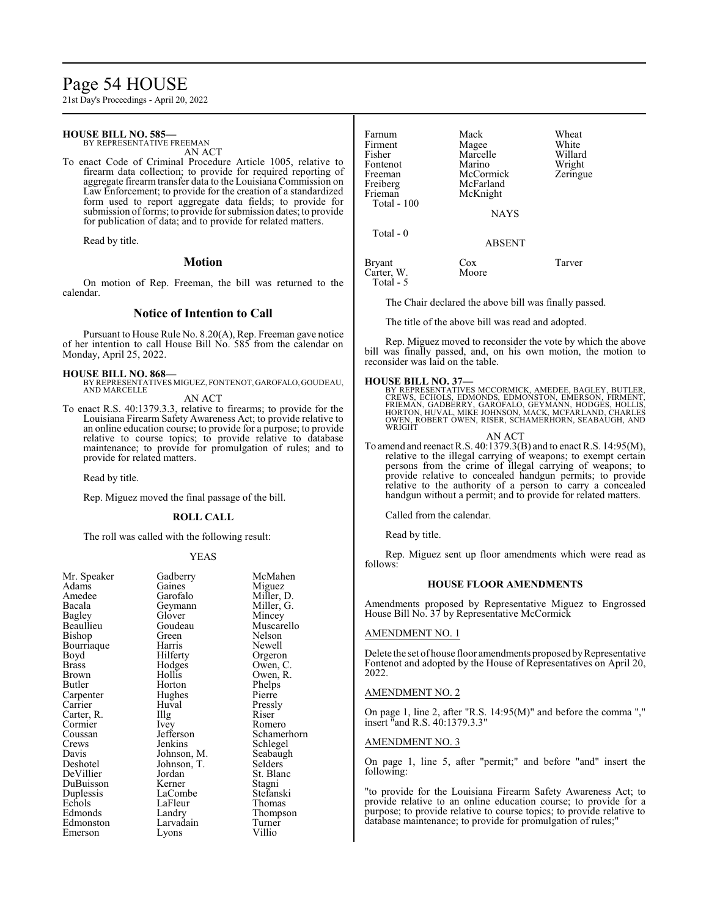**HOUSE BILL NO. 585—**
BY REPRESENTATIVE FREEMAN

AN ACT

To enact Code of Criminal Procedure Article 1005, relative to firearm data collection; to provide for required reporting of aggregate firearm transfer data to the Louisiana Commission on Law Enforcement; to provide for the creation of a standardized form used to report aggregate data fields; to provide for submission of forms; to provide for submission dates; to provide for publication of data; and to provide for related matters.

Read by title.

## Motion

On motion of Rep. Freeman, the bill was returned to the calendar.

## Notice of Intention to Call

Pursuant to House Rule No. 8.20(A), Rep. Freeman gave notice of her intention to call House Bill No. 585 from the calendar on Monday, April 25, 2022.

**HOUSE BILL NO. 868—**
BY REPRESENTATIVES MIGUEZ, FONTENOT, GAROFALO, GOUDEAU, AND MARCELLE

AN ACT

To enact R.S. 40:1379.3.3, relative to firearms; to provide for the Louisiana Firearm Safety Awareness Act; to provide relative to an online education course; to provide for a purpose; to provide relative to course topics; to provide relative to database maintenance; to provide for promulgation of rules; and to provide for related matters.

Read by title.

Rep. Miguez moved the final passage of the bill.

### ROLL CALL

The roll was called with the following result:

YEAS

| | | |
|---|---|---|
| Mr. Speaker | Gadberry | McMahen |
| Adams | Gaines | Miguez |
| Amedee | Garofalo | Miller, D. |
| Bacala | Geymann | Miller, G. |
| Bagley | Glover | Mincey |
| Beaullieu | Goudeau | Muscarello |
| Bishop | Green | Nelson |
| Bourriaque | Harris | Newell |
| Boyd | Hilferty | Orgeron |
| Brass | Hodges | Owen, C. |
| Brown | Hollis | Owen, R. |
| Butler | Horton | Phelps |
| Carpenter | Hughes | Pierre |
| Carrier | Huval | Pressly |
| Carter, R. | Illg | Riser |
| Cormier | Ivey | Romero |
| Coussan | Jefferson | Schamerhorn |
| Crews | Jenkins | Schlegel |
| Davis | Johnson, M. | Seabaugh |
| Deshotel | Johnson, T. | Selders |
| DeVillier | Jordan | St. Blanc |
| DuBuisson | Kerner | Stagni |
| Duplessis | LaCombe | Stefanski |
| Echols | LaFleur | Thomas |
| Edmonds | Landry | Thompson |
| Edmonston | Larvadain | Turner |
| Emerson | Lyons | Villio |
| Farnum | Mack | Wheat |
| Firment | Magee | White |
| Fisher | Marcelle | Willard |
| Fontenot | Marino | Wright |
| Freeman | McCormick | Zeringue |
| Freiberg | McFarland | |
| Frieman | McKnight | |

Total - 100

NAYS

Total - 0

ABSENT

| | | |
|---|---|---|
| Bryant | Cox | Tarver |
| Carter, W. | Moore | |

Total - 5

The Chair declared the above bill was finally passed.

The title of the above bill was read and adopted.

Rep. Miguez moved to reconsider the vote by which the above bill was finally passed, and, on his own motion, the motion to reconsider was laid on the table.

**HOUSE BILL NO. 37—**
BY REPRESENTATIVES MCCORMICK, AMEDEE, BAGLEY, BUTLER, CREWS, ECHOLS, EDMONDS, EDMONSTON, EMERSON, FIRMENT, FRIEMAN, GADBERRY, GAROFALO, GEYMANN, HODGES, HOLLIS, HORTON, HUVAL, MIKE JOHNSON, MACK, MCFARLAND, CHARLES OWEN, ROBERT OWEN, RISER, SCHAMERHORN, SEABAUGH, AND WRIGHT

AN ACT

To amend and reenact R.S. 40:1379.3(B) and to enact R.S. 14:95(M), relative to the illegal carrying of weapons; to exempt certain persons from the crime of illegal carrying of weapons; to provide relative to concealed handgun permits; to provide relative to the authority of a person to carry a concealed handgun without a permit; and to provide for related matters.

Called from the calendar.

Read by title.

Rep. Miguez sent up floor amendments which were read as follows:

### HOUSE FLOOR AMENDMENTS

Amendments proposed by Representative Miguez to Engrossed House Bill No. 37 by Representative McCormick

AMENDMENT NO. 1

Delete the set of house floor amendments proposed by Representative Fontenot and adopted by the House of Representatives on April 20, 2022.

AMENDMENT NO. 2

On page 1, line 2, after "R.S. 14:95(M)" and before the comma "," insert "and R.S. 40:1379.3.3"

AMENDMENT NO. 3

On page 1, line 5, after "permit;" and before "and" insert the following:

"to provide for the Louisiana Firearm Safety Awareness Act; to provide relative to an online education course; to provide for a purpose; to provide relative to course topics; to provide relative to database maintenance; to provide for promulgation of rules;"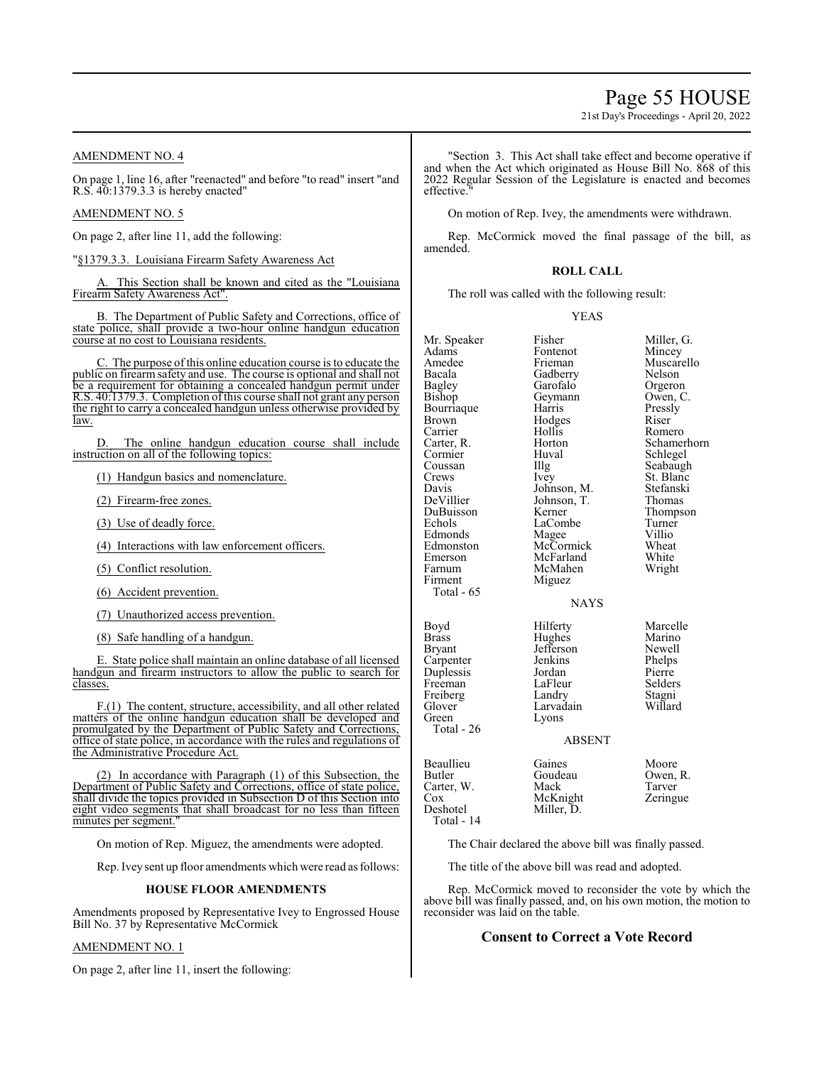AMENDMENT NO. 4

On page 1, line 16, after "reenacted" and before "to read" insert "and R.S. 40:1379.3.3 is hereby enacted"

AMENDMENT NO. 5

On page 2, after line 11, add the following:

"§1379.3.3. Louisiana Firearm Safety Awareness Act

A. This Section shall be known and cited as the "Louisiana Firearm Safety Awareness Act".

B. The Department of Public Safety and Corrections, office of state police, shall provide a two-hour online handgun education course at no cost to Louisiana residents.

C. The purpose of this online education course is to educate the public on firearm safety and use. The course is optional and shall not be a requirement for obtaining a concealed handgun permit under R.S. 40:1379.3. Completion of this course shall not grant any person the right to carry a concealed handgun unless otherwise provided by law.

D. The online handgun education course shall include instruction on all of the following topics:

(1) Handgun basics and nomenclature.

(2) Firearm-free zones.

(3) Use of deadly force.

(4) Interactions with law enforcement officers.

(5) Conflict resolution.

(6) Accident prevention.

(7) Unauthorized access prevention.

(8) Safe handling of a handgun.

E. State police shall maintain an online database of all licensed handgun and firearm instructors to allow the public to search for classes.

F.(1) The content, structure, accessibility, and all other related matters of the online handgun education shall be developed and promulgated by the Department of Public Safety and Corrections, office of state police, in accordance with the rules and regulations of the Administrative Procedure Act.

(2) In accordance with Paragraph (1) of this Subsection, the Department of Public Safety and Corrections, office of state police, shall divide the topics provided in Subsection D of this Section into eight video segments that shall broadcast for no less than fifteen minutes per segment."

On motion of Rep. Miguez, the amendments were adopted.

Rep. Ivey sent up floor amendments which were read as follows:

### HOUSE FLOOR AMENDMENTS

Amendments proposed by Representative Ivey to Engrossed House Bill No. 37 by Representative McCormick

AMENDMENT NO. 1

On page 2, after line 11, insert the following:

"Section 3. This Act shall take effect and become operative if and when the Act which originated as House Bill No. 868 of this 2022 Regular Session of the Legislature is enacted and becomes effective."

On motion of Rep. Ivey, the amendments were withdrawn.

Rep. McCormick moved the final passage of the bill, as amended.

### ROLL CALL

The roll was called with the following result:

YEAS

| | | |
|---|---|---|
| Mr. Speaker | Fisher | Miller, G. |
| Adams | Fontenot | Mincey |
| Amedee | Frieman | Muscarello |
| Bacala | Gadberry | Nelson |
| Bagley | Garofalo | Orgeron |
| Bishop | Geymann | Owen, C. |
| Bourriaque | Harris | Pressly |
| Brown | Hodges | Riser |
| Carrier | Hollis | Romero |
| Carter, R. | Horton | Schamerhorn |
| Cormier | Huval | Schlegel |
| Coussan | Illg | Seabaugh |
| Crews | Ivey | St. Blanc |
| Davis | Johnson, M. | Stefanski |
| DeVillier | Johnson, T. | Thomas |
| DuBuisson | Kerner | Thompson |
| Echols | LaCombe | Turner |
| Edmonds | Magee | Villio |
| Edmonston | McCormick | Wheat |
| Emerson | McFarland | White |
| Farnum | McMahen | Wright |
| Firment | Miguez | |
| Total - 65 | | |

NAYS

| | | |
|---|---|---|
| Boyd | Hilferty | Marcelle |
| Brass | Hughes | Marino |
| Bryant | Jefferson | Newell |
| Carpenter | Jenkins | Phelps |
| Duplessis | Jordan | Pierre |
| Freeman | LaFleur | Selders |
| Freiberg | Landry | Stagni |
| Glover | Larvadain | Willard |
| Green | Lyons | |
| Total - 26 | | |

ABSENT

| | | |
|---|---|---|
| Beaullieu | Gaines | Moore |
| Butler | Goudeau | Owen, R. |
| Carter, W. | Mack | Tarver |
| Cox | McKnight | Zeringue |
| Deshotel | Miller, D. | |
| Total - 14 | | |

The Chair declared the above bill was finally passed.

The title of the above bill was read and adopted.

Rep. McCormick moved to reconsider the vote by which the above bill was finally passed, and, on his own motion, the motion to reconsider was laid on the table.

## Consent to Correct a Vote Record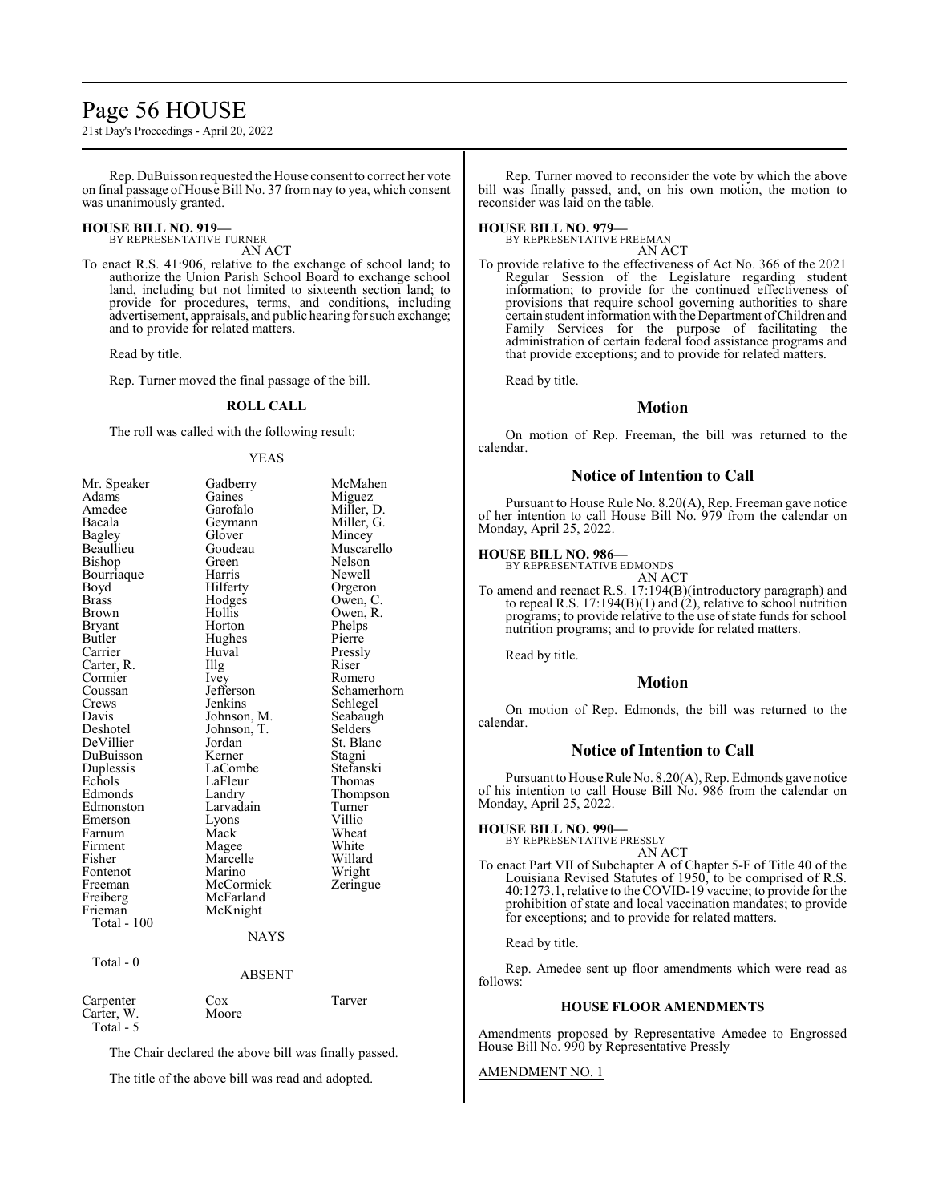Rep. DuBuisson requested the House consent to correct her vote on final passage of House Bill No. 37 from nay to yea, which consent was unanimously granted.

**HOUSE BILL NO. 919—**
BY REPRESENTATIVE TURNER
AN ACT

To enact R.S. 41:906, relative to the exchange of school land; to authorize the Union Parish School Board to exchange school land, including but not limited to sixteenth section land; to provide for procedures, terms, and conditions, including advertisement, appraisals, and public hearing for such exchange; and to provide for related matters.

Read by title.

Rep. Turner moved the final passage of the bill.

**ROLL CALL**

The roll was called with the following result:

YEAS

| | | |
|---|---|---|
| Mr. Speaker | Gadberry | McMahen |
| Adams | Gaines | Miguez |
| Amedee | Garofalo | Miller, D. |
| Bacala | Geymann | Miller, G. |
| Bagley | Glover | Mincey |
| Beaullieu | Goudeau | Muscarello |
| Bishop | Green | Nelson |
| Bourriaque | Harris | Newell |
| Boyd | Hilferty | Orgeron |
| Brass | Hodges | Owen, C. |
| Brown | Hollis | Owen, R. |
| Bryant | Horton | Phelps |
| Butler | Hughes | Pierre |
| Carrier | Huval | Pressly |
| Carter, R. | Illg | Riser |
| Cormier | Ivey | Romero |
| Coussan | Jefferson | Schamerhorn |
| Crews | Jenkins | Schlegel |
| Davis | Johnson, M. | Seabaugh |
| Deshotel | Johnson, T. | Selders |
| DeVillier | Jordan | St. Blanc |
| DuBuisson | Kerner | Stagni |
| Duplessis | LaCombe | Stefanski |
| Echols | LaFleur | Thomas |
| Edmonds | Landry | Thompson |
| Edmonston | Larvadain | Turner |
| Emerson | Lyons | Villio |
| Farnum | Mack | Wheat |
| Firment | Magee | White |
| Fisher | Marcelle | Willard |
| Fontenot | Marino | Wright |
| Freeman | McCormick | Zeringue |
| Freiberg | McFarland | |
| Frieman | McKnight | |
| Total - 100 | | |

NAYS

Total - 0

ABSENT

| | | |
|---|---|---|
| Carpenter | Cox | Tarver |
| Carter, W. | Moore | |
| Total - 5 | | |

The Chair declared the above bill was finally passed.

The title of the above bill was read and adopted.

Rep. Turner moved to reconsider the vote by which the above bill was finally passed, and, on his own motion, the motion to reconsider was laid on the table.

**HOUSE BILL NO. 979—**
BY REPRESENTATIVE FREEMAN
AN ACT

To provide relative to the effectiveness of Act No. 366 of the 2021 Regular Session of the Legislature regarding student information; to provide for the continued effectiveness of provisions that require school governing authorities to share certain student information with the Department of Children and Family Services for the purpose of facilitating the administration of certain federal food assistance programs and that provide exceptions; and to provide for related matters.

Read by title.

## Motion

On motion of Rep. Freeman, the bill was returned to the calendar.

## Notice of Intention to Call

Pursuant to House Rule No. 8.20(A), Rep. Freeman gave notice of her intention to call House Bill No. 979 from the calendar on Monday, April 25, 2022.

**HOUSE BILL NO. 986—**
BY REPRESENTATIVE EDMONDS
AN ACT

To amend and reenact R.S. 17:194(B)(introductory paragraph) and to repeal R.S. 17:194(B)(1) and (2), relative to school nutrition programs; to provide relative to the use of state funds for school nutrition programs; and to provide for related matters.

Read by title.

## Motion

On motion of Rep. Edmonds, the bill was returned to the calendar.

## Notice of Intention to Call

Pursuant to House Rule No. 8.20(A), Rep. Edmonds gave notice of his intention to call House Bill No. 986 from the calendar on Monday, April 25, 2022.

**HOUSE BILL NO. 990—**
BY REPRESENTATIVE PRESSLY
AN ACT

To enact Part VII of Subchapter A of Chapter 5-F of Title 40 of the Louisiana Revised Statutes of 1950, to be comprised of R.S. 40:1273.1, relative to the COVID-19 vaccine; to provide for the prohibition of state and local vaccination mandates; to provide for exceptions; and to provide for related matters.

Read by title.

Rep. Amedee sent up floor amendments which were read as follows:

**HOUSE FLOOR AMENDMENTS**

Amendments proposed by Representative Amedee to Engrossed House Bill No. 990 by Representative Pressly

AMENDMENT NO. 1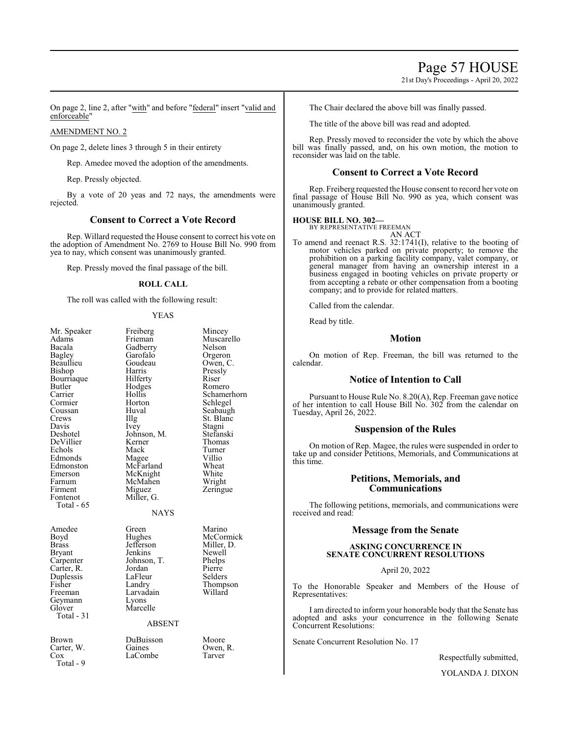On page 2, line 2, after "with" and before "federal" insert "valid and enforceable"

AMENDMENT NO. 2

On page 2, delete lines 3 through 5 in their entirety

Rep. Amedee moved the adoption of the amendments.

Rep. Pressly objected.

By a vote of 20 yeas and 72 nays, the amendments were rejected.

## Consent to Correct a Vote Record

Rep. Willard requested the House consent to correct his vote on the adoption of Amendment No. 2769 to House Bill No. 990 from yea to nay, which consent was unanimously granted.

Rep. Pressly moved the final passage of the bill.

**ROLL CALL**

The roll was called with the following result:

YEAS

| | | |
|---|---|---|
| Mr. Speaker | Freiberg | Mincey |
| Adams | Frieman | Muscarello |
| Bacala | Gadberry | Nelson |
| Bagley | Garofalo | Orgeron |
| Beaullieu | Goudeau | Owen, C. |
| Bishop | Harris | Pressly |
| Bourriaque | Hilferty | Riser |
| Butler | Hodges | Romero |
| Carrier | Hollis | Schamerhorn |
| Cormier | Horton | Schlegel |
| Coussan | Huval | Seabaugh |
| Crews | Illg | St. Blanc |
| Davis | Ivey | Stagni |
| Deshotel | Johnson, M. | Stefanski |
| DeVillier | Kerner | Thomas |
| Echols | Mack | Turner |
| Edmonds | Magee | Villio |
| Edmonston | McFarland | Wheat |
| Emerson | McKnight | White |
| Farnum | McMahen | Wright |
| Firment | Miguez | Zeringue |
| Fontenot | Miller, G. | |

Total - 65

NAYS

| | | |
|---|---|---|
| Amedee | Green | Marino |
| Boyd | Hughes | McCormick |
| Brass | Jefferson | Miller, D. |
| Bryant | Jenkins | Newell |
| Carpenter | Johnson, T. | Phelps |
| Carter, R. | Jordan | Pierre |
| Duplessis | LaFleur | Selders |
| Fisher | Landry | Thompson |
| Freeman | Larvadain | Willard |
| Geymann | Lyons | |
| Glover | Marcelle | |

Total - 31

ABSENT

| | | |
|---|---|---|
| Brown | DuBuisson | Moore |
| Carter, W. | Gaines | Owen, R. |
| Cox | LaCombe | Tarver |

Total - 9

The Chair declared the above bill was finally passed.

The title of the above bill was read and adopted.

Rep. Pressly moved to reconsider the vote by which the above bill was finally passed, and, on his own motion, the motion to reconsider was laid on the table.

## Consent to Correct a Vote Record

Rep. Freiberg requested the House consent to record her vote on final passage of House Bill No. 990 as yea, which consent was unanimously granted.

**HOUSE BILL NO. 302—**
BY REPRESENTATIVE FREEMAN
AN ACT

To amend and reenact R.S. 32:1741(I), relative to the booting of motor vehicles parked on private property; to remove the prohibition on a parking facility company, valet company, or general manager from having an ownership interest in a business engaged in booting vehicles on private property or from accepting a rebate or other compensation from a booting company; and to provide for related matters.

Called from the calendar.

Read by title.

## Motion

On motion of Rep. Freeman, the bill was returned to the calendar.

## Notice of Intention to Call

Pursuant to House Rule No. 8.20(A), Rep. Freeman gave notice of her intention to call House Bill No. 302 from the calendar on Tuesday, April 26, 2022.

## Suspension of the Rules

On motion of Rep. Magee, the rules were suspended in order to take up and consider Petitions, Memorials, and Communications at this time.

## Petitions, Memorials, and Communications

The following petitions, memorials, and communications were received and read:

## Message from the Senate

**ASKING CONCURRENCE IN SENATE CONCURRENT RESOLUTIONS**

April 20, 2022

To the Honorable Speaker and Members of the House of Representatives:

I am directed to inform your honorable body that the Senate has adopted and asks your concurrence in the following Senate Concurrent Resolutions:

Senate Concurrent Resolution No. 17

Respectfully submitted,

YOLANDA J. DIXON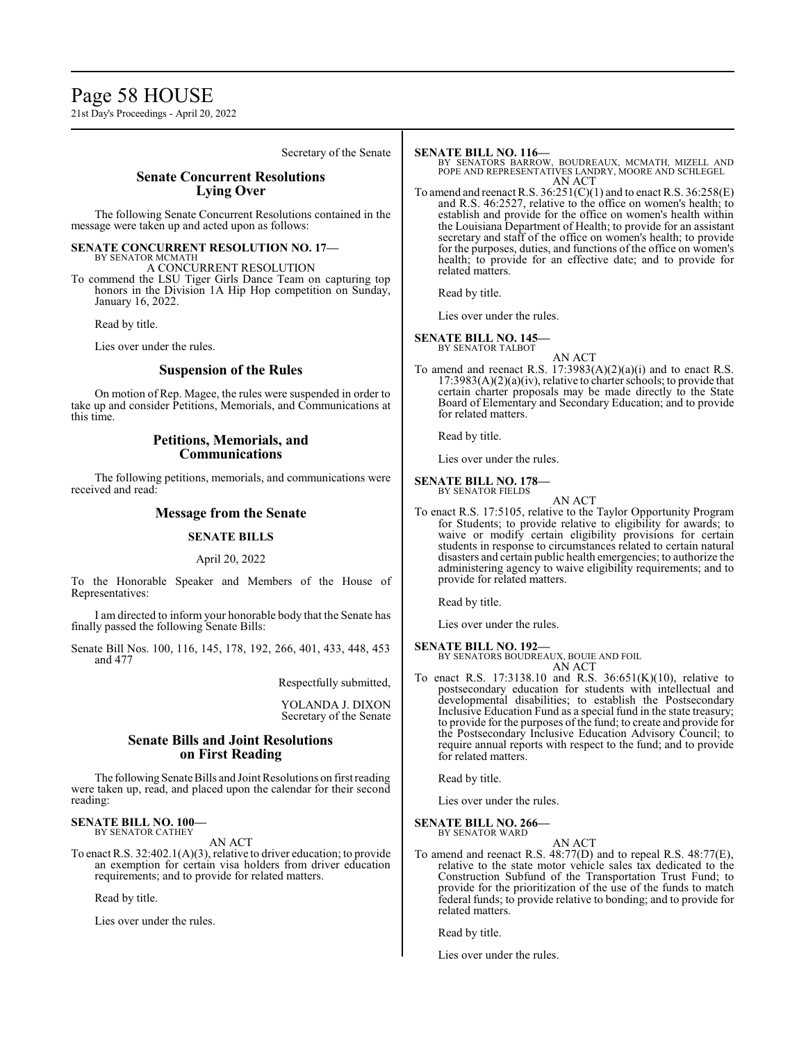Secretary of the Senate

## Senate Concurrent Resolutions Lying Over

The following Senate Concurrent Resolutions contained in the message were taken up and acted upon as follows:

**SENATE CONCURRENT RESOLUTION NO. 17—**
BY SENATOR MCMATH
A CONCURRENT RESOLUTION

To commend the LSU Tiger Girls Dance Team on capturing top honors in the Division 1A Hip Hop competition on Sunday, January 16, 2022.

Read by title.

Lies over under the rules.

## Suspension of the Rules

On motion of Rep. Magee, the rules were suspended in order to take up and consider Petitions, Memorials, and Communications at this time.

## Petitions, Memorials, and Communications

The following petitions, memorials, and communications were received and read:

## Message from the Senate

**SENATE BILLS**

April 20, 2022

To the Honorable Speaker and Members of the House of Representatives:

I am directed to inform your honorable body that the Senate has finally passed the following Senate Bills:

Senate Bill Nos. 100, 116, 145, 178, 192, 266, 401, 433, 448, 453 and 477

Respectfully submitted,

YOLANDA J. DIXON
Secretary of the Senate

## Senate Bills and Joint Resolutions on First Reading

The following Senate Bills and Joint Resolutions on first reading were taken up, read, and placed upon the calendar for their second reading:

**SENATE BILL NO. 100—**
BY SENATOR CATHEY
AN ACT

To enact R.S. 32:402.1(A)(3), relative to driver education; to provide an exemption for certain visa holders from driver education requirements; and to provide for related matters.

Read by title.

Lies over under the rules.

**SENATE BILL NO. 116—**
BY SENATORS BARROW, BOUDREAUX, MCMATH, MIZELL AND POPE AND REPRESENTATIVES LANDRY, MOORE AND SCHLEGEL
AN ACT

To amend and reenact R.S. 36:251(C)(1) and to enact R.S. 36:258(E) and R.S. 46:2527, relative to the office on women's health; to establish and provide for the office on women's health within the Louisiana Department of Health; to provide for an assistant secretary and staff of the office on women's health; to provide for the purposes, duties, and functions of the office on women's health; to provide for an effective date; and to provide for related matters.

Read by title.

Lies over under the rules.

**SENATE BILL NO. 145—**
BY SENATOR TALBOT
AN ACT

To amend and reenact R.S. 17:3983(A)(2)(a)(i) and to enact R.S. 17:3983(A)(2)(a)(iv), relative to charter schools; to provide that certain charter proposals may be made directly to the State Board of Elementary and Secondary Education; and to provide for related matters.

Read by title.

Lies over under the rules.

**SENATE BILL NO. 178—**
BY SENATOR FIELDS
AN ACT

To enact R.S. 17:5105, relative to the Taylor Opportunity Program for Students; to provide relative to eligibility for awards; to waive or modify certain eligibility provisions for certain students in response to circumstances related to certain natural disasters and certain public health emergencies; to authorize the administering agency to waive eligibility requirements; and to provide for related matters.

Read by title.

Lies over under the rules.

**SENATE BILL NO. 192—**
BY SENATORS BOUDREAUX, BOUIE AND FOIL
AN ACT

To enact R.S. 17:3138.10 and R.S. 36:651(K)(10), relative to postsecondary education for students with intellectual and developmental disabilities; to establish the Postsecondary Inclusive Education Fund as a special fund in the state treasury; to provide for the purposes of the fund; to create and provide for the Postsecondary Inclusive Education Advisory Council; to require annual reports with respect to the fund; and to provide for related matters.

Read by title.

Lies over under the rules.

**SENATE BILL NO. 266—**
BY SENATOR WARD
AN ACT

To amend and reenact R.S. 48:77(D) and to repeal R.S. 48:77(E), relative to the state motor vehicle sales tax dedicated to the Construction Subfund of the Transportation Trust Fund; to provide for the prioritization of the use of the funds to match federal funds; to provide relative to bonding; and to provide for related matters.

Read by title.

Lies over under the rules.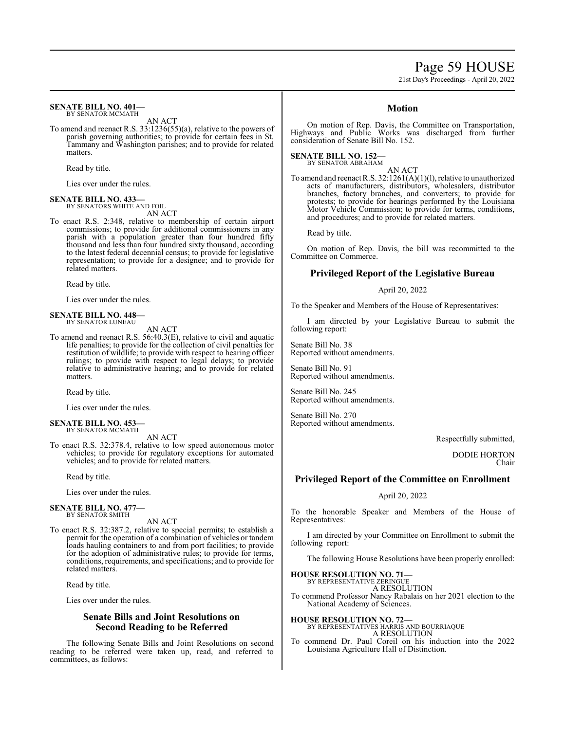**SENATE BILL NO. 401—**
BY SENATOR MCMATH

AN ACT

To amend and reenact R.S. 33:1236(55)(a), relative to the powers of parish governing authorities; to provide for certain fees in St. Tammany and Washington parishes; and to provide for related matters.

Read by title.

Lies over under the rules.

**SENATE BILL NO. 433—**
BY SENATORS WHITE AND FOIL

AN ACT

To enact R.S. 2:348, relative to membership of certain airport commissions; to provide for additional commissioners in any parish with a population greater than four hundred fifty thousand and less than four hundred sixty thousand, according to the latest federal decennial census; to provide for legislative representation; to provide for a designee; and to provide for related matters.

Read by title.

Lies over under the rules.

**SENATE BILL NO. 448—**
BY SENATOR LUNEAU

AN ACT

To amend and reenact R.S. 56:40.3(E), relative to civil and aquatic life penalties; to provide for the collection of civil penalties for restitution of wildlife; to provide with respect to hearing officer rulings; to provide with respect to legal delays; to provide relative to administrative hearing; and to provide for related matters.

Read by title.

Lies over under the rules.

**SENATE BILL NO. 453—**
BY SENATOR MCMATH

AN ACT

To enact R.S. 32:378.4, relative to low speed autonomous motor vehicles; to provide for regulatory exceptions for automated vehicles; and to provide for related matters.

Read by title.

Lies over under the rules.

**SENATE BILL NO. 477—**
BY SENATOR SMITH

AN ACT

To enact R.S. 32:387.2, relative to special permits; to establish a permit for the operation of a combination of vehicles or tandem loads hauling containers to and from port facilities; to provide for the adoption of administrative rules; to provide for terms, conditions, requirements, and specifications; and to provide for related matters.

Read by title.

Lies over under the rules.

## Senate Bills and Joint Resolutions on Second Reading to be Referred

The following Senate Bills and Joint Resolutions on second reading to be referred were taken up, read, and referred to committees, as follows:

## Motion

On motion of Rep. Davis, the Committee on Transportation, Highways and Public Works was discharged from further consideration of Senate Bill No. 152.

**SENATE BILL NO. 152—**
BY SENATOR ABRAHAM

AN ACT

To amend and reenact R.S. 32:1261(A)(1)(l), relative to unauthorized acts of manufacturers, distributors, wholesalers, distributor branches, factory branches, and converters; to provide for protests; to provide for hearings performed by the Louisiana Motor Vehicle Commission; to provide for terms, conditions, and procedures; and to provide for related matters.

Read by title.

On motion of Rep. Davis, the bill was recommitted to the Committee on Commerce.

## Privileged Report of the Legislative Bureau

April 20, 2022

To the Speaker and Members of the House of Representatives:

I am directed by your Legislative Bureau to submit the following report:

Senate Bill No. 38
Reported without amendments.

Senate Bill No. 91
Reported without amendments.

Senate Bill No. 245
Reported without amendments.

Senate Bill No. 270
Reported without amendments.

Respectfully submitted,

DODIE HORTON
Chair

## Privileged Report of the Committee on Enrollment

April 20, 2022

To the honorable Speaker and Members of the House of Representatives:

I am directed by your Committee on Enrollment to submit the following report:

The following House Resolutions have been properly enrolled:

**HOUSE RESOLUTION NO. 71—**
BY REPRESENTATIVE ZERINGUE

A RESOLUTION

To commend Professor Nancy Rabalais on her 2021 election to the National Academy of Sciences.

**HOUSE RESOLUTION NO. 72—**
BY REPRESENTATIVES HARRIS AND BOURRIAQUE

A RESOLUTION

To commend Dr. Paul Coreil on his induction into the 2022 Louisiana Agriculture Hall of Distinction.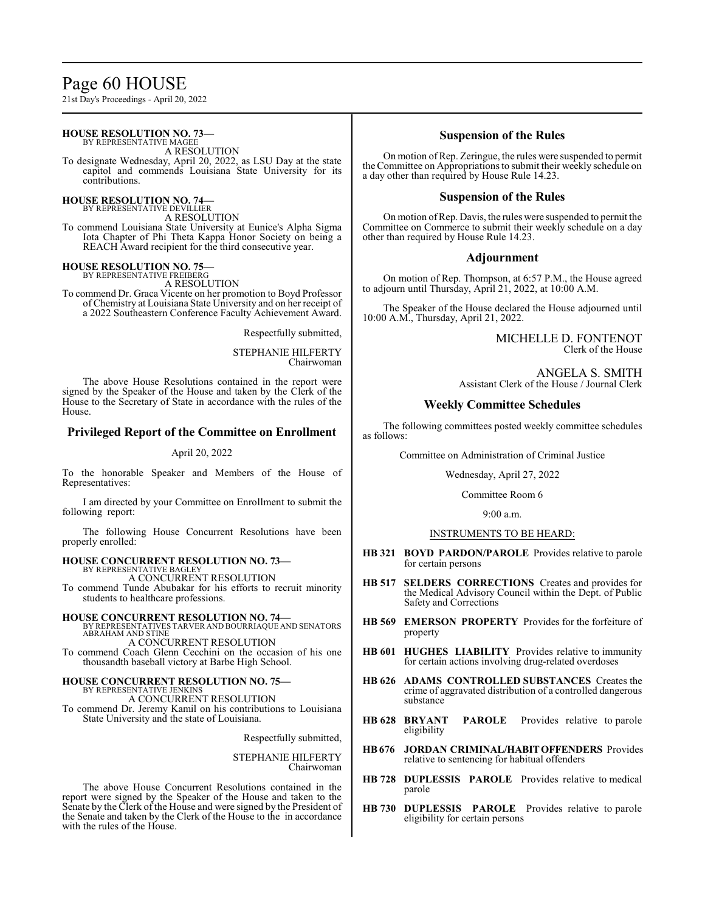**HOUSE RESOLUTION NO. 73—**
BY REPRESENTATIVE MAGEE
A RESOLUTION
To designate Wednesday, April 20, 2022, as LSU Day at the state capitol and commends Louisiana State University for its contributions.

**HOUSE RESOLUTION NO. 74—**
BY REPRESENTATIVE DEVILLIER
A RESOLUTION
To commend Louisiana State University at Eunice's Alpha Sigma Iota Chapter of Phi Theta Kappa Honor Society on being a REACH Award recipient for the third consecutive year.

**HOUSE RESOLUTION NO. 75—**
BY REPRESENTATIVE FREIBERG
A RESOLUTION
To commend Dr. Graca Vicente on her promotion to Boyd Professor of Chemistry at Louisiana State University and on her receipt of a 2022 Southeastern Conference Faculty Achievement Award.

Respectfully submitted,

STEPHANIE HILFERTY
Chairwoman

The above House Resolutions contained in the report were signed by the Speaker of the House and taken by the Clerk of the House to the Secretary of State in accordance with the rules of the House.

## Privileged Report of the Committee on Enrollment

April 20, 2022

To the honorable Speaker and Members of the House of Representatives:

I am directed by your Committee on Enrollment to submit the following report:

The following House Concurrent Resolutions have been properly enrolled:

**HOUSE CONCURRENT RESOLUTION NO. 73—**
BY REPRESENTATIVE BAGLEY
A CONCURRENT RESOLUTION
To commend Tunde Abubakar for his efforts to recruit minority students to healthcare professions.

**HOUSE CONCURRENT RESOLUTION NO. 74—**
BY REPRESENTATIVES TARVER AND BOURRIAQUE AND SENATORS ABRAHAM AND STINE
A CONCURRENT RESOLUTION
To commend Coach Glenn Cecchini on the occasion of his one thousandth baseball victory at Barbe High School.

**HOUSE CONCURRENT RESOLUTION NO. 75—**
BY REPRESENTATIVE JENKINS
A CONCURRENT RESOLUTION
To commend Dr. Jeremy Kamil on his contributions to Louisiana State University and the state of Louisiana.

Respectfully submitted,

STEPHANIE HILFERTY
Chairwoman

The above House Concurrent Resolutions contained in the report were signed by the Speaker of the House and taken to the Senate by the Clerk of the House and were signed by the President of the Senate and taken by the Clerk of the House to the in accordance with the rules of the House.

## Suspension of the Rules

On motion of Rep. Zeringue, the rules were suspended to permit the Committee on Appropriations to submit their weekly schedule on a day other than required by House Rule 14.23.

## Suspension of the Rules

On motion of Rep. Davis, the rules were suspended to permit the Committee on Commerce to submit their weekly schedule on a day other than required by House Rule 14.23.

## Adjournment

On motion of Rep. Thompson, at 6:57 P.M., the House agreed to adjourn until Thursday, April 21, 2022, at 10:00 A.M.

The Speaker of the House declared the House adjourned until 10:00 A.M., Thursday, April 21, 2022.

MICHELLE D. FONTENOT
Clerk of the House

ANGELA S. SMITH
Assistant Clerk of the House / Journal Clerk

## Weekly Committee Schedules

The following committees posted weekly committee schedules as follows:

Committee on Administration of Criminal Justice

Wednesday, April 27, 2022

Committee Room 6

9:00 a.m.

INSTRUMENTS TO BE HEARD:

**HB 321 BOYD PARDON/PAROLE** Provides relative to parole for certain persons

**HB 517 SELDERS CORRECTIONS** Creates and provides for the Medical Advisory Council within the Dept. of Public Safety and Corrections

**HB 569 EMERSON PROPERTY** Provides for the forfeiture of property

**HB 601 HUGHES LIABILITY** Provides relative to immunity for certain actions involving drug-related overdoses

**HB 626 ADAMS CONTROLLED SUBSTANCES** Creates the crime of aggravated distribution of a controlled dangerous substance

**HB 628 BRYANT PAROLE** Provides relative to parole eligibility

**HB 676 JORDAN CRIMINAL/HABIT OFFENDERS** Provides relative to sentencing for habitual offenders

**HB 728 DUPLESSIS PAROLE** Provides relative to medical parole

**HB 730 DUPLESSIS PAROLE** Provides relative to parole eligibility for certain persons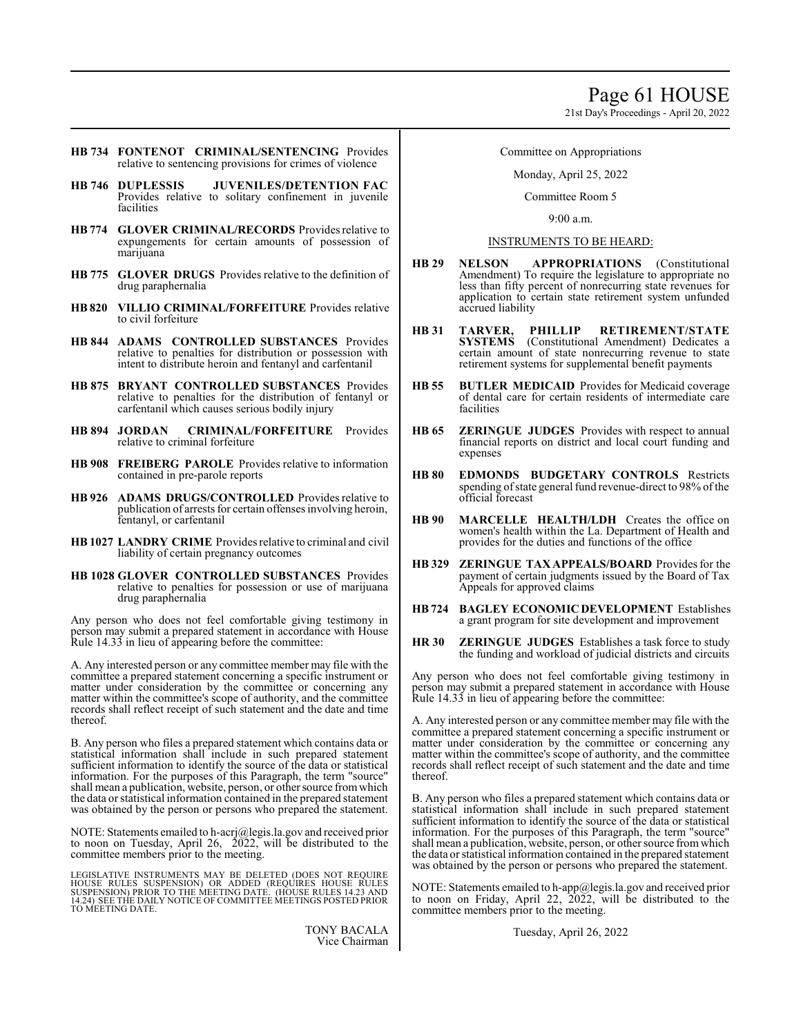**HB 734 FONTENOT CRIMINAL/SENTENCING** Provides relative to sentencing provisions for crimes of violence

**HB 746 DUPLESSIS JUVENILES/DETENTION FAC** Provides relative to solitary confinement in juvenile facilities

**HB 774 GLOVER CRIMINAL/RECORDS** Provides relative to expungements for certain amounts of possession of marijuana

**HB 775 GLOVER DRUGS** Provides relative to the definition of drug paraphernalia

**HB 820 VILLIO CRIMINAL/FORFEITURE** Provides relative to civil forfeiture

**HB 844 ADAMS CONTROLLED SUBSTANCES** Provides relative to penalties for distribution or possession with intent to distribute heroin and fentanyl and carfentanil

**HB 875 BRYANT CONTROLLED SUBSTANCES** Provides relative to penalties for the distribution of fentanyl or carfentanil which causes serious bodily injury

**HB 894 JORDAN CRIMINAL/FORFEITURE** Provides relative to criminal forfeiture

**HB 908 FREIBERG PAROLE** Provides relative to information contained in pre-parole reports

**HB 926 ADAMS DRUGS/CONTROLLED** Provides relative to publication of arrests for certain offenses involving heroin, fentanyl, or carfentanil

**HB 1027 LANDRY CRIME** Provides relative to criminal and civil liability of certain pregnancy outcomes

**HB 1028 GLOVER CONTROLLED SUBSTANCES** Provides relative to penalties for possession or use of marijuana drug paraphernalia

Any person who does not feel comfortable giving testimony in person may submit a prepared statement in accordance with House Rule 14.33 in lieu of appearing before the committee:

A. Any interested person or any committee member may file with the committee a prepared statement concerning a specific instrument or matter under consideration by the committee or concerning any matter within the committee's scope of authority, and the committee records shall reflect receipt of such statement and the date and time thereof.

B. Any person who files a prepared statement which contains data or statistical information shall include in such prepared statement sufficient information to identify the source of the data or statistical information. For the purposes of this Paragraph, the term "source" shall mean a publication, website, person, or other source from which the data or statistical information contained in the prepared statement was obtained by the person or persons who prepared the statement.

NOTE: Statements emailed to h-acrj@legis.la.gov and received prior to noon on Tuesday, April 26, 2022, will be distributed to the committee members prior to the meeting.

LEGISLATIVE INSTRUMENTS MAY BE DELETED (DOES NOT REQUIRE HOUSE RULES SUSPENSION) OR ADDED (REQUIRES HOUSE RULES SUSPENSION) PRIOR TO THE MEETING DATE. (HOUSE RULES 14.23 AND 14.24) SEE THE DAILY NOTICE OF COMMITTEE MEETINGS POSTED PRIOR TO MEETING DATE.

TONY BACALA
Vice Chairman

Committee on Appropriations

Monday, April 25, 2022

Committee Room 5

9:00 a.m.

INSTRUMENTS TO BE HEARD:

**HB 29 NELSON APPROPRIATIONS** (Constitutional Amendment) To require the legislature to appropriate no less than fifty percent of nonrecurring state revenues for application to certain state retirement system unfunded accrued liability

**HB 31 TARVER, PHILLIP RETIREMENT/STATE SYSTEMS** (Constitutional Amendment) Dedicates a certain amount of state nonrecurring revenue to state retirement systems for supplemental benefit payments

**HB 55 BUTLER MEDICAID** Provides for Medicaid coverage of dental care for certain residents of intermediate care facilities

**HB 65 ZERINGUE JUDGES** Provides with respect to annual financial reports on district and local court funding and expenses

**HB 80 EDMONDS BUDGETARY CONTROLS** Restricts spending of state general fund revenue-direct to 98% of the official forecast

**HB 90 MARCELLE HEALTH/LDH** Creates the office on women's health within the La. Department of Health and provides for the duties and functions of the office

**HB 329 ZERINGUE TAX APPEALS/BOARD** Provides for the payment of certain judgments issued by the Board of Tax Appeals for approved claims

**HB 724 BAGLEY ECONOMIC DEVELOPMENT** Establishes a grant program for site development and improvement

**HR 30 ZERINGUE JUDGES** Establishes a task force to study the funding and workload of judicial districts and circuits

Any person who does not feel comfortable giving testimony in person may submit a prepared statement in accordance with House Rule 14.33 in lieu of appearing before the committee:

A. Any interested person or any committee member may file with the committee a prepared statement concerning a specific instrument or matter under consideration by the committee or concerning any matter within the committee's scope of authority, and the committee records shall reflect receipt of such statement and the date and time thereof.

B. Any person who files a prepared statement which contains data or statistical information shall include in such prepared statement sufficient information to identify the source of the data or statistical information. For the purposes of this Paragraph, the term "source" shall mean a publication, website, person, or other source from which the data or statistical information contained in the prepared statement was obtained by the person or persons who prepared the statement.

NOTE: Statements emailed to h-app@legis.la.gov and received prior to noon on Friday, April 22, 2022, will be distributed to the committee members prior to the meeting.

Tuesday, April 26, 2022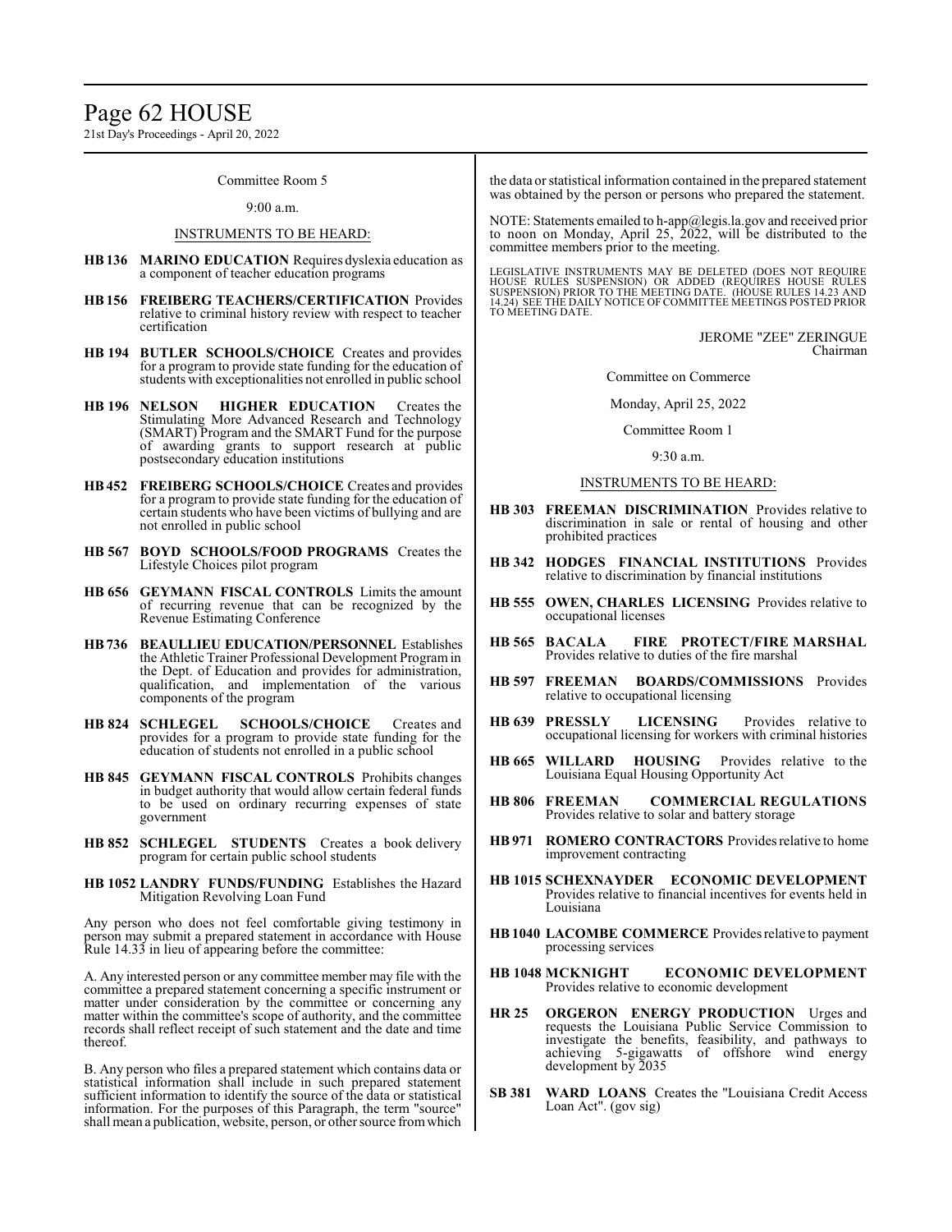Committee Room 5

9:00 a.m.

INSTRUMENTS TO BE HEARD:

- **HB 136 MARINO EDUCATION** Requires dyslexia education as a component of teacher education programs
- **HB 156 FREIBERG TEACHERS/CERTIFICATION** Provides relative to criminal history review with respect to teacher certification
- **HB 194 BUTLER SCHOOLS/CHOICE** Creates and provides for a program to provide state funding for the education of students with exceptionalities not enrolled in public school
- **HB 196 NELSON HIGHER EDUCATION** Creates the Stimulating More Advanced Research and Technology (SMART) Program and the SMART Fund for the purpose of awarding grants to support research at public postsecondary education institutions
- **HB 452 FREIBERG SCHOOLS/CHOICE** Creates and provides for a program to provide state funding for the education of certain students who have been victims of bullying and are not enrolled in public school
- **HB 567 BOYD SCHOOLS/FOOD PROGRAMS** Creates the Lifestyle Choices pilot program
- **HB 656 GEYMANN FISCAL CONTROLS** Limits the amount of recurring revenue that can be recognized by the Revenue Estimating Conference
- **HB 736 BEAULLIEU EDUCATION/PERSONNEL** Establishes the Athletic Trainer Professional Development Program in the Dept. of Education and provides for administration, qualification, and implementation of the various components of the program
- **HB 824 SCHLEGEL SCHOOLS/CHOICE** Creates and provides for a program to provide state funding for the education of students not enrolled in a public school
- **HB 845 GEYMANN FISCAL CONTROLS** Prohibits changes in budget authority that would allow certain federal funds to be used on ordinary recurring expenses of state government
- **HB 852 SCHLEGEL STUDENTS** Creates a book delivery program for certain public school students
- **HB 1052 LANDRY FUNDS/FUNDING** Establishes the Hazard Mitigation Revolving Loan Fund

Any person who does not feel comfortable giving testimony in person may submit a prepared statement in accordance with House Rule 14.33 in lieu of appearing before the committee:

A. Any interested person or any committee member may file with the committee a prepared statement concerning a specific instrument or matter under consideration by the committee or concerning any matter within the committee's scope of authority, and the committee records shall reflect receipt of such statement and the date and time thereof.

B. Any person who files a prepared statement which contains data or statistical information shall include in such prepared statement sufficient information to identify the source of the data or statistical information. For the purposes of this Paragraph, the term "source" shall mean a publication, website, person, or other source from which the data or statistical information contained in the prepared statement was obtained by the person or persons who prepared the statement.

NOTE: Statements emailed to h-app@legis.la.gov and received prior to noon on Monday, April 25, 2022, will be distributed to the committee members prior to the meeting.

LEGISLATIVE INSTRUMENTS MAY BE DELETED (DOES NOT REQUIRE HOUSE RULES SUSPENSION) OR ADDED (REQUIRES HOUSE RULES SUSPENSION) PRIOR TO THE MEETING DATE. (HOUSE RULES 14.23 AND 14.24) SEE THE DAILY NOTICE OF COMMITTEE MEETINGS POSTED PRIOR TO MEETING DATE.

JEROME "ZEE" ZERINGUE
Chairman

Committee on Commerce

Monday, April 25, 2022

Committee Room 1

9:30 a.m.

INSTRUMENTS TO BE HEARD:

- **HB 303 FREEMAN DISCRIMINATION** Provides relative to discrimination in sale or rental of housing and other prohibited practices
- **HB 342 HODGES FINANCIAL INSTITUTIONS** Provides relative to discrimination by financial institutions
- **HB 555 OWEN, CHARLES LICENSING** Provides relative to occupational licenses
- **HB 565 BACALA FIRE PROTECT/FIRE MARSHAL** Provides relative to duties of the fire marshal
- **HB 597 FREEMAN BOARDS/COMMISSIONS** Provides relative to occupational licensing
- **HB 639 PRESSLY LICENSING** Provides relative to occupational licensing for workers with criminal histories
- **HB 665 WILLARD HOUSING** Provides relative to the Louisiana Equal Housing Opportunity Act
- **HB 806 FREEMAN COMMERCIAL REGULATIONS** Provides relative to solar and battery storage
- **HB 971 ROMERO CONTRACTORS** Provides relative to home improvement contracting
- **HB 1015 SCHEXNAYDER ECONOMIC DEVELOPMENT** Provides relative to financial incentives for events held in Louisiana
- **HB 1040 LACOMBE COMMERCE** Provides relative to payment processing services
- **HB 1048 MCKNIGHT ECONOMIC DEVELOPMENT** Provides relative to economic development
- **HR 25 ORGERON ENERGY PRODUCTION** Urges and requests the Louisiana Public Service Commission to investigate the benefits, feasibility, and pathways to achieving 5-gigawatts of offshore wind energy development by 2035
- **SB 381 WARD LOANS** Creates the "Louisiana Credit Access Loan Act". (gov sig)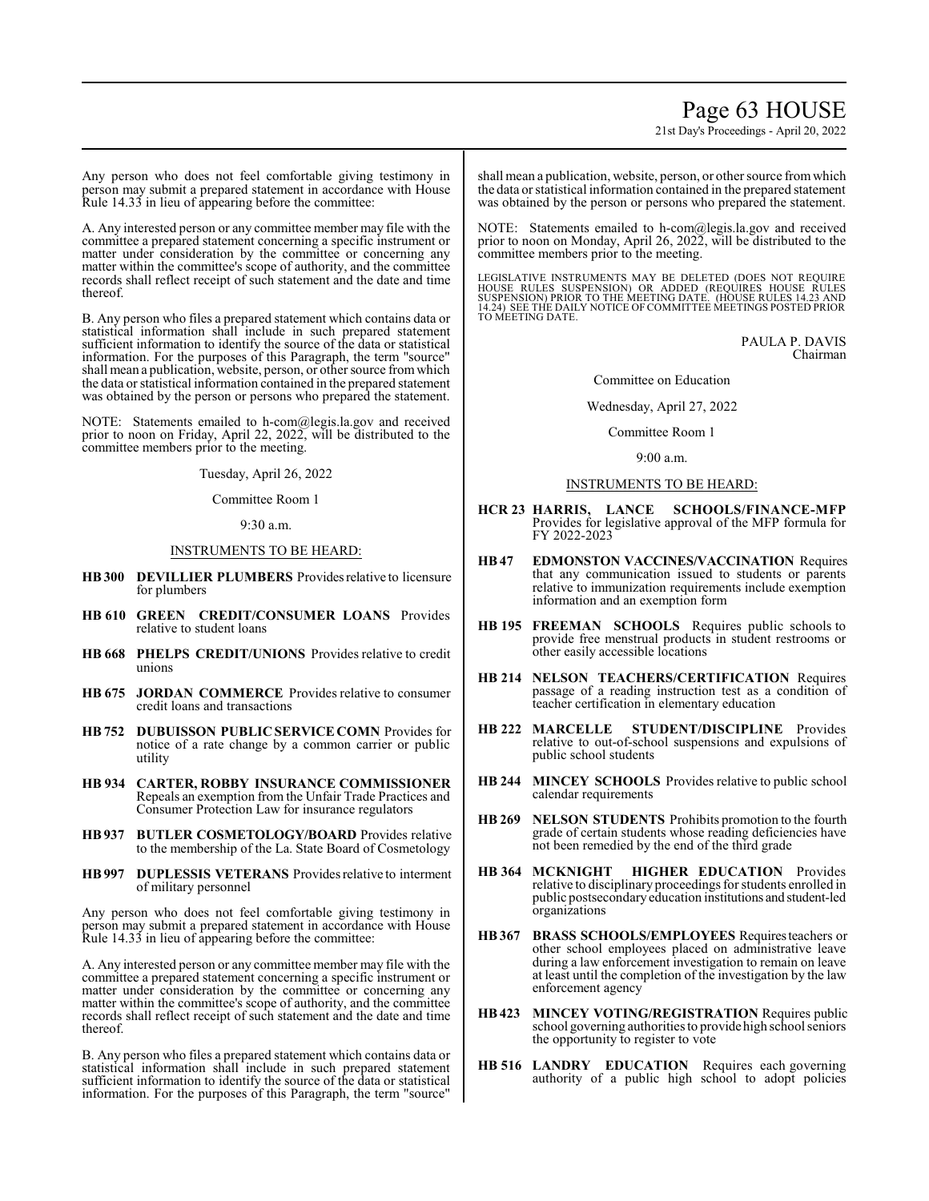Any person who does not feel comfortable giving testimony in person may submit a prepared statement in accordance with House Rule 14.33 in lieu of appearing before the committee:

A. Any interested person or any committee member may file with the committee a prepared statement concerning a specific instrument or matter under consideration by the committee or concerning any matter within the committee's scope of authority, and the committee records shall reflect receipt of such statement and the date and time thereof.

B. Any person who files a prepared statement which contains data or statistical information shall include in such prepared statement sufficient information to identify the source of the data or statistical information. For the purposes of this Paragraph, the term "source" shall mean a publication, website, person, or other source from which the data or statistical information contained in the prepared statement was obtained by the person or persons who prepared the statement.

NOTE: Statements emailed to h-com@legis.la.gov and received prior to noon on Friday, April 22, 2022, will be distributed to the committee members prior to the meeting.

Tuesday, April 26, 2022

Committee Room 1

9:30 a.m.

INSTRUMENTS TO BE HEARD:

**HB 300 DEVILLIER PLUMBERS** Provides relative to licensure for plumbers

**HB 610 GREEN CREDIT/CONSUMER LOANS** Provides relative to student loans

**HB 668 PHELPS CREDIT/UNIONS** Provides relative to credit unions

**HB 675 JORDAN COMMERCE** Provides relative to consumer credit loans and transactions

**HB 752 DUBUISSON PUBLIC SERVICE COMN** Provides for notice of a rate change by a common carrier or public utility

**HB 934 CARTER, ROBBY INSURANCE COMMISSIONER** Repeals an exemption from the Unfair Trade Practices and Consumer Protection Law for insurance regulators

**HB 937 BUTLER COSMETOLOGY/BOARD** Provides relative to the membership of the La. State Board of Cosmetology

**HB 997 DUPLESSIS VETERANS** Provides relative to interment of military personnel

Any person who does not feel comfortable giving testimony in person may submit a prepared statement in accordance with House Rule 14.33 in lieu of appearing before the committee:

A. Any interested person or any committee member may file with the committee a prepared statement concerning a specific instrument or matter under consideration by the committee or concerning any matter within the committee's scope of authority, and the committee records shall reflect receipt of such statement and the date and time thereof.

B. Any person who files a prepared statement which contains data or statistical information shall include in such prepared statement sufficient information to identify the source of the data or statistical information. For the purposes of this Paragraph, the term "source" shall mean a publication, website, person, or other source from which the data or statistical information contained in the prepared statement was obtained by the person or persons who prepared the statement.

NOTE: Statements emailed to h-com@legis.la.gov and received prior to noon on Monday, April 26, 2022, will be distributed to the committee members prior to the meeting.

LEGISLATIVE INSTRUMENTS MAY BE DELETED (DOES NOT REQUIRE HOUSE RULES SUSPENSION) OR ADDED (REQUIRES HOUSE RULES SUSPENSION) PRIOR TO THE MEETING DATE. (HOUSE RULES 14.23 AND 14.24) SEE THE DAILY NOTICE OF COMMITTEE MEETINGS POSTED PRIOR TO MEETING DATE.

PAULA P. DAVIS
Chairman

Committee on Education

Wednesday, April 27, 2022

Committee Room 1

9:00 a.m.

INSTRUMENTS TO BE HEARD:

**HCR 23 HARRIS, LANCE SCHOOLS/FINANCE-MFP** Provides for legislative approval of the MFP formula for FY 2022-2023

**HB 47 EDMONSTON VACCINES/VACCINATION** Requires that any communication issued to students or parents relative to immunization requirements include exemption information and an exemption form

**HB 195 FREEMAN SCHOOLS** Requires public schools to provide free menstrual products in student restrooms or other easily accessible locations

**HB 214 NELSON TEACHERS/CERTIFICATION** Requires passage of a reading instruction test as a condition of teacher certification in elementary education

**HB 222 MARCELLE STUDENT/DISCIPLINE** Provides relative to out-of-school suspensions and expulsions of public school students

**HB 244 MINCEY SCHOOLS** Provides relative to public school calendar requirements

**HB 269 NELSON STUDENTS** Prohibits promotion to the fourth grade of certain students whose reading deficiencies have not been remedied by the end of the third grade

**HB 364 MCKNIGHT HIGHER EDUCATION** Provides relative to disciplinary proceedings for students enrolled in public postsecondary education institutions and student-led organizations

**HB 367 BRASS SCHOOLS/EMPLOYEES** Requires teachers or other school employees placed on administrative leave during a law enforcement investigation to remain on leave at least until the completion of the investigation by the law enforcement agency

**HB 423 MINCEY VOTING/REGISTRATION** Requires public school governing authorities to provide high school seniors the opportunity to register to vote

**HB 516 LANDRY EDUCATION** Requires each governing authority of a public high school to adopt policies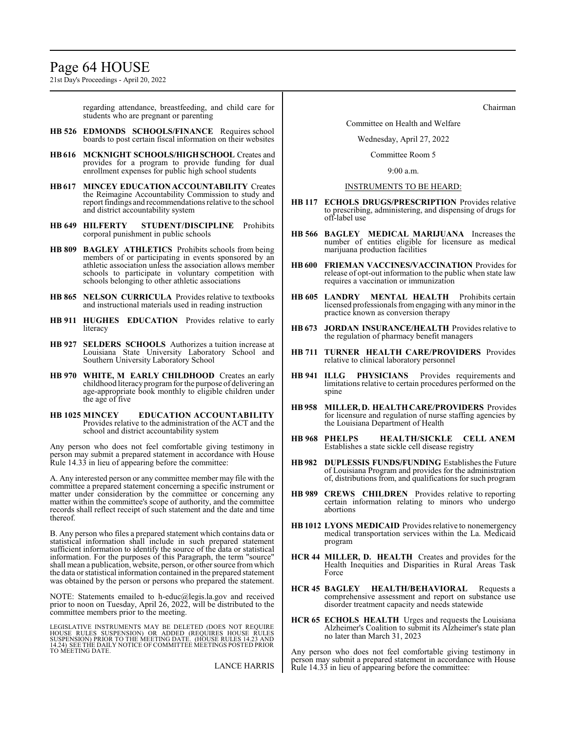regarding attendance, breastfeeding, and child care for students who are pregnant or parenting

**HB 526 EDMONDS SCHOOLS/FINANCE** Requires school boards to post certain fiscal information on their websites

**HB 616 MCKNIGHT SCHOOLS/HIGH SCHOOL** Creates and provides for a program to provide funding for dual enrollment expenses for public high school students

**HB 617 MINCEY EDUCATION ACCOUNTABILITY** Creates the Reimagine Accountability Commission to study and report findings and recommendations relative to the school and district accountability system

**HB 649 HILFERTY STUDENT/DISCIPLINE** Prohibits corporal punishment in public schools

**HB 809 BAGLEY ATHLETICS** Prohibits schools from being members of or participating in events sponsored by an athletic association unless the association allows member schools to participate in voluntary competition with schools belonging to other athletic associations

**HB 865 NELSON CURRICULA** Provides relative to textbooks and instructional materials used in reading instruction

**HB 911 HUGHES EDUCATION** Provides relative to early literacy

**HB 927 SELDERS SCHOOLS** Authorizes a tuition increase at Louisiana State University Laboratory School and Southern University Laboratory School

**HB 970 WHITE, M EARLY CHILDHOOD** Creates an early childhood literacy program for the purpose of delivering an age-appropriate book monthly to eligible children under the age of five

**HB 1025 MINCEY EDUCATION ACCOUNTABILITY** Provides relative to the administration of the ACT and the school and district accountability system

Any person who does not feel comfortable giving testimony in person may submit a prepared statement in accordance with House Rule 14.33 in lieu of appearing before the committee:

A. Any interested person or any committee member may file with the committee a prepared statement concerning a specific instrument or matter under consideration by the committee or concerning any matter within the committee's scope of authority, and the committee records shall reflect receipt of such statement and the date and time thereof.

B. Any person who files a prepared statement which contains data or statistical information shall include in such prepared statement sufficient information to identify the source of the data or statistical information. For the purposes of this Paragraph, the term "source" shall mean a publication, website, person, or other source from which the data or statistical information contained in the prepared statement was obtained by the person or persons who prepared the statement.

NOTE: Statements emailed to h-educ@legis.la.gov and received prior to noon on Tuesday, April 26, 2022, will be distributed to the committee members prior to the meeting.

LEGISLATIVE INSTRUMENTS MAY BE DELETED (DOES NOT REQUIRE HOUSE RULES SUSPENSION) OR ADDED (REQUIRES HOUSE RULES SUSPENSION) PRIOR TO THE MEETING DATE. (HOUSE RULES 14.23 AND 14.24) SEE THE DAILY NOTICE OF COMMITTEE MEETINGS POSTED PRIOR TO MEETING DATE.

LANCE HARRIS
Chairman

Committee on Health and Welfare

Wednesday, April 27, 2022

Committee Room 5

9:00 a.m.

INSTRUMENTS TO BE HEARD:

**HB 117 ECHOLS DRUGS/PRESCRIPTION** Provides relative to prescribing, administering, and dispensing of drugs for off-label use

**HB 566 BAGLEY MEDICAL MARIJUANA** Increases the number of entities eligible for licensure as medical marijuana production facilities

**HB 600 FRIEMAN VACCINES/VACCINATION** Provides for release of opt-out information to the public when state law requires a vaccination or immunization

**HB 605 LANDRY MENTAL HEALTH** Prohibits certain licensed professionals from engaging with any minor in the practice known as conversion therapy

**HB 673 JORDAN INSURANCE/HEALTH** Provides relative to the regulation of pharmacy benefit managers

**HB 711 TURNER HEALTH CARE/PROVIDERS** Provides relative to clinical laboratory personnel

**HB 941 ILLG PHYSICIANS** Provides requirements and limitations relative to certain procedures performed on the spine

**HB 958 MILLER, D. HEALTH CARE/PROVIDERS** Provides for licensure and regulation of nurse staffing agencies by the Louisiana Department of Health

**HB 968 PHELPS HEALTH/SICKLE CELL ANEM** Establishes a state sickle cell disease registry

**HB 982 DUPLESSIS FUNDS/FUNDING** Establishes the Future of Louisiana Program and provides for the administration of, distributions from, and qualifications for such program

**HB 989 CREWS CHILDREN** Provides relative to reporting certain information relating to minors who undergo abortions

**HB 1012 LYONS MEDICAID** Provides relative to nonemergency medical transportation services within the La. Medicaid program

**HCR 44 MILLER, D. HEALTH** Creates and provides for the Health Inequities and Disparities in Rural Areas Task Force

**HCR 45 BAGLEY HEALTH/BEHAVIORAL** Requests a comprehensive assessment and report on substance use disorder treatment capacity and needs statewide

**HCR 65 ECHOLS HEALTH** Urges and requests the Louisiana Alzheimer's Coalition to submit its Alzheimer's state plan no later than March 31, 2023

Any person who does not feel comfortable giving testimony in person may submit a prepared statement in accordance with House Rule 14.33 in lieu of appearing before the committee: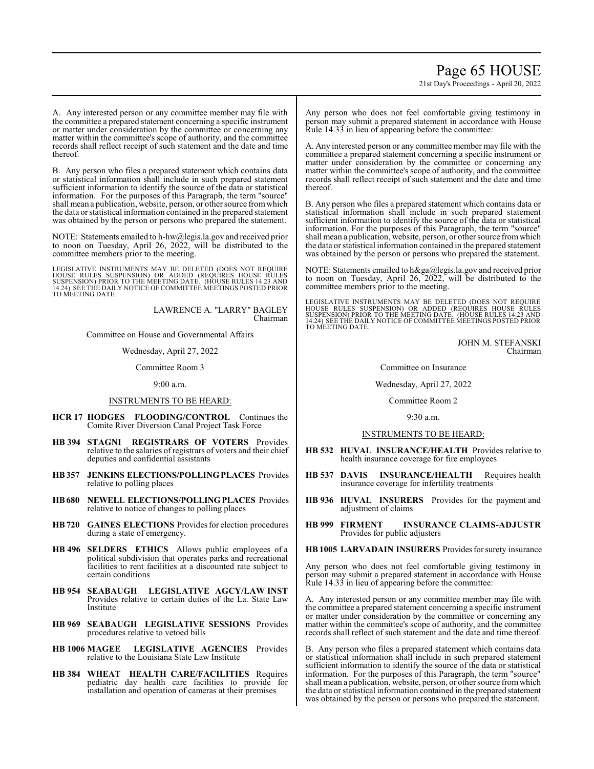A. Any interested person or any committee member may file with the committee a prepared statement concerning a specific instrument or matter under consideration by the committee or concerning any matter within the committee's scope of authority, and the committee records shall reflect receipt of such statement and the date and time thereof.

B. Any person who files a prepared statement which contains data or statistical information shall include in such prepared statement sufficient information to identify the source of the data or statistical information. For the purposes of this Paragraph, the term "source" shall mean a publication, website, person, or other source from which the data or statistical information contained in the prepared statement was obtained by the person or persons who prepared the statement.

NOTE: Statements emailed to h-hw@legis.la.gov and received prior to noon on Tuesday, April 26, 2022, will be distributed to the committee members prior to the meeting.

LEGISLATIVE INSTRUMENTS MAY BE DELETED (DOES NOT REQUIRE HOUSE RULES SUSPENSION) OR ADDED (REQUIRES HOUSE RULES SUSPENSION) PRIOR TO THE MEETING DATE. (HOUSE RULES 14.23 AND 14.24) SEE THE DAILY NOTICE OF COMMITTEE MEETINGS POSTED PRIOR TO MEETING DATE.

LAWRENCE A. "LARRY" BAGLEY
Chairman

Committee on House and Governmental Affairs

Wednesday, April 27, 2022

Committee Room 3

9:00 a.m.

INSTRUMENTS TO BE HEARD:

**HCR 17 HODGES FLOODING/CONTROL** Continues the Comite River Diversion Canal Project Task Force

**HB 394 STAGNI REGISTRARS OF VOTERS** Provides relative to the salaries of registrars of voters and their chief deputies and confidential assistants

**HB 357 JENKINS ELECTIONS/POLLING PLACES** Provides relative to polling places

**HB 680 NEWELL ELECTIONS/POLLING PLACES** Provides relative to notice of changes to polling places

**HB 720 GAINES ELECTIONS** Provides for election procedures during a state of emergency.

**HB 496 SELDERS ETHICS** Allows public employees of a political subdivision that operates parks and recreational facilities to rent facilities at a discounted rate subject to certain conditions

**HB 954 SEABAUGH LEGISLATIVE AGCY/LAW INST** Provides relative to certain duties of the La. State Law Institute

**HB 969 SEABAUGH LEGISLATIVE SESSIONS** Provides procedures relative to vetoed bills

**HB 1006 MAGEE LEGISLATIVE AGENCIES** Provides relative to the Louisiana State Law Institute

**HB 384 WHEAT HEALTH CARE/FACILITIES** Requires pediatric day health care facilities to provide for installation and operation of cameras at their premises

Any person who does not feel comfortable giving testimony in person may submit a prepared statement in accordance with House Rule 14.33 in lieu of appearing before the committee:

A. Any interested person or any committee member may file with the committee a prepared statement concerning a specific instrument or matter under consideration by the committee or concerning any matter within the committee's scope of authority, and the committee records shall reflect receipt of such statement and the date and time thereof.

B. Any person who files a prepared statement which contains data or statistical information shall include in such prepared statement sufficient information to identify the source of the data or statistical information. For the purposes of this Paragraph, the term "source" shall mean a publication, website, person, or other source from which the data or statistical information contained in the prepared statement was obtained by the person or persons who prepared the statement.

NOTE: Statements emailed to h&ga@legis.la.gov and received prior to noon on Tuesday, April 26, 2022, will be distributed to the committee members prior to the meeting.

LEGISLATIVE INSTRUMENTS MAY BE DELETED (DOES NOT REQUIRE HOUSE RULES SUSPENSION) OR ADDED (REQUIRES HOUSE RULES SUSPENSION) PRIOR TO THE MEETING DATE. (HOUSE RULES 14.23 AND 14.24) SEE THE DAILY NOTICE OF COMMITTEE MEETINGS POSTED PRIOR TO MEETING DATE.

JOHN M. STEFANSKI
Chairman

Committee on Insurance

Wednesday, April 27, 2022

Committee Room 2

9:30 a.m.

INSTRUMENTS TO BE HEARD:

**HB 532 HUVAL INSURANCE/HEALTH** Provides relative to health insurance coverage for fire employees

**HB 537 DAVIS INSURANCE/HEALTH** Requires health insurance coverage for infertility treatments

**HB 936 HUVAL INSURERS** Provides for the payment and adjustment of claims

**HB 999 FIRMENT INSURANCE CLAIMS-ADJUSTR** Provides for public adjusters

**HB 1005 LARVADAIN INSURERS** Provides for surety insurance

Any person who does not feel comfortable giving testimony in person may submit a prepared statement in accordance with House Rule 14.33 in lieu of appearing before the committee:

A. Any interested person or any committee member may file with the committee a prepared statement concerning a specific instrument or matter under consideration by the committee or concerning any matter within the committee's scope of authority, and the committee records shall reflect of such statement and the date and time thereof.

B. Any person who files a prepared statement which contains data or statistical information shall include in such prepared statement sufficient information to identify the source of the data or statistical information. For the purposes of this Paragraph, the term "source" shall mean a publication, website, person, or other source from which the data or statistical information contained in the prepared statement was obtained by the person or persons who prepared the statement.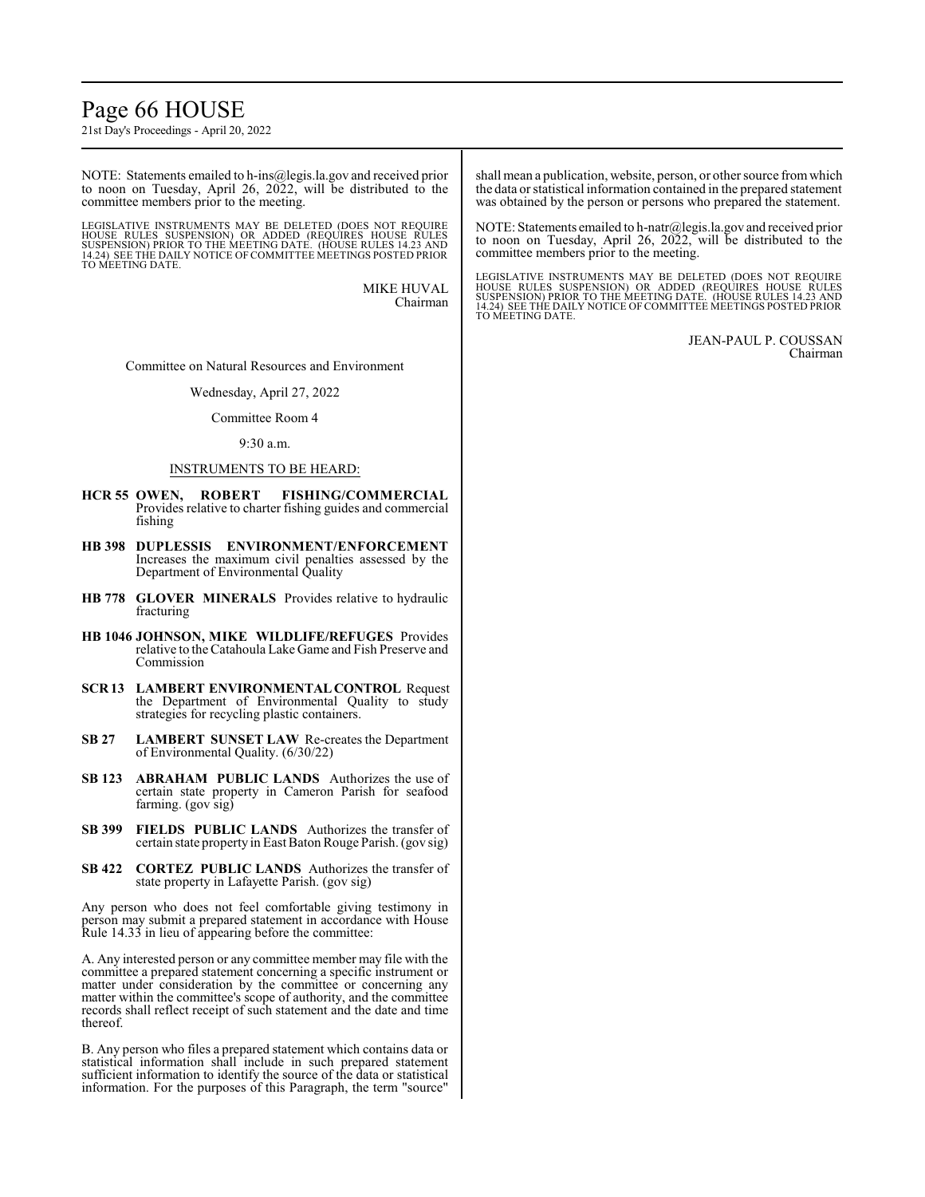NOTE: Statements emailed to h-ins@legis.la.gov and received prior to noon on Tuesday, April 26, 2022, will be distributed to the committee members prior to the meeting.

LEGISLATIVE INSTRUMENTS MAY BE DELETED (DOES NOT REQUIRE HOUSE RULES SUSPENSION) OR ADDED (REQUIRES HOUSE RULES SUSPENSION) PRIOR TO THE MEETING DATE. (HOUSE RULES 14.23 AND 14.24) SEE THE DAILY NOTICE OF COMMITTEE MEETINGS POSTED PRIOR TO MEETING DATE.

MIKE HUVAL
Chairman

Committee on Natural Resources and Environment

Wednesday, April 27, 2022

Committee Room 4

9:30 a.m.

INSTRUMENTS TO BE HEARD:

**HCR 55 OWEN, ROBERT FISHING/COMMERCIAL** Provides relative to charter fishing guides and commercial fishing

**HB 398 DUPLESSIS ENVIRONMENT/ENFORCEMENT** Increases the maximum civil penalties assessed by the Department of Environmental Quality

**HB 778 GLOVER MINERALS** Provides relative to hydraulic fracturing

**HB 1046 JOHNSON, MIKE WILDLIFE/REFUGES** Provides relative to the Catahoula Lake Game and Fish Preserve and Commission

**SCR 13 LAMBERT ENVIRONMENTAL CONTROL** Request the Department of Environmental Quality to study strategies for recycling plastic containers.

**SB 27 LAMBERT SUNSET LAW** Re-creates the Department of Environmental Quality. (6/30/22)

**SB 123 ABRAHAM PUBLIC LANDS** Authorizes the use of certain state property in Cameron Parish for seafood farming. (gov sig)

**SB 399 FIELDS PUBLIC LANDS** Authorizes the transfer of certain state property in East Baton Rouge Parish. (gov sig)

**SB 422 CORTEZ PUBLIC LANDS** Authorizes the transfer of state property in Lafayette Parish. (gov sig)

Any person who does not feel comfortable giving testimony in person may submit a prepared statement in accordance with House Rule 14.33 in lieu of appearing before the committee:

A. Any interested person or any committee member may file with the committee a prepared statement concerning a specific instrument or matter under consideration by the committee or concerning any matter within the committee's scope of authority, and the committee records shall reflect receipt of such statement and the date and time thereof.

B. Any person who files a prepared statement which contains data or statistical information shall include in such prepared statement sufficient information to identify the source of the data or statistical information. For the purposes of this Paragraph, the term "source" shall mean a publication, website, person, or other source from which the data or statistical information contained in the prepared statement was obtained by the person or persons who prepared the statement.

NOTE: Statements emailed to h-natr@legis.la.gov and received prior to noon on Tuesday, April 26, 2022, will be distributed to the committee members prior to the meeting.

LEGISLATIVE INSTRUMENTS MAY BE DELETED (DOES NOT REQUIRE HOUSE RULES SUSPENSION) OR ADDED (REQUIRES HOUSE RULES SUSPENSION) PRIOR TO THE MEETING DATE. (HOUSE RULES 14.23 AND 14.24) SEE THE DAILY NOTICE OF COMMITTEE MEETINGS POSTED PRIOR TO MEETING DATE.

JEAN-PAUL P. COUSSAN
Chairman